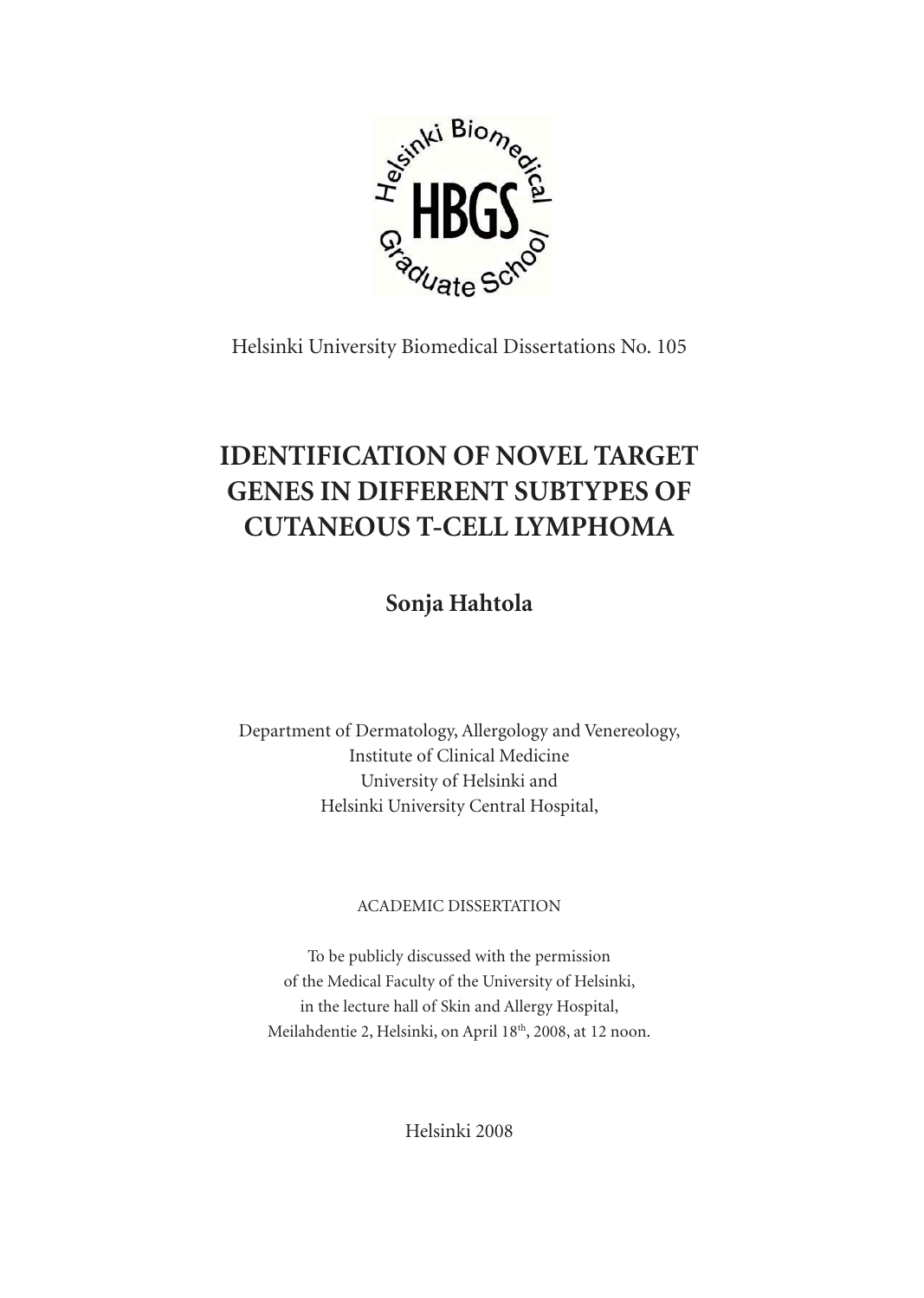Helsinki Biomedical Graduate School

HBGS

Helsinki University Biomedical Dissertations No. 105

# IDENTIFICATION OF NOVEL TARGET GENES IN DIFFERENT SUBTYPES OF CUTANEOUS T-CELL LYMPHOMA

**Sonja Hahtola**

Department of Dermatology, Allergology and Venereology,
Institute of Clinical Medicine
University of Helsinki and
Helsinki University Central Hospital,

ACADEMIC DISSERTATION

To be publicly discussed with the permission
of the Medical Faculty of the University of Helsinki,
in the lecture hall of Skin and Allergy Hospital,
Meilahdentie 2, Helsinki, on April 18th, 2008, at 12 noon.

Helsinki 2008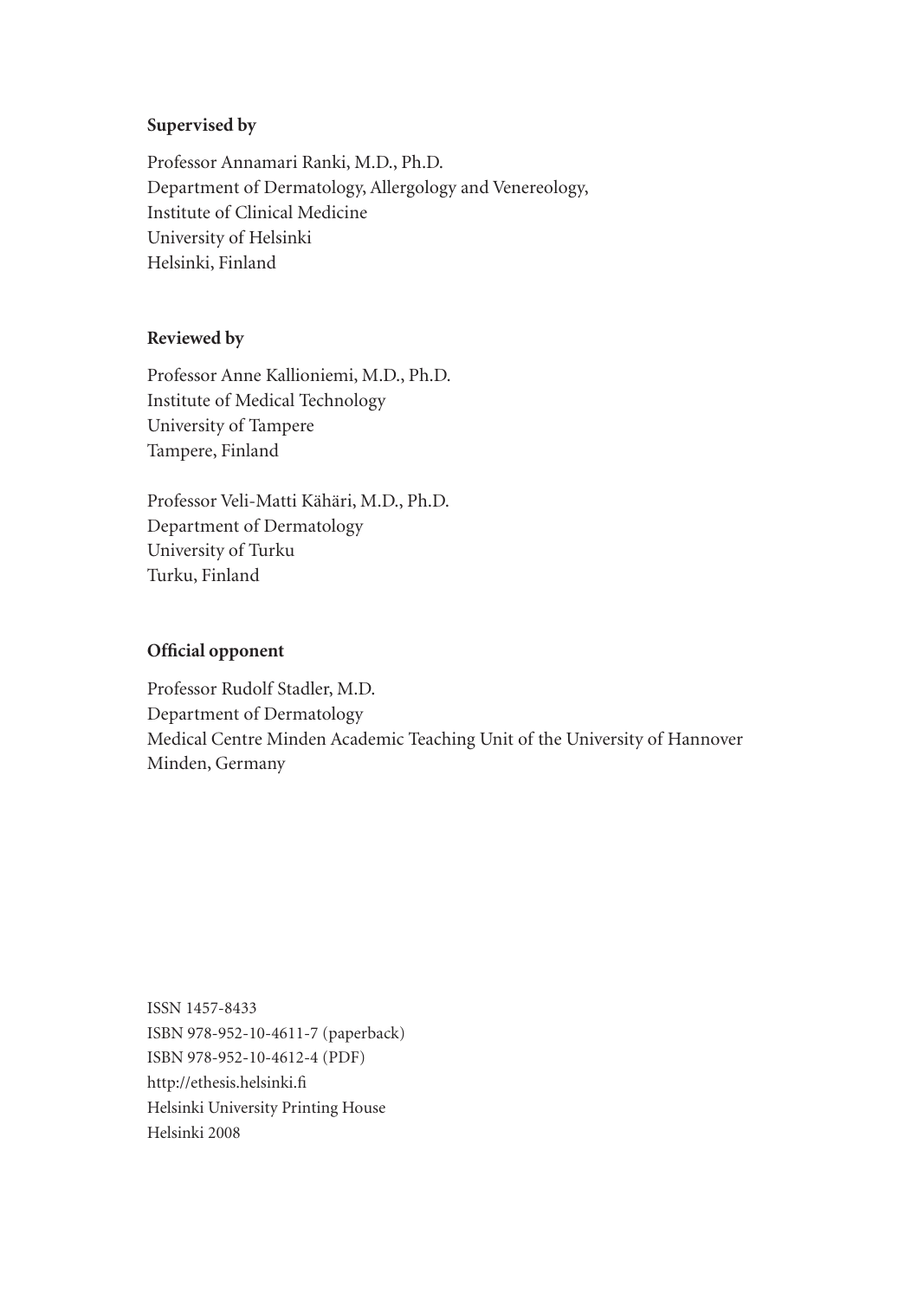**Supervised by**

Professor Annamari Ranki, M.D., Ph.D.
Department of Dermatology, Allergology and Venereology,
Institute of Clinical Medicine
University of Helsinki
Helsinki, Finland

**Reviewed by**

Professor Anne Kallioniemi, M.D., Ph.D.
Institute of Medical Technology
University of Tampere
Tampere, Finland

Professor Veli-Matti Kähäri, M.D., Ph.D.
Department of Dermatology
University of Turku
Turku, Finland

**Official opponent**

Professor Rudolf Stadler, M.D.
Department of Dermatology
Medical Centre Minden Academic Teaching Unit of the University of Hannover
Minden, Germany

ISSN 1457-8433
ISBN 978-952-10-4611-7 (paperback)
ISBN 978-952-10-4612-4 (PDF)
http://ethesis.helsinki.fi
Helsinki University Printing House
Helsinki 2008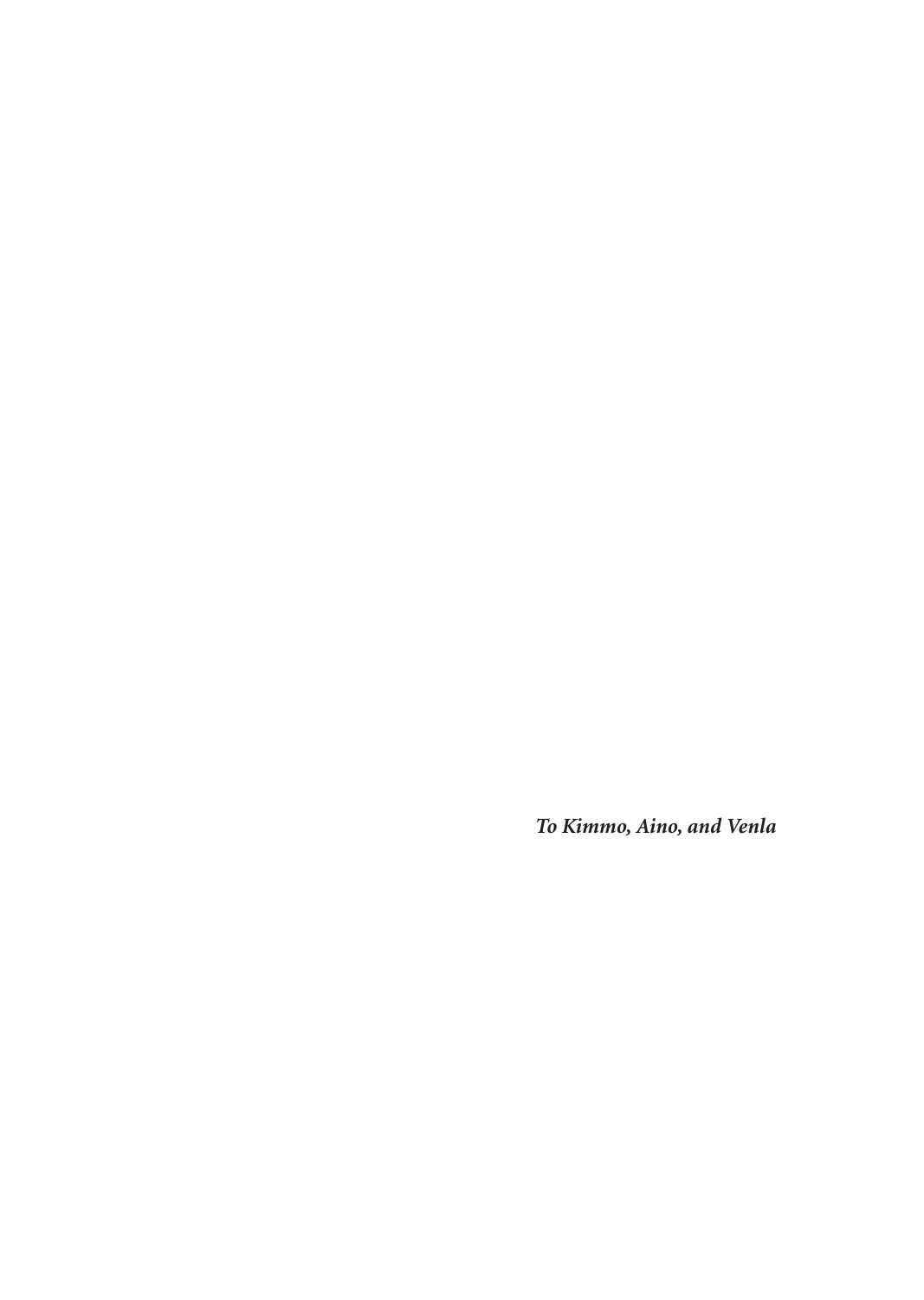*To Kimmo, Aino, and Venla*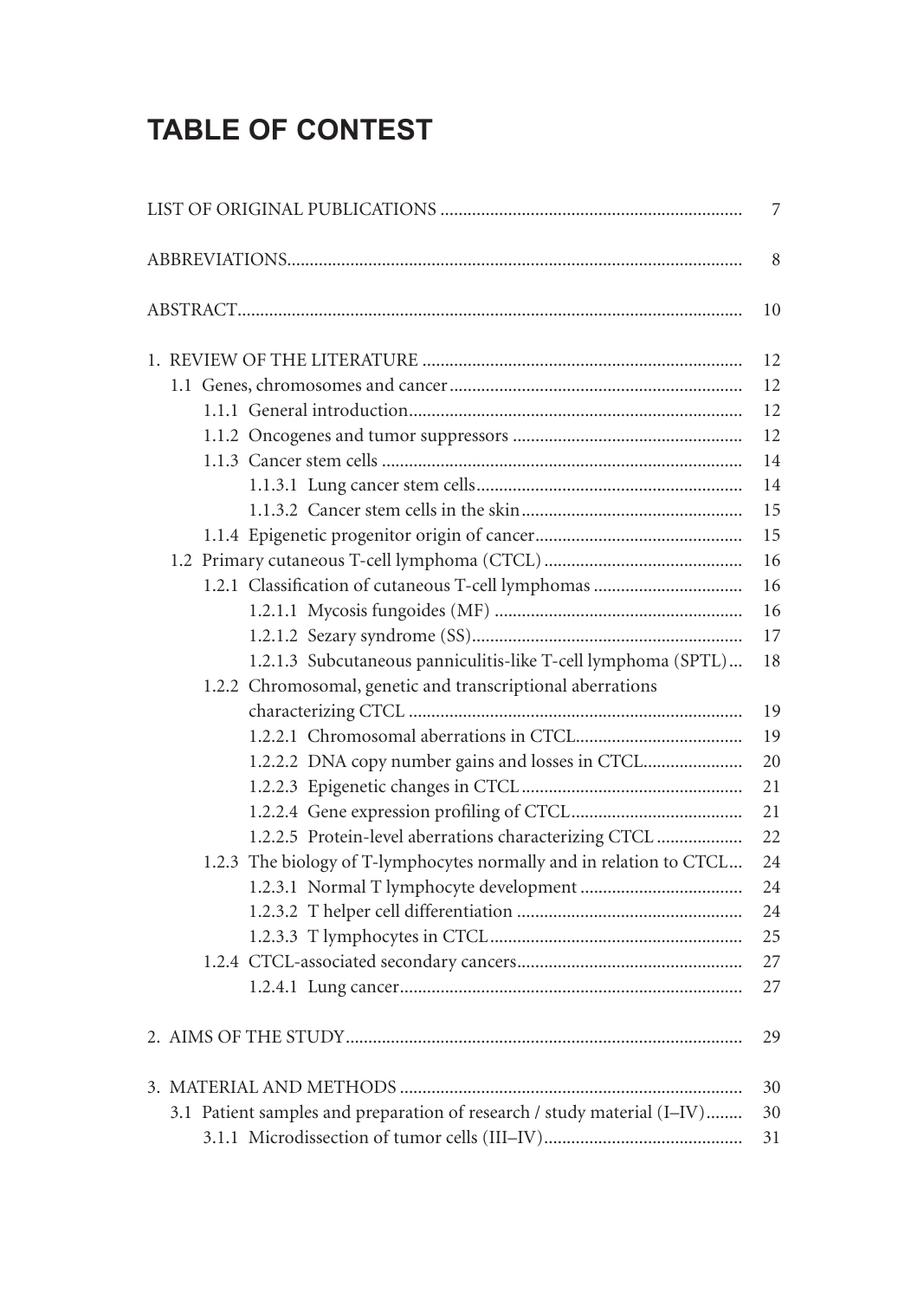# TABLE OF CONTEST

LIST OF ORIGINAL PUBLICATIONS .................................................................. 7

ABBREVIATIONS.................................................................................................. 8

ABSTRACT............................................................................................................. 10

1. REVIEW OF THE LITERATURE ...................................................................... 12
   - 1.1 Genes, chromosomes and cancer ................................................................ 12
     - 1.1.1 General introduction......................................................................... 12
     - 1.1.2 Oncogenes and tumor suppressors .................................................. 12
     - 1.1.3 Cancer stem cells ............................................................................... 14
       - 1.1.3.1 Lung cancer stem cells.......................................................... 14
       - 1.1.3.2 Cancer stem cells in the skin................................................ 15
     - 1.1.4 Epigenetic progenitor origin of cancer............................................. 15
   - 1.2 Primary cutaneous T-cell lymphoma (CTCL) ........................................... 16
     - 1.2.1 Classification of cutaneous T-cell lymphomas ................................ 16
       - 1.2.1.1 Mycosis fungoides (MF) ...................................................... 16
       - 1.2.1.2 Sezary syndrome (SS)........................................................... 17
       - 1.2.1.3 Subcutaneous panniculitis-like T-cell lymphoma (SPTL)... 18
     - 1.2.2 Chromosomal, genetic and transcriptional aberrations characterizing CTCL ......................................................................... 19
       - 1.2.2.1 Chromosomal aberrations in CTCL..................................... 19
       - 1.2.2.2 DNA copy number gains and losses in CTCL...................... 20
       - 1.2.2.3 Epigenetic changes in CTCL................................................ 21
       - 1.2.2.4 Gene expression profiling of CTCL...................................... 21
       - 1.2.2.5 Protein-level aberrations characterizing CTCL .................. 22
     - 1.2.3 The biology of T-lymphocytes normally and in relation to CTCL.... 24
       - 1.2.3.1 Normal T lymphocyte development .................................... 24
       - 1.2.3.2 T helper cell differentiation ................................................. 24
       - 1.2.3.3 T lymphocytes in CTCL....................................................... 25
     - 1.2.4 CTCL-associated secondary cancers................................................. 27
       - 1.2.4.1 Lung cancer........................................................................... 27

2. AIMS OF THE STUDY....................................................................................... 29

3. MATERIAL AND METHODS ........................................................................... 30
   - 3.1 Patient samples and preparation of research / study material (I–IV)........ 30
     - 3.1.1 Microdissection of tumor cells (III–IV)............................................ 31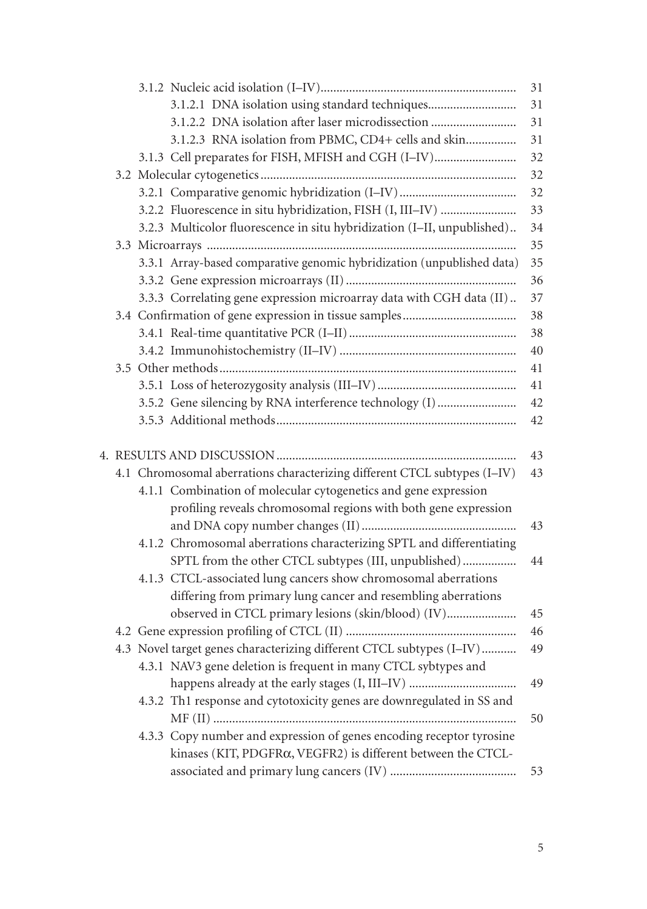3.1.2 Nucleic acid isolation (I–IV) ... 31
3.1.2.1 DNA isolation using standard techniques ... 31
3.1.2.2 DNA isolation after laser microdissection ... 31
3.1.2.3 RNA isolation from PBMC, CD4+ cells and skin ... 31
3.1.3 Cell preparates for FISH, MFISH and CGH (I–IV) ... 32
3.2 Molecular cytogenetics ... 32
3.2.1 Comparative genomic hybridization (I–IV) ... 32
3.2.2 Fluorescence in situ hybridization, FISH (I, III–IV) ... 33
3.2.3 Multicolor fluorescence in situ hybridization (I–II, unpublished) ... 34
3.3 Microarrays ... 35
3.3.1 Array-based comparative genomic hybridization (unpublished data) ... 35
3.3.2 Gene expression microarrays (II) ... 36
3.3.3 Correlating gene expression microarray data with CGH data (II) ... 37
3.4 Confirmation of gene expression in tissue samples ... 38
3.4.1 Real-time quantitative PCR (I–II) ... 38
3.4.2 Immunohistochemistry (II–IV) ... 40
3.5 Other methods ... 41
3.5.1 Loss of heterozygosity analysis (III–IV) ... 41
3.5.2 Gene silencing by RNA interference technology (I) ... 42
3.5.3 Additional methods ... 42

4. RESULTS AND DISCUSSION ... 43
4.1 Chromosomal aberrations characterizing different CTCL subtypes (I–IV) ... 43
4.1.1 Combination of molecular cytogenetics and gene expression profiling reveals chromosomal regions with both gene expression and DNA copy number changes (II) ... 43
4.1.2 Chromosomal aberrations characterizing SPTL and differentiating SPTL from the other CTCL subtypes (III, unpublished) ... 44
4.1.3 CTCL-associated lung cancers show chromosomal aberrations differing from primary lung cancer and resembling aberrations observed in CTCL primary lesions (skin/blood) (IV) ... 45
4.2 Gene expression profiling of CTCL (II) ... 46
4.3 Novel target genes characterizing different CTCL subtypes (I–IV) ... 49
4.3.1 NAV3 gene deletion is frequent in many CTCL sybtypes and happens already at the early stages (I, III–IV) ... 49
4.3.2 Th1 response and cytotoxicity genes are downregulated in SS and MF (II) ... 50
4.3.3 Copy number and expression of genes encoding receptor tyrosine kinases (KIT, PDGFRα, VEGFR2) is different between the CTCL-associated and primary lung cancers (IV) ... 53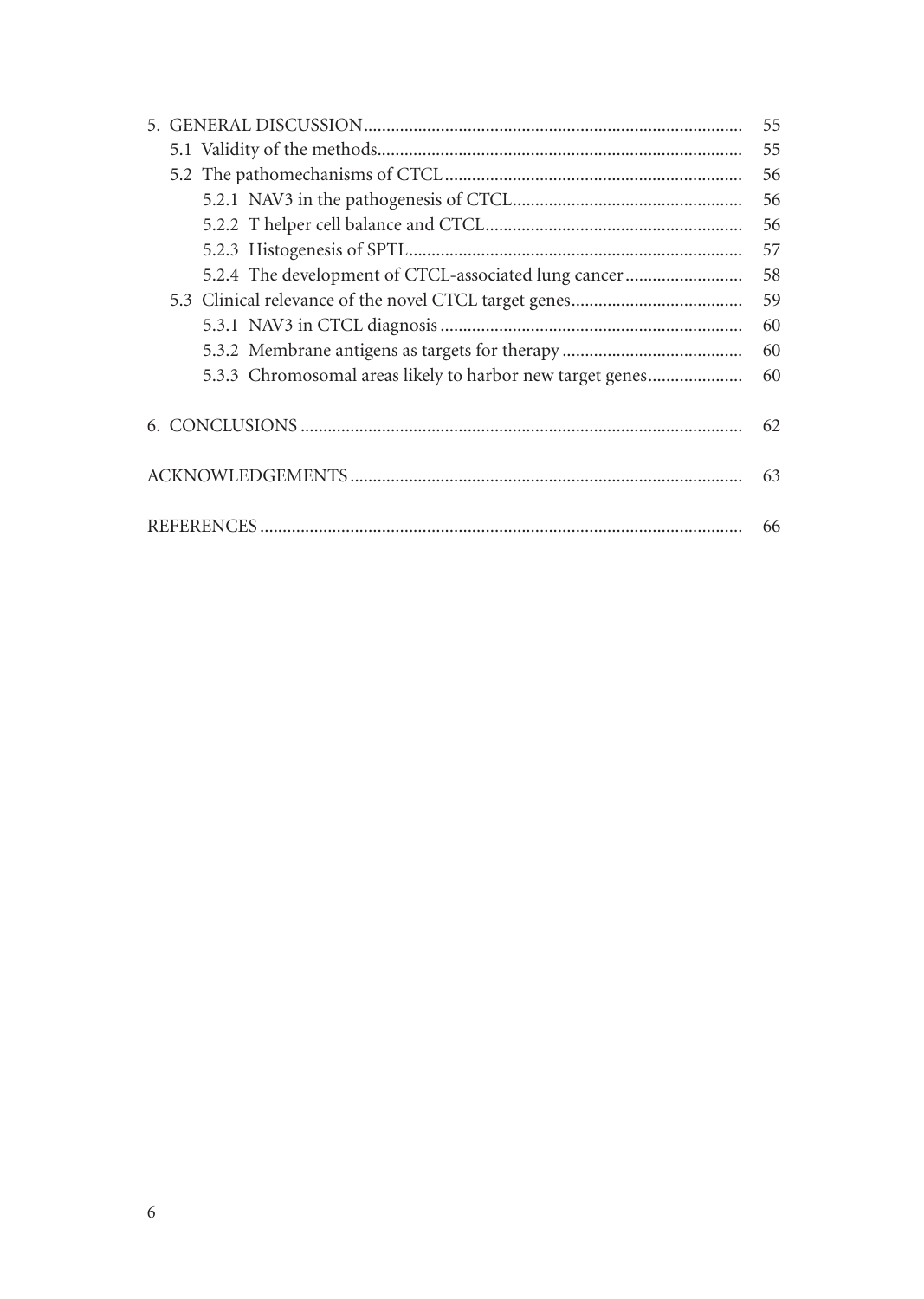| | |
|---|---|
| 5. GENERAL DISCUSSION | 55 |
| 5.1 Validity of the methods | 55 |
| 5.2 The pathomechanisms of CTCL | 56 |
| 5.2.1 NAV3 in the pathogenesis of CTCL | 56 |
| 5.2.2 T helper cell balance and CTCL | 56 |
| 5.2.3 Histogenesis of SPTL | 57 |
| 5.2.4 The development of CTCL-associated lung cancer | 58 |
| 5.3 Clinical relevance of the novel CTCL target genes | 59 |
| 5.3.1 NAV3 in CTCL diagnosis | 60 |
| 5.3.2 Membrane antigens as targets for therapy | 60 |
| 5.3.3 Chromosomal areas likely to harbor new target genes | 60 |
| 6. CONCLUSIONS | 62 |
| ACKNOWLEDGEMENTS | 63 |
| REFERENCES | 66 |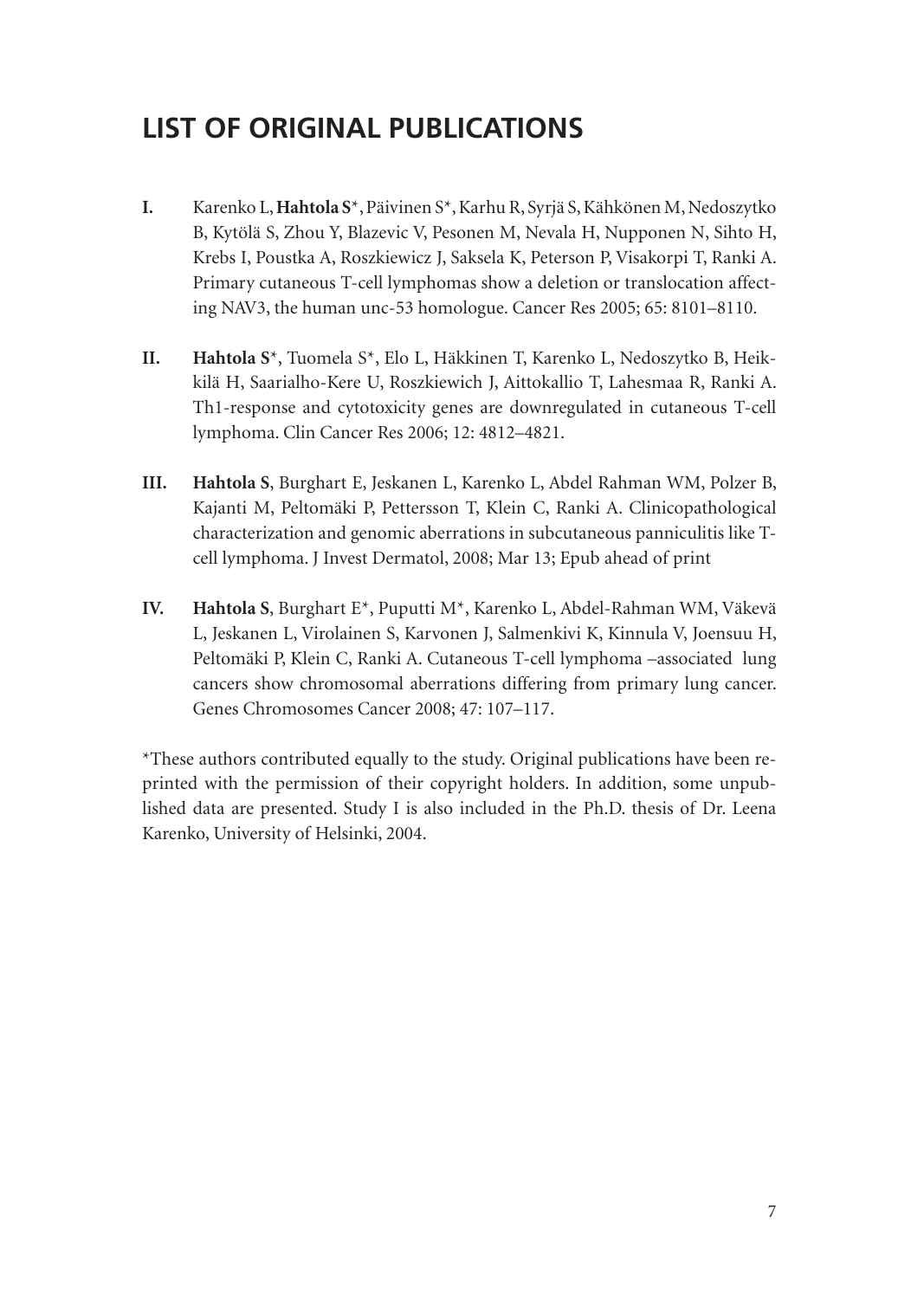# LIST OF ORIGINAL PUBLICATIONS

**I.** Karenko L, **Hahtola S***, Päivinen S*, Karhu R, Syrjä S, Kähkönen M, Nedoszytko B, Kytölä S, Zhou Y, Blazevic V, Pesonen M, Nevala H, Nupponen N, Sihto H, Krebs I, Poustka A, Roszkiewicz J, Saksela K, Peterson P, Visakorpi T, Ranki A. Primary cutaneous T-cell lymphomas show a deletion or translocation affecting NAV3, the human unc-53 homologue. Cancer Res 2005; 65: 8101–8110.

**II.** **Hahtola S***, Tuomela S*, Elo L, Häkkinen T, Karenko L, Nedoszytko B, Heikkilä H, Saarialho-Kere U, Roszkiewich J, Aittokallio T, Lahesmaa R, Ranki A. Th1-response and cytotoxicity genes are downregulated in cutaneous T-cell lymphoma. Clin Cancer Res 2006; 12: 4812–4821.

**III.** **Hahtola S**, Burghart E, Jeskanen L, Karenko L, Abdel Rahman WM, Polzer B, Kajanti M, Peltomäki P, Pettersson T, Klein C, Ranki A. Clinicopathological characterization and genomic aberrations in subcutaneous panniculitis like T-cell lymphoma. J Invest Dermatol, 2008; Mar 13; Epub ahead of print

**IV.** **Hahtola S**, Burghart E*, Puputti M*, Karenko L, Abdel-Rahman WM, Väkevä L, Jeskanen L, Virolainen S, Karvonen J, Salmenkivi K, Kinnula V, Joensuu H, Peltomäki P, Klein C, Ranki A. Cutaneous T-cell lymphoma –associated lung cancers show chromosomal aberrations differing from primary lung cancer. Genes Chromosomes Cancer 2008; 47: 107–117.

*These authors contributed equally to the study. Original publications have been reprinted with the permission of their copyright holders. In addition, some unpublished data are presented. Study I is also included in the Ph.D. thesis of Dr. Leena Karenko, University of Helsinki, 2004.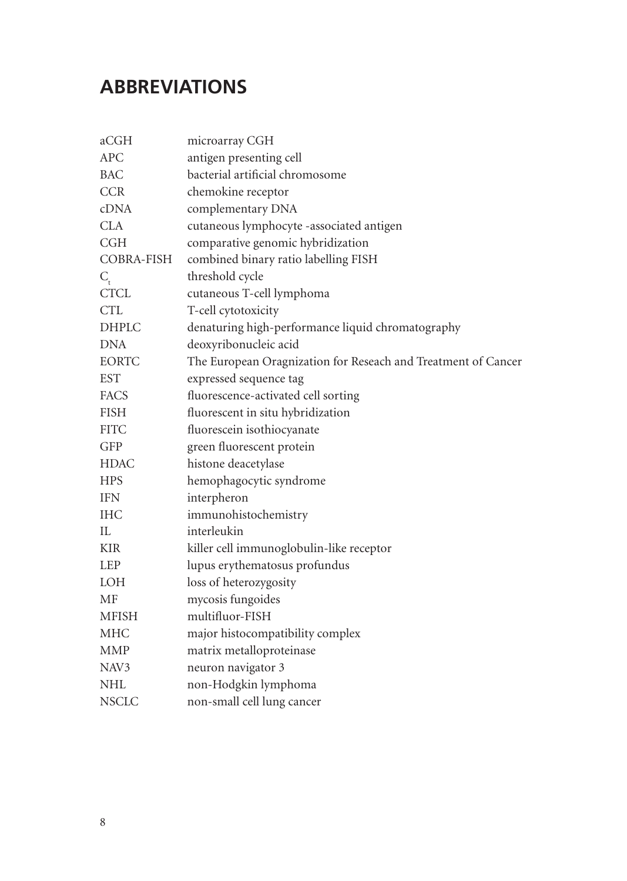# ABBREVIATIONS

| | |
|---|---|
| aCGH | microarray CGH |
| APC | antigen presenting cell |
| BAC | bacterial artificial chromosome |
| CCR | chemokine receptor |
| cDNA | complementary DNA |
| CLA | cutaneous lymphocyte -associated antigen |
| CGH | comparative genomic hybridization |
| COBRA-FISH | combined binary ratio labelling FISH |
| $C_t$ | threshold cycle |
| CTCL | cutaneous T-cell lymphoma |
| CTL | T-cell cytotoxicity |
| DHPLC | denaturing high-performance liquid chromatography |
| DNA | deoxyribonucleic acid |
| EORTC | The European Oragnization for Reseach and Treatment of Cancer |
| EST | expressed sequence tag |
| FACS | fluorescence-activated cell sorting |
| FISH | fluorescent in situ hybridization |
| FITC | fluorescein isothiocyanate |
| GFP | green fluorescent protein |
| HDAC | histone deacetylase |
| HPS | hemophagocytic syndrome |
| IFN | interpheron |
| IHC | immunohistochemistry |
| IL | interleukin |
| KIR | killer cell immunoglobulin-like receptor |
| LEP | lupus erythematosus profundus |
| LOH | loss of heterozygosity |
| MF | mycosis fungoides |
| MFISH | multifluor-FISH |
| MHC | major histocompatibility complex |
| MMP | matrix metalloproteinase |
| NAV3 | neuron navigator 3 |
| NHL | non-Hodgkin lymphoma |
| NSCLC | non-small cell lung cancer |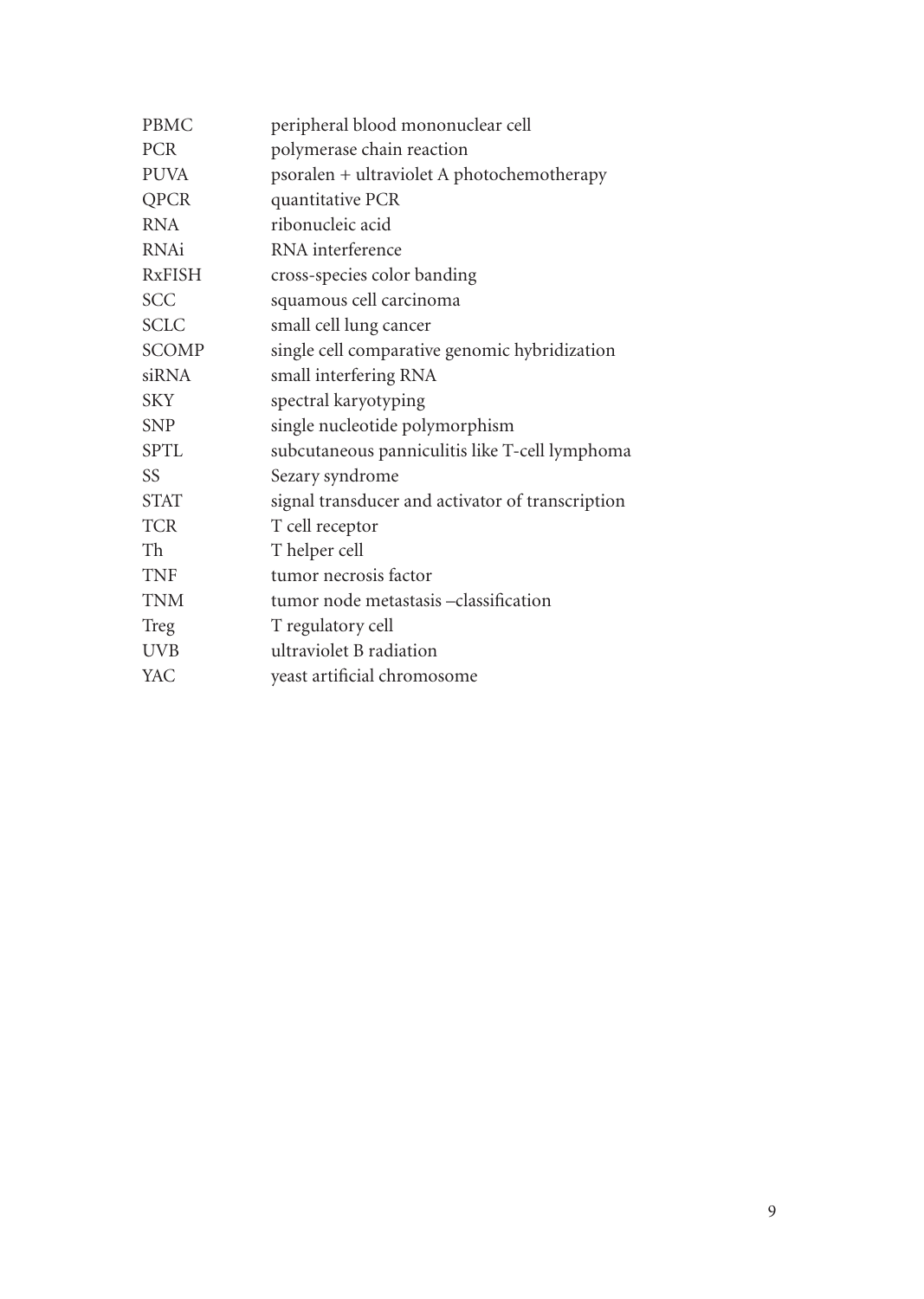| | |
|---|---|
| PBMC | peripheral blood mononuclear cell |
| PCR | polymerase chain reaction |
| PUVA | psoralen + ultraviolet A photochemotherapy |
| QPCR | quantitative PCR |
| RNA | ribonucleic acid |
| RNAi | RNA interference |
| RxFISH | cross-species color banding |
| SCC | squamous cell carcinoma |
| SCLC | small cell lung cancer |
| SCOMP | single cell comparative genomic hybridization |
| siRNA | small interfering RNA |
| SKY | spectral karyotyping |
| SNP | single nucleotide polymorphism |
| SPTL | subcutaneous panniculitis like T-cell lymphoma |
| SS | Sezary syndrome |
| STAT | signal transducer and activator of transcription |
| TCR | T cell receptor |
| Th | T helper cell |
| TNF | tumor necrosis factor |
| TNM | tumor node metastasis –classification |
| Treg | T regulatory cell |
| UVB | ultraviolet B radiation |
| YAC | yeast artificial chromosome |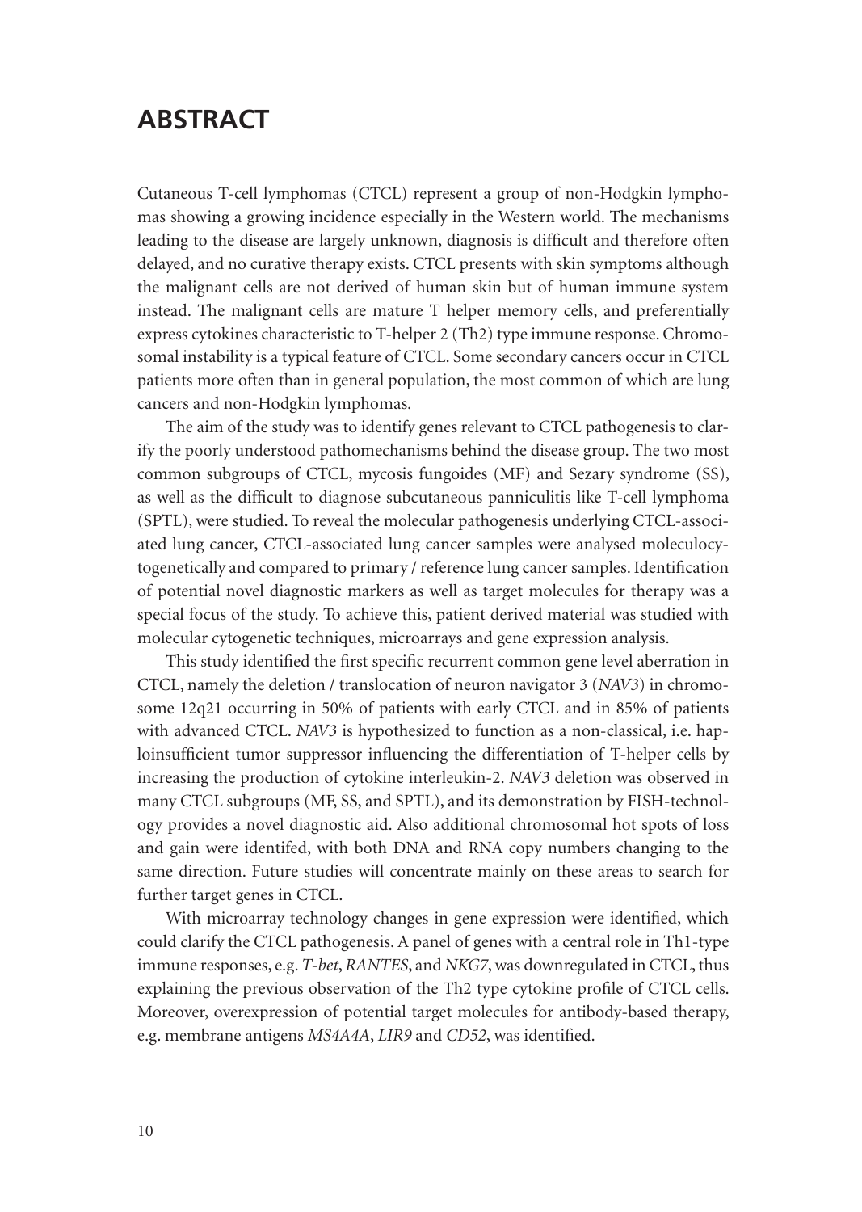# ABSTRACT

Cutaneous T-cell lymphomas (CTCL) represent a group of non-Hodgkin lymphomas showing a growing incidence especially in the Western world. The mechanisms leading to the disease are largely unknown, diagnosis is difficult and therefore often delayed, and no curative therapy exists. CTCL presents with skin symptoms although the malignant cells are not derived of human skin but of human immune system instead. The malignant cells are mature T helper memory cells, and preferentially express cytokines characteristic to T-helper 2 (Th2) type immune response. Chromosomal instability is a typical feature of CTCL. Some secondary cancers occur in CTCL patients more often than in general population, the most common of which are lung cancers and non-Hodgkin lymphomas.

The aim of the study was to identify genes relevant to CTCL pathogenesis to clarify the poorly understood pathomechanisms behind the disease group. The two most common subgroups of CTCL, mycosis fungoides (MF) and Sezary syndrome (SS), as well as the difficult to diagnose subcutaneous panniculitis like T-cell lymphoma (SPTL), were studied. To reveal the molecular pathogenesis underlying CTCL-associated lung cancer, CTCL-associated lung cancer samples were analysed moleculocytogenetically and compared to primary / reference lung cancer samples. Identification of potential novel diagnostic markers as well as target molecules for therapy was a special focus of the study. To achieve this, patient derived material was studied with molecular cytogenetic techniques, microarrays and gene expression analysis.

This study identified the first specific recurrent common gene level aberration in CTCL, namely the deletion / translocation of neuron navigator 3 (*NAV3*) in chromosome 12q21 occurring in 50% of patients with early CTCL and in 85% of patients with advanced CTCL. *NAV3* is hypothesized to function as a non-classical, i.e. haploinsufficient tumor suppressor influencing the differentiation of T-helper cells by increasing the production of cytokine interleukin-2. *NAV3* deletion was observed in many CTCL subgroups (MF, SS, and SPTL), and its demonstration by FISH-technology provides a novel diagnostic aid. Also additional chromosomal hot spots of loss and gain were identifed, with both DNA and RNA copy numbers changing to the same direction. Future studies will concentrate mainly on these areas to search for further target genes in CTCL.

With microarray technology changes in gene expression were identified, which could clarify the CTCL pathogenesis. A panel of genes with a central role in Th1-type immune responses, e.g. *T-bet*, *RANTES*, and *NKG7*, was downregulated in CTCL, thus explaining the previous observation of the Th2 type cytokine profile of CTCL cells. Moreover, overexpression of potential target molecules for antibody-based therapy, e.g. membrane antigens *MS4A4A*, *LIR9* and *CD52*, was identified.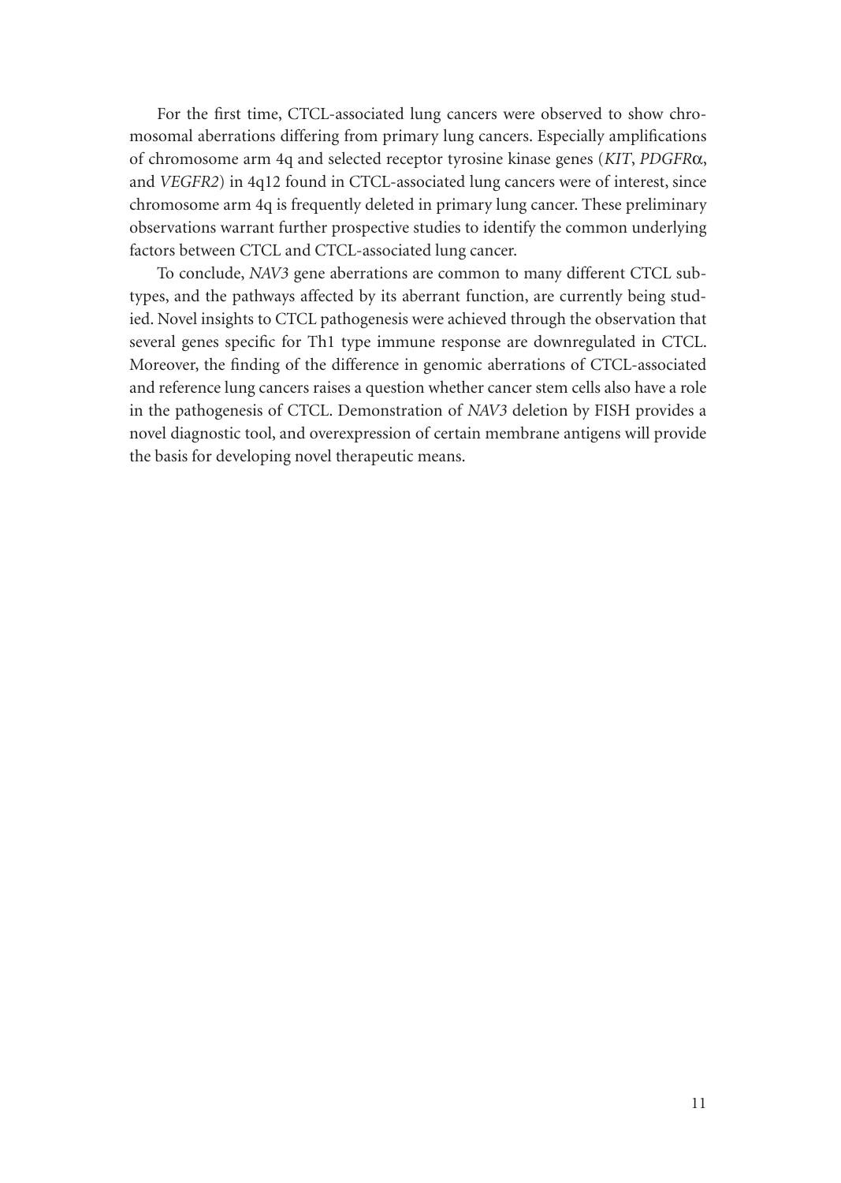For the first time, CTCL-associated lung cancers were observed to show chromosomal aberrations differing from primary lung cancers. Especially amplifications of chromosome arm 4q and selected receptor tyrosine kinase genes (*KIT*, *PDGFRα*, and *VEGFR2*) in 4q12 found in CTCL-associated lung cancers were of interest, since chromosome arm 4q is frequently deleted in primary lung cancer. These preliminary observations warrant further prospective studies to identify the common underlying factors between CTCL and CTCL-associated lung cancer.

To conclude, *NAV3* gene aberrations are common to many different CTCL subtypes, and the pathways affected by its aberrant function, are currently being studied. Novel insights to CTCL pathogenesis were achieved through the observation that several genes specific for Th1 type immune response are downregulated in CTCL. Moreover, the finding of the difference in genomic aberrations of CTCL-associated and reference lung cancers raises a question whether cancer stem cells also have a role in the pathogenesis of CTCL. Demonstration of *NAV3* deletion by FISH provides a novel diagnostic tool, and overexpression of certain membrane antigens will provide the basis for developing novel therapeutic means.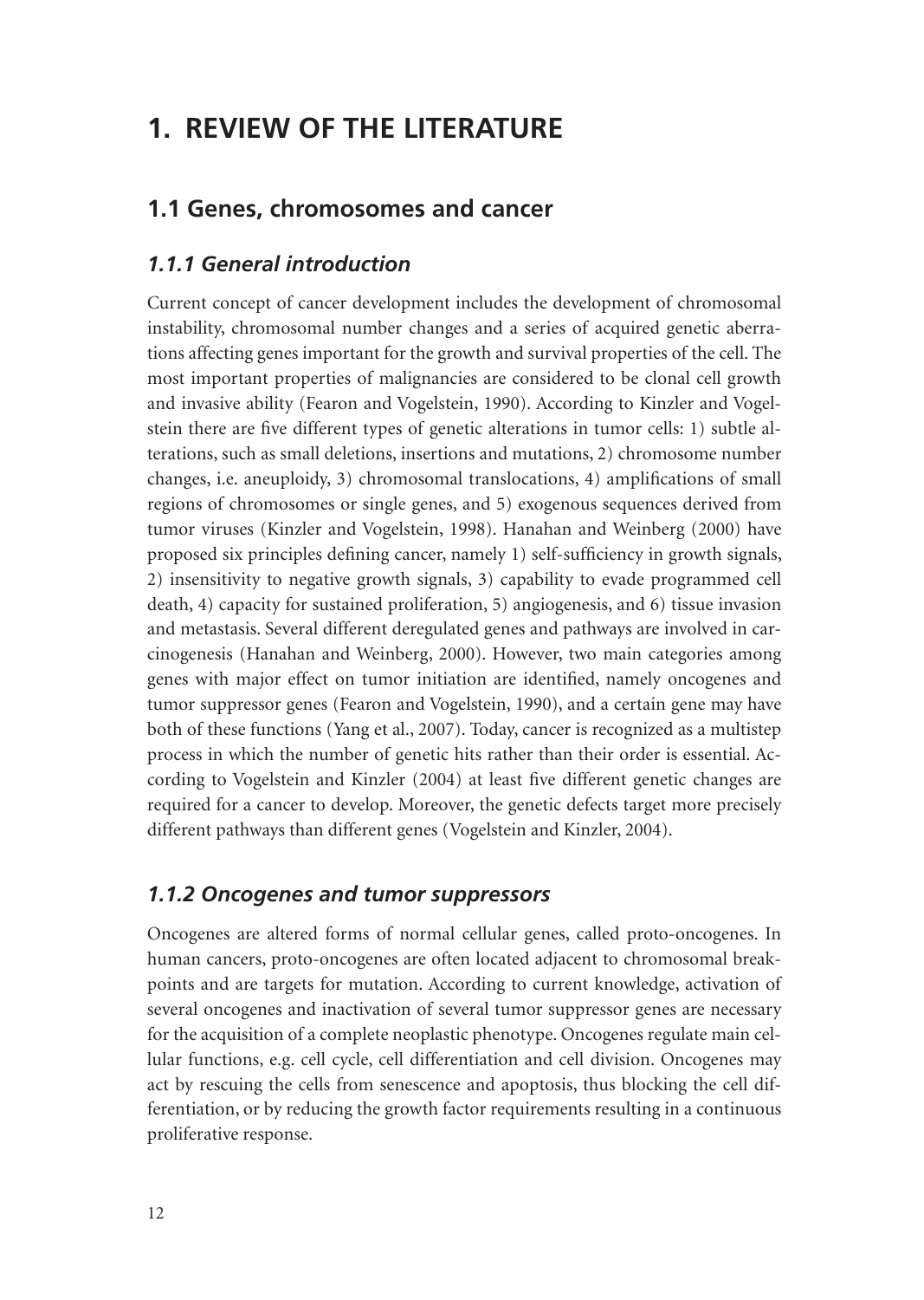# 1. REVIEW OF THE LITERATURE

## 1.1 Genes, chromosomes and cancer

### *1.1.1 General introduction*

Current concept of cancer development includes the development of chromosomal instability, chromosomal number changes and a series of acquired genetic aberrations affecting genes important for the growth and survival properties of the cell. The most important properties of malignancies are considered to be clonal cell growth and invasive ability (Fearon and Vogelstein, 1990). According to Kinzler and Vogelstein there are five different types of genetic alterations in tumor cells: 1) subtle alterations, such as small deletions, insertions and mutations, 2) chromosome number changes, i.e. aneuploidy, 3) chromosomal translocations, 4) amplifications of small regions of chromosomes or single genes, and 5) exogenous sequences derived from tumor viruses (Kinzler and Vogelstein, 1998). Hanahan and Weinberg (2000) have proposed six principles defining cancer, namely 1) self-sufficiency in growth signals, 2) insensitivity to negative growth signals, 3) capability to evade programmed cell death, 4) capacity for sustained proliferation, 5) angiogenesis, and 6) tissue invasion and metastasis. Several different deregulated genes and pathways are involved in carcinogenesis (Hanahan and Weinberg, 2000). However, two main categories among genes with major effect on tumor initiation are identified, namely oncogenes and tumor suppressor genes (Fearon and Vogelstein, 1990), and a certain gene may have both of these functions (Yang et al., 2007). Today, cancer is recognized as a multistep process in which the number of genetic hits rather than their order is essential. According to Vogelstein and Kinzler (2004) at least five different genetic changes are required for a cancer to develop. Moreover, the genetic defects target more precisely different pathways than different genes (Vogelstein and Kinzler, 2004).

### *1.1.2 Oncogenes and tumor suppressors*

Oncogenes are altered forms of normal cellular genes, called proto-oncogenes. In human cancers, proto-oncogenes are often located adjacent to chromosomal breakpoints and are targets for mutation. According to current knowledge, activation of several oncogenes and inactivation of several tumor suppressor genes are necessary for the acquisition of a complete neoplastic phenotype. Oncogenes regulate main cellular functions, e.g. cell cycle, cell differentiation and cell division. Oncogenes may act by rescuing the cells from senescence and apoptosis, thus blocking the cell differentiation, or by reducing the growth factor requirements resulting in a continuous proliferative response.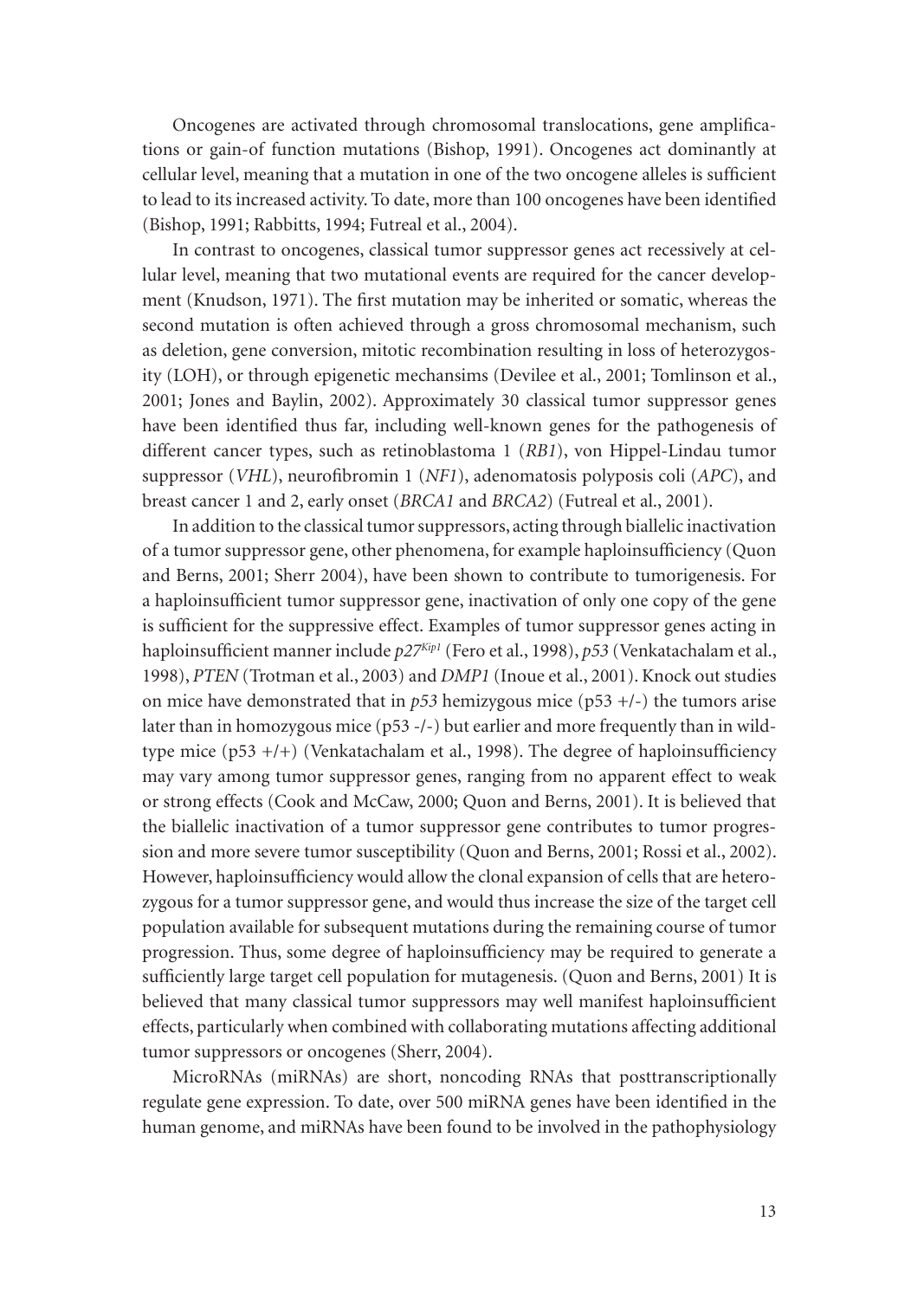Oncogenes are activated through chromosomal translocations, gene amplifications or gain-of function mutations (Bishop, 1991). Oncogenes act dominantly at cellular level, meaning that a mutation in one of the two oncogene alleles is sufficient to lead to its increased activity. To date, more than 100 oncogenes have been identified (Bishop, 1991; Rabbitts, 1994; Futreal et al., 2004).

In contrast to oncogenes, classical tumor suppressor genes act recessively at cellular level, meaning that two mutational events are required for the cancer development (Knudson, 1971). The first mutation may be inherited or somatic, whereas the second mutation is often achieved through a gross chromosomal mechanism, such as deletion, gene conversion, mitotic recombination resulting in loss of heterozygosity (LOH), or through epigenetic mechansims (Devilee et al., 2001; Tomlinson et al., 2001; Jones and Baylin, 2002). Approximately 30 classical tumor suppressor genes have been identified thus far, including well-known genes for the pathogenesis of different cancer types, such as retinoblastoma 1 (*RB1*), von Hippel-Lindau tumor suppressor (*VHL*), neurofibromin 1 (*NF1*), adenomatosis polyposis coli (*APC*), and breast cancer 1 and 2, early onset (*BRCA1* and *BRCA2*) (Futreal et al., 2001).

In addition to the classical tumor suppressors, acting through biallelic inactivation of a tumor suppressor gene, other phenomena, for example haploinsufficiency (Quon and Berns, 2001; Sherr 2004), have been shown to contribute to tumorigenesis. For a haploinsufficient tumor suppressor gene, inactivation of only one copy of the gene is sufficient for the suppressive effect. Examples of tumor suppressor genes acting in haploinsufficient manner include $p27^{Kip1}$ (Fero et al., 1998), *p53* (Venkatachalam et al., 1998), *PTEN* (Trotman et al., 2003) and *DMP1* (Inoue et al., 2001). Knock out studies on mice have demonstrated that in *p53* hemizygous mice (p53 +/-) the tumors arise later than in homozygous mice (p53 -/-) but earlier and more frequently than in wild-type mice (p53 +/+) (Venkatachalam et al., 1998). The degree of haploinsufficiency may vary among tumor suppressor genes, ranging from no apparent effect to weak or strong effects (Cook and McCaw, 2000; Quon and Berns, 2001). It is believed that the biallelic inactivation of a tumor suppressor gene contributes to tumor progression and more severe tumor susceptibility (Quon and Berns, 2001; Rossi et al., 2002). However, haploinsufficiency would allow the clonal expansion of cells that are heterozygous for a tumor suppressor gene, and would thus increase the size of the target cell population available for subsequent mutations during the remaining course of tumor progression. Thus, some degree of haploinsufficiency may be required to generate a sufficiently large target cell population for mutagenesis. (Quon and Berns, 2001) It is believed that many classical tumor suppressors may well manifest haploinsufficient effects, particularly when combined with collaborating mutations affecting additional tumor suppressors or oncogenes (Sherr, 2004).

MicroRNAs (miRNAs) are short, noncoding RNAs that posttranscriptionally regulate gene expression. To date, over 500 miRNA genes have been identified in the human genome, and miRNAs have been found to be involved in the pathophysiology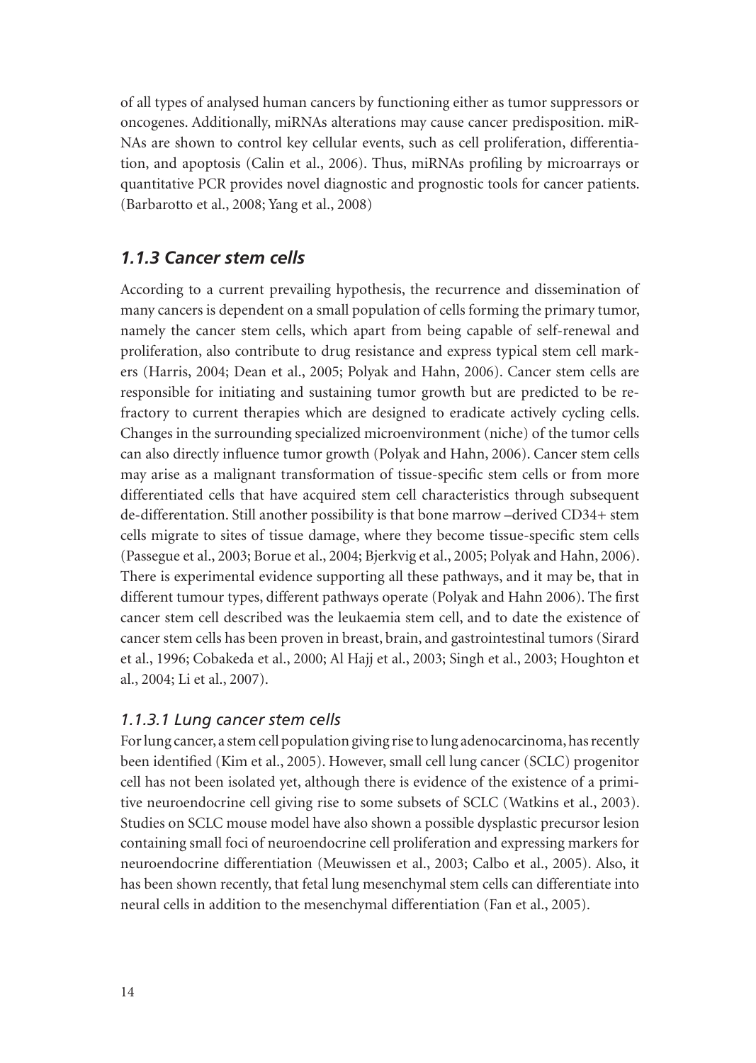of all types of analysed human cancers by functioning either as tumor suppressors or oncogenes. Additionally, miRNAs alterations may cause cancer predisposition. miRNAs are shown to control key cellular events, such as cell proliferation, differentiation, and apoptosis (Calin et al., 2006). Thus, miRNAs profiling by microarrays or quantitative PCR provides novel diagnostic and prognostic tools for cancer patients. (Barbarotto et al., 2008; Yang et al., 2008)

### *1.1.3 Cancer stem cells*

According to a current prevailing hypothesis, the recurrence and dissemination of many cancers is dependent on a small population of cells forming the primary tumor, namely the cancer stem cells, which apart from being capable of self-renewal and proliferation, also contribute to drug resistance and express typical stem cell markers (Harris, 2004; Dean et al., 2005; Polyak and Hahn, 2006). Cancer stem cells are responsible for initiating and sustaining tumor growth but are predicted to be refractory to current therapies which are designed to eradicate actively cycling cells. Changes in the surrounding specialized microenvironment (niche) of the tumor cells can also directly influence tumor growth (Polyak and Hahn, 2006). Cancer stem cells may arise as a malignant transformation of tissue-specific stem cells or from more differentiated cells that have acquired stem cell characteristics through subsequent de-differentation. Still another possibility is that bone marrow –derived CD34+ stem cells migrate to sites of tissue damage, where they become tissue-specific stem cells (Passegue et al., 2003; Borue et al., 2004; Bjerkvig et al., 2005; Polyak and Hahn, 2006). There is experimental evidence supporting all these pathways, and it may be, that in different tumour types, different pathways operate (Polyak and Hahn 2006). The first cancer stem cell described was the leukaemia stem cell, and to date the existence of cancer stem cells has been proven in breast, brain, and gastrointestinal tumors (Sirard et al., 1996; Cobakeda et al., 2000; Al Hajj et al., 2003; Singh et al., 2003; Houghton et al., 2004; Li et al., 2007).

#### *1.1.3.1 Lung cancer stem cells*

For lung cancer, a stem cell population giving rise to lung adenocarcinoma, has recently been identified (Kim et al., 2005). However, small cell lung cancer (SCLC) progenitor cell has not been isolated yet, although there is evidence of the existence of a primitive neuroendocrine cell giving rise to some subsets of SCLC (Watkins et al., 2003). Studies on SCLC mouse model have also shown a possible dysplastic precursor lesion containing small foci of neuroendocrine cell proliferation and expressing markers for neuroendocrine differentiation (Meuwissen et al., 2003; Calbo et al., 2005). Also, it has been shown recently, that fetal lung mesenchymal stem cells can differentiate into neural cells in addition to the mesenchymal differentiation (Fan et al., 2005).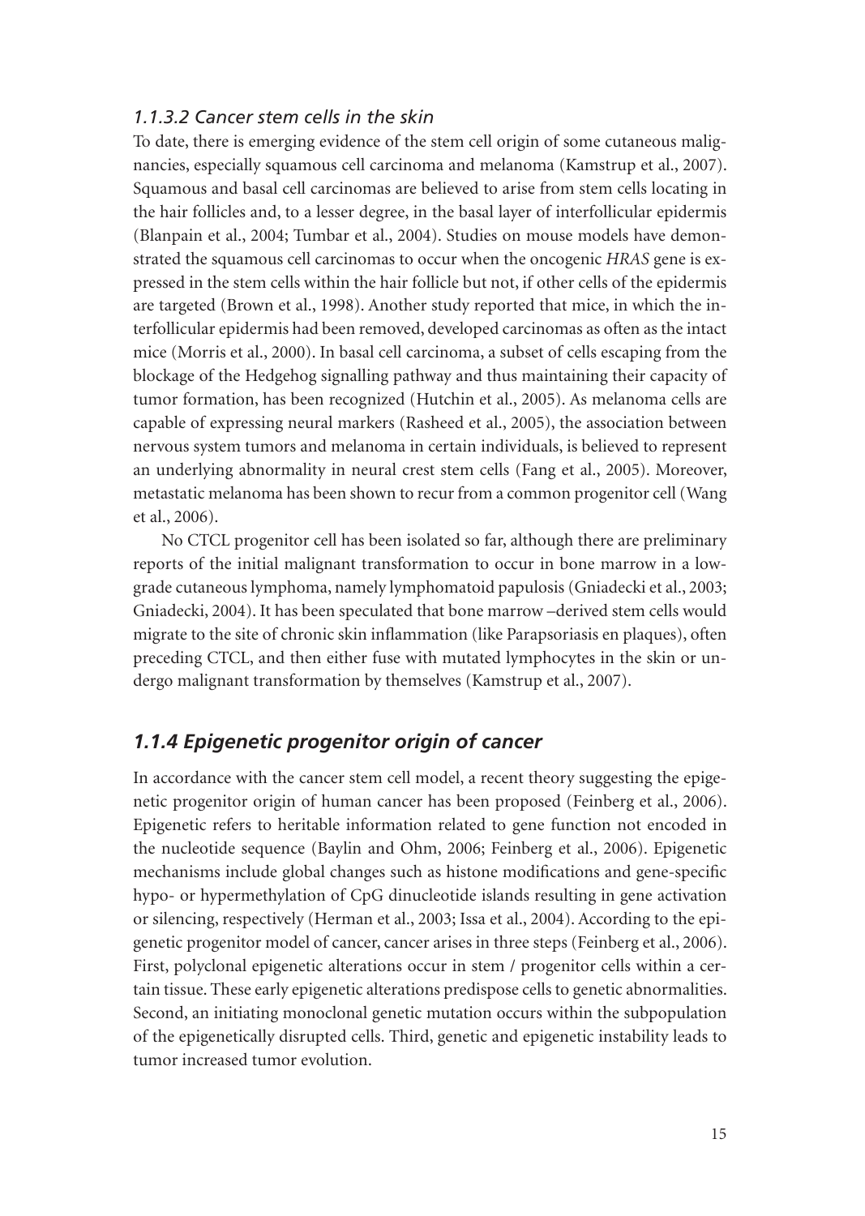### *1.1.3.2 Cancer stem cells in the skin*

To date, there is emerging evidence of the stem cell origin of some cutaneous malignancies, especially squamous cell carcinoma and melanoma (Kamstrup et al., 2007). Squamous and basal cell carcinomas are believed to arise from stem cells locating in the hair follicles and, to a lesser degree, in the basal layer of interfollicular epidermis (Blanpain et al., 2004; Tumbar et al., 2004). Studies on mouse models have demonstrated the squamous cell carcinomas to occur when the oncogenic *HRAS* gene is expressed in the stem cells within the hair follicle but not, if other cells of the epidermis are targeted (Brown et al., 1998). Another study reported that mice, in which the interfollicular epidermis had been removed, developed carcinomas as often as the intact mice (Morris et al., 2000). In basal cell carcinoma, a subset of cells escaping from the blockage of the Hedgehog signalling pathway and thus maintaining their capacity of tumor formation, has been recognized (Hutchin et al., 2005). As melanoma cells are capable of expressing neural markers (Rasheed et al., 2005), the association between nervous system tumors and melanoma in certain individuals, is believed to represent an underlying abnormality in neural crest stem cells (Fang et al., 2005). Moreover, metastatic melanoma has been shown to recur from a common progenitor cell (Wang et al., 2006).

No CTCL progenitor cell has been isolated so far, although there are preliminary reports of the initial malignant transformation to occur in bone marrow in a low-grade cutaneous lymphoma, namely lymphomatoid papulosis (Gniadecki et al., 2003; Gniadecki, 2004). It has been speculated that bone marrow –derived stem cells would migrate to the site of chronic skin inflammation (like Parapsoriasis en plaques), often preceding CTCL, and then either fuse with mutated lymphocytes in the skin or undergo malignant transformation by themselves (Kamstrup et al., 2007).

## *1.1.4 Epigenetic progenitor origin of cancer*

In accordance with the cancer stem cell model, a recent theory suggesting the epigenetic progenitor origin of human cancer has been proposed (Feinberg et al., 2006). Epigenetic refers to heritable information related to gene function not encoded in the nucleotide sequence (Baylin and Ohm, 2006; Feinberg et al., 2006). Epigenetic mechanisms include global changes such as histone modifications and gene-specific hypo- or hypermethylation of CpG dinucleotide islands resulting in gene activation or silencing, respectively (Herman et al., 2003; Issa et al., 2004). According to the epigenetic progenitor model of cancer, cancer arises in three steps (Feinberg et al., 2006). First, polyclonal epigenetic alterations occur in stem / progenitor cells within a certain tissue. These early epigenetic alterations predispose cells to genetic abnormalities. Second, an initiating monoclonal genetic mutation occurs within the subpopulation of the epigenetically disrupted cells. Third, genetic and epigenetic instability leads to tumor increased tumor evolution.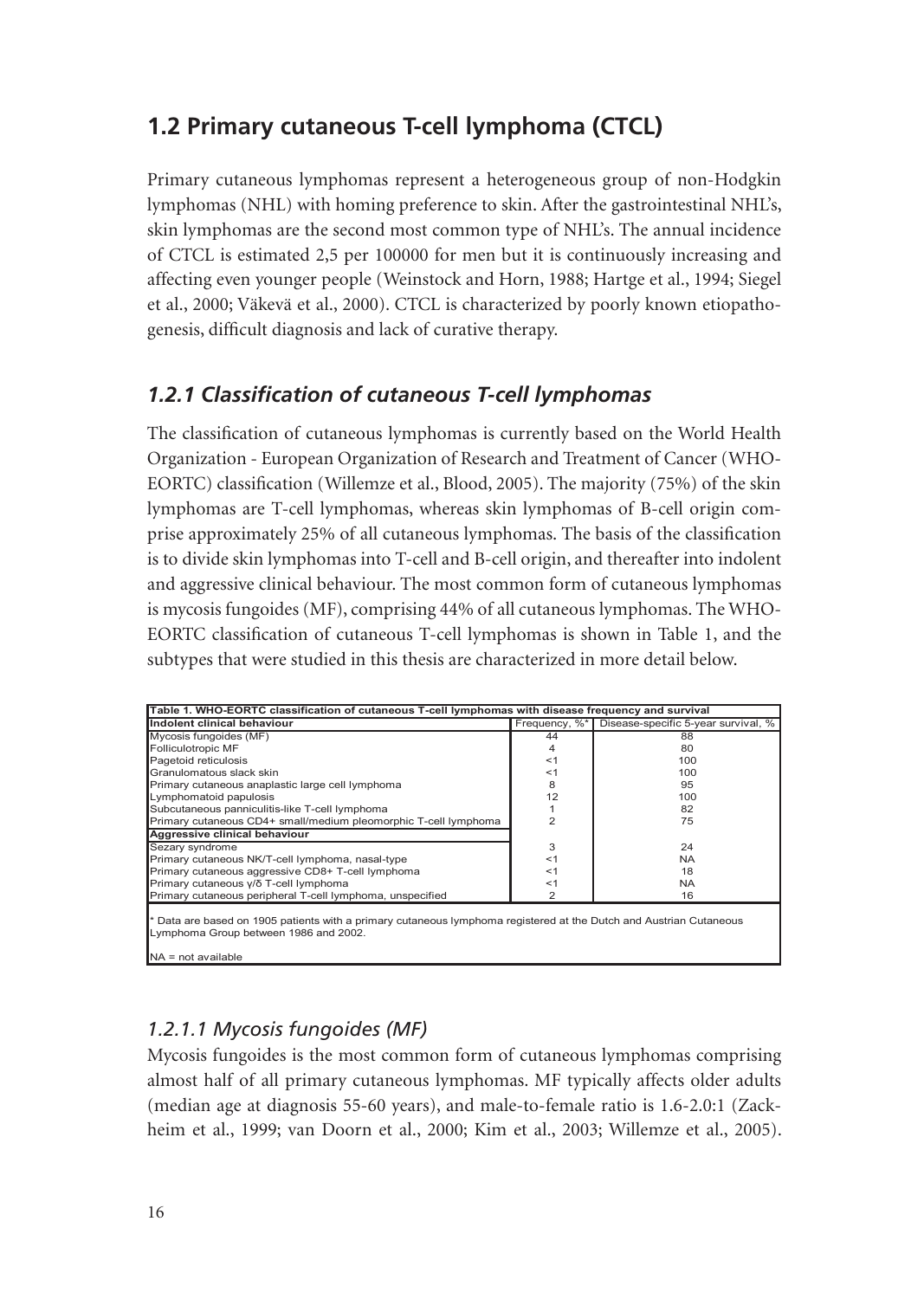## 1.2 Primary cutaneous T-cell lymphoma (CTCL)

Primary cutaneous lymphomas represent a heterogeneous group of non-Hodgkin lymphomas (NHL) with homing preference to skin. After the gastrointestinal NHL's, skin lymphomas are the second most common type of NHL's. The annual incidence of CTCL is estimated 2,5 per 100000 for men but it is continuously increasing and affecting even younger people (Weinstock and Horn, 1988; Hartge et al., 1994; Siegel et al., 2000; Väkevä et al., 2000). CTCL is characterized by poorly known etiopathogenesis, difficult diagnosis and lack of curative therapy.

### *1.2.1 Classification of cutaneous T-cell lymphomas*

The classification of cutaneous lymphomas is currently based on the World Health Organization - European Organization of Research and Treatment of Cancer (WHO-EORTC) classification (Willemze et al., Blood, 2005). The majority (75%) of the skin lymphomas are T-cell lymphomas, whereas skin lymphomas of B-cell origin comprise approximately 25% of all cutaneous lymphomas. The basis of the classification is to divide skin lymphomas into T-cell and B-cell origin, and thereafter into indolent and aggressive clinical behaviour. The most common form of cutaneous lymphomas is mycosis fungoides (MF), comprising 44% of all cutaneous lymphomas. The WHO-EORTC classification of cutaneous T-cell lymphomas is shown in Table 1, and the subtypes that were studied in this thesis are characterized in more detail below.

**Table 1. WHO-EORTC classification of cutaneous T-cell lymphomas with disease frequency and survival**

| Indolent clinical behaviour | Frequency, %* | Disease-specific 5-year survival, % |
|---|---|---|
| Mycosis fungoides (MF) | 44 | 88 |
| Folliculotropic MF | 4 | 80 |
| Pagetoid reticulosis | <1 | 100 |
| Granulomatous slack skin | <1 | 100 |
| Primary cutaneous anaplastic large cell lymphoma | 8 | 95 |
| Lymphomatoid papulosis | 12 | 100 |
| Subcutaneous panniculitis-like T-cell lymphoma | 1 | 82 |
| Primary cutaneous CD4+ small/medium pleomorphic T-cell lymphoma | 2 | 75 |
| **Aggressive clinical behaviour** | | |
| Sezary syndrome | 3 | 24 |
| Primary cutaneous NK/T-cell lymphoma, nasal-type | <1 | NA |
| Primary cutaneous aggressive CD8+ T-cell lymphoma | <1 | 18 |
| Primary cutaneous γ/δ T-cell lymphoma | <1 | NA |
| Primary cutaneous peripheral T-cell lymphoma, unspecified | 2 | 16 |

\* Data are based on 1905 patients with a primary cutaneous lymphoma registered at the Dutch and Austrian Cutaneous Lymphoma Group between 1986 and 2002.

NA = not available

#### *1.2.1.1 Mycosis fungoides (MF)*

Mycosis fungoides is the most common form of cutaneous lymphomas comprising almost half of all primary cutaneous lymphomas. MF typically affects older adults (median age at diagnosis 55-60 years), and male-to-female ratio is 1.6-2.0:1 (Zackheim et al., 1999; van Doorn et al., 2000; Kim et al., 2003; Willemze et al., 2005).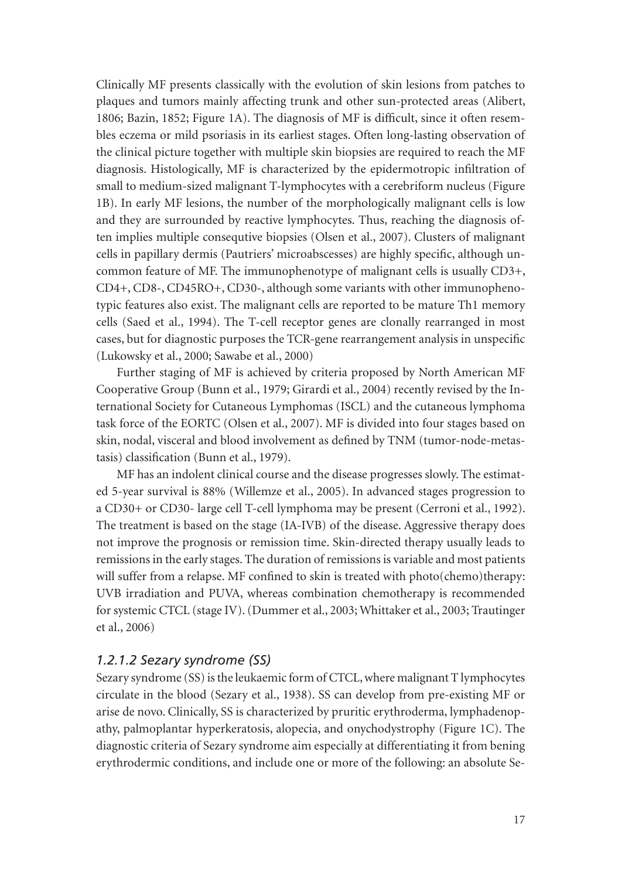Clinically MF presents classically with the evolution of skin lesions from patches to plaques and tumors mainly affecting trunk and other sun-protected areas (Alibert, 1806; Bazin, 1852; Figure 1A). The diagnosis of MF is difficult, since it often resembles eczema or mild psoriasis in its earliest stages. Often long-lasting observation of the clinical picture together with multiple skin biopsies are required to reach the MF diagnosis. Histologically, MF is characterized by the epidermotropic infiltration of small to medium-sized malignant T-lymphocytes with a cerebriform nucleus (Figure 1B). In early MF lesions, the number of the morphologically malignant cells is low and they are surrounded by reactive lymphocytes. Thus, reaching the diagnosis often implies multiple consequtive biopsies (Olsen et al., 2007). Clusters of malignant cells in papillary dermis (Pautriers' microabscesses) are highly specific, although uncommon feature of MF. The immunophenotype of malignant cells is usually CD3+, CD4+, CD8-, CD45RO+, CD30-, although some variants with other immunophenotypic features also exist. The malignant cells are reported to be mature Th1 memory cells (Saed et al., 1994). The T-cell receptor genes are clonally rearranged in most cases, but for diagnostic purposes the TCR-gene rearrangement analysis in unspecific (Lukowsky et al., 2000; Sawabe et al., 2000)

Further staging of MF is achieved by criteria proposed by North American MF Cooperative Group (Bunn et al., 1979; Girardi et al., 2004) recently revised by the International Society for Cutaneous Lymphomas (ISCL) and the cutaneous lymphoma task force of the EORTC (Olsen et al., 2007). MF is divided into four stages based on skin, nodal, visceral and blood involvement as defined by TNM (tumor-node-metastasis) classification (Bunn et al., 1979).

MF has an indolent clinical course and the disease progresses slowly. The estimated 5-year survival is 88% (Willemze et al., 2005). In advanced stages progression to a CD30+ or CD30- large cell T-cell lymphoma may be present (Cerroni et al., 1992). The treatment is based on the stage (IA-IVB) of the disease. Aggressive therapy does not improve the prognosis or remission time. Skin-directed therapy usually leads to remissions in the early stages. The duration of remissions is variable and most patients will suffer from a relapse. MF confined to skin is treated with photo(chemo)therapy: UVB irradiation and PUVA, whereas combination chemotherapy is recommended for systemic CTCL (stage IV). (Dummer et al., 2003; Whittaker et al., 2003; Trautinger et al., 2006)

### *1.2.1.2 Sezary syndrome (SS)*

Sezary syndrome (SS) is the leukaemic form of CTCL, where malignant T lymphocytes circulate in the blood (Sezary et al., 1938). SS can develop from pre-existing MF or arise de novo. Clinically, SS is characterized by pruritic erythroderma, lymphadenopathy, palmoplantar hyperkeratosis, alopecia, and onychodystrophy (Figure 1C). The diagnostic criteria of Sezary syndrome aim especially at differentiating it from bening erythrodermic conditions, and include one or more of the following: an absolute Se-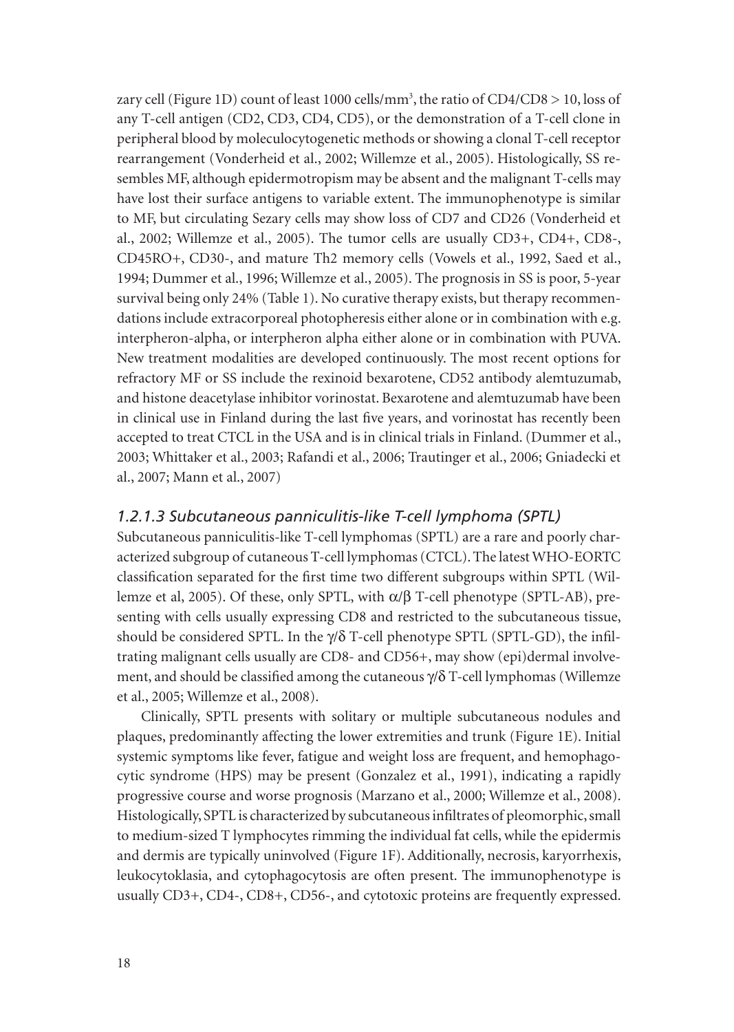zary cell (Figure 1D) count of least 1000 cells/mm$^3$, the ratio of CD4/CD8 > 10, loss of any T-cell antigen (CD2, CD3, CD4, CD5), or the demonstration of a T-cell clone in peripheral blood by moleculocytogenetic methods or showing a clonal T-cell receptor rearrangement (Vonderheid et al., 2002; Willemze et al., 2005). Histologically, SS resembles MF, although epidermotropism may be absent and the malignant T-cells may have lost their surface antigens to variable extent. The immunophenotype is similar to MF, but circulating Sezary cells may show loss of CD7 and CD26 (Vonderheid et al., 2002; Willemze et al., 2005). The tumor cells are usually CD3+, CD4+, CD8-, CD45RO+, CD30-, and mature Th2 memory cells (Vowels et al., 1992, Saed et al., 1994; Dummer et al., 1996; Willemze et al., 2005). The prognosis in SS is poor, 5-year survival being only 24% (Table 1). No curative therapy exists, but therapy recommendations include extracorporeal photopheresis either alone or in combination with e.g. interpheron-alpha, or interpheron alpha either alone or in combination with PUVA. New treatment modalities are developed continuously. The most recent options for refractory MF or SS include the rexinoid bexarotene, CD52 antibody alemtuzumab, and histone deacetylase inhibitor vorinostat. Bexarotene and alemtuzumab have been in clinical use in Finland during the last five years, and vorinostat has recently been accepted to treat CTCL in the USA and is in clinical trials in Finland. (Dummer et al., 2003; Whittaker et al., 2003; Rafandi et al., 2006; Trautinger et al., 2006; Gniadecki et al., 2007; Mann et al., 2007)

### *1.2.1.3 Subcutaneous panniculitis-like T-cell lymphoma (SPTL)*

Subcutaneous panniculitis-like T-cell lymphomas (SPTL) are a rare and poorly characterized subgroup of cutaneous T-cell lymphomas (CTCL). The latest WHO-EORTC classification separated for the first time two different subgroups within SPTL (Willemze et al, 2005). Of these, only SPTL, with $\alpha/\beta$ T-cell phenotype (SPTL-AB), presenting with cells usually expressing CD8 and restricted to the subcutaneous tissue, should be considered SPTL. In the $\gamma/\delta$ T-cell phenotype SPTL (SPTL-GD), the infiltrating malignant cells usually are CD8- and CD56+, may show (epi)dermal involvement, and should be classified among the cutaneous $\gamma/\delta$ T-cell lymphomas (Willemze et al., 2005; Willemze et al., 2008).

Clinically, SPTL presents with solitary or multiple subcutaneous nodules and plaques, predominantly affecting the lower extremities and trunk (Figure 1E). Initial systemic symptoms like fever, fatigue and weight loss are frequent, and hemophagocytic syndrome (HPS) may be present (Gonzalez et al., 1991), indicating a rapidly progressive course and worse prognosis (Marzano et al., 2000; Willemze et al., 2008). Histologically, SPTL is characterized by subcutaneous infiltrates of pleomorphic, small to medium-sized T lymphocytes rimming the individual fat cells, while the epidermis and dermis are typically uninvolved (Figure 1F). Additionally, necrosis, karyorrhexis, leukocytoklasia, and cytophagocytosis are often present. The immunophenotype is usually CD3+, CD4-, CD8+, CD56-, and cytotoxic proteins are frequently expressed.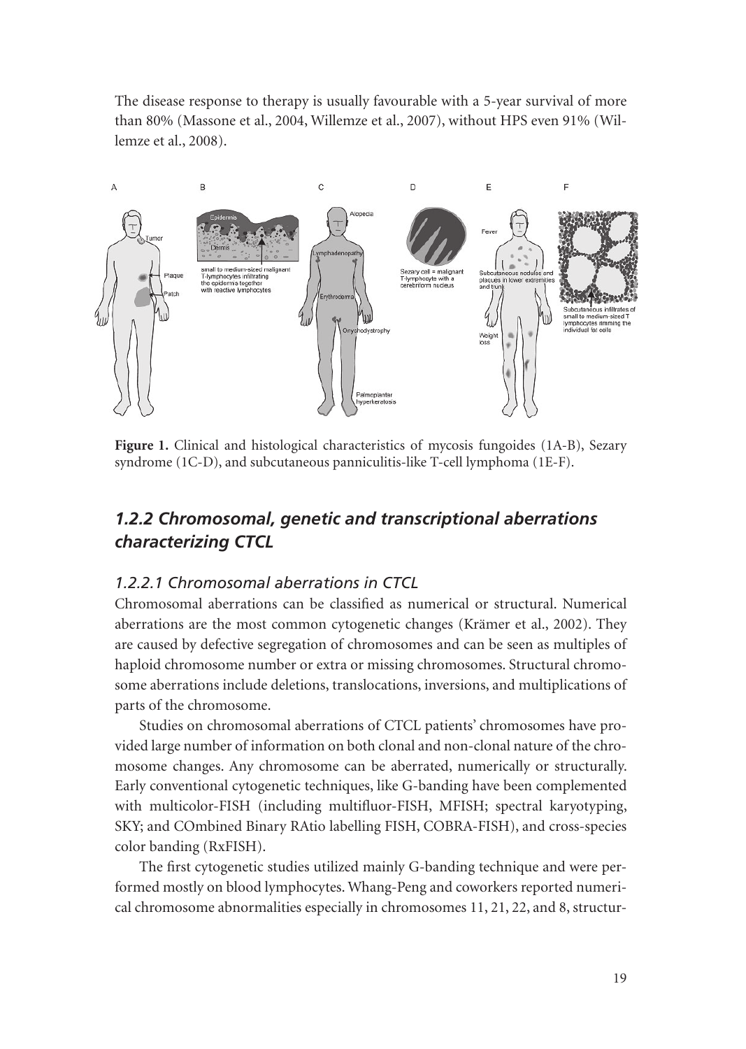The disease response to therapy is usually favourable with a 5-year survival of more than 80% (Massone et al., 2004, Willemze et al., 2007), without HPS even 91% (Willemze et al., 2008).

**Figure 1.** Clinical and histological characteristics of mycosis fungoides (1A-B), Sezary syndrome (1C-D), and subcutaneous panniculitis-like T-cell lymphoma (1E-F).

## *1.2.2 Chromosomal, genetic and transcriptional aberrations characterizing CTCL*

### *1.2.2.1 Chromosomal aberrations in CTCL*

Chromosomal aberrations can be classified as numerical or structural. Numerical aberrations are the most common cytogenetic changes (Krämer et al., 2002). They are caused by defective segregation of chromosomes and can be seen as multiples of haploid chromosome number or extra or missing chromosomes. Structural chromosome aberrations include deletions, translocations, inversions, and multiplications of parts of the chromosome.

Studies on chromosomal aberrations of CTCL patients' chromosomes have provided large number of information on both clonal and non-clonal nature of the chromosome changes. Any chromosome can be aberrated, numerically or structurally. Early conventional cytogenetic techniques, like G-banding have been complemented with multicolor-FISH (including multifluor-FISH, MFISH; spectral karyotyping, SKY; and COmbined Binary RAtio labelling FISH, COBRA-FISH), and cross-species color banding (RxFISH).

The first cytogenetic studies utilized mainly G-banding technique and were performed mostly on blood lymphocytes. Whang-Peng and coworkers reported numerical chromosome abnormalities especially in chromosomes 11, 21, 22, and 8, structur-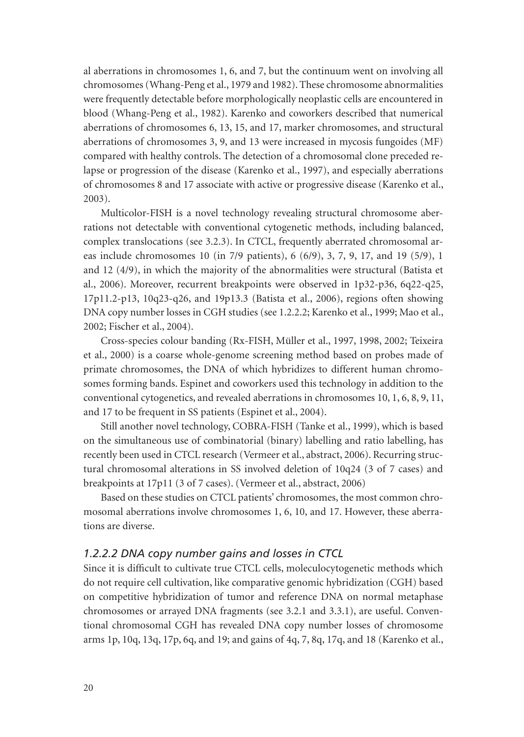al aberrations in chromosomes 1, 6, and 7, but the continuum went on involving all chromosomes (Whang-Peng et al., 1979 and 1982). These chromosome abnormalities were frequently detectable before morphologically neoplastic cells are encountered in blood (Whang-Peng et al., 1982). Karenko and coworkers described that numerical aberrations of chromosomes 6, 13, 15, and 17, marker chromosomes, and structural aberrations of chromosomes 3, 9, and 13 were increased in mycosis fungoides (MF) compared with healthy controls. The detection of a chromosomal clone preceded relapse or progression of the disease (Karenko et al., 1997), and especially aberrations of chromosomes 8 and 17 associate with active or progressive disease (Karenko et al., 2003).

Multicolor-FISH is a novel technology revealing structural chromosome aberrations not detectable with conventional cytogenetic methods, including balanced, complex translocations (see 3.2.3). In CTCL, frequently aberrated chromosomal areas include chromosomes 10 (in 7/9 patients), 6 (6/9), 3, 7, 9, 17, and 19 (5/9), 1 and 12 (4/9), in which the majority of the abnormalities were structural (Batista et al., 2006). Moreover, recurrent breakpoints were observed in 1p32-p36, 6q22-q25, 17p11.2-p13, 10q23-q26, and 19p13.3 (Batista et al., 2006), regions often showing DNA copy number losses in CGH studies (see 1.2.2.2; Karenko et al., 1999; Mao et al., 2002; Fischer et al., 2004).

Cross-species colour banding (Rx-FISH, Müller et al., 1997, 1998, 2002; Teixeira et al., 2000) is a coarse whole-genome screening method based on probes made of primate chromosomes, the DNA of which hybridizes to different human chromosomes forming bands. Espinet and coworkers used this technology in addition to the conventional cytogenetics, and revealed aberrations in chromosomes 10, 1, 6, 8, 9, 11, and 17 to be frequent in SS patients (Espinet et al., 2004).

Still another novel technology, COBRA-FISH (Tanke et al., 1999), which is based on the simultaneous use of combinatorial (binary) labelling and ratio labelling, has recently been used in CTCL research (Vermeer et al., abstract, 2006). Recurring structural chromosomal alterations in SS involved deletion of 10q24 (3 of 7 cases) and breakpoints at 17p11 (3 of 7 cases). (Vermeer et al., abstract, 2006)

Based on these studies on CTCL patients' chromosomes, the most common chromosomal aberrations involve chromosomes 1, 6, 10, and 17. However, these aberrations are diverse.

### *1.2.2.2 DNA copy number gains and losses in CTCL*

Since it is difficult to cultivate true CTCL cells, moleculocytogenetic methods which do not require cell cultivation, like comparative genomic hybridization (CGH) based on competitive hybridization of tumor and reference DNA on normal metaphase chromosomes or arrayed DNA fragments (see 3.2.1 and 3.3.1), are useful. Conventional chromosomal CGH has revealed DNA copy number losses of chromosome arms 1p, 10q, 13q, 17p, 6q, and 19; and gains of 4q, 7, 8q, 17q, and 18 (Karenko et al.,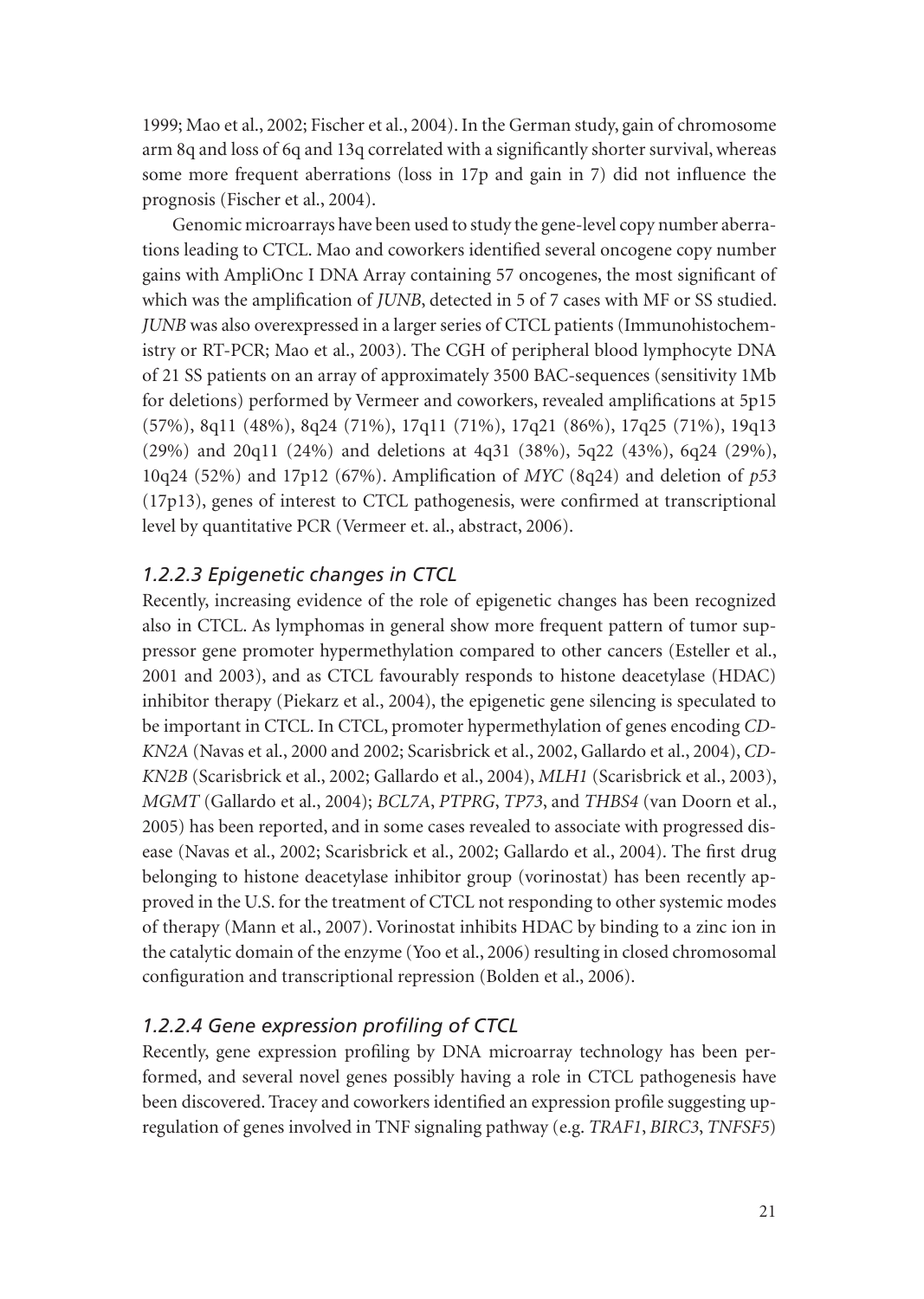1999; Mao et al., 2002; Fischer et al., 2004). In the German study, gain of chromosome arm 8q and loss of 6q and 13q correlated with a significantly shorter survival, whereas some more frequent aberrations (loss in 17p and gain in 7) did not influence the prognosis (Fischer et al., 2004).

Genomic microarrays have been used to study the gene-level copy number aberrations leading to CTCL. Mao and coworkers identified several oncogene copy number gains with AmpliOnc I DNA Array containing 57 oncogenes, the most significant of which was the amplification of *JUNB*, detected in 5 of 7 cases with MF or SS studied. *JUNB* was also overexpressed in a larger series of CTCL patients (Immunohistochemistry or RT-PCR; Mao et al., 2003). The CGH of peripheral blood lymphocyte DNA of 21 SS patients on an array of approximately 3500 BAC-sequences (sensitivity 1Mb for deletions) performed by Vermeer and coworkers, revealed amplifications at 5p15 (57%), 8q11 (48%), 8q24 (71%), 17q11 (71%), 17q21 (86%), 17q25 (71%), 19q13 (29%) and 20q11 (24%) and deletions at 4q31 (38%), 5q22 (43%), 6q24 (29%), 10q24 (52%) and 17p12 (67%). Amplification of *MYC* (8q24) and deletion of *p53* (17p13), genes of interest to CTCL pathogenesis, were confirmed at transcriptional level by quantitative PCR (Vermeer et. al., abstract, 2006).

### *1.2.2.3 Epigenetic changes in CTCL*

Recently, increasing evidence of the role of epigenetic changes has been recognized also in CTCL. As lymphomas in general show more frequent pattern of tumor suppressor gene promoter hypermethylation compared to other cancers (Esteller et al., 2001 and 2003), and as CTCL favourably responds to histone deacetylase (HDAC) inhibitor therapy (Piekarz et al., 2004), the epigenetic gene silencing is speculated to be important in CTCL. In CTCL, promoter hypermethylation of genes encoding *CDKN2A* (Navas et al., 2000 and 2002; Scarisbrick et al., 2002, Gallardo et al., 2004), *CDKN2B* (Scarisbrick et al., 2002; Gallardo et al., 2004), *MLH1* (Scarisbrick et al., 2003), *MGMT* (Gallardo et al., 2004); *BCL7A*, *PTPRG*, *TP73*, and *THBS4* (van Doorn et al., 2005) has been reported, and in some cases revealed to associate with progressed disease (Navas et al., 2002; Scarisbrick et al., 2002; Gallardo et al., 2004). The first drug belonging to histone deacetylase inhibitor group (vorinostat) has been recently approved in the U.S. for the treatment of CTCL not responding to other systemic modes of therapy (Mann et al., 2007). Vorinostat inhibits HDAC by binding to a zinc ion in the catalytic domain of the enzyme (Yoo et al., 2006) resulting in closed chromosomal configuration and transcriptional repression (Bolden et al., 2006).

### *1.2.2.4 Gene expression profiling of CTCL*

Recently, gene expression profiling by DNA microarray technology has been performed, and several novel genes possibly having a role in CTCL pathogenesis have been discovered. Tracey and coworkers identified an expression profile suggesting upregulation of genes involved in TNF signaling pathway (e.g. *TRAF1*, *BIRC3*, *TNFSF5*)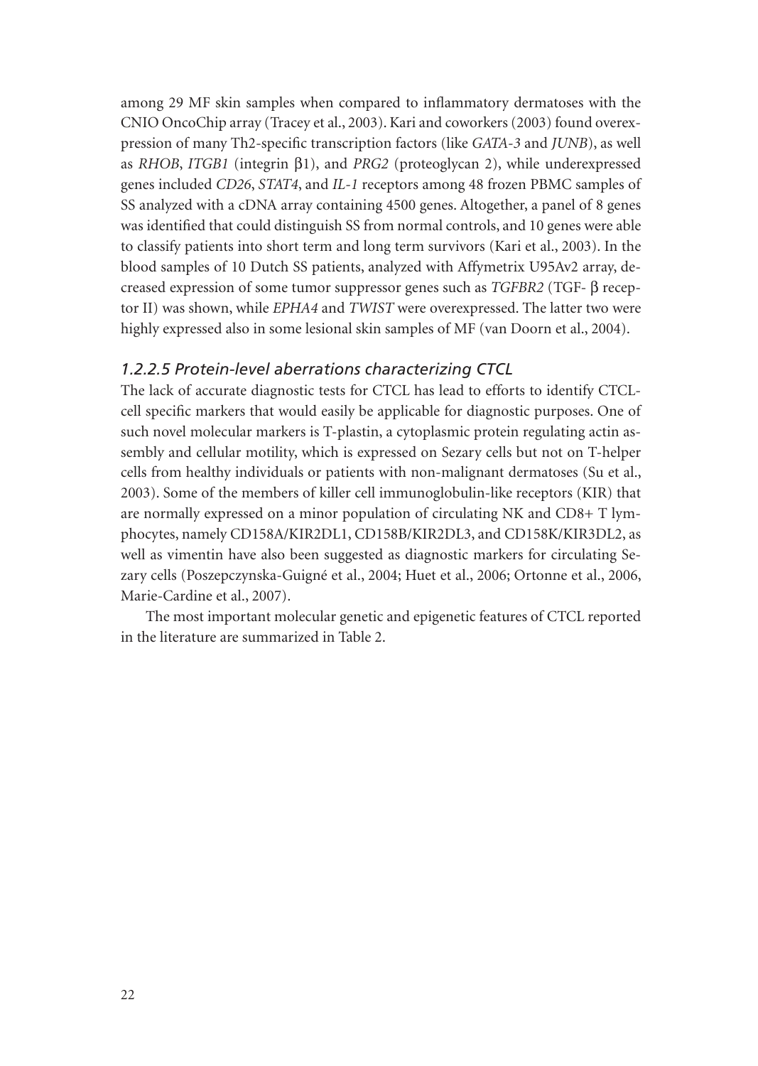among 29 MF skin samples when compared to inflammatory dermatoses with the CNIO OncoChip array (Tracey et al., 2003). Kari and coworkers (2003) found overexpression of many Th2-specific transcription factors (like *GATA-3* and *JUNB*), as well as *RHOB*, *ITGB1* (integrin β1), and *PRG2* (proteoglycan 2), while underexpressed genes included *CD26*, *STAT4*, and *IL-1* receptors among 48 frozen PBMC samples of SS analyzed with a cDNA array containing 4500 genes. Altogether, a panel of 8 genes was identified that could distinguish SS from normal controls, and 10 genes were able to classify patients into short term and long term survivors (Kari et al., 2003). In the blood samples of 10 Dutch SS patients, analyzed with Affymetrix U95Av2 array, decreased expression of some tumor suppressor genes such as *TGFBR2* (TGF- β receptor II) was shown, while *EPHA4* and *TWIST* were overexpressed. The latter two were highly expressed also in some lesional skin samples of MF (van Doorn et al., 2004).

### *1.2.2.5 Protein-level aberrations characterizing CTCL*

The lack of accurate diagnostic tests for CTCL has lead to efforts to identify CTCL-cell specific markers that would easily be applicable for diagnostic purposes. One of such novel molecular markers is T-plastin, a cytoplasmic protein regulating actin assembly and cellular motility, which is expressed on Sezary cells but not on T-helper cells from healthy individuals or patients with non-malignant dermatoses (Su et al., 2003). Some of the members of killer cell immunoglobulin-like receptors (KIR) that are normally expressed on a minor population of circulating NK and CD8+ T lymphocytes, namely CD158A/KIR2DL1, CD158B/KIR2DL3, and CD158K/KIR3DL2, as well as vimentin have also been suggested as diagnostic markers for circulating Sezary cells (Poszepczynska-Guigné et al., 2004; Huet et al., 2006; Ortonne et al., 2006, Marie-Cardine et al., 2007).

The most important molecular genetic and epigenetic features of CTCL reported in the literature are summarized in Table 2.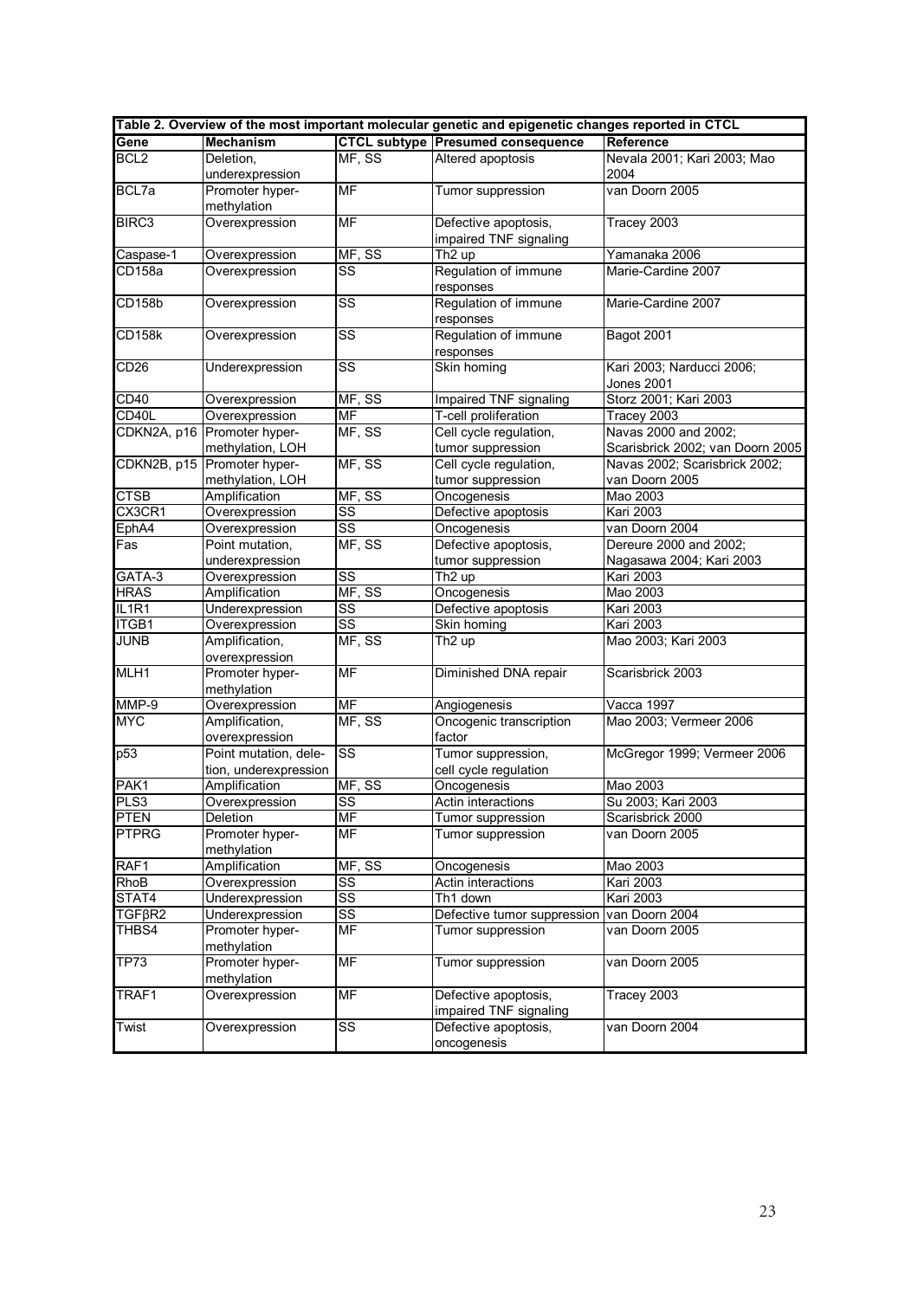**Table 2. Overview of the most important molecular genetic and epigenetic changes reported in CTCL**

| Gene | Mechanism | CTCL subtype | Presumed consequence | Reference |
|---|---|---|---|---|
| BCL2 | Deletion, underexpression | MF, SS | Altered apoptosis | Nevala 2001; Kari 2003; Mao 2004 |
| BCL7a | Promoter hyper-methylation | MF | Tumor suppression | van Doorn 2005 |
| BIRC3 | Overexpression | MF | Defective apoptosis, impaired TNF signaling | Tracey 2003 |
| Caspase-1 | Overexpression | MF, SS | Th2 up | Yamanaka 2006 |
| CD158a | Overexpression | SS | Regulation of immune responses | Marie-Cardine 2007 |
| CD158b | Overexpression | SS | Regulation of immune responses | Marie-Cardine 2007 |
| CD158k | Overexpression | SS | Regulation of immune responses | Bagot 2001 |
| CD26 | Underexpression | SS | Skin homing | Kari 2003; Narducci 2006; Jones 2001 |
| CD40 | Overexpression | MF, SS | Impaired TNF signaling | Storz 2001; Kari 2003 |
| CD40L | Overexpression | MF | T-cell proliferation | Tracey 2003 |
| CDKN2A, p16 | Promoter hyper-methylation, LOH | MF, SS | Cell cycle regulation, tumor suppression | Navas 2000 and 2002; Scarisbrick 2002; van Doorn 2005 |
| CDKN2B, p15 | Promoter hyper-methylation, LOH | MF, SS | Cell cycle regulation, tumor suppression | Navas 2002; Scarisbrick 2002; van Doorn 2005 |
| CTSB | Amplification | MF, SS | Oncogenesis | Mao 2003 |
| CX3CR1 | Overexpression | SS | Defective apoptosis | Kari 2003 |
| EphA4 | Overexpression | SS | Oncogenesis | van Doorn 2004 |
| Fas | Point mutation, underexpression | MF, SS | Defective apoptosis, tumor suppression | Dereure 2000 and 2002; Nagasawa 2004; Kari 2003 |
| GATA-3 | Overexpression | SS | Th2 up | Kari 2003 |
| HRAS | Amplification | MF, SS | Oncogenesis | Mao 2003 |
| IL1R1 | Underexpression | SS | Defective apoptosis | Kari 2003 |
| ITGB1 | Overexpression | SS | Skin homing | Kari 2003 |
| JUNB | Amplification, overexpression | MF, SS | Th2 up | Mao 2003; Kari 2003 |
| MLH1 | Promoter hyper-methylation | MF | Diminished DNA repair | Scarisbrick 2003 |
| MMP-9 | Overexpression | MF | Angiogenesis | Vacca 1997 |
| MYC | Amplification, overexpression | MF, SS | Oncogenic transcription factor | Mao 2003; Vermeer 2006 |
| p53 | Point mutation, deletion, underexpression | SS | Tumor suppression, cell cycle regulation | McGregor 1999; Vermeer 2006 |
| PAK1 | Amplification | MF, SS | Oncogenesis | Mao 2003 |
| PLS3 | Overexpression | SS | Actin interactions | Su 2003; Kari 2003 |
| PTEN | Deletion | MF | Tumor suppression | Scarisbrick 2000 |
| PTPRG | Promoter hyper-methylation | MF | Tumor suppression | van Doorn 2005 |
| RAF1 | Amplification | MF, SS | Oncogenesis | Mao 2003 |
| RhoB | Overexpression | SS | Actin interactions | Kari 2003 |
| STAT4 | Underexpression | SS | Th1 down | Kari 2003 |
| TGFβR2 | Underexpression | SS | Defective tumor suppression | van Doorn 2004 |
| THBS4 | Promoter hyper-methylation | MF | Tumor suppression | van Doorn 2005 |
| TP73 | Promoter hyper-methylation | MF | Tumor suppression | van Doorn 2005 |
| TRAF1 | Overexpression | MF | Defective apoptosis, impaired TNF signaling | Tracey 2003 |
| Twist | Overexpression | SS | Defective apoptosis, oncogenesis | van Doorn 2004 |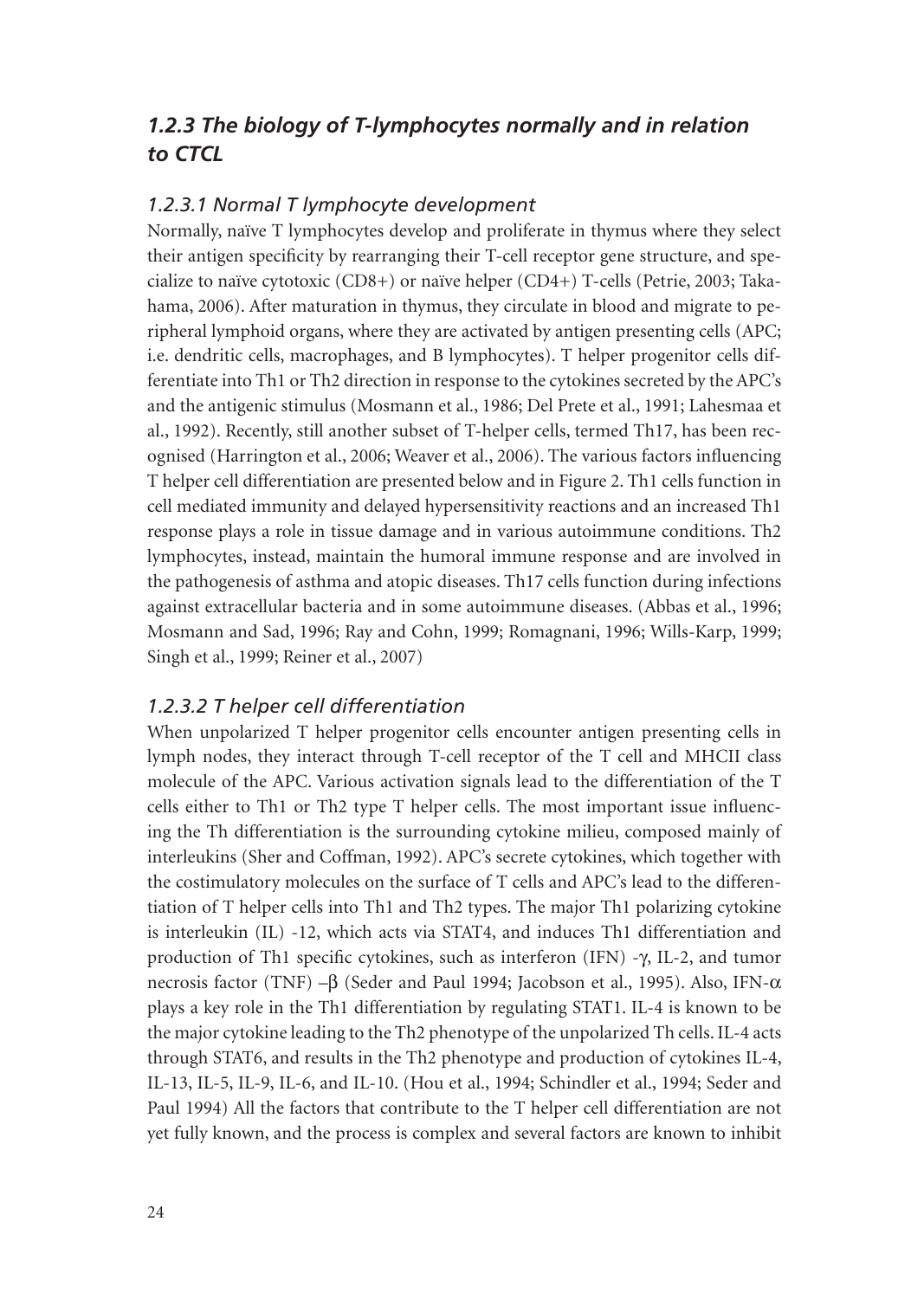### *1.2.3 The biology of T-lymphocytes normally and in relation to CTCL*

#### *1.2.3.1 Normal T lymphocyte development*

Normally, naïve T lymphocytes develop and proliferate in thymus where they select their antigen specificity by rearranging their T-cell receptor gene structure, and specialize to naïve cytotoxic (CD8+) or naïve helper (CD4+) T-cells (Petrie, 2003; Takahama, 2006). After maturation in thymus, they circulate in blood and migrate to peripheral lymphoid organs, where they are activated by antigen presenting cells (APC; i.e. dendritic cells, macrophages, and B lymphocytes). T helper progenitor cells differentiate into Th1 or Th2 direction in response to the cytokines secreted by the APC's and the antigenic stimulus (Mosmann et al., 1986; Del Prete et al., 1991; Lahesmaa et al., 1992). Recently, still another subset of T-helper cells, termed Th17, has been recognised (Harrington et al., 2006; Weaver et al., 2006). The various factors influencing T helper cell differentiation are presented below and in Figure 2. Th1 cells function in cell mediated immunity and delayed hypersensitivity reactions and an increased Th1 response plays a role in tissue damage and in various autoimmune conditions. Th2 lymphocytes, instead, maintain the humoral immune response and are involved in the pathogenesis of asthma and atopic diseases. Th17 cells function during infections against extracellular bacteria and in some autoimmune diseases. (Abbas et al., 1996; Mosmann and Sad, 1996; Ray and Cohn, 1999; Romagnani, 1996; Wills-Karp, 1999; Singh et al., 1999; Reiner et al., 2007)

#### *1.2.3.2 T helper cell differentiation*

When unpolarized T helper progenitor cells encounter antigen presenting cells in lymph nodes, they interact through T-cell receptor of the T cell and MHCII class molecule of the APC. Various activation signals lead to the differentiation of the T cells either to Th1 or Th2 type T helper cells. The most important issue influencing the Th differentiation is the surrounding cytokine milieu, composed mainly of interleukins (Sher and Coffman, 1992). APC's secrete cytokines, which together with the costimulatory molecules on the surface of T cells and APC's lead to the differentiation of T helper cells into Th1 and Th2 types. The major Th1 polarizing cytokine is interleukin (IL) -12, which acts via STAT4, and induces Th1 differentiation and production of Th1 specific cytokines, such as interferon (IFN) -γ, IL-2, and tumor necrosis factor (TNF) –β (Seder and Paul 1994; Jacobson et al., 1995). Also, IFN-α plays a key role in the Th1 differentiation by regulating STAT1. IL-4 is known to be the major cytokine leading to the Th2 phenotype of the unpolarized Th cells. IL-4 acts through STAT6, and results in the Th2 phenotype and production of cytokines IL-4, IL-13, IL-5, IL-9, IL-6, and IL-10. (Hou et al., 1994; Schindler et al., 1994; Seder and Paul 1994) All the factors that contribute to the T helper cell differentiation are not yet fully known, and the process is complex and several factors are known to inhibit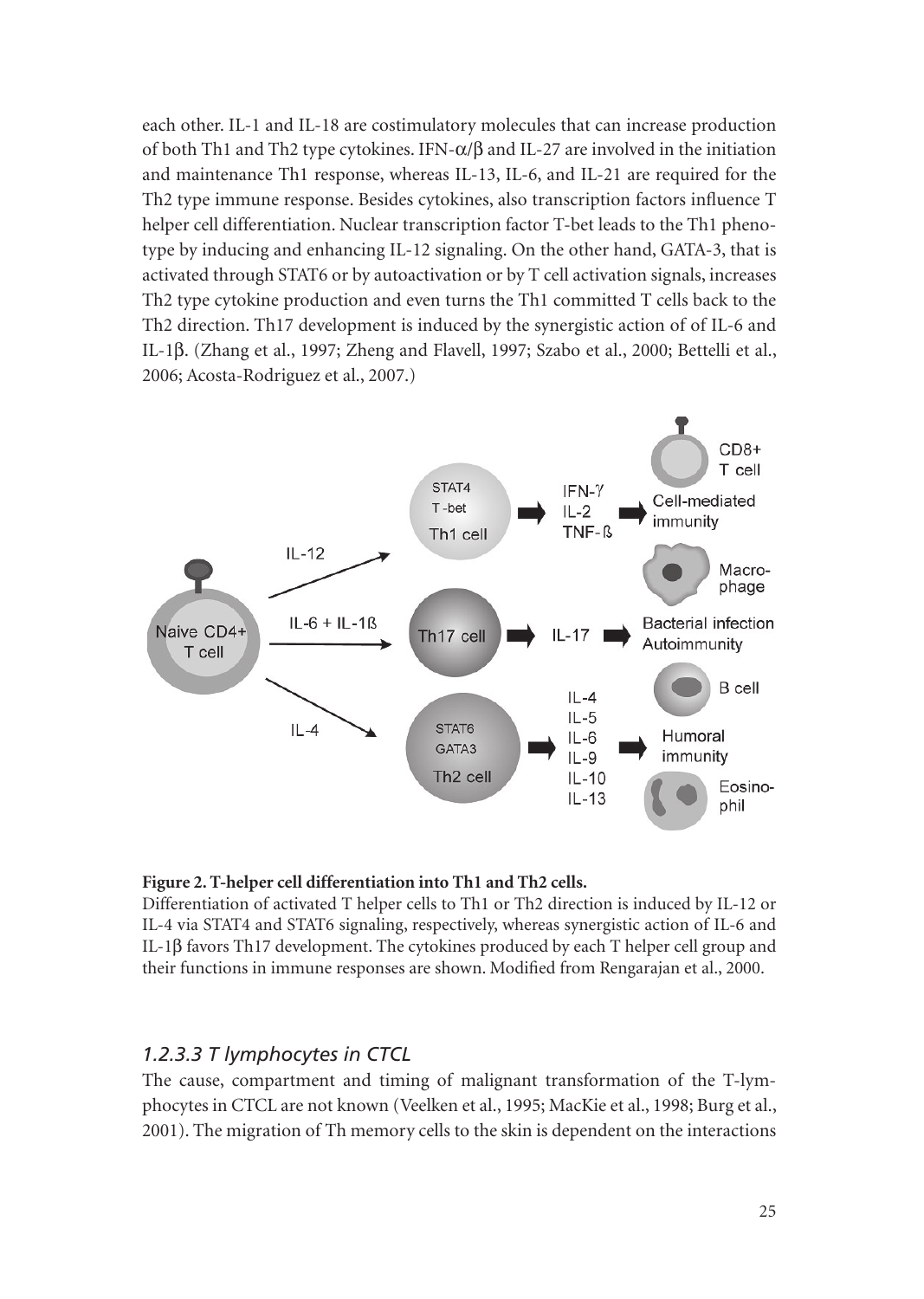each other. IL-1 and IL-18 are costimulatory molecules that can increase production of both Th1 and Th2 type cytokines. IFN-$\alpha/\beta$ and IL-27 are involved in the initiation and maintenance Th1 response, whereas IL-13, IL-6, and IL-21 are required for the Th2 type immune response. Besides cytokines, also transcription factors influence T helper cell differentiation. Nuclear transcription factor T-bet leads to the Th1 phenotype by inducing and enhancing IL-12 signaling. On the other hand, GATA-3, that is activated through STAT6 or by autoactivation or by T cell activation signals, increases Th2 type cytokine production and even turns the Th1 committed T cells back to the Th2 direction. Th17 development is induced by the synergistic action of of IL-6 and IL-1$\beta$. (Zhang et al., 1997; Zheng and Flavell, 1997; Szabo et al., 2000; Bettelli et al., 2006; Acosta-Rodriguez et al., 2007.)

**Figure 2. T-helper cell differentiation into Th1 and Th2 cells.**
Differentiation of activated T helper cells to Th1 or Th2 direction is induced by IL-12 or IL-4 via STAT4 and STAT6 signaling, respectively, whereas synergistic action of IL-6 and IL-1$\beta$ favors Th17 development. The cytokines produced by each T helper cell group and their functions in immune responses are shown. Modified from Rengarajan et al., 2000.

### *1.2.3.3 T lymphocytes in CTCL*

The cause, compartment and timing of malignant transformation of the T-lymphocytes in CTCL are not known (Veelken et al., 1995; MacKie et al., 1998; Burg et al., 2001). The migration of Th memory cells to the skin is dependent on the interactions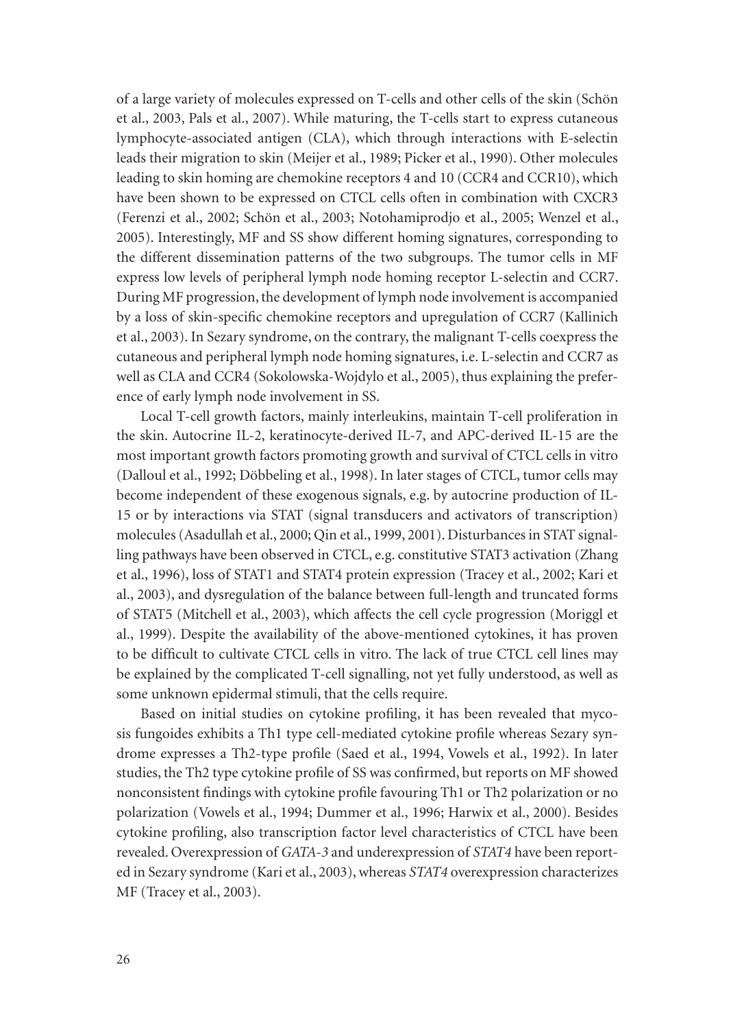of a large variety of molecules expressed on T-cells and other cells of the skin (Schön et al., 2003, Pals et al., 2007). While maturing, the T-cells start to express cutaneous lymphocyte-associated antigen (CLA), which through interactions with E-selectin leads their migration to skin (Meijer et al., 1989; Picker et al., 1990). Other molecules leading to skin homing are chemokine receptors 4 and 10 (CCR4 and CCR10), which have been shown to be expressed on CTCL cells often in combination with CXCR3 (Ferenzi et al., 2002; Schön et al., 2003; Notohamiprodjo et al., 2005; Wenzel et al., 2005). Interestingly, MF and SS show different homing signatures, corresponding to the different dissemination patterns of the two subgroups. The tumor cells in MF express low levels of peripheral lymph node homing receptor L-selectin and CCR7. During MF progression, the development of lymph node involvement is accompanied by a loss of skin-specific chemokine receptors and upregulation of CCR7 (Kallinich et al., 2003). In Sezary syndrome, on the contrary, the malignant T-cells coexpress the cutaneous and peripheral lymph node homing signatures, i.e. L-selectin and CCR7 as well as CLA and CCR4 (Sokolowska-Wojdylo et al., 2005), thus explaining the preference of early lymph node involvement in SS.

Local T-cell growth factors, mainly interleukins, maintain T-cell proliferation in the skin. Autocrine IL-2, keratinocyte-derived IL-7, and APC-derived IL-15 are the most important growth factors promoting growth and survival of CTCL cells in vitro (Dalloul et al., 1992; Döbbeling et al., 1998). In later stages of CTCL, tumor cells may become independent of these exogenous signals, e.g. by autocrine production of IL-15 or by interactions via STAT (signal transducers and activators of transcription) molecules (Asadullah et al., 2000; Qin et al., 1999, 2001). Disturbances in STAT signalling pathways have been observed in CTCL, e.g. constitutive STAT3 activation (Zhang et al., 1996), loss of STAT1 and STAT4 protein expression (Tracey et al., 2002; Kari et al., 2003), and dysregulation of the balance between full-length and truncated forms of STAT5 (Mitchell et al., 2003), which affects the cell cycle progression (Moriggl et al., 1999). Despite the availability of the above-mentioned cytokines, it has proven to be difficult to cultivate CTCL cells in vitro. The lack of true CTCL cell lines may be explained by the complicated T-cell signalling, not yet fully understood, as well as some unknown epidermal stimuli, that the cells require.

Based on initial studies on cytokine profiling, it has been revealed that mycosis fungoides exhibits a Th1 type cell-mediated cytokine profile whereas Sezary syndrome expresses a Th2-type profile (Saed et al., 1994, Vowels et al., 1992). In later studies, the Th2 type cytokine profile of SS was confirmed, but reports on MF showed nonconsistent findings with cytokine profile favouring Th1 or Th2 polarization or no polarization (Vowels et al., 1994; Dummer et al., 1996; Harwix et al., 2000). Besides cytokine profiling, also transcription factor level characteristics of CTCL have been revealed. Overexpression of *GATA-3* and underexpression of *STAT4* have been reported in Sezary syndrome (Kari et al., 2003), whereas *STAT4* overexpression characterizes MF (Tracey et al., 2003).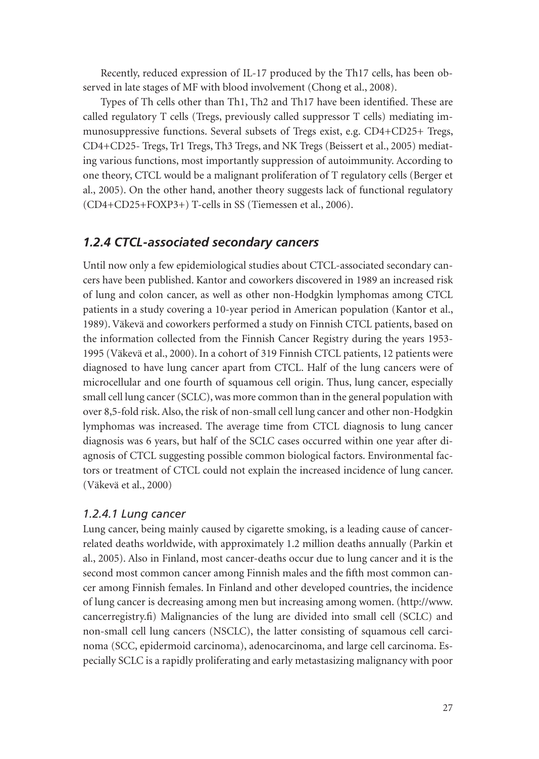Recently, reduced expression of IL-17 produced by the Th17 cells, has been observed in late stages of MF with blood involvement (Chong et al., 2008).

Types of Th cells other than Th1, Th2 and Th17 have been identified. These are called regulatory T cells (Tregs, previously called suppressor T cells) mediating immunosuppressive functions. Several subsets of Tregs exist, e.g. CD4+CD25+ Tregs, CD4+CD25- Tregs, Tr1 Tregs, Th3 Tregs, and NK Tregs (Beissert et al., 2005) mediating various functions, most importantly suppression of autoimmunity. According to one theory, CTCL would be a malignant proliferation of T regulatory cells (Berger et al., 2005). On the other hand, another theory suggests lack of functional regulatory (CD4+CD25+FOXP3+) T-cells in SS (Tiemessen et al., 2006).

### *1.2.4 CTCL-associated secondary cancers*

Until now only a few epidemiological studies about CTCL-associated secondary cancers have been published. Kantor and coworkers discovered in 1989 an increased risk of lung and colon cancer, as well as other non-Hodgkin lymphomas among CTCL patients in a study covering a 10-year period in American population (Kantor et al., 1989). Väkevä and coworkers performed a study on Finnish CTCL patients, based on the information collected from the Finnish Cancer Registry during the years 1953-1995 (Väkevä et al., 2000). In a cohort of 319 Finnish CTCL patients, 12 patients were diagnosed to have lung cancer apart from CTCL. Half of the lung cancers were of microcellular and one fourth of squamous cell origin. Thus, lung cancer, especially small cell lung cancer (SCLC), was more common than in the general population with over 8,5-fold risk. Also, the risk of non-small cell lung cancer and other non-Hodgkin lymphomas was increased. The average time from CTCL diagnosis to lung cancer diagnosis was 6 years, but half of the SCLC cases occurred within one year after diagnosis of CTCL suggesting possible common biological factors. Environmental factors or treatment of CTCL could not explain the increased incidence of lung cancer. (Väkevä et al., 2000)

#### *1.2.4.1 Lung cancer*

Lung cancer, being mainly caused by cigarette smoking, is a leading cause of cancer-related deaths worldwide, with approximately 1.2 million deaths annually (Parkin et al., 2005). Also in Finland, most cancer-deaths occur due to lung cancer and it is the second most common cancer among Finnish males and the fifth most common cancer among Finnish females. In Finland and other developed countries, the incidence of lung cancer is decreasing among men but increasing among women. (http://www.cancerregistry.fi) Malignancies of the lung are divided into small cell (SCLC) and non-small cell lung cancers (NSCLC), the latter consisting of squamous cell carcinoma (SCC, epidermoid carcinoma), adenocarcinoma, and large cell carcinoma. Especially SCLC is a rapidly proliferating and early metastasizing malignancy with poor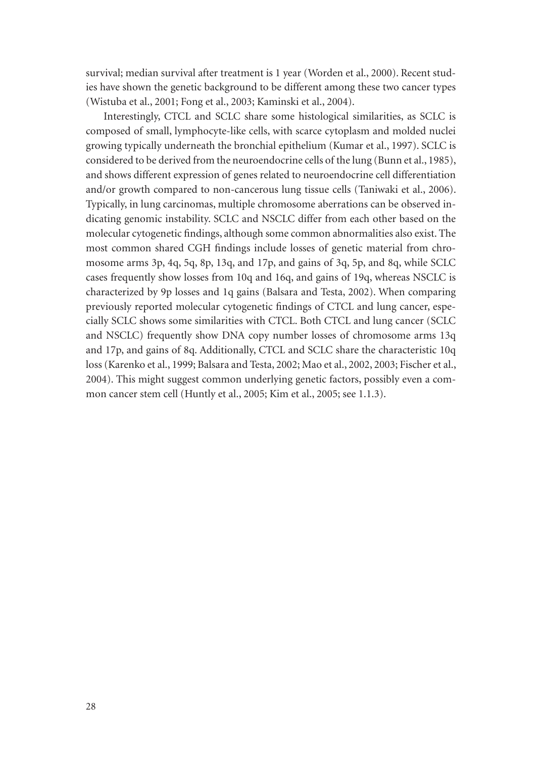survival; median survival after treatment is 1 year (Worden et al., 2000). Recent studies have shown the genetic background to be different among these two cancer types (Wistuba et al., 2001; Fong et al., 2003; Kaminski et al., 2004).

Interestingly, CTCL and SCLC share some histological similarities, as SCLC is composed of small, lymphocyte-like cells, with scarce cytoplasm and molded nuclei growing typically underneath the bronchial epithelium (Kumar et al., 1997). SCLC is considered to be derived from the neuroendocrine cells of the lung (Bunn et al., 1985), and shows different expression of genes related to neuroendocrine cell differentiation and/or growth compared to non-cancerous lung tissue cells (Taniwaki et al., 2006). Typically, in lung carcinomas, multiple chromosome aberrations can be observed indicating genomic instability. SCLC and NSCLC differ from each other based on the molecular cytogenetic findings, although some common abnormalities also exist. The most common shared CGH findings include losses of genetic material from chromosome arms 3p, 4q, 5q, 8p, 13q, and 17p, and gains of 3q, 5p, and 8q, while SCLC cases frequently show losses from 10q and 16q, and gains of 19q, whereas NSCLC is characterized by 9p losses and 1q gains (Balsara and Testa, 2002). When comparing previously reported molecular cytogenetic findings of CTCL and lung cancer, especially SCLC shows some similarities with CTCL. Both CTCL and lung cancer (SCLC and NSCLC) frequently show DNA copy number losses of chromosome arms 13q and 17p, and gains of 8q. Additionally, CTCL and SCLC share the characteristic 10q loss (Karenko et al., 1999; Balsara and Testa, 2002; Mao et al., 2002, 2003; Fischer et al., 2004). This might suggest common underlying genetic factors, possibly even a common cancer stem cell (Huntly et al., 2005; Kim et al., 2005; see 1.1.3).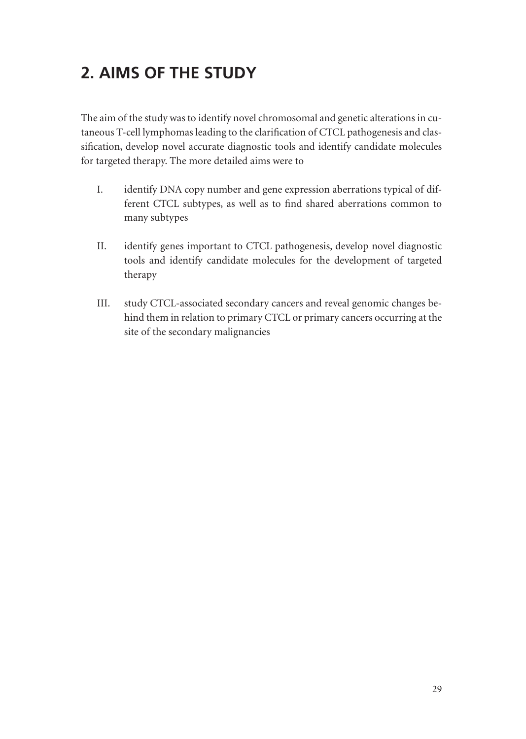# 2. AIMS OF THE STUDY

The aim of the study was to identify novel chromosomal and genetic alterations in cutaneous T-cell lymphomas leading to the clarification of CTCL pathogenesis and classification, develop novel accurate diagnostic tools and identify candidate molecules for targeted therapy. The more detailed aims were to

I. identify DNA copy number and gene expression aberrations typical of different CTCL subtypes, as well as to find shared aberrations common to many subtypes

II. identify genes important to CTCL pathogenesis, develop novel diagnostic tools and identify candidate molecules for the development of targeted therapy

III. study CTCL-associated secondary cancers and reveal genomic changes behind them in relation to primary CTCL or primary cancers occurring at the site of the secondary malignancies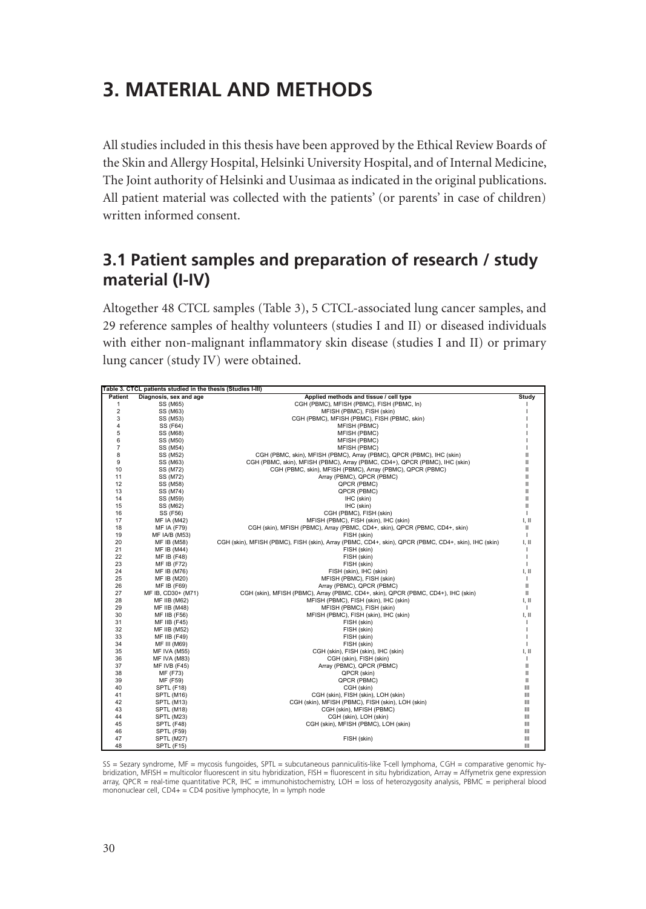# 3. MATERIAL AND METHODS

All studies included in this thesis have been approved by the Ethical Review Boards of the Skin and Allergy Hospital, Helsinki University Hospital, and of Internal Medicine, The Joint authority of Helsinki and Uusimaa as indicated in the original publications. All patient material was collected with the patients' (or parents' in case of children) written informed consent.

## 3.1 Patient samples and preparation of research / study material (I-IV)

Altogether 48 CTCL samples (Table 3), 5 CTCL-associated lung cancer samples, and 29 reference samples of healthy volunteers (studies I and II) or diseased individuals with either non-malignant inflammatory skin disease (studies I and II) or primary lung cancer (study IV) were obtained.

**Table 3. CTCL patients studied in the thesis (Studies I-III)**

| Patient | Diagnosis, sex and age | Applied methods and tissue / cell type | Study |
|---|---|---|---|
| 1 | SS (M65) | CGH (PBMC), MFISH (PBMC), FISH (PBMC, ln) | I |
| 2 | SS (M63) | MFISH (PBMC), FISH (skin) | I |
| 3 | SS (M53) | CGH (PBMC), MFISH (PBMC), FISH (PBMC, skin) | I |
| 4 | SS (F64) | MFISH (PBMC) | I |
| 5 | SS (M68) | MFISH (PBMC) | I |
| 6 | SS (M50) | MFISH (PBMC) | I |
| 7 | SS (M54) | MFISH (PBMC) | I |
| 8 | SS (M52) | CGH (PBMC, skin), MFISH (PBMC), Array (PBMC), QPCR (PBMC), IHC (skin) | II |
| 9 | SS (M63) | CGH (PBMC, skin), MFISH (PBMC), Array (PBMC, CD4+), QPCR (PBMC), IHC (skin) | II |
| 10 | SS (M72) | CGH (PBMC, skin), MFISH (PBMC), Array (PBMC), QPCR (PBMC) | II |
| 11 | SS (M72) | Array (PBMC), QPCR (PBMC) | II |
| 12 | SS (M58) | QPCR (PBMC) | II |
| 13 | SS (M74) | QPCR (PBMC) | II |
| 14 | SS (M59) | IHC (skin) | II |
| 15 | SS (M62) | IHC (skin) | II |
| 16 | SS (F56) | CGH (PBMC), FISH (skin) | I |
| 17 | MF IA (M42) | MFISH (PBMC), FISH (skin), IHC (skin) | I, II |
| 18 | MF IA (F79) | CGH (skin), MFISH (PBMC), Array (PBMC, CD4+, skin), QPCR (PBMC, CD4+, skin) | II |
| 19 | MF IA/B (M53) | FISH (skin) | I |
| 20 | MF IB (M58) | CGH (skin), MFISH (PBMC), FISH (skin), Array (PBMC, CD4+, skin), QPCR (PBMC, CD4+, skin), IHC (skin) | I, II |
| 21 | MF IB (M44) | FISH (skin) | I |
| 22 | MF IB (F48) | FISH (skin) | I |
| 23 | MF IB (F72) | FISH (skin) | I |
| 24 | MF IB (M76) | FISH (skin), IHC (skin) | I, II |
| 25 | MF IB (M20) | MFISH (PBMC), FISH (skin) | I |
| 26 | MF IB (F69) | Array (PBMC), QPCR (PBMC) | II |
| 27 | MF IB, CD30+ (M71) | CGH (skin), MFISH (PBMC), Array (PBMC, CD4+, skin), QPCR (PBMC, CD4+), IHC (skin) | II |
| 28 | MF IIB (M62) | MFISH (PBMC), FISH (skin), IHC (skin) | I, II |
| 29 | MF IIB (M48) | MFISH (PBMC), FISH (skin) | I |
| 30 | MF IIB (F56) | MFISH (PBMC), FISH (skin), IHC (skin) | I, II |
| 31 | MF IIB (F45) | FISH (skin) | I |
| 32 | MF IIB (M52) | FISH (skin) | I |
| 33 | MF IIB (F49) | FISH (skin) | I |
| 34 | MF III (M69) | FISH (skin) | I |
| 35 | MF IVA (M55) | CGH (skin), FISH (skin), IHC (skin) | I, II |
| 36 | MF IVA (M83) | CGH (skin), FISH (skin) | I |
| 37 | MF IVB (F45) | Array (PBMC), QPCR (PBMC) | II |
| 38 | MF (F73) | QPCR (skin) | II |
| 39 | MF (F59) | QPCR (PBMC) | II |
| 40 | SPTL (F18) | CGH (skin) | III |
| 41 | SPTL (M16) | CGH (skin), FISH (skin), LOH (skin) | III |
| 42 | SPTL (M13) | CGH (skin), MFISH (PBMC), FISH (skin), LOH (skin) | III |
| 43 | SPTL (M18) | CGH (skin), MFISH (PBMC) | III |
| 44 | SPTL (M23) | CGH (skin), LOH (skin) | III |
| 45 | SPTL (F48) | CGH (skin), MFISH (PBMC), LOH (skin) | III |
| 46 | SPTL (F59) | | III |
| 47 | SPTL (M27) | FISH (skin) | III |
| 48 | SPTL (F15) | | III |

SS = Sezary syndrome, MF = mycosis fungoides, SPTL = subcutaneous panniculitis-like T-cell lymphoma, CGH = comparative genomic hybridization, MFISH = multicolor fluorescent in situ hybridization, FISH = fluorescent in situ hybridization, Array = Affymetrix gene expression array, QPCR = real-time quantitative PCR, IHC = immunohistochemistry, LOH = loss of heterozygosity analysis, PBMC = peripheral blood mononuclear cell, CD4+ = CD4 positive lymphocyte, ln = lymph node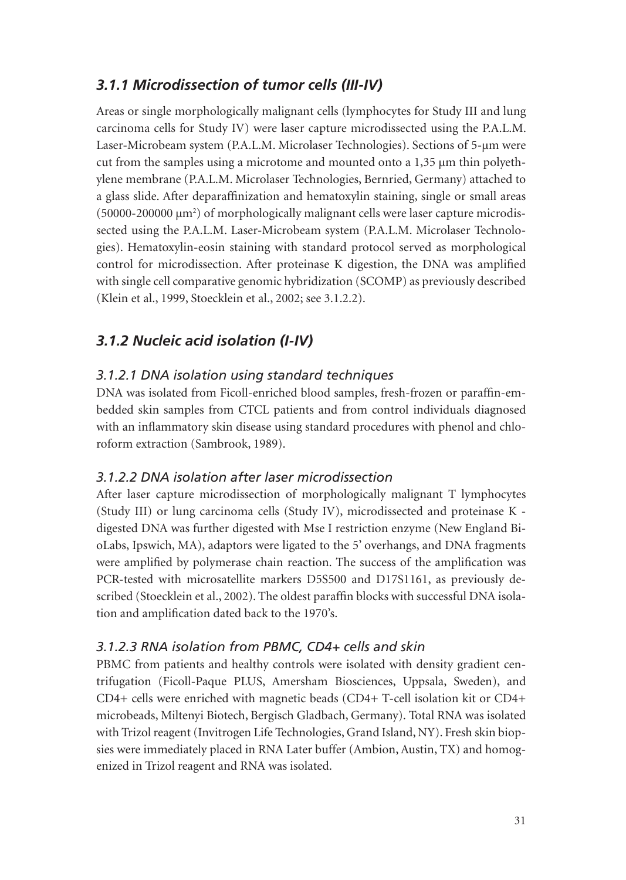## *3.1.1 Microdissection of tumor cells (III-IV)*

Areas or single morphologically malignant cells (lymphocytes for Study III and lung carcinoma cells for Study IV) were laser capture microdissected using the P.A.L.M. Laser-Microbeam system (P.A.L.M. Microlaser Technologies). Sections of 5-µm were cut from the samples using a microtome and mounted onto a 1,35 µm thin polyethylene membrane (P.A.L.M. Microlaser Technologies, Bernried, Germany) attached to a glass slide. After deparaffinization and hematoxylin staining, single or small areas (50000-200000 µm$^2$) of morphologically malignant cells were laser capture microdissected using the P.A.L.M. Laser-Microbeam system (P.A.L.M. Microlaser Technologies). Hematoxylin-eosin staining with standard protocol served as morphological control for microdissection. After proteinase K digestion, the DNA was amplified with single cell comparative genomic hybridization (SCOMP) as previously described (Klein et al., 1999, Stoecklein et al., 2002; see 3.1.2.2).

## *3.1.2 Nucleic acid isolation (I-IV)*

### *3.1.2.1 DNA isolation using standard techniques*

DNA was isolated from Ficoll-enriched blood samples, fresh-frozen or paraffin-embedded skin samples from CTCL patients and from control individuals diagnosed with an inflammatory skin disease using standard procedures with phenol and chloroform extraction (Sambrook, 1989).

### *3.1.2.2 DNA isolation after laser microdissection*

After laser capture microdissection of morphologically malignant T lymphocytes (Study III) or lung carcinoma cells (Study IV), microdissected and proteinase K - digested DNA was further digested with Mse I restriction enzyme (New England BioLabs, Ipswich, MA), adaptors were ligated to the 5' overhangs, and DNA fragments were amplified by polymerase chain reaction. The success of the amplification was PCR-tested with microsatellite markers D5S500 and D17S1161, as previously described (Stoecklein et al., 2002). The oldest paraffin blocks with successful DNA isolation and amplification dated back to the 1970's.

### *3.1.2.3 RNA isolation from PBMC, CD4+ cells and skin*

PBMC from patients and healthy controls were isolated with density gradient centrifugation (Ficoll-Paque PLUS, Amersham Biosciences, Uppsala, Sweden), and CD4+ cells were enriched with magnetic beads (CD4+ T-cell isolation kit or CD4+ microbeads, Miltenyi Biotech, Bergisch Gladbach, Germany). Total RNA was isolated with Trizol reagent (Invitrogen Life Technologies, Grand Island, NY). Fresh skin biopsies were immediately placed in RNA Later buffer (Ambion, Austin, TX) and homogenized in Trizol reagent and RNA was isolated.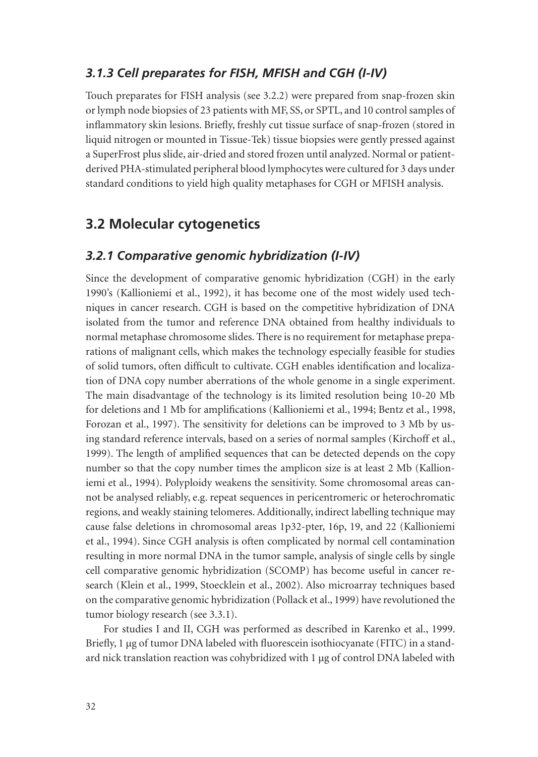### *3.1.3 Cell preparates for FISH, MFISH and CGH (I-IV)*

Touch preparates for FISH analysis (see 3.2.2) were prepared from snap-frozen skin or lymph node biopsies of 23 patients with MF, SS, or SPTL, and 10 control samples of inflammatory skin lesions. Briefly, freshly cut tissue surface of snap-frozen (stored in liquid nitrogen or mounted in Tissue-Tek) tissue biopsies were gently pressed against a SuperFrost plus slide, air-dried and stored frozen until analyzed. Normal or patient-derived PHA-stimulated peripheral blood lymphocytes were cultured for 3 days under standard conditions to yield high quality metaphases for CGH or MFISH analysis.

## 3.2 Molecular cytogenetics

### *3.2.1 Comparative genomic hybridization (I-IV)*

Since the development of comparative genomic hybridization (CGH) in the early 1990's (Kallioniemi et al., 1992), it has become one of the most widely used techniques in cancer research. CGH is based on the competitive hybridization of DNA isolated from the tumor and reference DNA obtained from healthy individuals to normal metaphase chromosome slides. There is no requirement for metaphase preparations of malignant cells, which makes the technology especially feasible for studies of solid tumors, often difficult to cultivate. CGH enables identification and localization of DNA copy number aberrations of the whole genome in a single experiment. The main disadvantage of the technology is its limited resolution being 10-20 Mb for deletions and 1 Mb for amplifications (Kallioniemi et al., 1994; Bentz et al., 1998, Forozan et al., 1997). The sensitivity for deletions can be improved to 3 Mb by using standard reference intervals, based on a series of normal samples (Kirchoff et al., 1999). The length of amplified sequences that can be detected depends on the copy number so that the copy number times the amplicon size is at least 2 Mb (Kallioniemi et al., 1994). Polyploidy weakens the sensitivity. Some chromosomal areas cannot be analysed reliably, e.g. repeat sequences in pericentromeric or heterochromatic regions, and weakly staining telomeres. Additionally, indirect labelling technique may cause false deletions in chromosomal areas 1p32-pter, 16p, 19, and 22 (Kallioniemi et al., 1994). Since CGH analysis is often complicated by normal cell contamination resulting in more normal DNA in the tumor sample, analysis of single cells by single cell comparative genomic hybridization (SCOMP) has become useful in cancer research (Klein et al., 1999, Stoecklein et al., 2002). Also microarray techniques based on the comparative genomic hybridization (Pollack et al., 1999) have revolutioned the tumor biology research (see 3.3.1).

For studies I and II, CGH was performed as described in Karenko et al., 1999. Briefly, 1 μg of tumor DNA labeled with fluorescein isothiocyanate (FITC) in a standard nick translation reaction was cohybridized with 1 μg of control DNA labeled with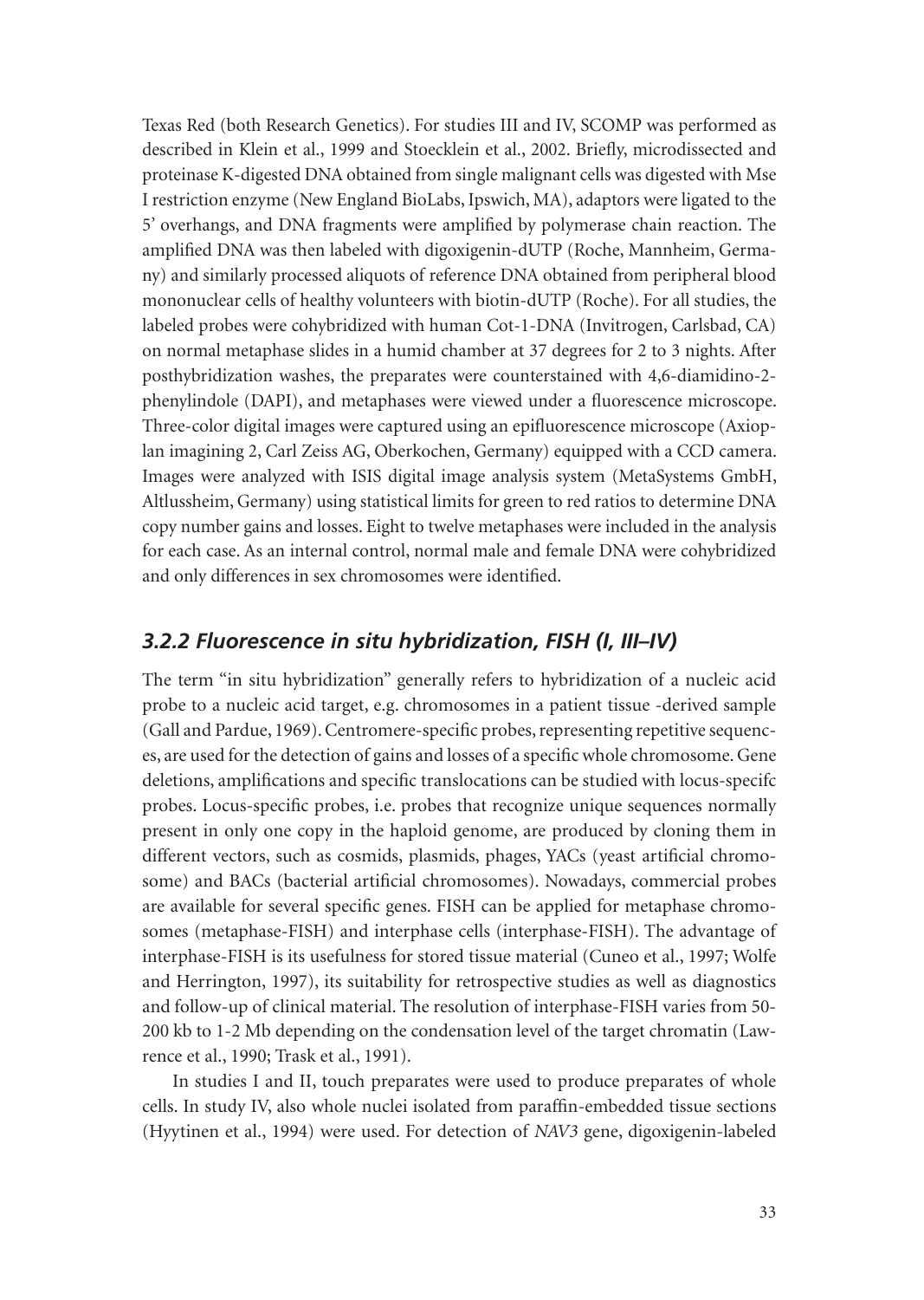Texas Red (both Research Genetics). For studies III and IV, SCOMP was performed as described in Klein et al., 1999 and Stoecklein et al., 2002. Briefly, microdissected and proteinase K-digested DNA obtained from single malignant cells was digested with Mse I restriction enzyme (New England BioLabs, Ipswich, MA), adaptors were ligated to the 5' overhangs, and DNA fragments were amplified by polymerase chain reaction. The amplified DNA was then labeled with digoxigenin-dUTP (Roche, Mannheim, Germany) and similarly processed aliquots of reference DNA obtained from peripheral blood mononuclear cells of healthy volunteers with biotin-dUTP (Roche). For all studies, the labeled probes were cohybridized with human Cot-1-DNA (Invitrogen, Carlsbad, CA) on normal metaphase slides in a humid chamber at 37 degrees for 2 to 3 nights. After posthybridization washes, the preparates were counterstained with 4,6-diamidino-2-phenylindole (DAPI), and metaphases were viewed under a fluorescence microscope. Three-color digital images were captured using an epifluorescence microscope (Axioplan imagining 2, Carl Zeiss AG, Oberkochen, Germany) equipped with a CCD camera. Images were analyzed with ISIS digital image analysis system (MetaSystems GmbH, Altlussheim, Germany) using statistical limits for green to red ratios to determine DNA copy number gains and losses. Eight to twelve metaphases were included in the analysis for each case. As an internal control, normal male and female DNA were cohybridized and only differences in sex chromosomes were identified.

### *3.2.2 Fluorescence in situ hybridization, FISH (I, III–IV)*

The term "in situ hybridization" generally refers to hybridization of a nucleic acid probe to a nucleic acid target, e.g. chromosomes in a patient tissue -derived sample (Gall and Pardue, 1969). Centromere-specific probes, representing repetitive sequences, are used for the detection of gains and losses of a specific whole chromosome. Gene deletions, amplifications and specific translocations can be studied with locus-specifc probes. Locus-specific probes, i.e. probes that recognize unique sequences normally present in only one copy in the haploid genome, are produced by cloning them in different vectors, such as cosmids, plasmids, phages, YACs (yeast artificial chromosome) and BACs (bacterial artificial chromosomes). Nowadays, commercial probes are available for several specific genes. FISH can be applied for metaphase chromosomes (metaphase-FISH) and interphase cells (interphase-FISH). The advantage of interphase-FISH is its usefulness for stored tissue material (Cuneo et al., 1997; Wolfe and Herrington, 1997), its suitability for retrospective studies as well as diagnostics and follow-up of clinical material. The resolution of interphase-FISH varies from 50-200 kb to 1-2 Mb depending on the condensation level of the target chromatin (Lawrence et al., 1990; Trask et al., 1991).

In studies I and II, touch preparates were used to produce preparates of whole cells. In study IV, also whole nuclei isolated from paraffin-embedded tissue sections (Hyytinen et al., 1994) were used. For detection of *NAV3* gene, digoxigenin-labeled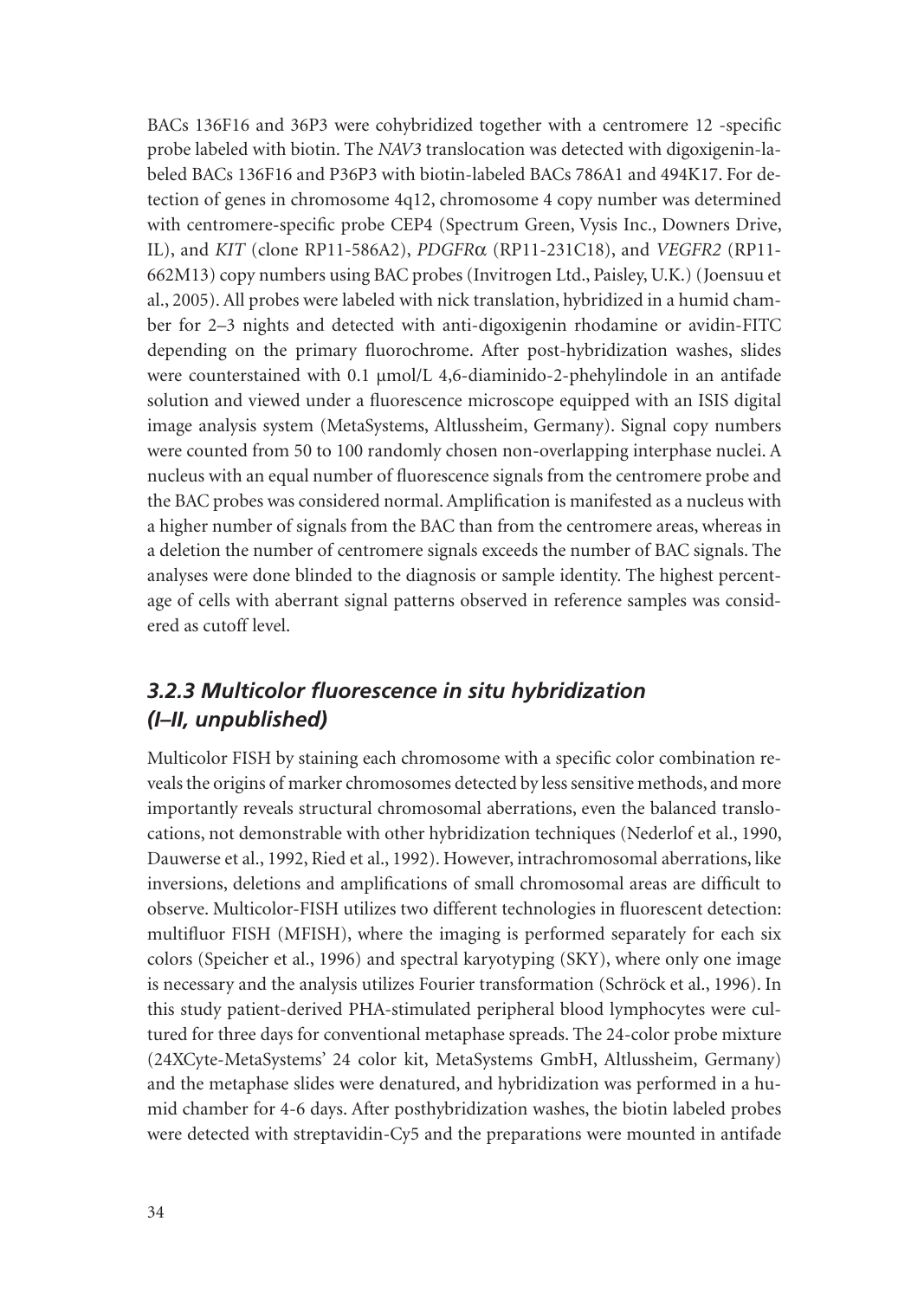BACs 136F16 and 36P3 were cohybridized together with a centromere 12 -specific probe labeled with biotin. The *NAV3* translocation was detected with digoxigenin-labeled BACs 136F16 and P36P3 with biotin-labeled BACs 786A1 and 494K17. For detection of genes in chromosome 4q12, chromosome 4 copy number was determined with centromere-specific probe CEP4 (Spectrum Green, Vysis Inc., Downers Drive, IL), and *KIT* (clone RP11-586A2), *PDGFRα* (RP11-231C18), and *VEGFR2* (RP11-662M13) copy numbers using BAC probes (Invitrogen Ltd., Paisley, U.K.) (Joensuu et al., 2005). All probes were labeled with nick translation, hybridized in a humid chamber for 2–3 nights and detected with anti-digoxigenin rhodamine or avidin-FITC depending on the primary fluorochrome. After post-hybridization washes, slides were counterstained with 0.1 μmol/L 4,6-diaminido-2-phehylindole in an antifade solution and viewed under a fluorescence microscope equipped with an ISIS digital image analysis system (MetaSystems, Altlussheim, Germany). Signal copy numbers were counted from 50 to 100 randomly chosen non-overlapping interphase nuclei. A nucleus with an equal number of fluorescence signals from the centromere probe and the BAC probes was considered normal. Amplification is manifested as a nucleus with a higher number of signals from the BAC than from the centromere areas, whereas in a deletion the number of centromere signals exceeds the number of BAC signals. The analyses were done blinded to the diagnosis or sample identity. The highest percentage of cells with aberrant signal patterns observed in reference samples was considered as cutoff level.

### *3.2.3 Multicolor fluorescence in situ hybridization (I–II, unpublished)*

Multicolor FISH by staining each chromosome with a specific color combination reveals the origins of marker chromosomes detected by less sensitive methods, and more importantly reveals structural chromosomal aberrations, even the balanced translocations, not demonstrable with other hybridization techniques (Nederlof et al., 1990, Dauwerse et al., 1992, Ried et al., 1992). However, intrachromosomal aberrations, like inversions, deletions and amplifications of small chromosomal areas are difficult to observe. Multicolor-FISH utilizes two different technologies in fluorescent detection: multifluor FISH (MFISH), where the imaging is performed separately for each six colors (Speicher et al., 1996) and spectral karyotyping (SKY), where only one image is necessary and the analysis utilizes Fourier transformation (Schröck et al., 1996). In this study patient-derived PHA-stimulated peripheral blood lymphocytes were cultured for three days for conventional metaphase spreads. The 24-color probe mixture (24XCyte-MetaSystems' 24 color kit, MetaSystems GmbH, Altlussheim, Germany) and the metaphase slides were denatured, and hybridization was performed in a humid chamber for 4-6 days. After posthybridization washes, the biotin labeled probes were detected with streptavidin-Cy5 and the preparations were mounted in antifade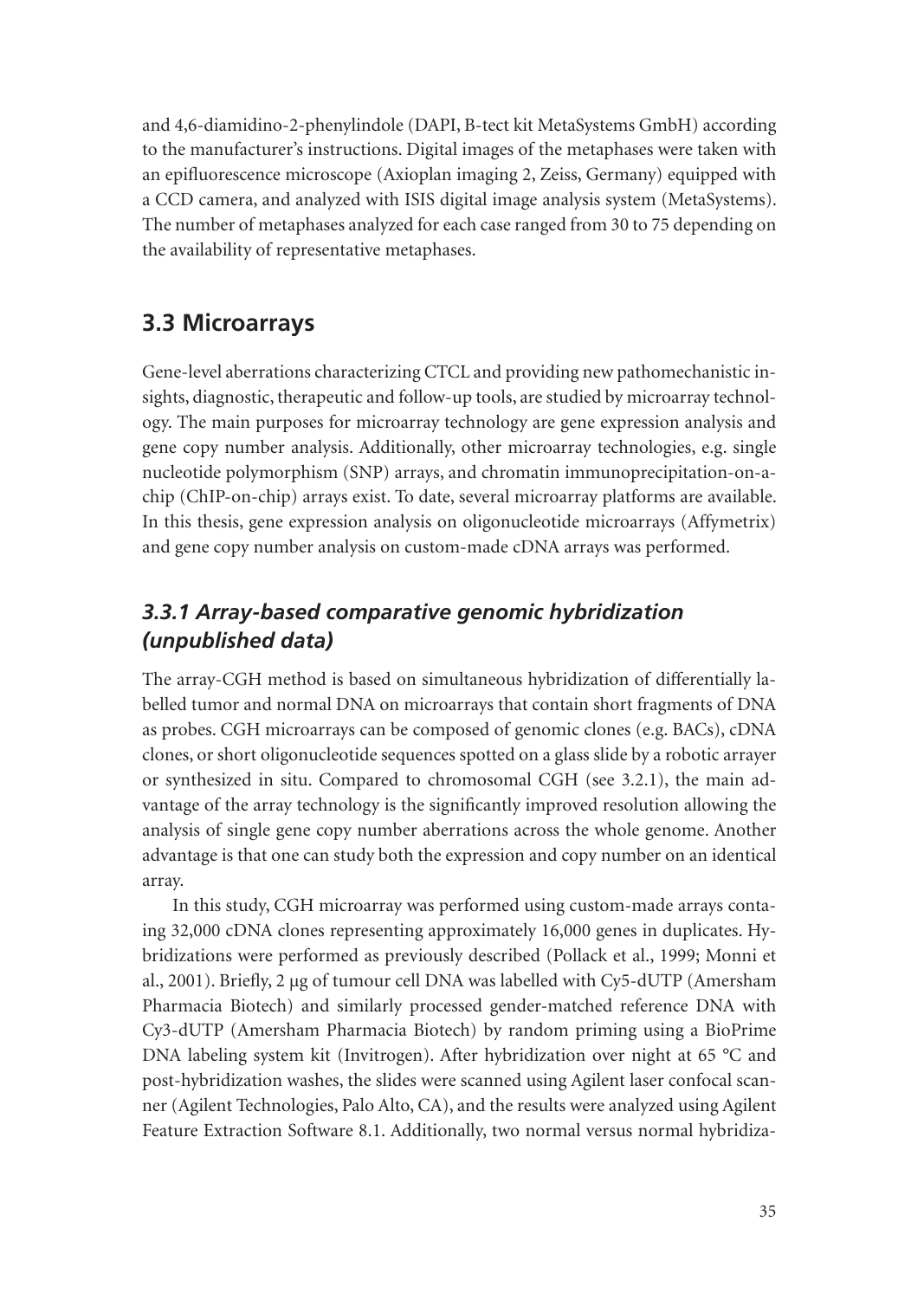and 4,6-diamidino-2-phenylindole (DAPI, B-tect kit MetaSystems GmbH) according to the manufacturer's instructions. Digital images of the metaphases were taken with an epifluorescence microscope (Axioplan imaging 2, Zeiss, Germany) equipped with a CCD camera, and analyzed with ISIS digital image analysis system (MetaSystems). The number of metaphases analyzed for each case ranged from 30 to 75 depending on the availability of representative metaphases.

## 3.3 Microarrays

Gene-level aberrations characterizing CTCL and providing new pathomechanistic insights, diagnostic, therapeutic and follow-up tools, are studied by microarray technology. The main purposes for microarray technology are gene expression analysis and gene copy number analysis. Additionally, other microarray technologies, e.g. single nucleotide polymorphism (SNP) arrays, and chromatin immunoprecipitation-on-a-chip (ChIP-on-chip) arrays exist. To date, several microarray platforms are available. In this thesis, gene expression analysis on oligonucleotide microarrays (Affymetrix) and gene copy number analysis on custom-made cDNA arrays was performed.

### *3.3.1 Array-based comparative genomic hybridization (unpublished data)*

The array-CGH method is based on simultaneous hybridization of differentially labelled tumor and normal DNA on microarrays that contain short fragments of DNA as probes. CGH microarrays can be composed of genomic clones (e.g. BACs), cDNA clones, or short oligonucleotide sequences spotted on a glass slide by a robotic arrayer or synthesized in situ. Compared to chromosomal CGH (see 3.2.1), the main advantage of the array technology is the significantly improved resolution allowing the analysis of single gene copy number aberrations across the whole genome. Another advantage is that one can study both the expression and copy number on an identical array.

In this study, CGH microarray was performed using custom-made arrays containg 32,000 cDNA clones representing approximately 16,000 genes in duplicates. Hybridizations were performed as previously described (Pollack et al., 1999; Monni et al., 2001). Briefly, 2 µg of tumour cell DNA was labelled with Cy5-dUTP (Amersham Pharmacia Biotech) and similarly processed gender-matched reference DNA with Cy3-dUTP (Amersham Pharmacia Biotech) by random priming using a BioPrime DNA labeling system kit (Invitrogen). After hybridization over night at 65 °C and post-hybridization washes, the slides were scanned using Agilent laser confocal scanner (Agilent Technologies, Palo Alto, CA), and the results were analyzed using Agilent Feature Extraction Software 8.1. Additionally, two normal versus normal hybridiza-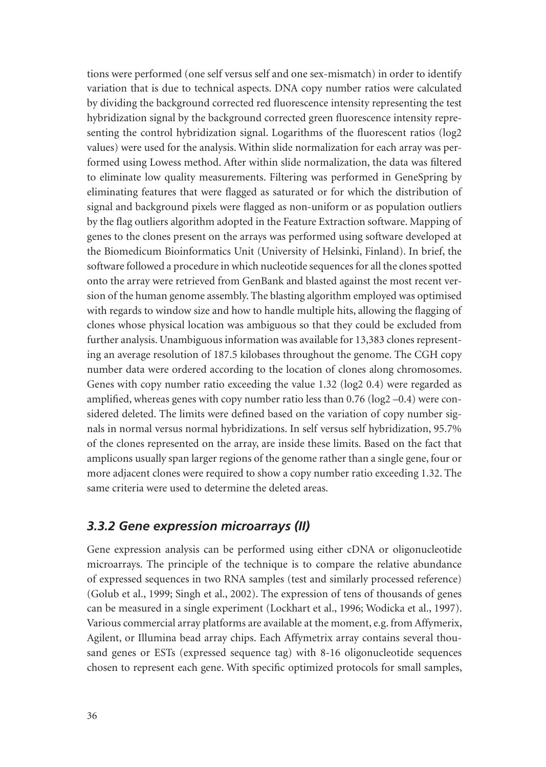tions were performed (one self versus self and one sex-mismatch) in order to identify variation that is due to technical aspects. DNA copy number ratios were calculated by dividing the background corrected red fluorescence intensity representing the test hybridization signal by the background corrected green fluorescence intensity representing the control hybridization signal. Logarithms of the fluorescent ratios (log2 values) were used for the analysis. Within slide normalization for each array was performed using Lowess method. After within slide normalization, the data was filtered to eliminate low quality measurements. Filtering was performed in GeneSpring by eliminating features that were flagged as saturated or for which the distribution of signal and background pixels were flagged as non-uniform or as population outliers by the flag outliers algorithm adopted in the Feature Extraction software. Mapping of genes to the clones present on the arrays was performed using software developed at the Biomedicum Bioinformatics Unit (University of Helsinki, Finland). In brief, the software followed a procedure in which nucleotide sequences for all the clones spotted onto the array were retrieved from GenBank and blasted against the most recent version of the human genome assembly. The blasting algorithm employed was optimised with regards to window size and how to handle multiple hits, allowing the flagging of clones whose physical location was ambiguous so that they could be excluded from further analysis. Unambiguous information was available for 13,383 clones representing an average resolution of 187.5 kilobases throughout the genome. The CGH copy number data were ordered according to the location of clones along chromosomes. Genes with copy number ratio exceeding the value 1.32 (log2 0.4) were regarded as amplified, whereas genes with copy number ratio less than 0.76 (log2 –0.4) were considered deleted. The limits were defined based on the variation of copy number signals in normal versus normal hybridizations. In self versus self hybridization, 95.7% of the clones represented on the array, are inside these limits. Based on the fact that amplicons usually span larger regions of the genome rather than a single gene, four or more adjacent clones were required to show a copy number ratio exceeding 1.32. The same criteria were used to determine the deleted areas.

### *3.3.2 Gene expression microarrays (II)*

Gene expression analysis can be performed using either cDNA or oligonucleotide microarrays. The principle of the technique is to compare the relative abundance of expressed sequences in two RNA samples (test and similarly processed reference) (Golub et al., 1999; Singh et al., 2002). The expression of tens of thousands of genes can be measured in a single experiment (Lockhart et al., 1996; Wodicka et al., 1997). Various commercial array platforms are available at the moment, e.g. from Affymerix, Agilent, or Illumina bead array chips. Each Affymetrix array contains several thousand genes or ESTs (expressed sequence tag) with 8-16 oligonucleotide sequences chosen to represent each gene. With specific optimized protocols for small samples,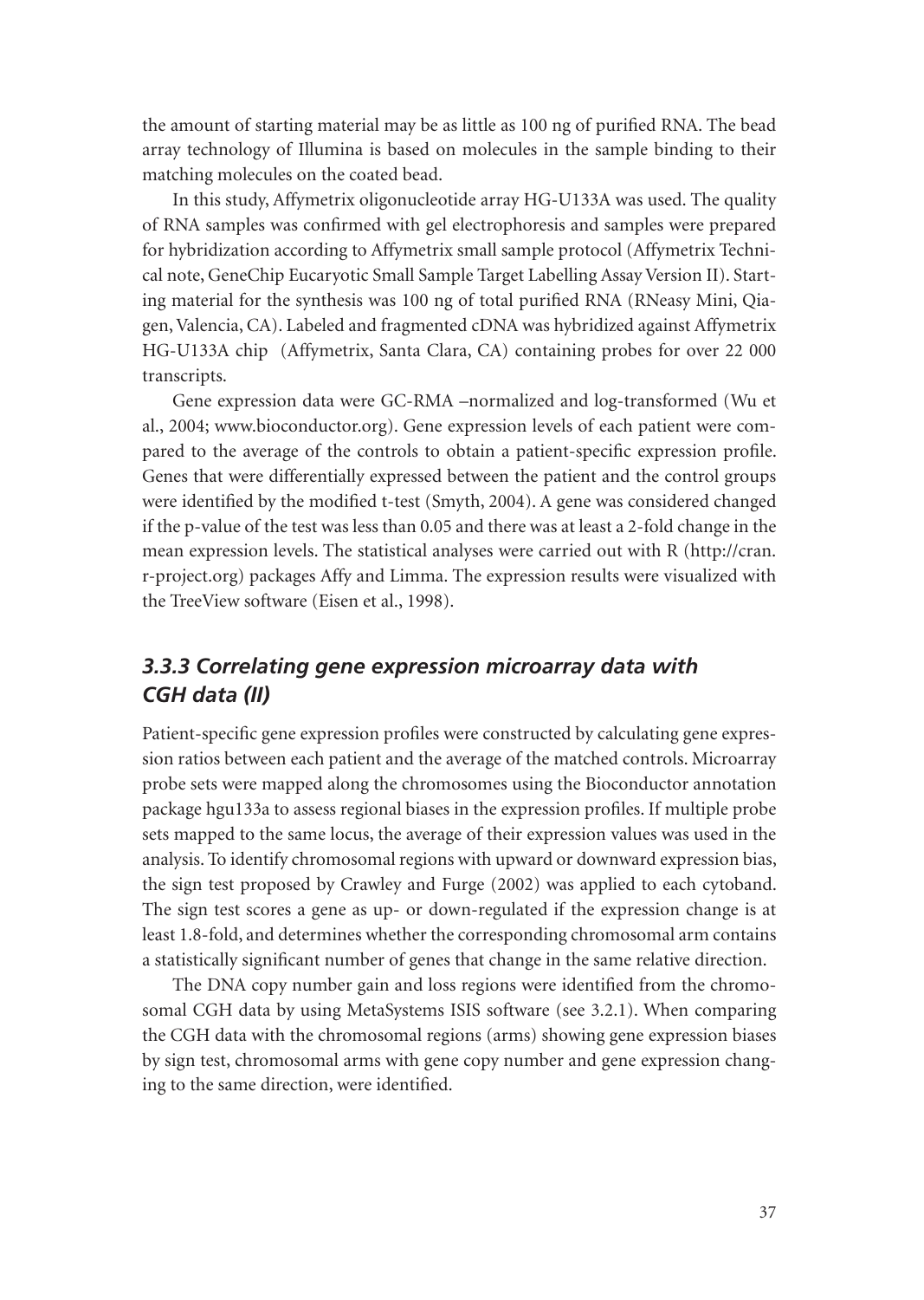the amount of starting material may be as little as 100 ng of purified RNA. The bead array technology of Illumina is based on molecules in the sample binding to their matching molecules on the coated bead.

In this study, Affymetrix oligonucleotide array HG-U133A was used. The quality of RNA samples was confirmed with gel electrophoresis and samples were prepared for hybridization according to Affymetrix small sample protocol (Affymetrix Technical note, GeneChip Eucaryotic Small Sample Target Labelling Assay Version II). Starting material for the synthesis was 100 ng of total purified RNA (RNeasy Mini, Qiagen, Valencia, CA). Labeled and fragmented cDNA was hybridized against Affymetrix HG-U133A chip (Affymetrix, Santa Clara, CA) containing probes for over 22 000 transcripts.

Gene expression data were GC-RMA –normalized and log-transformed (Wu et al., 2004; www.bioconductor.org). Gene expression levels of each patient were compared to the average of the controls to obtain a patient-specific expression profile. Genes that were differentially expressed between the patient and the control groups were identified by the modified t-test (Smyth, 2004). A gene was considered changed if the p-value of the test was less than 0.05 and there was at least a 2-fold change in the mean expression levels. The statistical analyses were carried out with R (http://cran.r-project.org) packages Affy and Limma. The expression results were visualized with the TreeView software (Eisen et al., 1998).

### *3.3.3 Correlating gene expression microarray data with CGH data (II)*

Patient-specific gene expression profiles were constructed by calculating gene expression ratios between each patient and the average of the matched controls. Microarray probe sets were mapped along the chromosomes using the Bioconductor annotation package hgu133a to assess regional biases in the expression profiles. If multiple probe sets mapped to the same locus, the average of their expression values was used in the analysis. To identify chromosomal regions with upward or downward expression bias, the sign test proposed by Crawley and Furge (2002) was applied to each cytoband. The sign test scores a gene as up- or down-regulated if the expression change is at least 1.8-fold, and determines whether the corresponding chromosomal arm contains a statistically significant number of genes that change in the same relative direction.

The DNA copy number gain and loss regions were identified from the chromosomal CGH data by using MetaSystems ISIS software (see 3.2.1). When comparing the CGH data with the chromosomal regions (arms) showing gene expression biases by sign test, chromosomal arms with gene copy number and gene expression changing to the same direction, were identified.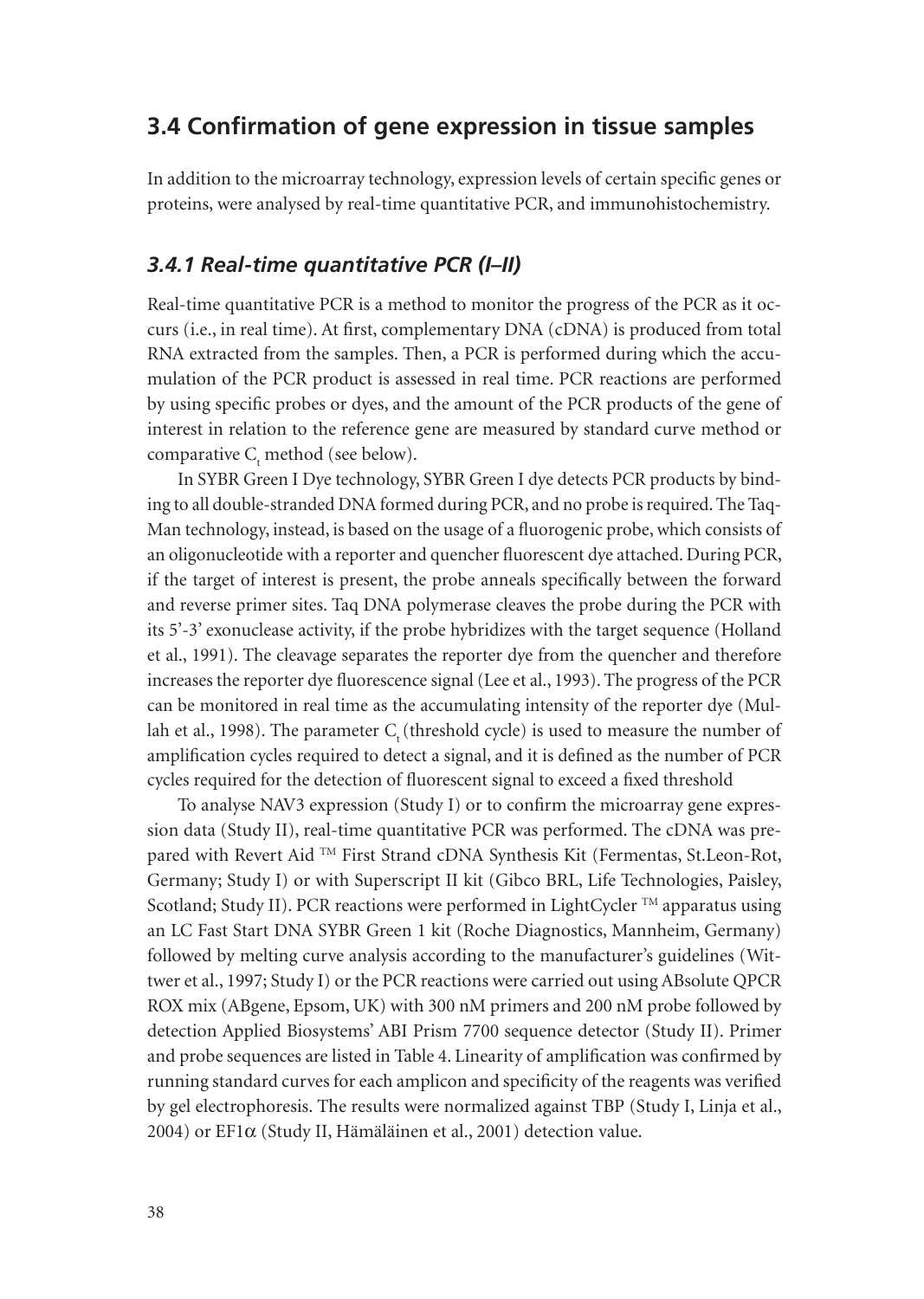## 3.4 Confirmation of gene expression in tissue samples

In addition to the microarray technology, expression levels of certain specific genes or proteins, were analysed by real-time quantitative PCR, and immunohistochemistry.

### *3.4.1 Real-time quantitative PCR (I–II)*

Real-time quantitative PCR is a method to monitor the progress of the PCR as it occurs (i.e., in real time). At first, complementary DNA (cDNA) is produced from total RNA extracted from the samples. Then, a PCR is performed during which the accumulation of the PCR product is assessed in real time. PCR reactions are performed by using specific probes or dyes, and the amount of the PCR products of the gene of interest in relation to the reference gene are measured by standard curve method or comparative $C_t$ method (see below).

In SYBR Green I Dye technology, SYBR Green I dye detects PCR products by binding to all double-stranded DNA formed during PCR, and no probe is required. The TaqMan technology, instead, is based on the usage of a fluorogenic probe, which consists of an oligonucleotide with a reporter and quencher fluorescent dye attached. During PCR, if the target of interest is present, the probe anneals specifically between the forward and reverse primer sites. Taq DNA polymerase cleaves the probe during the PCR with its 5'-3' exonuclease activity, if the probe hybridizes with the target sequence (Holland et al., 1991). The cleavage separates the reporter dye from the quencher and therefore increases the reporter dye fluorescence signal (Lee et al., 1993). The progress of the PCR can be monitored in real time as the accumulating intensity of the reporter dye (Mullah et al., 1998). The parameter $C_t$ (threshold cycle) is used to measure the number of amplification cycles required to detect a signal, and it is defined as the number of PCR cycles required for the detection of fluorescent signal to exceed a fixed threshold

To analyse NAV3 expression (Study I) or to confirm the microarray gene expression data (Study II), real-time quantitative PCR was performed. The cDNA was prepared with Revert Aid ™ First Strand cDNA Synthesis Kit (Fermentas, St.Leon-Rot, Germany; Study I) or with Superscript II kit (Gibco BRL, Life Technologies, Paisley, Scotland; Study II). PCR reactions were performed in LightCycler ™ apparatus using an LC Fast Start DNA SYBR Green 1 kit (Roche Diagnostics, Mannheim, Germany) followed by melting curve analysis according to the manufacturer's guidelines (Wittwer et al., 1997; Study I) or the PCR reactions were carried out using ABsolute QPCR ROX mix (ABgene, Epsom, UK) with 300 nM primers and 200 nM probe followed by detection Applied Biosystems' ABI Prism 7700 sequence detector (Study II). Primer and probe sequences are listed in Table 4. Linearity of amplification was confirmed by running standard curves for each amplicon and specificity of the reagents was verified by gel electrophoresis. The results were normalized against TBP (Study I, Linja et al., 2004) or EF1$\alpha$ (Study II, Hämäläinen et al., 2001) detection value.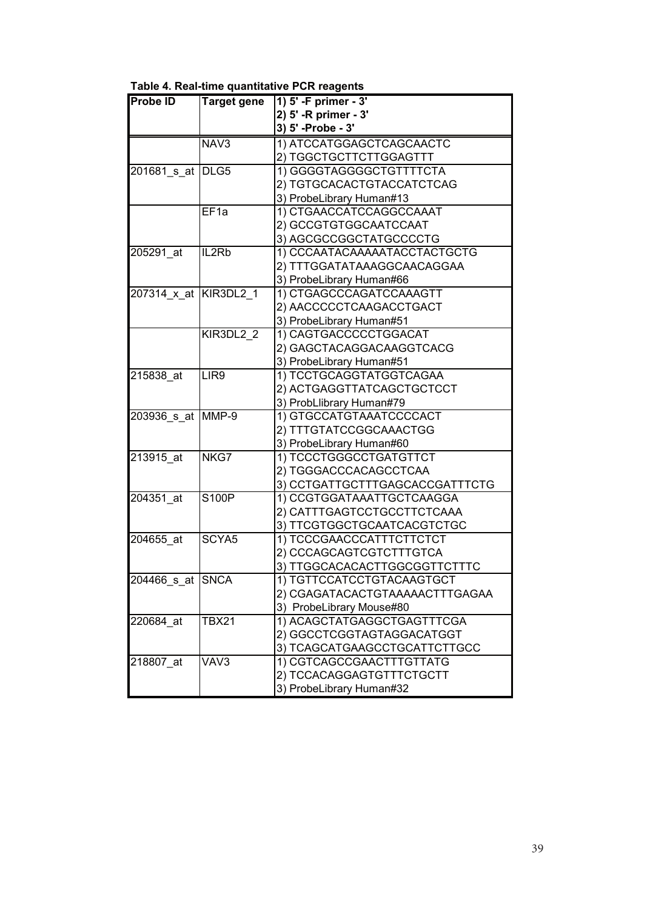**Table 4. Real-time quantitative PCR reagents**

| Probe ID | Target gene | 1) 5' -F primer - 3'<br>2) 5' -R primer - 3'<br>3) 5' -Probe - 3' |
|---|---|---|
| | NAV3 | 1) ATCCATGGAGCTCAGCAACTC<br>2) TGGCTGCTTCTTGGAGTTT |
| 201681_s_at | DLG5 | 1) GGGGTAGGGGCTGTTTTCTA<br>2) TGTGCACACTGTACCATCTCAG<br>3) ProbeLibrary Human#13 |
| | EF1a | 1) CTGAACCATCCAGGCCAAAT<br>2) GCCGTGTGGCAATCCAAT<br>3) AGCGCCGGCTATGCCCCTG |
| 205291_at | IL2Rb | 1) CCCAATACAAAAATACCTACTGCTG<br>2) TTTGGATATAAAGGCAACAGGAA<br>3) ProbeLibrary Human#66 |
| 207314_x_at | KIR3DL2_1 | 1) CTGAGCCCAGATCCAAAGTT<br>2) AACCCCCTCAAGACCTGACT<br>3) ProbeLibrary Human#51 |
| | KIR3DL2_2 | 1) CAGTGACCCCCTGGACAT<br>2) GAGCTACAGGACAAGGTCACG<br>3) ProbeLibrary Human#51 |
| 215838_at | LIR9 | 1) TCCTGCAGGTATGGTCAGAA<br>2) ACTGAGGTTATCAGCTGCTCCT<br>3) ProbLlibrary Human#79 |
| 203936_s_at | MMP-9 | 1) GTGCCATGTAAATCCCCACT<br>2) TTTGTATCCGGCAAACTGG<br>3) ProbeLibrary Human#60 |
| 213915_at | NKG7 | 1) TCCCTGGGCCTGATGTTCT<br>2) TGGGACCCACAGCCTCAA<br>3) CCTGATTGCTTTGAGCACCGATTTCTG |
| 204351_at | S100P | 1) CCGTGGATAAATTGCTCAAGGA<br>2) CATTTGAGTCCTGCCTTCTCAAA<br>3) TTCGTGGCTGCAATCACGTCTGC |
| 204655_at | SCYA5 | 1) TCCCGAACCCATTTCTTCTCT<br>2) CCCAGCAGTCGTCTTTGTCA<br>3) TTGGCACACACTTGGCGGTTCTTTC |
| 204466_s_at | SNCA | 1) TGTTCCATCCTGTACAAGTGCT<br>2) CGAGATACACTGTAAAAACTTTGAGAA<br>3) ProbeLibrary Mouse#80 |
| 220684_at | TBX21 | 1) ACAGCTATGAGGCTGAGTTTCGA<br>2) GGCCTCGGTAGTAGGACATGGT<br>3) TCAGCATGAAGCCTGCATTCTTGCC |
| 218807_at | VAV3 | 1) CGTCAGCCGAACTTTGTTATG<br>2) TCCACAGGAGTGTTTCTGCTT<br>3) ProbeLibrary Human#32 |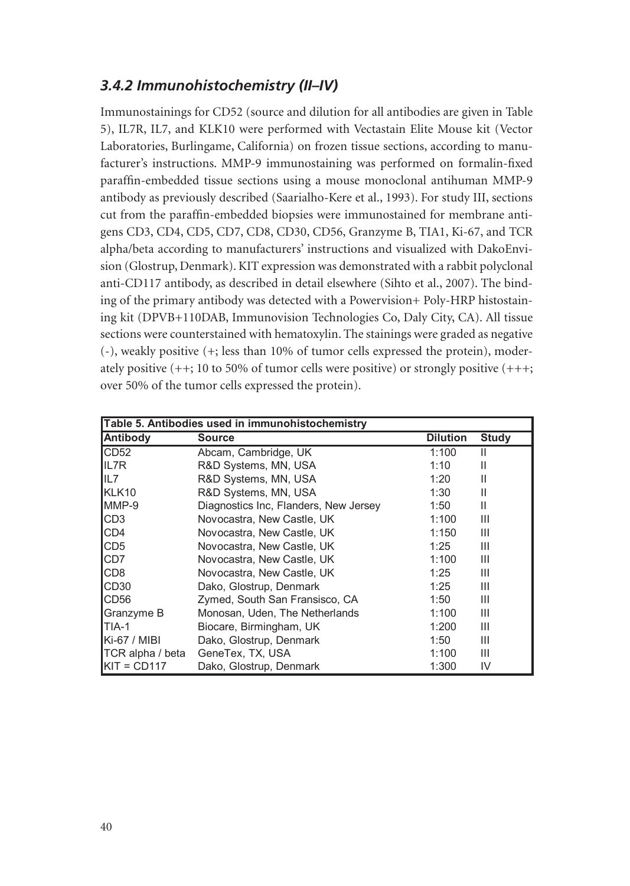### *3.4.2 Immunohistochemistry (II–IV)*

Immunostainings for CD52 (source and dilution for all antibodies are given in Table 5), IL7R, IL7, and KLK10 were performed with Vectastain Elite Mouse kit (Vector Laboratories, Burlingame, California) on frozen tissue sections, according to manufacturer's instructions. MMP-9 immunostaining was performed on formalin-fixed paraffin-embedded tissue sections using a mouse monoclonal antihuman MMP-9 antibody as previously described (Saarialho-Kere et al., 1993). For study III, sections cut from the paraffin-embedded biopsies were immunostained for membrane antigens CD3, CD4, CD5, CD7, CD8, CD30, CD56, Granzyme B, TIA1, Ki-67, and TCR alpha/beta according to manufacturers' instructions and visualized with DakoEnvision (Glostrup, Denmark). KIT expression was demonstrated with a rabbit polyclonal anti-CD117 antibody, as described in detail elsewhere (Sihto et al., 2007). The binding of the primary antibody was detected with a Powervision+ Poly-HRP histostaining kit (DPVB+110DAB, Immunovision Technologies Co, Daly City, CA). All tissue sections were counterstained with hematoxylin. The stainings were graded as negative (-), weakly positive (+; less than 10% of tumor cells expressed the protein), moderately positive (++; 10 to 50% of tumor cells were positive) or strongly positive (+++; over 50% of the tumor cells expressed the protein).

**Table 5. Antibodies used in immunohistochemistry**

| Antibody | Source | Dilution | Study |
|---|---|---|---|
| CD52 | Abcam, Cambridge, UK | 1:100 | II |
| IL7R | R&D Systems, MN, USA | 1:10 | II |
| IL7 | R&D Systems, MN, USA | 1:20 | II |
| KLK10 | R&D Systems, MN, USA | 1:30 | II |
| MMP-9 | Diagnostics Inc, Flanders, New Jersey | 1:50 | II |
| CD3 | Novocastra, New Castle, UK | 1:100 | III |
| CD4 | Novocastra, New Castle, UK | 1:150 | III |
| CD5 | Novocastra, New Castle, UK | 1:25 | III |
| CD7 | Novocastra, New Castle, UK | 1:100 | III |
| CD8 | Novocastra, New Castle, UK | 1:25 | III |
| CD30 | Dako, Glostrup, Denmark | 1:25 | III |
| CD56 | Zymed, South San Fransisco, CA | 1:50 | III |
| Granzyme B | Monosan, Uden, The Netherlands | 1:100 | III |
| TIA-1 | Biocare, Birmingham, UK | 1:200 | III |
| Ki-67 / MIBI | Dako, Glostrup, Denmark | 1:50 | III |
| TCR alpha / beta | GeneTex, TX, USA | 1:100 | III |
| KIT = CD117 | Dako, Glostrup, Denmark | 1:300 | IV |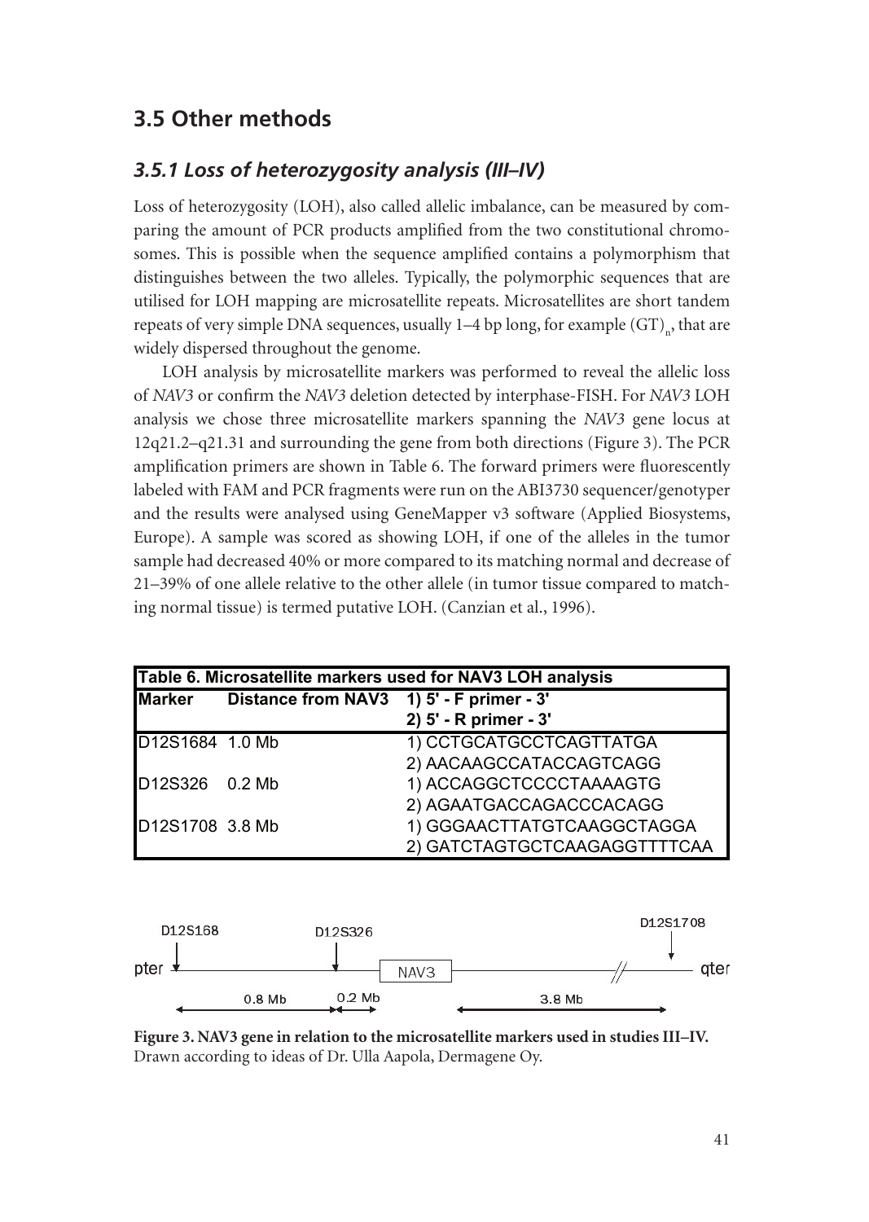## 3.5 Other methods

### *3.5.1 Loss of heterozygosity analysis (III–IV)*

Loss of heterozygosity (LOH), also called allelic imbalance, can be measured by comparing the amount of PCR products amplified from the two constitutional chromosomes. This is possible when the sequence amplified contains a polymorphism that distinguishes between the two alleles. Typically, the polymorphic sequences that are utilised for LOH mapping are microsatellite repeats. Microsatellites are short tandem repeats of very simple DNA sequences, usually 1–4 bp long, for example $(GT)_n$, that are widely dispersed throughout the genome.

LOH analysis by microsatellite markers was performed to reveal the allelic loss of *NAV3* or confirm the *NAV3* deletion detected by interphase-FISH. For *NAV3* LOH analysis we chose three microsatellite markers spanning the *NAV3* gene locus at 12q21.2–q21.31 and surrounding the gene from both directions (Figure 3). The PCR amplification primers are shown in Table 6. The forward primers were fluorescently labeled with FAM and PCR fragments were run on the ABI3730 sequencer/genotyper and the results were analysed using GeneMapper v3 software (Applied Biosystems, Europe). A sample was scored as showing LOH, if one of the alleles in the tumor sample had decreased 40% or more compared to its matching normal and decrease of 21–39% of one allele relative to the other allele (in tumor tissue compared to matching normal tissue) is termed putative LOH. (Canzian et al., 1996).

**Table 6. Microsatellite markers used for NAV3 LOH analysis**

| Marker | Distance from NAV3 | 1) 5' - F primer - 3'<br>2) 5' - R primer - 3' |
|---|---|---|
| D12S1684 | 1.0 Mb | 1) CCTGCATGCCTCAGTTATGA<br>2) AACAAGCCATACCAGTCAGG |
| D12S326 | 0.2 Mb | 1) ACCAGGCTCCCCTAAAAGTG<br>2) AGAATGACCAGACCCACAGG |
| D12S1708 | 3.8 Mb | 1) GGGAACTTATGTCAAGGCTAGGA<br>2) GATCTAGTGCTCAAGAGGTTTTCAA |

**Figure 3. NAV3 gene in relation to the microsatellite markers used in studies III–IV.** Drawn according to ideas of Dr. Ulla Aapola, Dermagene Oy.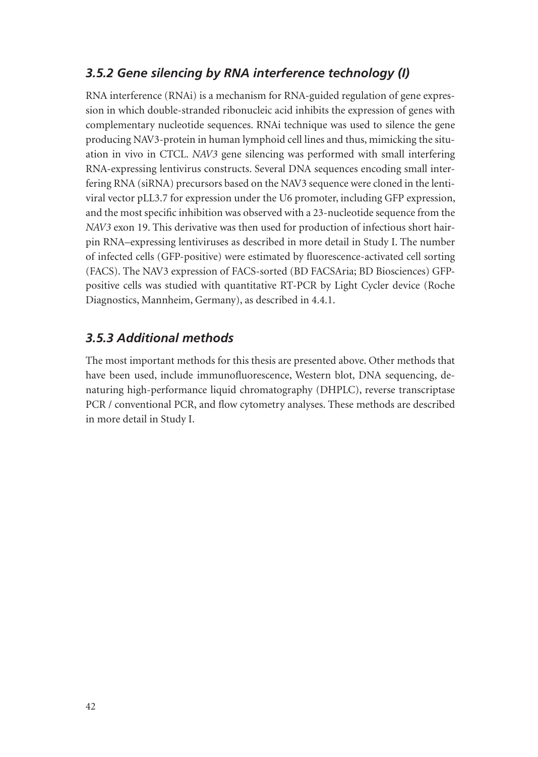### *3.5.2 Gene silencing by RNA interference technology (I)*

RNA interference (RNAi) is a mechanism for RNA-guided regulation of gene expression in which double-stranded ribonucleic acid inhibits the expression of genes with complementary nucleotide sequences. RNAi technique was used to silence the gene producing NAV3-protein in human lymphoid cell lines and thus, mimicking the situation in vivo in CTCL. *NAV3* gene silencing was performed with small interfering RNA-expressing lentivirus constructs. Several DNA sequences encoding small interfering RNA (siRNA) precursors based on the NAV3 sequence were cloned in the lentiviral vector pLL3.7 for expression under the U6 promoter, including GFP expression, and the most specific inhibition was observed with a 23-nucleotide sequence from the *NAV3* exon 19. This derivative was then used for production of infectious short hairpin RNA–expressing lentiviruses as described in more detail in Study I. The number of infected cells (GFP-positive) were estimated by fluorescence-activated cell sorting (FACS). The NAV3 expression of FACS-sorted (BD FACSAria; BD Biosciences) GFP-positive cells was studied with quantitative RT-PCR by Light Cycler device (Roche Diagnostics, Mannheim, Germany), as described in 4.4.1.

### *3.5.3 Additional methods*

The most important methods for this thesis are presented above. Other methods that have been used, include immunofluorescence, Western blot, DNA sequencing, denaturing high-performance liquid chromatography (DHPLC), reverse transcriptase PCR / conventional PCR, and flow cytometry analyses. These methods are described in more detail in Study I.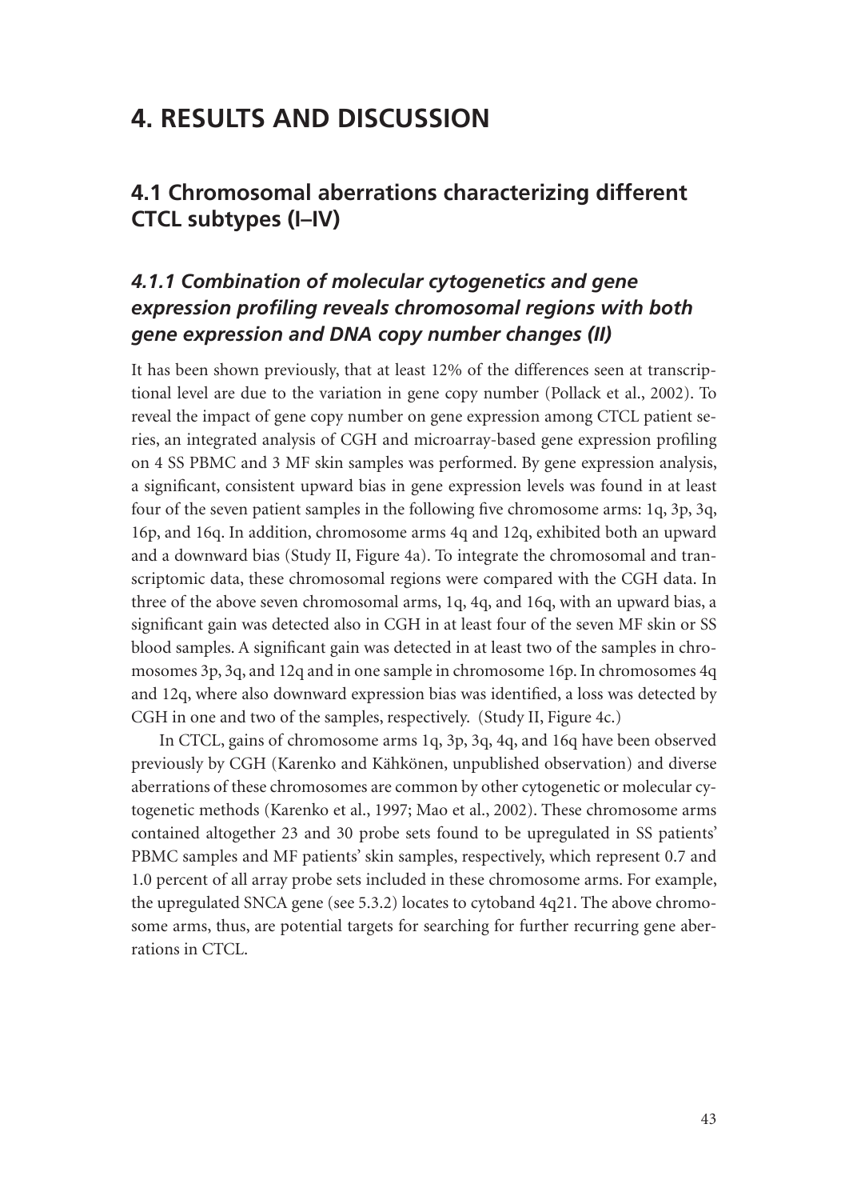# 4. RESULTS AND DISCUSSION

## 4.1 Chromosomal aberrations characterizing different CTCL subtypes (I–IV)

### *4.1.1 Combination of molecular cytogenetics and gene expression profiling reveals chromosomal regions with both gene expression and DNA copy number changes (II)*

It has been shown previously, that at least 12% of the differences seen at transcriptional level are due to the variation in gene copy number (Pollack et al., 2002). To reveal the impact of gene copy number on gene expression among CTCL patient series, an integrated analysis of CGH and microarray-based gene expression profiling on 4 SS PBMC and 3 MF skin samples was performed. By gene expression analysis, a significant, consistent upward bias in gene expression levels was found in at least four of the seven patient samples in the following five chromosome arms: 1q, 3p, 3q, 16p, and 16q. In addition, chromosome arms 4q and 12q, exhibited both an upward and a downward bias (Study II, Figure 4a). To integrate the chromosomal and transcriptomic data, these chromosomal regions were compared with the CGH data. In three of the above seven chromosomal arms, 1q, 4q, and 16q, with an upward bias, a significant gain was detected also in CGH in at least four of the seven MF skin or SS blood samples. A significant gain was detected in at least two of the samples in chromosomes 3p, 3q, and 12q and in one sample in chromosome 16p. In chromosomes 4q and 12q, where also downward expression bias was identified, a loss was detected by CGH in one and two of the samples, respectively. (Study II, Figure 4c.)

In CTCL, gains of chromosome arms 1q, 3p, 3q, 4q, and 16q have been observed previously by CGH (Karenko and Kähkönen, unpublished observation) and diverse aberrations of these chromosomes are common by other cytogenetic or molecular cytogenetic methods (Karenko et al., 1997; Mao et al., 2002). These chromosome arms contained altogether 23 and 30 probe sets found to be upregulated in SS patients' PBMC samples and MF patients' skin samples, respectively, which represent 0.7 and 1.0 percent of all array probe sets included in these chromosome arms. For example, the upregulated SNCA gene (see 5.3.2) locates to cytoband 4q21. The above chromosome arms, thus, are potential targets for searching for further recurring gene aberrations in CTCL.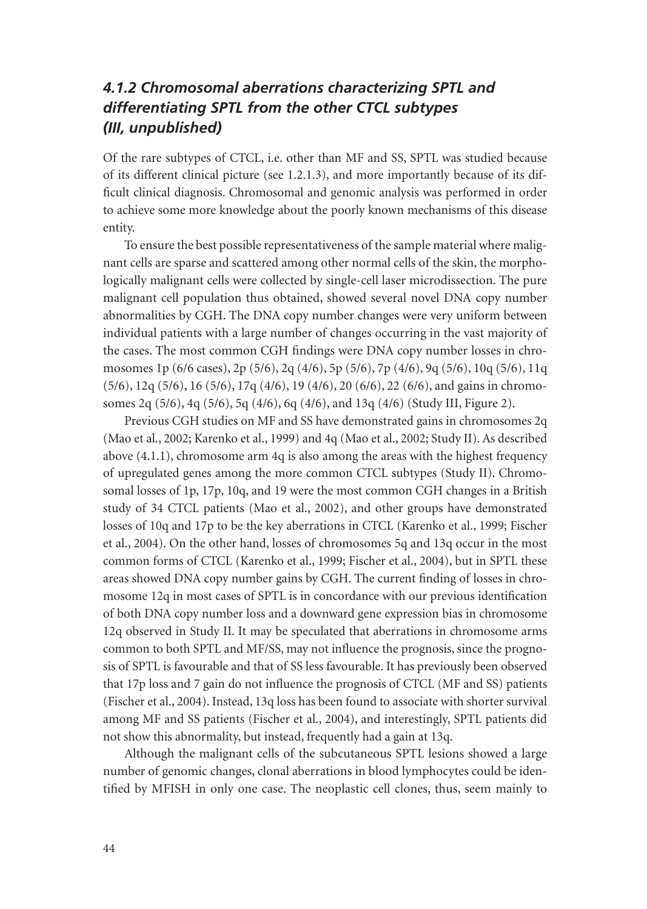### *4.1.2 Chromosomal aberrations characterizing SPTL and differentiating SPTL from the other CTCL subtypes (III, unpublished)*

Of the rare subtypes of CTCL, i.e. other than MF and SS, SPTL was studied because of its different clinical picture (see 1.2.1.3), and more importantly because of its difficult clinical diagnosis. Chromosomal and genomic analysis was performed in order to achieve some more knowledge about the poorly known mechanisms of this disease entity.

To ensure the best possible representativeness of the sample material where malignant cells are sparse and scattered among other normal cells of the skin, the morphologically malignant cells were collected by single-cell laser microdissection. The pure malignant cell population thus obtained, showed several novel DNA copy number abnormalities by CGH. The DNA copy number changes were very uniform between individual patients with a large number of changes occurring in the vast majority of the cases. The most common CGH findings were DNA copy number losses in chromosomes 1p (6/6 cases), 2p (5/6), 2q (4/6), 5p (5/6), 7p (4/6), 9q (5/6), 10q (5/6), 11q (5/6), 12q (5/6), 16 (5/6), 17q (4/6), 19 (4/6), 20 (6/6), 22 (6/6), and gains in chromosomes 2q (5/6), 4q (5/6), 5q (4/6), 6q (4/6), and 13q (4/6) (Study III, Figure 2).

Previous CGH studies on MF and SS have demonstrated gains in chromosomes 2q (Mao et al., 2002; Karenko et al., 1999) and 4q (Mao et al., 2002; Study II). As described above (4.1.1), chromosome arm 4q is also among the areas with the highest frequency of upregulated genes among the more common CTCL subtypes (Study II). Chromosomal losses of 1p, 17p, 10q, and 19 were the most common CGH changes in a British study of 34 CTCL patients (Mao et al., 2002), and other groups have demonstrated losses of 10q and 17p to be the key aberrations in CTCL (Karenko et al., 1999; Fischer et al., 2004). On the other hand, losses of chromosomes 5q and 13q occur in the most common forms of CTCL (Karenko et al., 1999; Fischer et al., 2004), but in SPTL these areas showed DNA copy number gains by CGH. The current finding of losses in chromosome 12q in most cases of SPTL is in concordance with our previous identification of both DNA copy number loss and a downward gene expression bias in chromosome 12q observed in Study II. It may be speculated that aberrations in chromosome arms common to both SPTL and MF/SS, may not influence the prognosis, since the prognosis of SPTL is favourable and that of SS less favourable. It has previously been observed that 17p loss and 7 gain do not influence the prognosis of CTCL (MF and SS) patients (Fischer et al., 2004). Instead, 13q loss has been found to associate with shorter survival among MF and SS patients (Fischer et al., 2004), and interestingly, SPTL patients did not show this abnormality, but instead, frequently had a gain at 13q.

Although the malignant cells of the subcutaneous SPTL lesions showed a large number of genomic changes, clonal aberrations in blood lymphocytes could be identified by MFISH in only one case. The neoplastic cell clones, thus, seem mainly to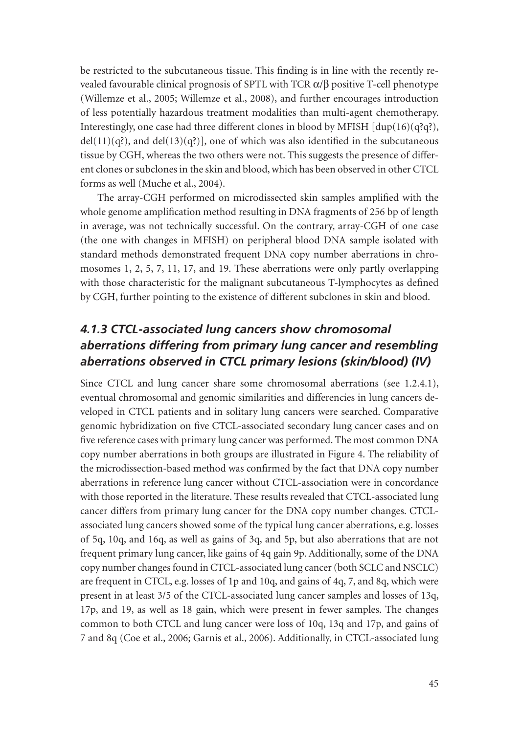be restricted to the subcutaneous tissue. This finding is in line with the recently revealed favourable clinical prognosis of SPTL with TCR α/β positive T-cell phenotype (Willemze et al., 2005; Willemze et al., 2008), and further encourages introduction of less potentially hazardous treatment modalities than multi-agent chemotherapy. Interestingly, one case had three different clones in blood by MFISH [dup(16)(q?q?), del(11)(q?), and del(13)(q?)], one of which was also identified in the subcutaneous tissue by CGH, whereas the two others were not. This suggests the presence of different clones or subclones in the skin and blood, which has been observed in other CTCL forms as well (Muche et al., 2004).

The array-CGH performed on microdissected skin samples amplified with the whole genome amplification method resulting in DNA fragments of 256 bp of length in average, was not technically successful. On the contrary, array-CGH of one case (the one with changes in MFISH) on peripheral blood DNA sample isolated with standard methods demonstrated frequent DNA copy number aberrations in chromosomes 1, 2, 5, 7, 11, 17, and 19. These aberrations were only partly overlapping with those characteristic for the malignant subcutaneous T-lymphocytes as defined by CGH, further pointing to the existence of different subclones in skin and blood.

### *4.1.3 CTCL-associated lung cancers show chromosomal aberrations differing from primary lung cancer and resembling aberrations observed in CTCL primary lesions (skin/blood) (IV)*

Since CTCL and lung cancer share some chromosomal aberrations (see 1.2.4.1), eventual chromosomal and genomic similarities and differencies in lung cancers developed in CTCL patients and in solitary lung cancers were searched. Comparative genomic hybridization on five CTCL-associated secondary lung cancer cases and on five reference cases with primary lung cancer was performed. The most common DNA copy number aberrations in both groups are illustrated in Figure 4. The reliability of the microdissection-based method was confirmed by the fact that DNA copy number aberrations in reference lung cancer without CTCL-association were in concordance with those reported in the literature. These results revealed that CTCL-associated lung cancer differs from primary lung cancer for the DNA copy number changes. CTCL-associated lung cancers showed some of the typical lung cancer aberrations, e.g. losses of 5q, 10q, and 16q, as well as gains of 3q, and 5p, but also aberrations that are not frequent primary lung cancer, like gains of 4q gain 9p. Additionally, some of the DNA copy number changes found in CTCL-associated lung cancer (both SCLC and NSCLC) are frequent in CTCL, e.g. losses of 1p and 10q, and gains of 4q, 7, and 8q, which were present in at least 3/5 of the CTCL-associated lung cancer samples and losses of 13q, 17p, and 19, as well as 18 gain, which were present in fewer samples. The changes common to both CTCL and lung cancer were loss of 10q, 13q and 17p, and gains of 7 and 8q (Coe et al., 2006; Garnis et al., 2006). Additionally, in CTCL-associated lung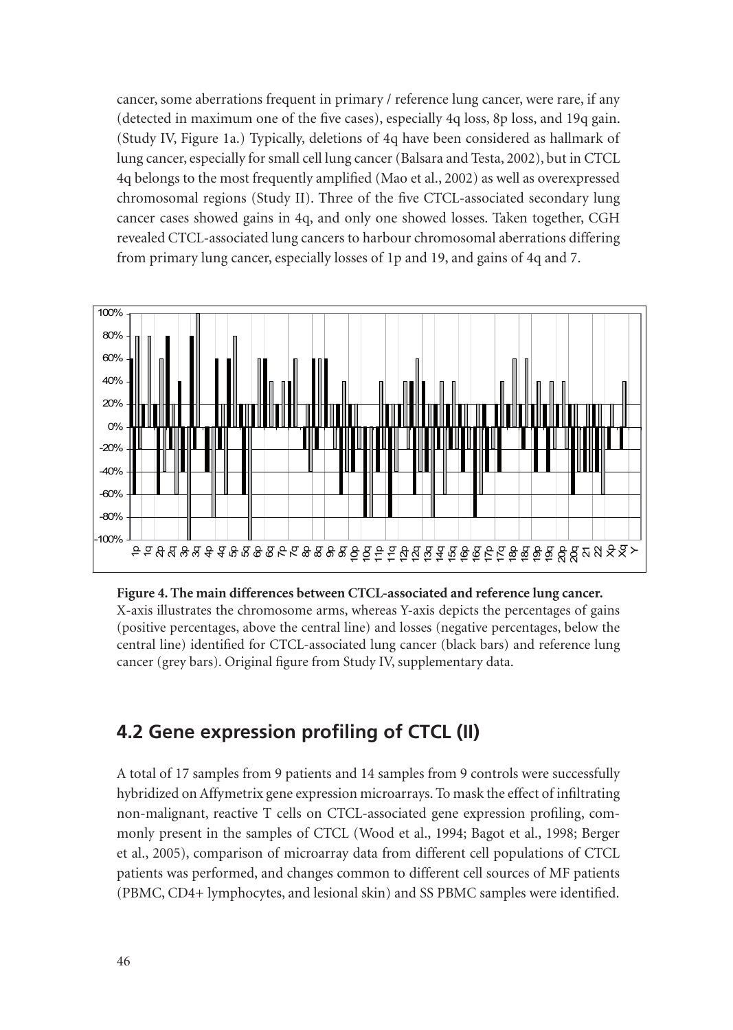cancer, some aberrations frequent in primary / reference lung cancer, were rare, if any (detected in maximum one of the five cases), especially 4q loss, 8p loss, and 19q gain. (Study IV, Figure 1a.) Typically, deletions of 4q have been considered as hallmark of lung cancer, especially for small cell lung cancer (Balsara and Testa, 2002), but in CTCL 4q belongs to the most frequently amplified (Mao et al., 2002) as well as overexpressed chromosomal regions (Study II). Three of the five CTCL-associated secondary lung cancer cases showed gains in 4q, and only one showed losses. Taken together, CGH revealed CTCL-associated lung cancers to harbour chromosomal aberrations differing from primary lung cancer, especially losses of 1p and 19, and gains of 4q and 7.

**Figure 4. The main differences between CTCL-associated and reference lung cancer.** X-axis illustrates the chromosome arms, whereas Y-axis depicts the percentages of gains (positive percentages, above the central line) and losses (negative percentages, below the central line) identified for CTCL-associated lung cancer (black bars) and reference lung cancer (grey bars). Original figure from Study IV, supplementary data.

## 4.2 Gene expression profiling of CTCL (II)

A total of 17 samples from 9 patients and 14 samples from 9 controls were successfully hybridized on Affymetrix gene expression microarrays. To mask the effect of infiltrating non-malignant, reactive T cells on CTCL-associated gene expression profiling, commonly present in the samples of CTCL (Wood et al., 1994; Bagot et al., 1998; Berger et al., 2005), comparison of microarray data from different cell populations of CTCL patients was performed, and changes common to different cell sources of MF patients (PBMC, CD4+ lymphocytes, and lesional skin) and SS PBMC samples were identified.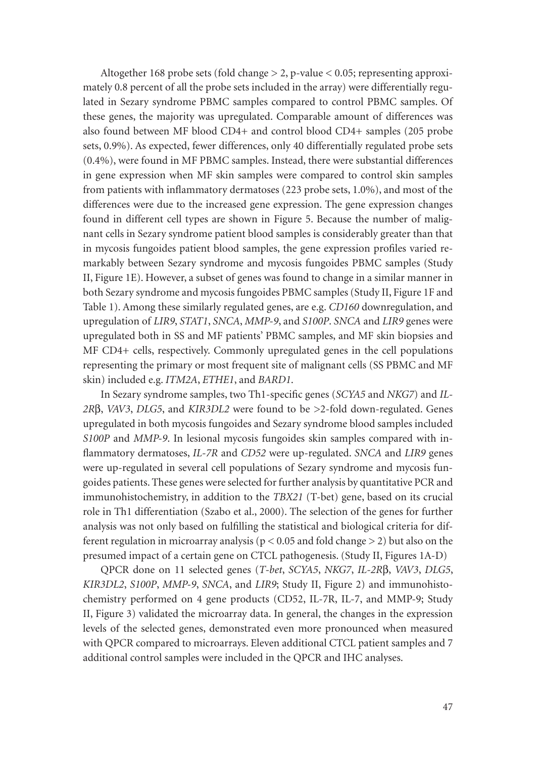Altogether 168 probe sets (fold change > 2, p-value < 0.05; representing approximately 0.8 percent of all the probe sets included in the array) were differentially regulated in Sezary syndrome PBMC samples compared to control PBMC samples. Of these genes, the majority was upregulated. Comparable amount of differences was also found between MF blood CD4+ and control blood CD4+ samples (205 probe sets, 0.9%). As expected, fewer differences, only 40 differentially regulated probe sets (0.4%), were found in MF PBMC samples. Instead, there were substantial differences in gene expression when MF skin samples were compared to control skin samples from patients with inflammatory dermatoses (223 probe sets, 1.0%), and most of the differences were due to the increased gene expression. The gene expression changes found in different cell types are shown in Figure 5. Because the number of malignant cells in Sezary syndrome patient blood samples is considerably greater than that in mycosis fungoides patient blood samples, the gene expression profiles varied remarkably between Sezary syndrome and mycosis fungoides PBMC samples (Study II, Figure 1E). However, a subset of genes was found to change in a similar manner in both Sezary syndrome and mycosis fungoides PBMC samples (Study II, Figure 1F and Table 1). Among these similarly regulated genes, are e.g. *CD160* downregulation, and upregulation of *LIR9*, *STAT1*, *SNCA*, *MMP-9*, and *S100P*. *SNCA* and *LIR9* genes were upregulated both in SS and MF patients' PBMC samples, and MF skin biopsies and MF CD4+ cells, respectively. Commonly upregulated genes in the cell populations representing the primary or most frequent site of malignant cells (SS PBMC and MF skin) included e.g. *ITM2A*, *ETHE1*, and *BARD1*.

In Sezary syndrome samples, two Th1-specific genes (*SCYA5* and *NKG7*) and *IL-2Rβ*, *VAV3*, *DLG5*, and *KIR3DL2* were found to be >2-fold down-regulated. Genes upregulated in both mycosis fungoides and Sezary syndrome blood samples included *S100P* and *MMP-9*. In lesional mycosis fungoides skin samples compared with inflammatory dermatoses, *IL-7R* and *CD52* were up-regulated. *SNCA* and *LIR9* genes were up-regulated in several cell populations of Sezary syndrome and mycosis fungoides patients. These genes were selected for further analysis by quantitative PCR and immunohistochemistry, in addition to the *TBX21* (T-bet) gene, based on its crucial role in Th1 differentiation (Szabo et al., 2000). The selection of the genes for further analysis was not only based on fulfilling the statistical and biological criteria for different regulation in microarray analysis ($p < 0.05$ and fold change > 2) but also on the presumed impact of a certain gene on CTCL pathogenesis. (Study II, Figures 1A-D)

QPCR done on 11 selected genes (*T-bet*, *SCYA5*, *NKG7*, *IL-2Rβ*, *VAV3*, *DLG5*, *KIR3DL2*, *S100P*, *MMP-9*, *SNCA*, and *LIR9*; Study II, Figure 2) and immunohistochemistry performed on 4 gene products (CD52, IL-7R, IL-7, and MMP-9; Study II, Figure 3) validated the microarray data. In general, the changes in the expression levels of the selected genes, demonstrated even more pronounced when measured with QPCR compared to microarrays. Eleven additional CTCL patient samples and 7 additional control samples were included in the QPCR and IHC analyses.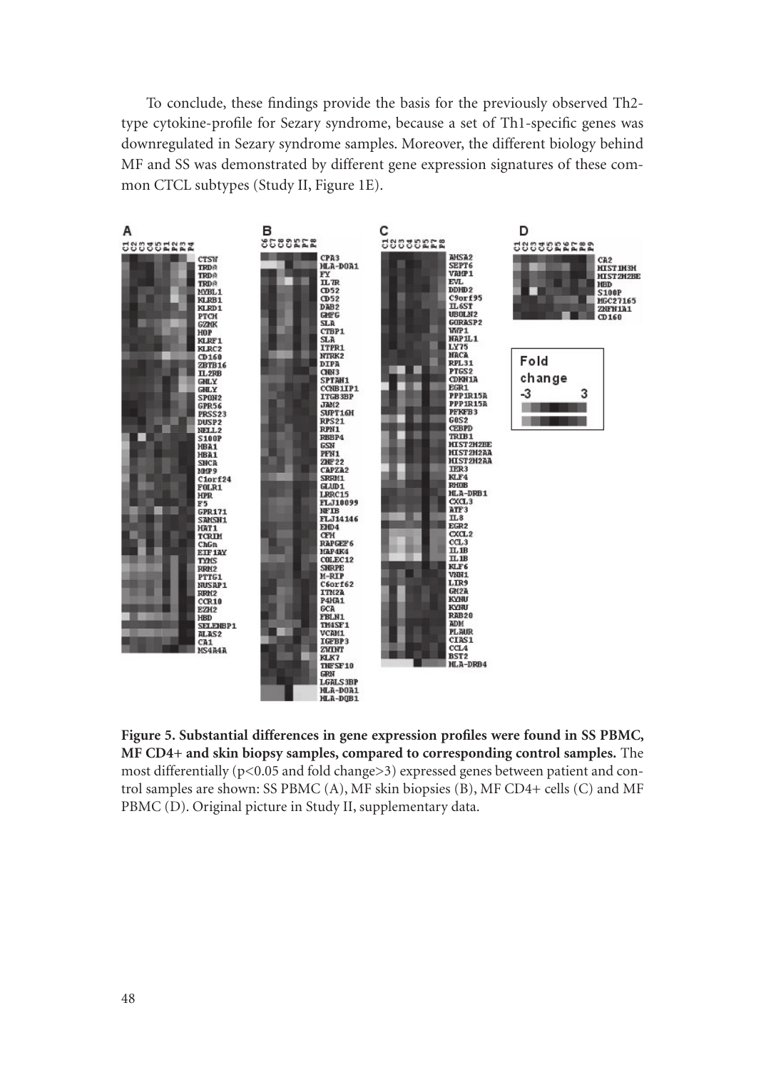To conclude, these findings provide the basis for the previously observed Th2-type cytokine-profile for Sezary syndrome, because a set of Th1-specific genes was downregulated in Sezary syndrome samples. Moreover, the different biology behind MF and SS was demonstrated by different gene expression signatures of these common CTCL subtypes (Study II, Figure 1E).

**Figure 5. Substantial differences in gene expression profiles were found in SS PBMC, MF CD4+ and skin biopsy samples, compared to corresponding control samples.** The most differentially ($p<0.05$ and fold change>3) expressed genes between patient and control samples are shown: SS PBMC (A), MF skin biopsies (B), MF CD4+ cells (C) and MF PBMC (D). Original picture in Study II, supplementary data.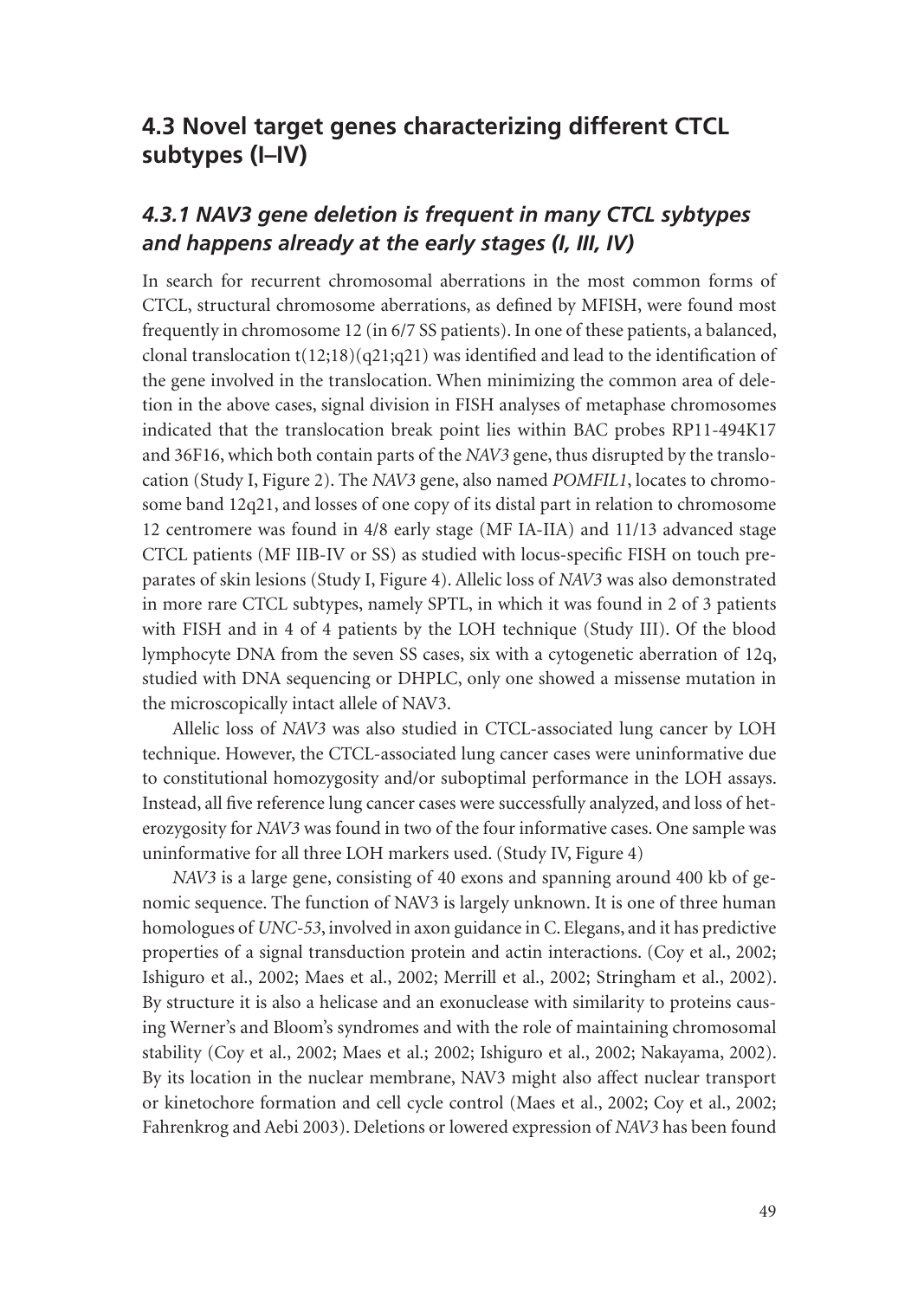## 4.3 Novel target genes characterizing different CTCL subtypes (I–IV)

### *4.3.1 NAV3 gene deletion is frequent in many CTCL sybtypes and happens already at the early stages (I, III, IV)*

In search for recurrent chromosomal aberrations in the most common forms of CTCL, structural chromosome aberrations, as defined by MFISH, were found most frequently in chromosome 12 (in 6/7 SS patients). In one of these patients, a balanced, clonal translocation t(12;18)(q21;q21) was identified and lead to the identification of the gene involved in the translocation. When minimizing the common area of deletion in the above cases, signal division in FISH analyses of metaphase chromosomes indicated that the translocation break point lies within BAC probes RP11-494K17 and 36F16, which both contain parts of the *NAV3* gene, thus disrupted by the translocation (Study I, Figure 2). The *NAV3* gene, also named *POMFIL1*, locates to chromosome band 12q21, and losses of one copy of its distal part in relation to chromosome 12 centromere was found in 4/8 early stage (MF IA-IIA) and 11/13 advanced stage CTCL patients (MF IIB-IV or SS) as studied with locus-specific FISH on touch preparates of skin lesions (Study I, Figure 4). Allelic loss of *NAV3* was also demonstrated in more rare CTCL subtypes, namely SPTL, in which it was found in 2 of 3 patients with FISH and in 4 of 4 patients by the LOH technique (Study III). Of the blood lymphocyte DNA from the seven SS cases, six with a cytogenetic aberration of 12q, studied with DNA sequencing or DHPLC, only one showed a missense mutation in the microscopically intact allele of NAV3.

Allelic loss of *NAV3* was also studied in CTCL-associated lung cancer by LOH technique. However, the CTCL-associated lung cancer cases were uninformative due to constitutional homozygosity and/or suboptimal performance in the LOH assays. Instead, all five reference lung cancer cases were successfully analyzed, and loss of heterozygosity for *NAV3* was found in two of the four informative cases. One sample was uninformative for all three LOH markers used. (Study IV, Figure 4)

*NAV3* is a large gene, consisting of 40 exons and spanning around 400 kb of genomic sequence. The function of NAV3 is largely unknown. It is one of three human homologues of *UNC-53*, involved in axon guidance in C. Elegans, and it has predictive properties of a signal transduction protein and actin interactions. (Coy et al., 2002; Ishiguro et al., 2002; Maes et al., 2002; Merrill et al., 2002; Stringham et al., 2002). By structure it is also a helicase and an exonuclease with similarity to proteins causing Werner's and Bloom's syndromes and with the role of maintaining chromosomal stability (Coy et al., 2002; Maes et al.; 2002; Ishiguro et al., 2002; Nakayama, 2002). By its location in the nuclear membrane, NAV3 might also affect nuclear transport or kinetochore formation and cell cycle control (Maes et al., 2002; Coy et al., 2002; Fahrenkrog and Aebi 2003). Deletions or lowered expression of *NAV3* has been found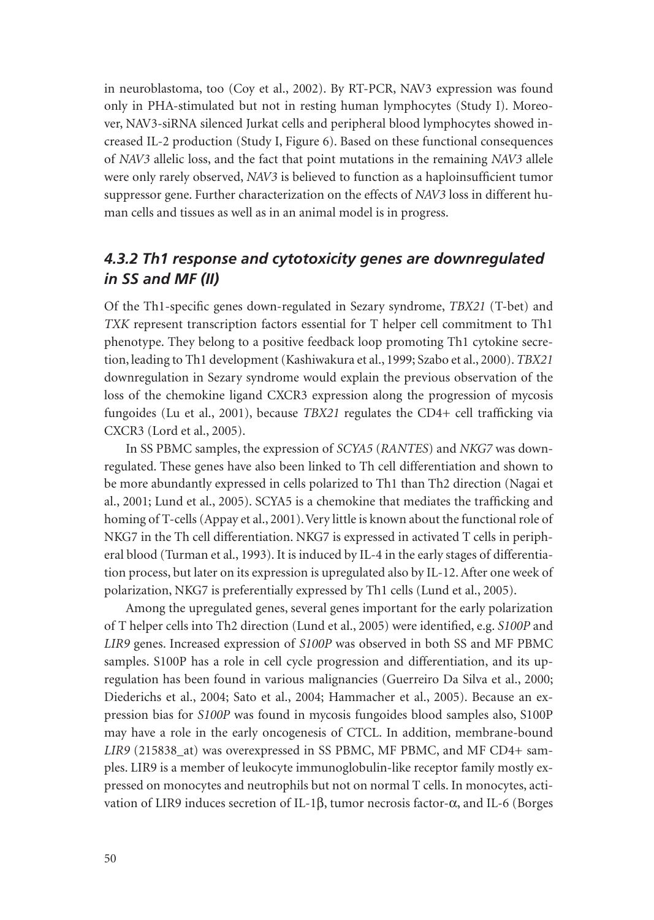in neuroblastoma, too (Coy et al., 2002). By RT-PCR, NAV3 expression was found only in PHA-stimulated but not in resting human lymphocytes (Study I). Moreover, NAV3-siRNA silenced Jurkat cells and peripheral blood lymphocytes showed increased IL-2 production (Study I, Figure 6). Based on these functional consequences of *NAV3* allelic loss, and the fact that point mutations in the remaining *NAV3* allele were only rarely observed, *NAV3* is believed to function as a haploinsufficient tumor suppressor gene. Further characterization on the effects of *NAV3* loss in different human cells and tissues as well as in an animal model is in progress.

### *4.3.2 Th1 response and cytotoxicity genes are downregulated in SS and MF (II)*

Of the Th1-specific genes down-regulated in Sezary syndrome, *TBX21* (T-bet) and *TXK* represent transcription factors essential for T helper cell commitment to Th1 phenotype. They belong to a positive feedback loop promoting Th1 cytokine secretion, leading to Th1 development (Kashiwakura et al., 1999; Szabo et al., 2000). *TBX21* downregulation in Sezary syndrome would explain the previous observation of the loss of the chemokine ligand CXCR3 expression along the progression of mycosis fungoides (Lu et al., 2001), because *TBX21* regulates the CD4+ cell trafficking via CXCR3 (Lord et al., 2005).

In SS PBMC samples, the expression of *SCYA5* (*RANTES*) and *NKG7* was downregulated. These genes have also been linked to Th cell differentiation and shown to be more abundantly expressed in cells polarized to Th1 than Th2 direction (Nagai et al., 2001; Lund et al., 2005). SCYA5 is a chemokine that mediates the trafficking and homing of T-cells (Appay et al., 2001). Very little is known about the functional role of NKG7 in the Th cell differentiation. NKG7 is expressed in activated T cells in peripheral blood (Turman et al., 1993). It is induced by IL-4 in the early stages of differentiation process, but later on its expression is upregulated also by IL-12. After one week of polarization, NKG7 is preferentially expressed by Th1 cells (Lund et al., 2005).

Among the upregulated genes, several genes important for the early polarization of T helper cells into Th2 direction (Lund et al., 2005) were identified, e.g. *S100P* and *LIR9* genes. Increased expression of *S100P* was observed in both SS and MF PBMC samples. S100P has a role in cell cycle progression and differentiation, and its upregulation has been found in various malignancies (Guerreiro Da Silva et al., 2000; Diederichs et al., 2004; Sato et al., 2004; Hammacher et al., 2005). Because an expression bias for *S100P* was found in mycosis fungoides blood samples also, S100P may have a role in the early oncogenesis of CTCL. In addition, membrane-bound *LIR9* (215838_at) was overexpressed in SS PBMC, MF PBMC, and MF CD4+ samples. LIR9 is a member of leukocyte immunoglobulin-like receptor family mostly expressed on monocytes and neutrophils but not on normal T cells. In monocytes, activation of LIR9 induces secretion of IL-1β, tumor necrosis factor-α, and IL-6 (Borges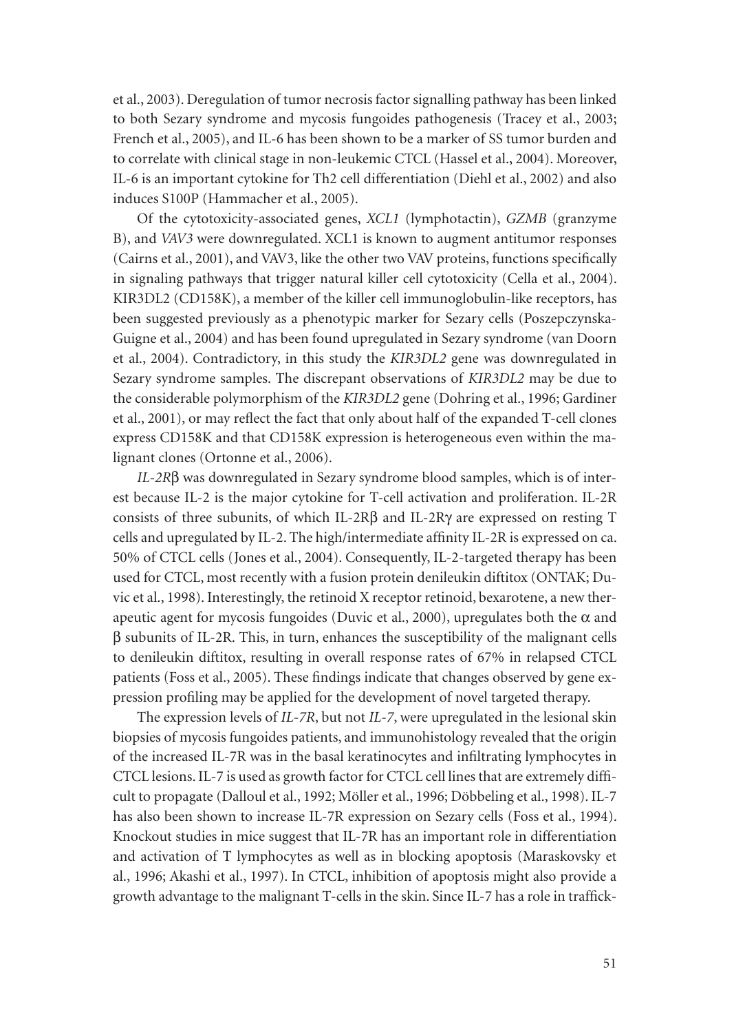et al., 2003). Deregulation of tumor necrosis factor signalling pathway has been linked to both Sezary syndrome and mycosis fungoides pathogenesis (Tracey et al., 2003; French et al., 2005), and IL-6 has been shown to be a marker of SS tumor burden and to correlate with clinical stage in non-leukemic CTCL (Hassel et al., 2004). Moreover, IL-6 is an important cytokine for Th2 cell differentiation (Diehl et al., 2002) and also induces S100P (Hammacher et al., 2005).

Of the cytotoxicity-associated genes, *XCL1* (lymphotactin), *GZMB* (granzyme B), and *VAV3* were downregulated. XCL1 is known to augment antitumor responses (Cairns et al., 2001), and VAV3, like the other two VAV proteins, functions specifically in signaling pathways that trigger natural killer cell cytotoxicity (Cella et al., 2004). KIR3DL2 (CD158K), a member of the killer cell immunoglobulin-like receptors, has been suggested previously as a phenotypic marker for Sezary cells (Poszepczynska-Guigne et al., 2004) and has been found upregulated in Sezary syndrome (van Doorn et al., 2004). Contradictory, in this study the *KIR3DL2* gene was downregulated in Sezary syndrome samples. The discrepant observations of *KIR3DL2* may be due to the considerable polymorphism of the *KIR3DL2* gene (Dohring et al., 1996; Gardiner et al., 2001), or may reflect the fact that only about half of the expanded T-cell clones express CD158K and that CD158K expression is heterogeneous even within the malignant clones (Ortonne et al., 2006).

*IL-2R*β was downregulated in Sezary syndrome blood samples, which is of interest because IL-2 is the major cytokine for T-cell activation and proliferation. IL-2R consists of three subunits, of which IL-2Rβ and IL-2Rγ are expressed on resting T cells and upregulated by IL-2. The high/intermediate affinity IL-2R is expressed on ca. 50% of CTCL cells (Jones et al., 2004). Consequently, IL-2-targeted therapy has been used for CTCL, most recently with a fusion protein denileukin diftitox (ONTAK; Duvic et al., 1998). Interestingly, the retinoid X receptor retinoid, bexarotene, a new therapeutic agent for mycosis fungoides (Duvic et al., 2000), upregulates both the α and β subunits of IL-2R. This, in turn, enhances the susceptibility of the malignant cells to denileukin diftitox, resulting in overall response rates of 67% in relapsed CTCL patients (Foss et al., 2005). These findings indicate that changes observed by gene expression profiling may be applied for the development of novel targeted therapy.

The expression levels of *IL-7R*, but not *IL-7*, were upregulated in the lesional skin biopsies of mycosis fungoides patients, and immunohistology revealed that the origin of the increased IL-7R was in the basal keratinocytes and infiltrating lymphocytes in CTCL lesions. IL-7 is used as growth factor for CTCL cell lines that are extremely difficult to propagate (Dalloul et al., 1992; Möller et al., 1996; Döbbeling et al., 1998). IL-7 has also been shown to increase IL-7R expression on Sezary cells (Foss et al., 1994). Knockout studies in mice suggest that IL-7R has an important role in differentiation and activation of T lymphocytes as well as in blocking apoptosis (Maraskovsky et al., 1996; Akashi et al., 1997). In CTCL, inhibition of apoptosis might also provide a growth advantage to the malignant T-cells in the skin. Since IL-7 has a role in traffick-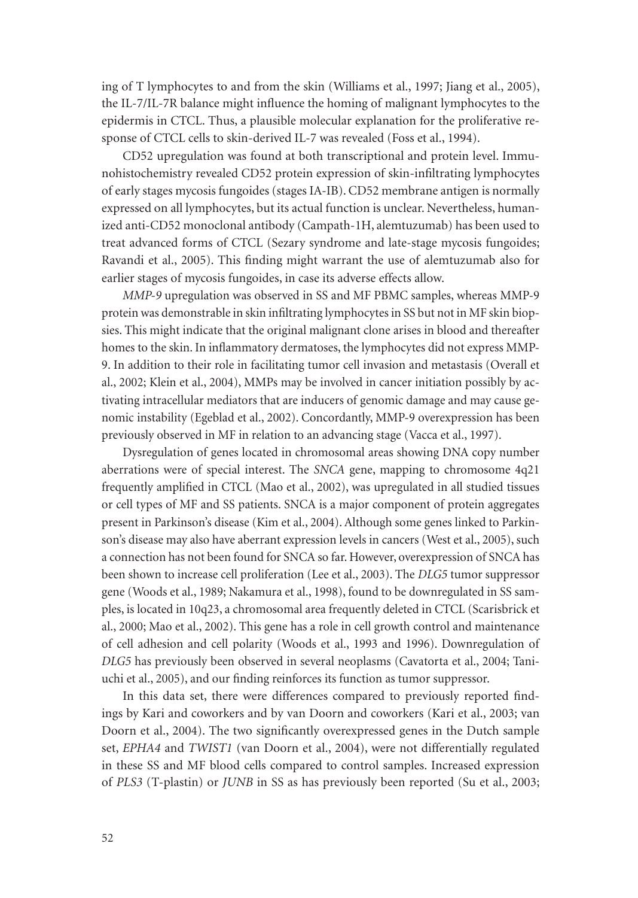ing of T lymphocytes to and from the skin (Williams et al., 1997; Jiang et al., 2005), the IL-7/IL-7R balance might influence the homing of malignant lymphocytes to the epidermis in CTCL. Thus, a plausible molecular explanation for the proliferative response of CTCL cells to skin-derived IL-7 was revealed (Foss et al., 1994).

CD52 upregulation was found at both transcriptional and protein level. Immunohistochemistry revealed CD52 protein expression of skin-infiltrating lymphocytes of early stages mycosis fungoides (stages IA-IB). CD52 membrane antigen is normally expressed on all lymphocytes, but its actual function is unclear. Nevertheless, humanized anti-CD52 monoclonal antibody (Campath-1H, alemtuzumab) has been used to treat advanced forms of CTCL (Sezary syndrome and late-stage mycosis fungoides; Ravandi et al., 2005). This finding might warrant the use of alemtuzumab also for earlier stages of mycosis fungoides, in case its adverse effects allow.

*MMP-9* upregulation was observed in SS and MF PBMC samples, whereas MMP-9 protein was demonstrable in skin infiltrating lymphocytes in SS but not in MF skin biopsies. This might indicate that the original malignant clone arises in blood and thereafter homes to the skin. In inflammatory dermatoses, the lymphocytes did not express MMP-9. In addition to their role in facilitating tumor cell invasion and metastasis (Overall et al., 2002; Klein et al., 2004), MMPs may be involved in cancer initiation possibly by activating intracellular mediators that are inducers of genomic damage and may cause genomic instability (Egeblad et al., 2002). Concordantly, MMP-9 overexpression has been previously observed in MF in relation to an advancing stage (Vacca et al., 1997).

Dysregulation of genes located in chromosomal areas showing DNA copy number aberrations were of special interest. The *SNCA* gene, mapping to chromosome 4q21 frequently amplified in CTCL (Mao et al., 2002), was upregulated in all studied tissues or cell types of MF and SS patients. SNCA is a major component of protein aggregates present in Parkinson's disease (Kim et al., 2004). Although some genes linked to Parkinson's disease may also have aberrant expression levels in cancers (West et al., 2005), such a connection has not been found for SNCA so far. However, overexpression of SNCA has been shown to increase cell proliferation (Lee et al., 2003). The *DLG5* tumor suppressor gene (Woods et al., 1989; Nakamura et al., 1998), found to be downregulated in SS samples, is located in 10q23, a chromosomal area frequently deleted in CTCL (Scarisbrick et al., 2000; Mao et al., 2002). This gene has a role in cell growth control and maintenance of cell adhesion and cell polarity (Woods et al., 1993 and 1996). Downregulation of *DLG5* has previously been observed in several neoplasms (Cavatorta et al., 2004; Taniuchi et al., 2005), and our finding reinforces its function as tumor suppressor.

In this data set, there were differences compared to previously reported findings by Kari and coworkers and by van Doorn and coworkers (Kari et al., 2003; van Doorn et al., 2004). The two significantly overexpressed genes in the Dutch sample set, *EPHA4* and *TWIST1* (van Doorn et al., 2004), were not differentially regulated in these SS and MF blood cells compared to control samples. Increased expression of *PLS3* (T-plastin) or *JUNB* in SS as has previously been reported (Su et al., 2003;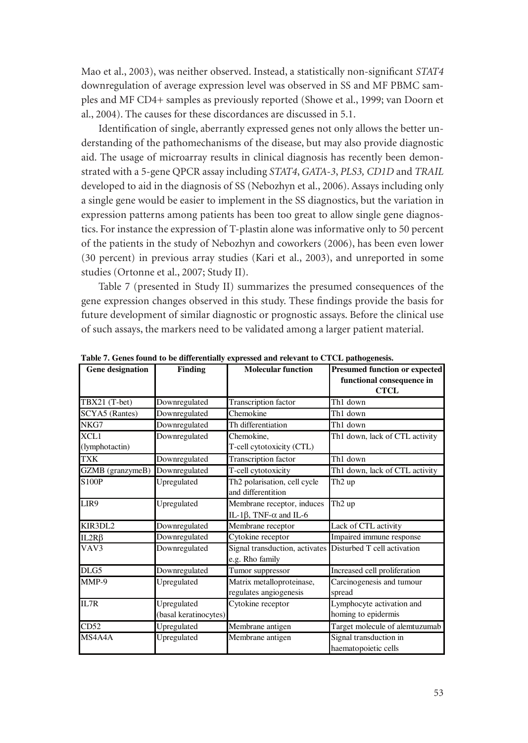Mao et al., 2003), was neither observed. Instead, a statistically non-significant *STAT4* downregulation of average expression level was observed in SS and MF PBMC samples and MF CD4+ samples as previously reported (Showe et al., 1999; van Doorn et al., 2004). The causes for these discordances are discussed in 5.1.

Identification of single, aberrantly expressed genes not only allows the better understanding of the pathomechanisms of the disease, but may also provide diagnostic aid. The usage of microarray results in clinical diagnosis has recently been demonstrated with a 5-gene QPCR assay including *STAT4*, *GATA-3*, *PLS3, CD1D* and *TRAIL* developed to aid in the diagnosis of SS (Nebozhyn et al., 2006). Assays including only a single gene would be easier to implement in the SS diagnostics, but the variation in expression patterns among patients has been too great to allow single gene diagnostics. For instance the expression of T-plastin alone was informative only to 50 percent of the patients in the study of Nebozhyn and coworkers (2006), has been even lower (30 percent) in previous array studies (Kari et al., 2003), and unreported in some studies (Ortonne et al., 2007; Study II).

Table 7 (presented in Study II) summarizes the presumed consequences of the gene expression changes observed in this study. These findings provide the basis for future development of similar diagnostic or prognostic assays. Before the clinical use of such assays, the markers need to be validated among a larger patient material.

**Table 7. Genes found to be differentially expressed and relevant to CTCL pathogenesis.**

| Gene designation | Finding | Molecular function | Presumed function or expected functional consequence in CTCL |
|---|---|---|---|
| TBX21 (T-bet) | Downregulated | Transcription factor | Th1 down |
| SCYA5 (Rantes) | Downregulated | Chemokine | Th1 down |
| NKG7 | Downregulated | Th differentiation | Th1 down |
| XCL1 (lymphotactin) | Downregulated | Chemokine, T-cell cytotoxicity (CTL) | Th1 down, lack of CTL activity |
| TXK | Downregulated | Transcription factor | Th1 down |
| GZMB (granzymeB) | Downregulated | T-cell cytotoxicity | Th1 down, lack of CTL activity |
| S100P | Upregulated | Th2 polarisation, cell cycle and differentition | Th2 up |
| LIR9 | Upregulated | Membrane receptor, induces IL-1$\beta$, TNF-$\alpha$ and IL-6 | Th2 up |
| KIR3DL2 | Downregulated | Membrane receptor | Lack of CTL activity |
| IL2R$\beta$ | Downregulated | Cytokine receptor | Impaired immune response |
| VAV3 | Downregulated | Signal transduction, activates e.g. Rho family | Disturbed T cell activation |
| DLG5 | Downregulated | Tumor suppressor | Increased cell proliferation |
| MMP-9 | Upregulated | Matrix metalloproteinase, regulates angiogenesis | Carcinogenesis and tumour spread |
| IL7R | Upregulated (basal keratinocytes) | Cytokine receptor | Lymphocyte activation and homing to epidermis |
| CD52 | Upregulated | Membrane antigen | Target molecule of alemtuzumab |
| MS4A4A | Upregulated | Membrane antigen | Signal transduction in haematopoietic cells |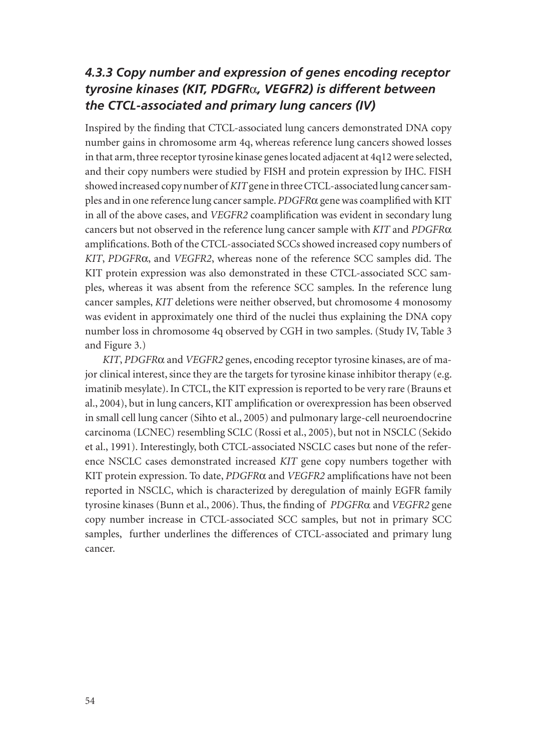### *4.3.3 Copy number and expression of genes encoding receptor tyrosine kinases (KIT, PDGFRα, VEGFR2) is different between the CTCL-associated and primary lung cancers (IV)*

Inspired by the finding that CTCL-associated lung cancers demonstrated DNA copy number gains in chromosome arm 4q, whereas reference lung cancers showed losses in that arm, three receptor tyrosine kinase genes located adjacent at 4q12 were selected, and their copy numbers were studied by FISH and protein expression by IHC. FISH showed increased copy number of *KIT* gene in three CTCL-associated lung cancer samples and in one reference lung cancer sample. *PDGFRα* gene was coamplified with KIT in all of the above cases, and *VEGFR2* coamplification was evident in secondary lung cancers but not observed in the reference lung cancer sample with *KIT* and *PDGFRα* amplifications. Both of the CTCL-associated SCCs showed increased copy numbers of *KIT*, *PDGFRα*, and *VEGFR2*, whereas none of the reference SCC samples did. The KIT protein expression was also demonstrated in these CTCL-associated SCC samples, whereas it was absent from the reference SCC samples. In the reference lung cancer samples, *KIT* deletions were neither observed, but chromosome 4 monosomy was evident in approximately one third of the nuclei thus explaining the DNA copy number loss in chromosome 4q observed by CGH in two samples. (Study IV, Table 3 and Figure 3.)

*KIT*, *PDGFRα* and *VEGFR2* genes, encoding receptor tyrosine kinases, are of major clinical interest, since they are the targets for tyrosine kinase inhibitor therapy (e.g. imatinib mesylate). In CTCL, the KIT expression is reported to be very rare (Brauns et al., 2004), but in lung cancers, KIT amplification or overexpression has been observed in small cell lung cancer (Sihto et al., 2005) and pulmonary large-cell neuroendocrine carcinoma (LCNEC) resembling SCLC (Rossi et al., 2005), but not in NSCLC (Sekido et al., 1991). Interestingly, both CTCL-associated NSCLC cases but none of the reference NSCLC cases demonstrated increased *KIT* gene copy numbers together with KIT protein expression. To date, *PDGFRα* and *VEGFR2* amplifications have not been reported in NSCLC, which is characterized by deregulation of mainly EGFR family tyrosine kinases (Bunn et al., 2006). Thus, the finding of *PDGFRα* and *VEGFR2* gene copy number increase in CTCL-associated SCC samples, but not in primary SCC samples, further underlines the differences of CTCL-associated and primary lung cancer.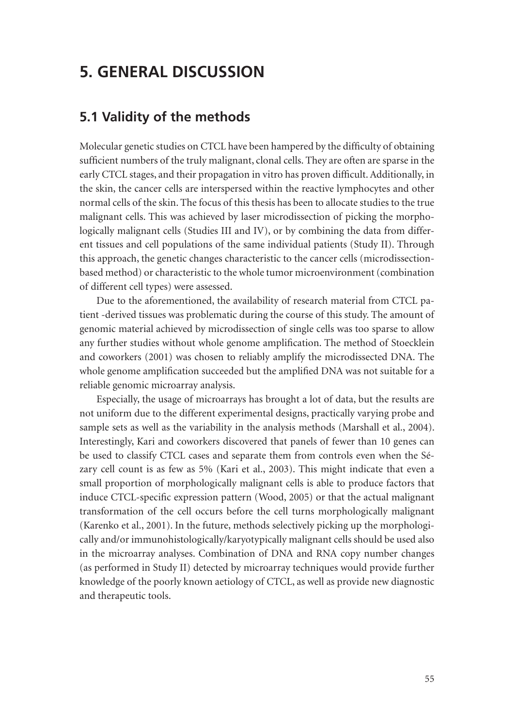# 5. GENERAL DISCUSSION

## 5.1 Validity of the methods

Molecular genetic studies on CTCL have been hampered by the difficulty of obtaining sufficient numbers of the truly malignant, clonal cells. They are often are sparse in the early CTCL stages, and their propagation in vitro has proven difficult. Additionally, in the skin, the cancer cells are interspersed within the reactive lymphocytes and other normal cells of the skin. The focus of this thesis has been to allocate studies to the true malignant cells. This was achieved by laser microdissection of picking the morphologically malignant cells (Studies III and IV), or by combining the data from different tissues and cell populations of the same individual patients (Study II). Through this approach, the genetic changes characteristic to the cancer cells (microdissection-based method) or characteristic to the whole tumor microenvironment (combination of different cell types) were assessed.

Due to the aforementioned, the availability of research material from CTCL patient -derived tissues was problematic during the course of this study. The amount of genomic material achieved by microdissection of single cells was too sparse to allow any further studies without whole genome amplification. The method of Stoecklein and coworkers (2001) was chosen to reliably amplify the microdissected DNA. The whole genome amplification succeeded but the amplified DNA was not suitable for a reliable genomic microarray analysis.

Especially, the usage of microarrays has brought a lot of data, but the results are not uniform due to the different experimental designs, practically varying probe and sample sets as well as the variability in the analysis methods (Marshall et al., 2004). Interestingly, Kari and coworkers discovered that panels of fewer than 10 genes can be used to classify CTCL cases and separate them from controls even when the Sézary cell count is as few as 5% (Kari et al., 2003). This might indicate that even a small proportion of morphologically malignant cells is able to produce factors that induce CTCL-specific expression pattern (Wood, 2005) or that the actual malignant transformation of the cell occurs before the cell turns morphologically malignant (Karenko et al., 2001). In the future, methods selectively picking up the morphologically and/or immunohistologically/karyotypically malignant cells should be used also in the microarray analyses. Combination of DNA and RNA copy number changes (as performed in Study II) detected by microarray techniques would provide further knowledge of the poorly known aetiology of CTCL, as well as provide new diagnostic and therapeutic tools.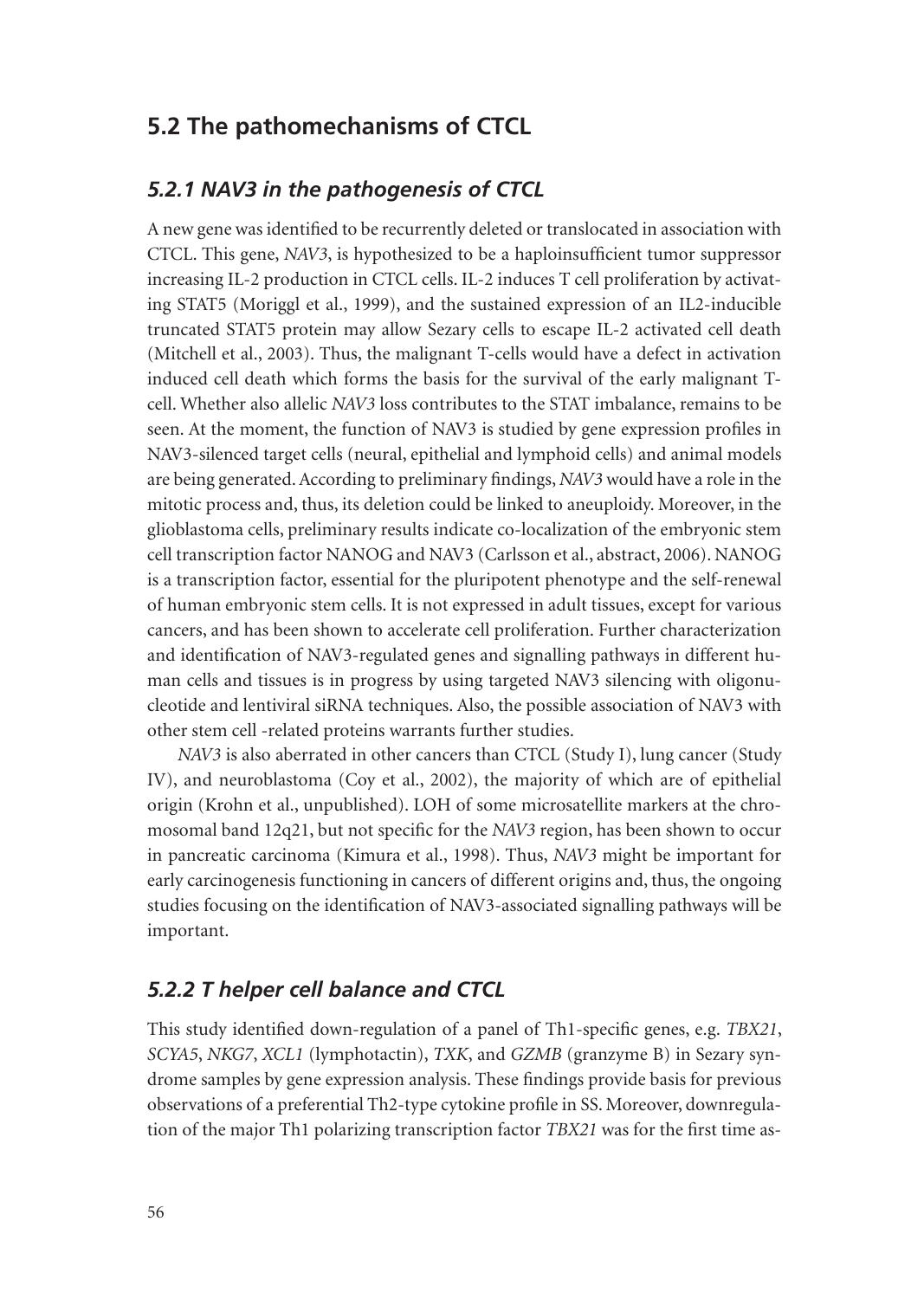## 5.2 The pathomechanisms of CTCL

### *5.2.1 NAV3 in the pathogenesis of CTCL*

A new gene was identified to be recurrently deleted or translocated in association with CTCL. This gene, *NAV3*, is hypothesized to be a haploinsufficient tumor suppressor increasing IL-2 production in CTCL cells. IL-2 induces T cell proliferation by activating STAT5 (Moriggl et al., 1999), and the sustained expression of an IL2-inducible truncated STAT5 protein may allow Sezary cells to escape IL-2 activated cell death (Mitchell et al., 2003). Thus, the malignant T-cells would have a defect in activation induced cell death which forms the basis for the survival of the early malignant T-cell. Whether also allelic *NAV3* loss contributes to the STAT imbalance, remains to be seen. At the moment, the function of NAV3 is studied by gene expression profiles in NAV3-silenced target cells (neural, epithelial and lymphoid cells) and animal models are being generated. According to preliminary findings, *NAV3* would have a role in the mitotic process and, thus, its deletion could be linked to aneuploidy. Moreover, in the glioblastoma cells, preliminary results indicate co-localization of the embryonic stem cell transcription factor NANOG and NAV3 (Carlsson et al., abstract, 2006). NANOG is a transcription factor, essential for the pluripotent phenotype and the self-renewal of human embryonic stem cells. It is not expressed in adult tissues, except for various cancers, and has been shown to accelerate cell proliferation. Further characterization and identification of NAV3-regulated genes and signalling pathways in different human cells and tissues is in progress by using targeted NAV3 silencing with oligonucleotide and lentiviral siRNA techniques. Also, the possible association of NAV3 with other stem cell -related proteins warrants further studies.

*NAV3* is also aberrated in other cancers than CTCL (Study I), lung cancer (Study IV), and neuroblastoma (Coy et al., 2002), the majority of which are of epithelial origin (Krohn et al., unpublished). LOH of some microsatellite markers at the chromosomal band 12q21, but not specific for the *NAV3* region, has been shown to occur in pancreatic carcinoma (Kimura et al., 1998). Thus, *NAV3* might be important for early carcinogenesis functioning in cancers of different origins and, thus, the ongoing studies focusing on the identification of NAV3-associated signalling pathways will be important.

### *5.2.2 T helper cell balance and CTCL*

This study identified down-regulation of a panel of Th1-specific genes, e.g. *TBX21*, *SCYA5*, *NKG7*, *XCL1* (lymphotactin), *TXK*, and *GZMB* (granzyme B) in Sezary syndrome samples by gene expression analysis. These findings provide basis for previous observations of a preferential Th2-type cytokine profile in SS. Moreover, downregulation of the major Th1 polarizing transcription factor *TBX21* was for the first time as-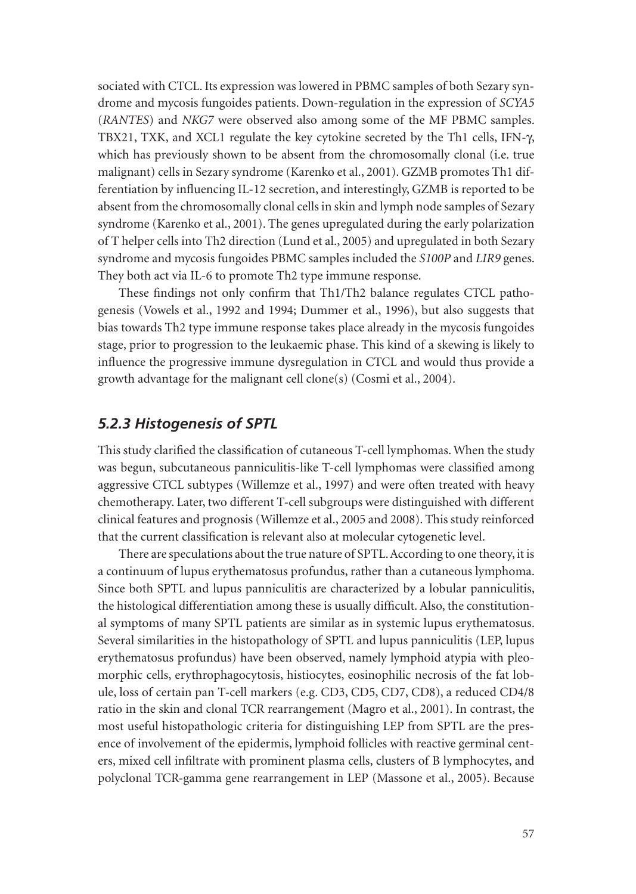sociated with CTCL. Its expression was lowered in PBMC samples of both Sezary syndrome and mycosis fungoides patients. Down-regulation in the expression of *SCYA5* (*RANTES*) and *NKG7* were observed also among some of the MF PBMC samples. TBX21, TXK, and XCL1 regulate the key cytokine secreted by the Th1 cells, IFN-γ, which has previously shown to be absent from the chromosomally clonal (i.e. true malignant) cells in Sezary syndrome (Karenko et al., 2001). GZMB promotes Th1 differentiation by influencing IL-12 secretion, and interestingly, GZMB is reported to be absent from the chromosomally clonal cells in skin and lymph node samples of Sezary syndrome (Karenko et al., 2001). The genes upregulated during the early polarization of T helper cells into Th2 direction (Lund et al., 2005) and upregulated in both Sezary syndrome and mycosis fungoides PBMC samples included the *S100P* and *LIR9* genes. They both act via IL-6 to promote Th2 type immune response.

These findings not only confirm that Th1/Th2 balance regulates CTCL pathogenesis (Vowels et al., 1992 and 1994; Dummer et al., 1996), but also suggests that bias towards Th2 type immune response takes place already in the mycosis fungoides stage, prior to progression to the leukaemic phase. This kind of a skewing is likely to influence the progressive immune dysregulation in CTCL and would thus provide a growth advantage for the malignant cell clone(s) (Cosmi et al., 2004).

### *5.2.3 Histogenesis of SPTL*

This study clarified the classification of cutaneous T-cell lymphomas. When the study was begun, subcutaneous panniculitis-like T-cell lymphomas were classified among aggressive CTCL subtypes (Willemze et al., 1997) and were often treated with heavy chemotherapy. Later, two different T-cell subgroups were distinguished with different clinical features and prognosis (Willemze et al., 2005 and 2008). This study reinforced that the current classification is relevant also at molecular cytogenetic level.

There are speculations about the true nature of SPTL. According to one theory, it is a continuum of lupus erythematosus profundus, rather than a cutaneous lymphoma. Since both SPTL and lupus panniculitis are characterized by a lobular panniculitis, the histological differentiation among these is usually difficult. Also, the constitutional symptoms of many SPTL patients are similar as in systemic lupus erythematosus. Several similarities in the histopathology of SPTL and lupus panniculitis (LEP, lupus erythematosus profundus) have been observed, namely lymphoid atypia with pleomorphic cells, erythrophagocytosis, histiocytes, eosinophilic necrosis of the fat lobule, loss of certain pan T-cell markers (e.g. CD3, CD5, CD7, CD8), a reduced CD4/8 ratio in the skin and clonal TCR rearrangement (Magro et al., 2001). In contrast, the most useful histopathologic criteria for distinguishing LEP from SPTL are the presence of involvement of the epidermis, lymphoid follicles with reactive germinal centers, mixed cell infiltrate with prominent plasma cells, clusters of B lymphocytes, and polyclonal TCR-gamma gene rearrangement in LEP (Massone et al., 2005). Because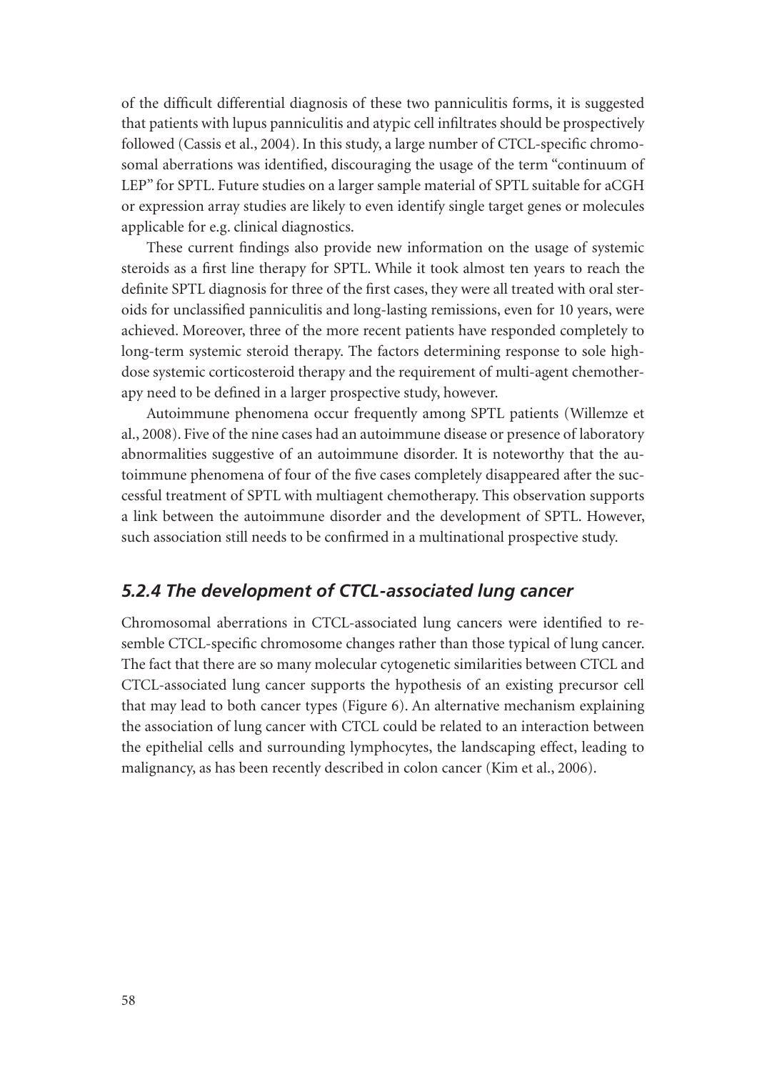of the difficult differential diagnosis of these two panniculitis forms, it is suggested that patients with lupus panniculitis and atypic cell infiltrates should be prospectively followed (Cassis et al., 2004). In this study, a large number of CTCL-specific chromosomal aberrations was identified, discouraging the usage of the term "continuum of LEP" for SPTL. Future studies on a larger sample material of SPTL suitable for aCGH or expression array studies are likely to even identify single target genes or molecules applicable for e.g. clinical diagnostics.

These current findings also provide new information on the usage of systemic steroids as a first line therapy for SPTL. While it took almost ten years to reach the definite SPTL diagnosis for three of the first cases, they were all treated with oral steroids for unclassified panniculitis and long-lasting remissions, even for 10 years, were achieved. Moreover, three of the more recent patients have responded completely to long-term systemic steroid therapy. The factors determining response to sole high-dose systemic corticosteroid therapy and the requirement of multi-agent chemotherapy need to be defined in a larger prospective study, however.

Autoimmune phenomena occur frequently among SPTL patients (Willemze et al., 2008). Five of the nine cases had an autoimmune disease or presence of laboratory abnormalities suggestive of an autoimmune disorder. It is noteworthy that the autoimmune phenomena of four of the five cases completely disappeared after the successful treatment of SPTL with multiagent chemotherapy. This observation supports a link between the autoimmune disorder and the development of SPTL. However, such association still needs to be confirmed in a multinational prospective study.

### *5.2.4 The development of CTCL-associated lung cancer*

Chromosomal aberrations in CTCL-associated lung cancers were identified to resemble CTCL-specific chromosome changes rather than those typical of lung cancer. The fact that there are so many molecular cytogenetic similarities between CTCL and CTCL-associated lung cancer supports the hypothesis of an existing precursor cell that may lead to both cancer types (Figure 6). An alternative mechanism explaining the association of lung cancer with CTCL could be related to an interaction between the epithelial cells and surrounding lymphocytes, the landscaping effect, leading to malignancy, as has been recently described in colon cancer (Kim et al., 2006).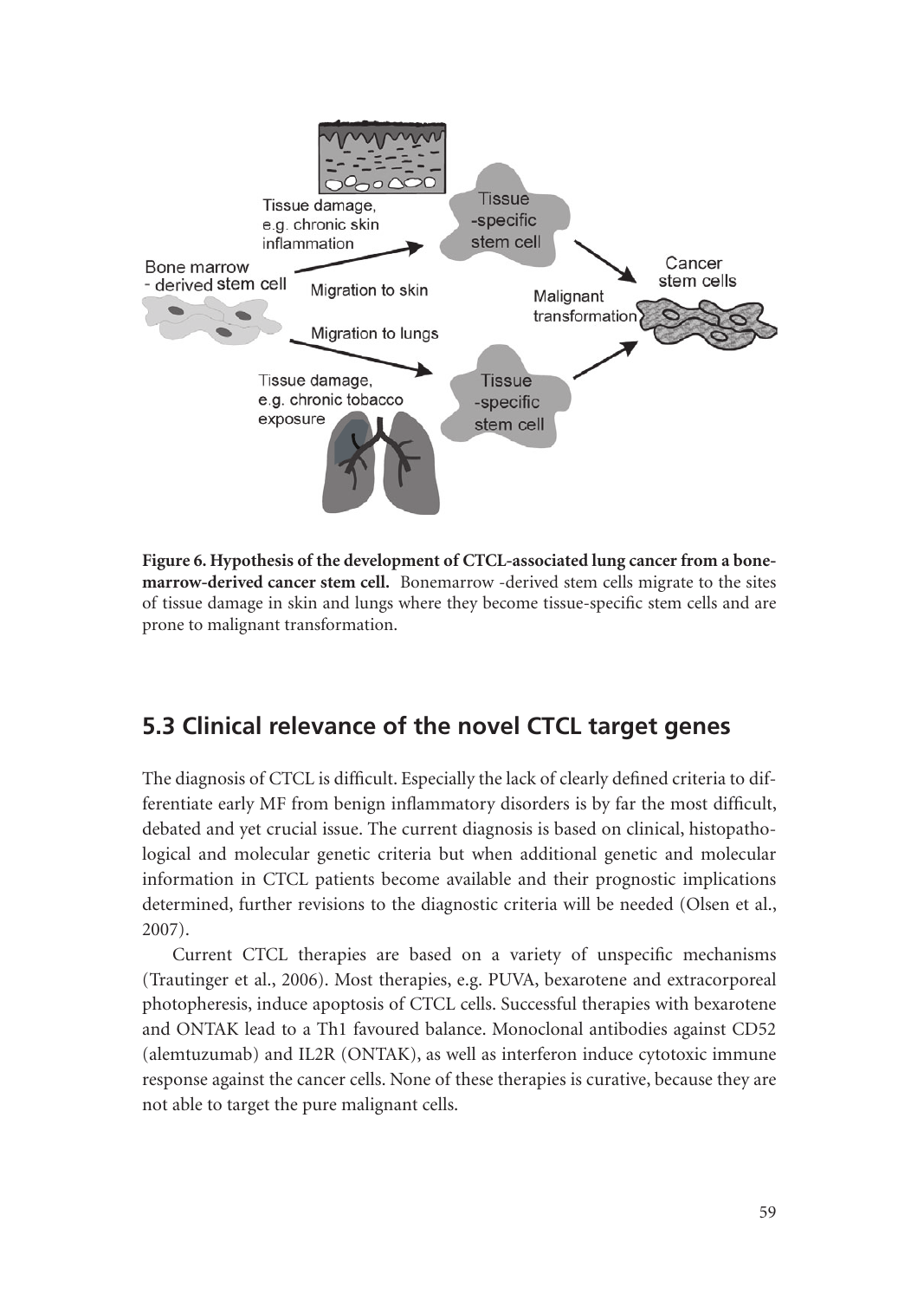**Figure 6. Hypothesis of the development of CTCL-associated lung cancer from a bone-marrow-derived cancer stem cell.** Bonemarrow -derived stem cells migrate to the sites of tissue damage in skin and lungs where they become tissue-specific stem cells and are prone to malignant transformation.

## 5.3 Clinical relevance of the novel CTCL target genes

The diagnosis of CTCL is difficult. Especially the lack of clearly defined criteria to differentiate early MF from benign inflammatory disorders is by far the most difficult, debated and yet crucial issue. The current diagnosis is based on clinical, histopathological and molecular genetic criteria but when additional genetic and molecular information in CTCL patients become available and their prognostic implications determined, further revisions to the diagnostic criteria will be needed (Olsen et al., 2007).

Current CTCL therapies are based on a variety of unspecific mechanisms (Trautinger et al., 2006). Most therapies, e.g. PUVA, bexarotene and extracorporeal photopheresis, induce apoptosis of CTCL cells. Successful therapies with bexarotene and ONTAK lead to a Th1 favoured balance. Monoclonal antibodies against CD52 (alemtuzumab) and IL2R (ONTAK), as well as interferon induce cytotoxic immune response against the cancer cells. None of these therapies is curative, because they are not able to target the pure malignant cells.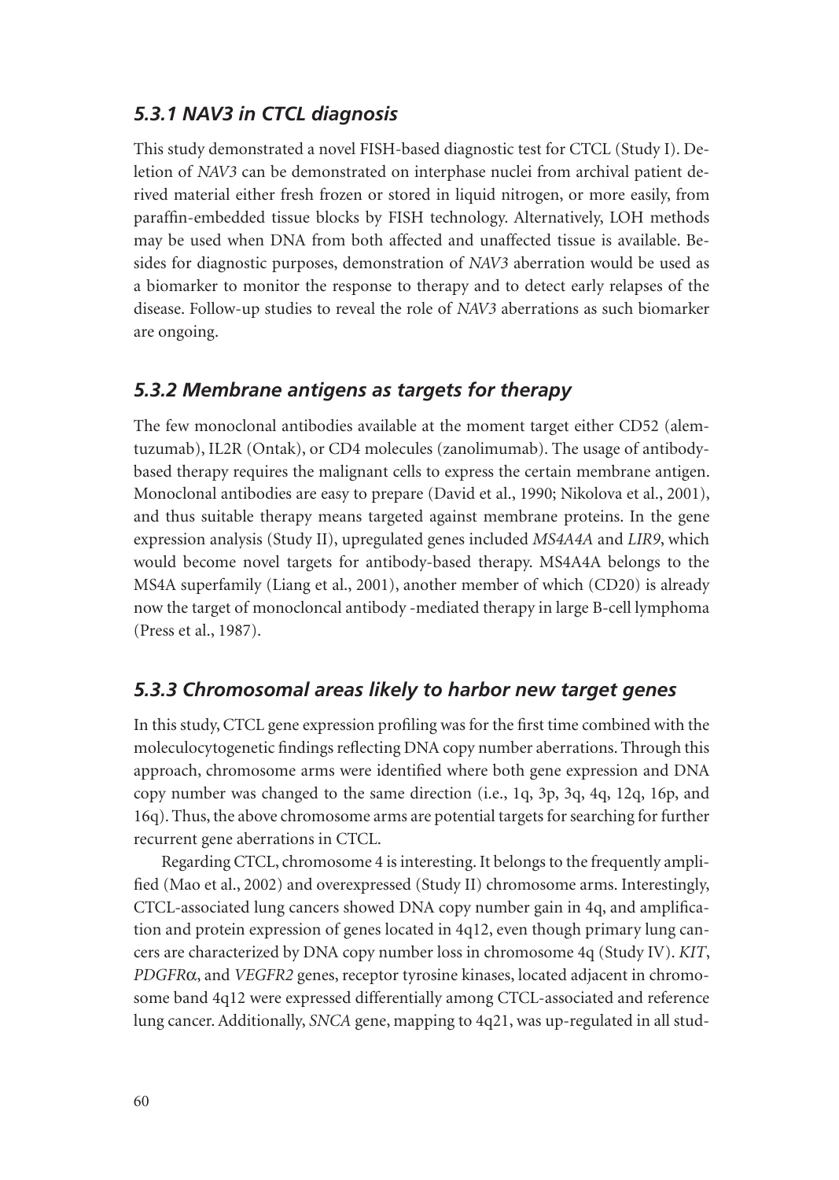### *5.3.1 NAV3 in CTCL diagnosis*

This study demonstrated a novel FISH-based diagnostic test for CTCL (Study I). Deletion of *NAV3* can be demonstrated on interphase nuclei from archival patient derived material either fresh frozen or stored in liquid nitrogen, or more easily, from paraffin-embedded tissue blocks by FISH technology. Alternatively, LOH methods may be used when DNA from both affected and unaffected tissue is available. Besides for diagnostic purposes, demonstration of *NAV3* aberration would be used as a biomarker to monitor the response to therapy and to detect early relapses of the disease. Follow-up studies to reveal the role of *NAV3* aberrations as such biomarker are ongoing.

### *5.3.2 Membrane antigens as targets for therapy*

The few monoclonal antibodies available at the moment target either CD52 (alemtuzumab), IL2R (Ontak), or CD4 molecules (zanolimumab). The usage of antibody-based therapy requires the malignant cells to express the certain membrane antigen. Monoclonal antibodies are easy to prepare (David et al., 1990; Nikolova et al., 2001), and thus suitable therapy means targeted against membrane proteins. In the gene expression analysis (Study II), upregulated genes included *MS4A4A* and *LIR9*, which would become novel targets for antibody-based therapy. MS4A4A belongs to the MS4A superfamily (Liang et al., 2001), another member of which (CD20) is already now the target of monocloncal antibody -mediated therapy in large B-cell lymphoma (Press et al., 1987).

### *5.3.3 Chromosomal areas likely to harbor new target genes*

In this study, CTCL gene expression profiling was for the first time combined with the moleculocytogenetic findings reflecting DNA copy number aberrations. Through this approach, chromosome arms were identified where both gene expression and DNA copy number was changed to the same direction (i.e., 1q, 3p, 3q, 4q, 12q, 16p, and 16q). Thus, the above chromosome arms are potential targets for searching for further recurrent gene aberrations in CTCL.

Regarding CTCL, chromosome 4 is interesting. It belongs to the frequently amplified (Mao et al., 2002) and overexpressed (Study II) chromosome arms. Interestingly, CTCL-associated lung cancers showed DNA copy number gain in 4q, and amplification and protein expression of genes located in 4q12, even though primary lung cancers are characterized by DNA copy number loss in chromosome 4q (Study IV). *KIT*, *PDGFRα*, and *VEGFR2* genes, receptor tyrosine kinases, located adjacent in chromosome band 4q12 were expressed differentially among CTCL-associated and reference lung cancer. Additionally, *SNCA* gene, mapping to 4q21, was up-regulated in all stud-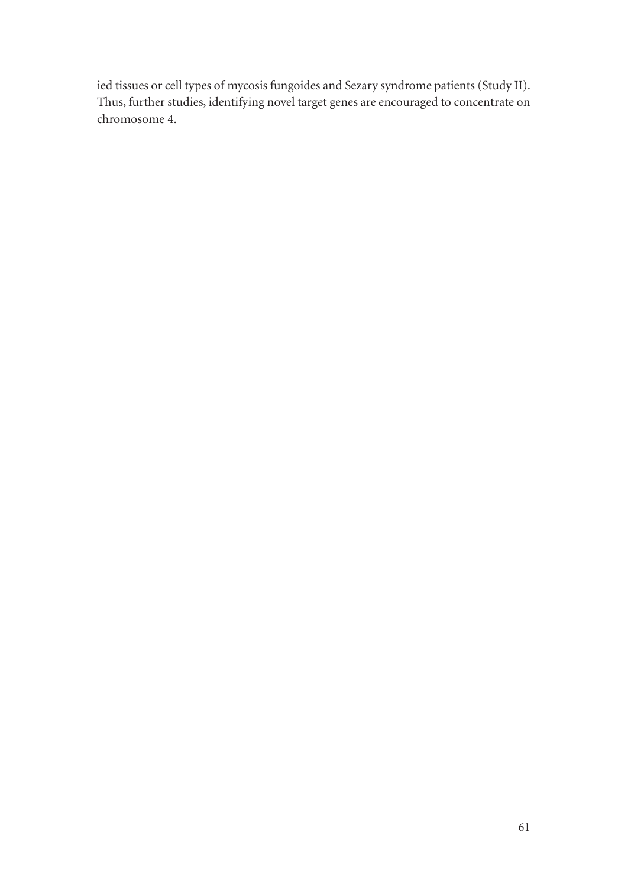ied tissues or cell types of mycosis fungoides and Sezary syndrome patients (Study II). Thus, further studies, identifying novel target genes are encouraged to concentrate on chromosome 4.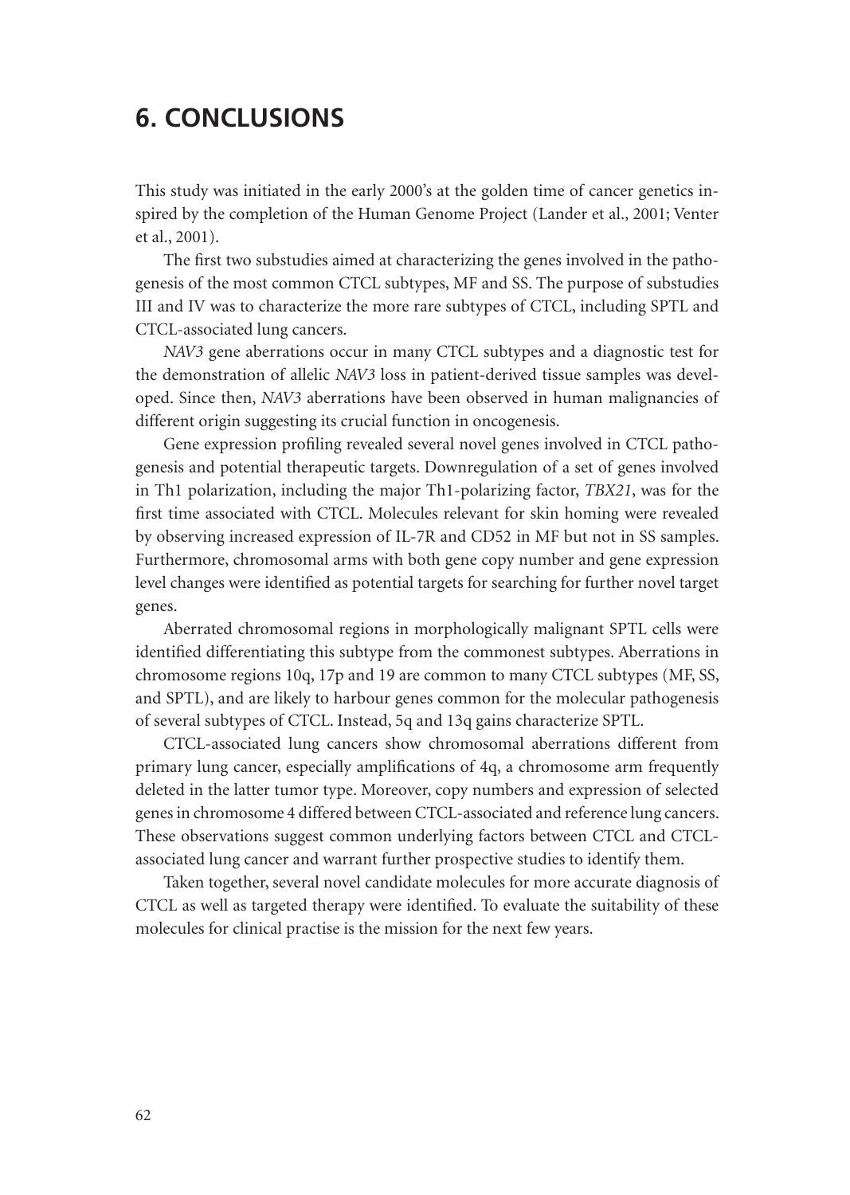# 6. CONCLUSIONS

This study was initiated in the early 2000's at the golden time of cancer genetics inspired by the completion of the Human Genome Project (Lander et al., 2001; Venter et al., 2001).

The first two substudies aimed at characterizing the genes involved in the pathogenesis of the most common CTCL subtypes, MF and SS. The purpose of substudies III and IV was to characterize the more rare subtypes of CTCL, including SPTL and CTCL-associated lung cancers.

*NAV3* gene aberrations occur in many CTCL subtypes and a diagnostic test for the demonstration of allelic *NAV3* loss in patient-derived tissue samples was developed. Since then, *NAV3* aberrations have been observed in human malignancies of different origin suggesting its crucial function in oncogenesis.

Gene expression profiling revealed several novel genes involved in CTCL pathogenesis and potential therapeutic targets. Downregulation of a set of genes involved in Th1 polarization, including the major Th1-polarizing factor, *TBX21*, was for the first time associated with CTCL. Molecules relevant for skin homing were revealed by observing increased expression of IL-7R and CD52 in MF but not in SS samples. Furthermore, chromosomal arms with both gene copy number and gene expression level changes were identified as potential targets for searching for further novel target genes.

Aberrated chromosomal regions in morphologically malignant SPTL cells were identified differentiating this subtype from the commonest subtypes. Aberrations in chromosome regions 10q, 17p and 19 are common to many CTCL subtypes (MF, SS, and SPTL), and are likely to harbour genes common for the molecular pathogenesis of several subtypes of CTCL. Instead, 5q and 13q gains characterize SPTL.

CTCL-associated lung cancers show chromosomal aberrations different from primary lung cancer, especially amplifications of 4q, a chromosome arm frequently deleted in the latter tumor type. Moreover, copy numbers and expression of selected genes in chromosome 4 differed between CTCL-associated and reference lung cancers. These observations suggest common underlying factors between CTCL and CTCL-associated lung cancer and warrant further prospective studies to identify them.

Taken together, several novel candidate molecules for more accurate diagnosis of CTCL as well as targeted therapy were identified. To evaluate the suitability of these molecules for clinical practise is the mission for the next few years.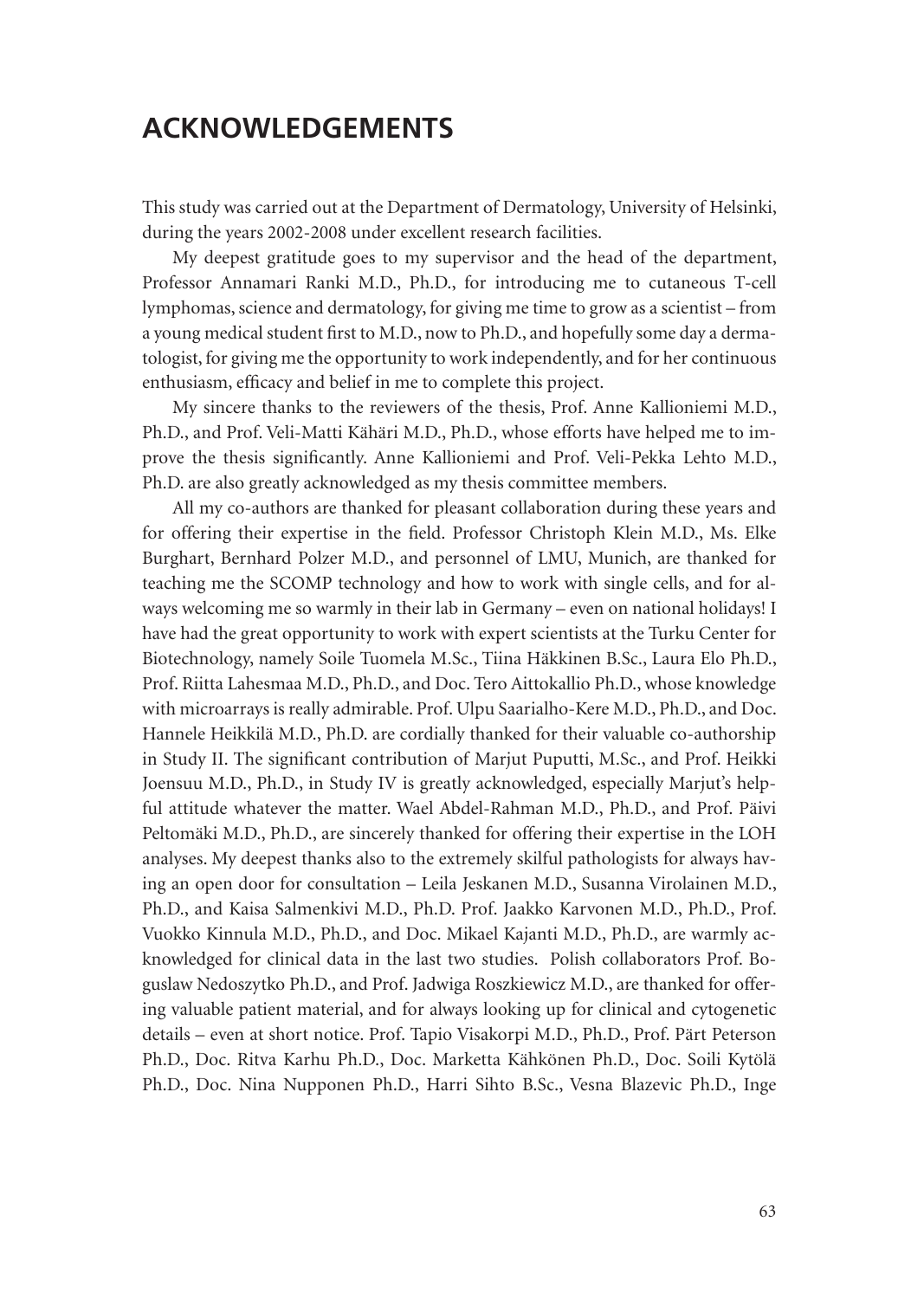# ACKNOWLEDGEMENTS

This study was carried out at the Department of Dermatology, University of Helsinki, during the years 2002-2008 under excellent research facilities.

My deepest gratitude goes to my supervisor and the head of the department, Professor Annamari Ranki M.D., Ph.D., for introducing me to cutaneous T-cell lymphomas, science and dermatology, for giving me time to grow as a scientist – from a young medical student first to M.D., now to Ph.D., and hopefully some day a dermatologist, for giving me the opportunity to work independently, and for her continuous enthusiasm, efficacy and belief in me to complete this project.

My sincere thanks to the reviewers of the thesis, Prof. Anne Kallioniemi M.D., Ph.D., and Prof. Veli-Matti Kähäri M.D., Ph.D., whose efforts have helped me to improve the thesis significantly. Anne Kallioniemi and Prof. Veli-Pekka Lehto M.D., Ph.D. are also greatly acknowledged as my thesis committee members.

All my co-authors are thanked for pleasant collaboration during these years and for offering their expertise in the field. Professor Christoph Klein M.D., Ms. Elke Burghart, Bernhard Polzer M.D., and personnel of LMU, Munich, are thanked for teaching me the SCOMP technology and how to work with single cells, and for always welcoming me so warmly in their lab in Germany – even on national holidays! I have had the great opportunity to work with expert scientists at the Turku Center for Biotechnology, namely Soile Tuomela M.Sc., Tiina Häkkinen B.Sc., Laura Elo Ph.D., Prof. Riitta Lahesmaa M.D., Ph.D., and Doc. Tero Aittokallio Ph.D., whose knowledge with microarrays is really admirable. Prof. Ulpu Saarialho-Kere M.D., Ph.D., and Doc. Hannele Heikkilä M.D., Ph.D. are cordially thanked for their valuable co-authorship in Study II. The significant contribution of Marjut Puputti, M.Sc., and Prof. Heikki Joensuu M.D., Ph.D., in Study IV is greatly acknowledged, especially Marjut's helpful attitude whatever the matter. Wael Abdel-Rahman M.D., Ph.D., and Prof. Päivi Peltomäki M.D., Ph.D., are sincerely thanked for offering their expertise in the LOH analyses. My deepest thanks also to the extremely skilful pathologists for always having an open door for consultation – Leila Jeskanen M.D., Susanna Virolainen M.D., Ph.D., and Kaisa Salmenkivi M.D., Ph.D. Prof. Jaakko Karvonen M.D., Ph.D., Prof. Vuokko Kinnula M.D., Ph.D., and Doc. Mikael Kajanti M.D., Ph.D., are warmly acknowledged for clinical data in the last two studies. Polish collaborators Prof. Boguslaw Nedoszytko Ph.D., and Prof. Jadwiga Roszkiewicz M.D., are thanked for offering valuable patient material, and for always looking up for clinical and cytogenetic details – even at short notice. Prof. Tapio Visakorpi M.D., Ph.D., Prof. Pärt Peterson Ph.D., Doc. Ritva Karhu Ph.D., Doc. Marketta Kähkönen Ph.D., Doc. Soili Kytölä Ph.D., Doc. Nina Nupponen Ph.D., Harri Sihto B.Sc., Vesna Blazevic Ph.D., Inge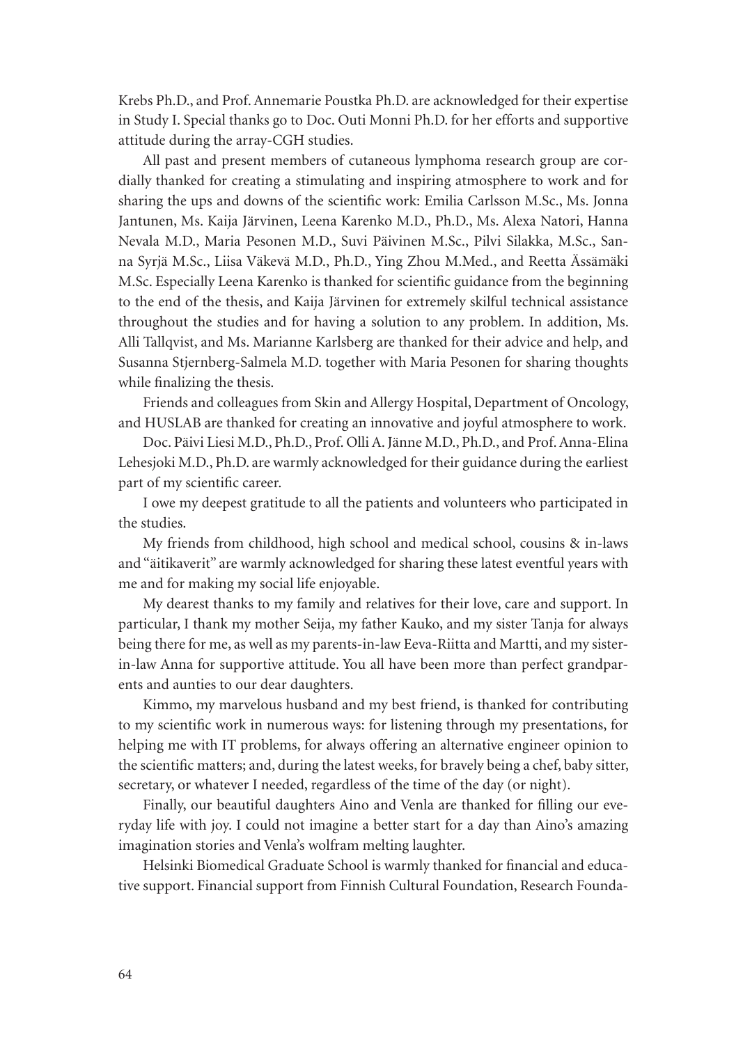Krebs Ph.D., and Prof. Annemarie Poustka Ph.D. are acknowledged for their expertise in Study I. Special thanks go to Doc. Outi Monni Ph.D. for her efforts and supportive attitude during the array-CGH studies.

All past and present members of cutaneous lymphoma research group are cordially thanked for creating a stimulating and inspiring atmosphere to work and for sharing the ups and downs of the scientific work: Emilia Carlsson M.Sc., Ms. Jonna Jantunen, Ms. Kaija Järvinen, Leena Karenko M.D., Ph.D., Ms. Alexa Natori, Hanna Nevala M.D., Maria Pesonen M.D., Suvi Päivinen M.Sc., Pilvi Silakka, M.Sc., Sanna Syrjä M.Sc., Liisa Väkevä M.D., Ph.D., Ying Zhou M.Med., and Reetta Ässämäki M.Sc. Especially Leena Karenko is thanked for scientific guidance from the beginning to the end of the thesis, and Kaija Järvinen for extremely skilful technical assistance throughout the studies and for having a solution to any problem. In addition, Ms. Alli Tallqvist, and Ms. Marianne Karlsberg are thanked for their advice and help, and Susanna Stjernberg-Salmela M.D. together with Maria Pesonen for sharing thoughts while finalizing the thesis.

Friends and colleagues from Skin and Allergy Hospital, Department of Oncology, and HUSLAB are thanked for creating an innovative and joyful atmosphere to work.

Doc. Päivi Liesi M.D., Ph.D., Prof. Olli A. Jänne M.D., Ph.D., and Prof. Anna-Elina Lehesjoki M.D., Ph.D. are warmly acknowledged for their guidance during the earliest part of my scientific career.

I owe my deepest gratitude to all the patients and volunteers who participated in the studies.

My friends from childhood, high school and medical school, cousins & in-laws and "äitikaverit" are warmly acknowledged for sharing these latest eventful years with me and for making my social life enjoyable.

My dearest thanks to my family and relatives for their love, care and support. In particular, I thank my mother Seija, my father Kauko, and my sister Tanja for always being there for me, as well as my parents-in-law Eeva-Riitta and Martti, and my sister-in-law Anna for supportive attitude. You all have been more than perfect grandparents and aunties to our dear daughters.

Kimmo, my marvelous husband and my best friend, is thanked for contributing to my scientific work in numerous ways: for listening through my presentations, for helping me with IT problems, for always offering an alternative engineer opinion to the scientific matters; and, during the latest weeks, for bravely being a chef, baby sitter, secretary, or whatever I needed, regardless of the time of the day (or night).

Finally, our beautiful daughters Aino and Venla are thanked for filling our everyday life with joy. I could not imagine a better start for a day than Aino's amazing imagination stories and Venla's wolfram melting laughter.

Helsinki Biomedical Graduate School is warmly thanked for financial and educative support. Financial support from Finnish Cultural Foundation, Research Founda-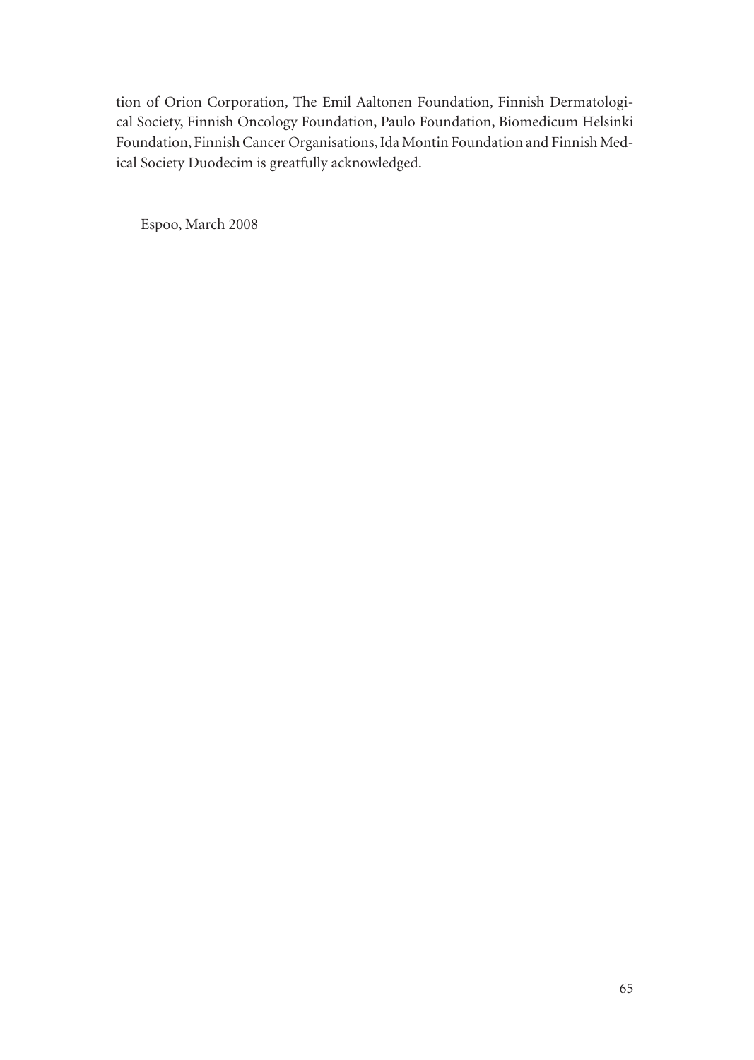tion of Orion Corporation, The Emil Aaltonen Foundation, Finnish Dermatological Society, Finnish Oncology Foundation, Paulo Foundation, Biomedicum Helsinki Foundation, Finnish Cancer Organisations, Ida Montin Foundation and Finnish Medical Society Duodecim is greatfully acknowledged.

Espoo, March 2008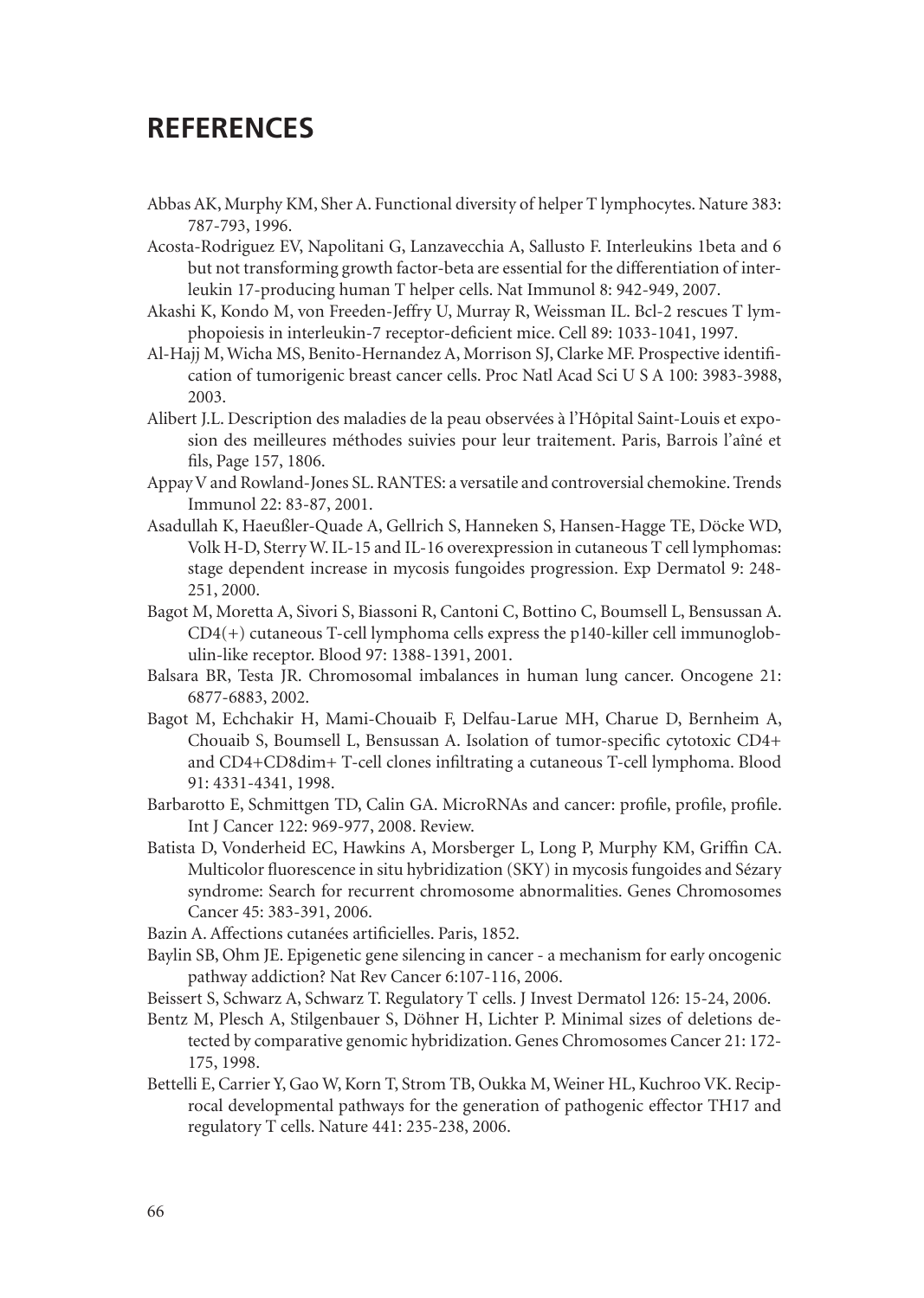# REFERENCES

Abbas AK, Murphy KM, Sher A. Functional diversity of helper T lymphocytes. Nature 383: 787-793, 1996.

Acosta-Rodriguez EV, Napolitani G, Lanzavecchia A, Sallusto F. Interleukins 1beta and 6 but not transforming growth factor-beta are essential for the differentiation of interleukin 17-producing human T helper cells. Nat Immunol 8: 942-949, 2007.

Akashi K, Kondo M, von Freeden-Jeffry U, Murray R, Weissman IL. Bcl-2 rescues T lymphopoiesis in interleukin-7 receptor-deficient mice. Cell 89: 1033-1041, 1997.

Al-Hajj M, Wicha MS, Benito-Hernandez A, Morrison SJ, Clarke MF. Prospective identification of tumorigenic breast cancer cells. Proc Natl Acad Sci U S A 100: 3983-3988, 2003.

Alibert J.L. Description des maladies de la peau observées à l'Hôpital Saint-Louis et exposion des meilleures méthodes suivies pour leur traitement. Paris, Barrois l'aîné et fils, Page 157, 1806.

Appay V and Rowland-Jones SL. RANTES: a versatile and controversial chemokine. Trends Immunol 22: 83-87, 2001.

Asadullah K, Haeußler-Quade A, Gellrich S, Hanneken S, Hansen-Hagge TE, Döcke WD, Volk H-D, Sterry W. IL-15 and IL-16 overexpression in cutaneous T cell lymphomas: stage dependent increase in mycosis fungoides progression. Exp Dermatol 9: 248-251, 2000.

Bagot M, Moretta A, Sivori S, Biassoni R, Cantoni C, Bottino C, Boumsell L, Bensussan A. CD4(+) cutaneous T-cell lymphoma cells express the p140-killer cell immunoglobulin-like receptor. Blood 97: 1388-1391, 2001.

Balsara BR, Testa JR. Chromosomal imbalances in human lung cancer. Oncogene 21: 6877-6883, 2002.

Bagot M, Echchakir H, Mami-Chouaib F, Delfau-Larue MH, Charue D, Bernheim A, Chouaib S, Boumsell L, Bensussan A. Isolation of tumor-specific cytotoxic CD4+ and CD4+CD8dim+ T-cell clones infiltrating a cutaneous T-cell lymphoma. Blood 91: 4331-4341, 1998.

Barbarotto E, Schmittgen TD, Calin GA. MicroRNAs and cancer: profile, profile, profile. Int J Cancer 122: 969-977, 2008. Review.

Batista D, Vonderheid EC, Hawkins A, Morsberger L, Long P, Murphy KM, Griffin CA. Multicolor fluorescence in situ hybridization (SKY) in mycosis fungoides and Sézary syndrome: Search for recurrent chromosome abnormalities. Genes Chromosomes Cancer 45: 383-391, 2006.

Bazin A. Affections cutanées artificielles. Paris, 1852.

Baylin SB, Ohm JE. Epigenetic gene silencing in cancer - a mechanism for early oncogenic pathway addiction? Nat Rev Cancer 6:107-116, 2006.

Beissert S, Schwarz A, Schwarz T. Regulatory T cells. J Invest Dermatol 126: 15-24, 2006.

Bentz M, Plesch A, Stilgenbauer S, Döhner H, Lichter P. Minimal sizes of deletions detected by comparative genomic hybridization. Genes Chromosomes Cancer 21: 172-175, 1998.

Bettelli E, Carrier Y, Gao W, Korn T, Strom TB, Oukka M, Weiner HL, Kuchroo VK. Reciprocal developmental pathways for the generation of pathogenic effector TH17 and regulatory T cells. Nature 441: 235-238, 2006.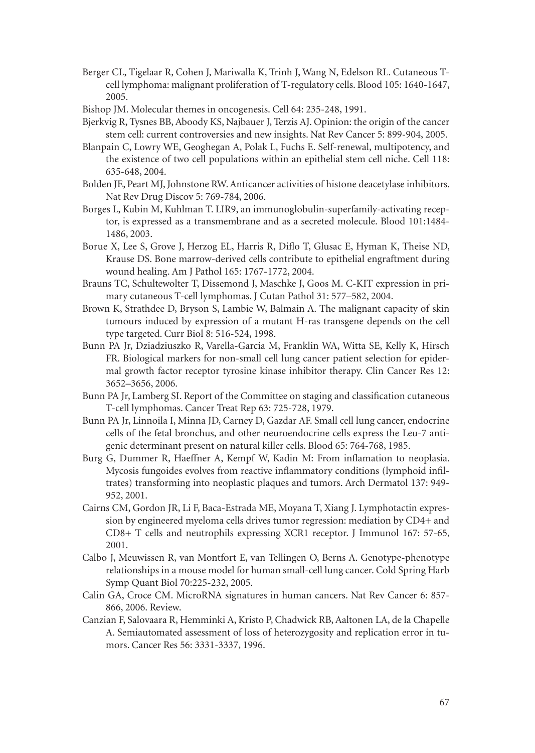Berger CL, Tigelaar R, Cohen J, Mariwalla K, Trinh J, Wang N, Edelson RL. Cutaneous T-cell lymphoma: malignant proliferation of T-regulatory cells. Blood 105: 1640-1647, 2005.

Bishop JM. Molecular themes in oncogenesis. Cell 64: 235-248, 1991.

Bjerkvig R, Tysnes BB, Aboody KS, Najbauer J, Terzis AJ. Opinion: the origin of the cancer stem cell: current controversies and new insights. Nat Rev Cancer 5: 899-904, 2005.

Blanpain C, Lowry WE, Geoghegan A, Polak L, Fuchs E. Self-renewal, multipotency, and the existence of two cell populations within an epithelial stem cell niche. Cell 118: 635-648, 2004.

Bolden JE, Peart MJ, Johnstone RW. Anticancer activities of histone deacetylase inhibitors. Nat Rev Drug Discov 5: 769-784, 2006.

Borges L, Kubin M, Kuhlman T. LIR9, an immunoglobulin-superfamily-activating receptor, is expressed as a transmembrane and as a secreted molecule. Blood 101:1484-1486, 2003.

Borue X, Lee S, Grove J, Herzog EL, Harris R, Diflo T, Glusac E, Hyman K, Theise ND, Krause DS. Bone marrow-derived cells contribute to epithelial engraftment during wound healing. Am J Pathol 165: 1767-1772, 2004.

Brauns TC, Schultewolter T, Dissemond J, Maschke J, Goos M. C-KIT expression in primary cutaneous T-cell lymphomas. J Cutan Pathol 31: 577–582, 2004.

Brown K, Strathdee D, Bryson S, Lambie W, Balmain A. The malignant capacity of skin tumours induced by expression of a mutant H-ras transgene depends on the cell type targeted. Curr Biol 8: 516-524, 1998.

Bunn PA Jr, Dziadziuszko R, Varella-Garcia M, Franklin WA, Witta SE, Kelly K, Hirsch FR. Biological markers for non-small cell lung cancer patient selection for epidermal growth factor receptor tyrosine kinase inhibitor therapy. Clin Cancer Res 12: 3652–3656, 2006.

Bunn PA Jr, Lamberg SI. Report of the Committee on staging and classification cutaneous T-cell lymphomas. Cancer Treat Rep 63: 725-728, 1979.

Bunn PA Jr, Linnoila I, Minna JD, Carney D, Gazdar AF. Small cell lung cancer, endocrine cells of the fetal bronchus, and other neuroendocrine cells express the Leu-7 antigenic determinant present on natural killer cells. Blood 65: 764-768, 1985.

Burg G, Dummer R, Haeffner A, Kempf W, Kadin M: From inflamation to neoplasia. Mycosis fungoides evolves from reactive inflammatory conditions (lymphoid infiltrates) transforming into neoplastic plaques and tumors. Arch Dermatol 137: 949-952, 2001.

Cairns CM, Gordon JR, Li F, Baca-Estrada ME, Moyana T, Xiang J. Lymphotactin expression by engineered myeloma cells drives tumor regression: mediation by CD4+ and CD8+ T cells and neutrophils expressing XCR1 receptor. J Immunol 167: 57-65, 2001.

Calbo J, Meuwissen R, van Montfort E, van Tellingen O, Berns A. Genotype-phenotype relationships in a mouse model for human small-cell lung cancer. Cold Spring Harb Symp Quant Biol 70:225-232, 2005.

Calin GA, Croce CM. MicroRNA signatures in human cancers. Nat Rev Cancer 6: 857-866, 2006. Review.

Canzian F, Salovaara R, Hemminki A, Kristo P, Chadwick RB, Aaltonen LA, de la Chapelle A. Semiautomated assessment of loss of heterozygosity and replication error in tumors. Cancer Res 56: 3331-3337, 1996.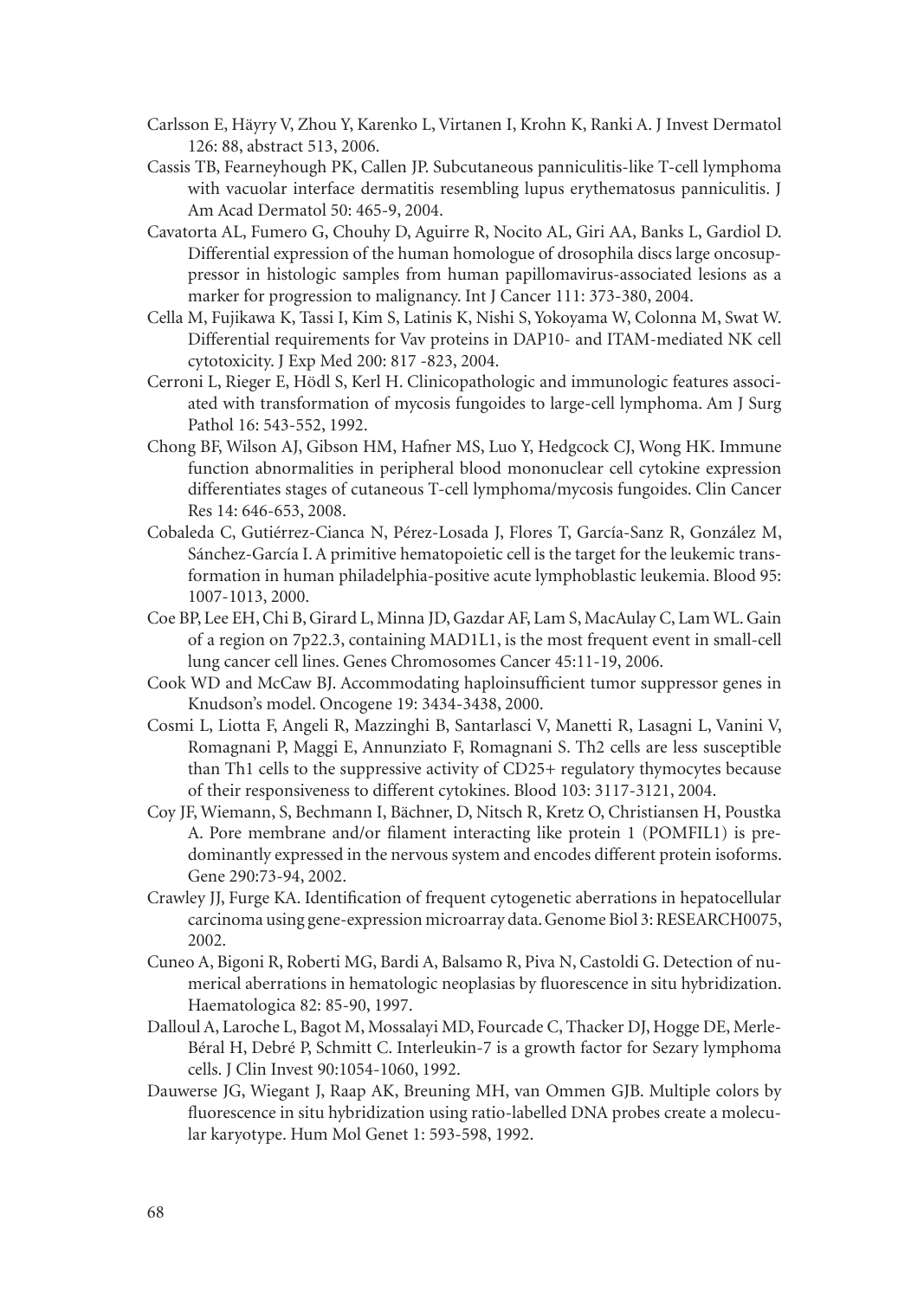Carlsson E, Häyry V, Zhou Y, Karenko L, Virtanen I, Krohn K, Ranki A. J Invest Dermatol 126: 88, abstract 513, 2006.

Cassis TB, Fearneyhough PK, Callen JP. Subcutaneous panniculitis-like T-cell lymphoma with vacuolar interface dermatitis resembling lupus erythematosus panniculitis. J Am Acad Dermatol 50: 465-9, 2004.

Cavatorta AL, Fumero G, Chouhy D, Aguirre R, Nocito AL, Giri AA, Banks L, Gardiol D. Differential expression of the human homologue of drosophila discs large oncosuppressor in histologic samples from human papillomavirus-associated lesions as a marker for progression to malignancy. Int J Cancer 111: 373-380, 2004.

Cella M, Fujikawa K, Tassi I, Kim S, Latinis K, Nishi S, Yokoyama W, Colonna M, Swat W. Differential requirements for Vav proteins in DAP10- and ITAM-mediated NK cell cytotoxicity. J Exp Med 200: 817 -823, 2004.

Cerroni L, Rieger E, Hödl S, Kerl H. Clinicopathologic and immunologic features associated with transformation of mycosis fungoides to large-cell lymphoma. Am J Surg Pathol 16: 543-552, 1992.

Chong BF, Wilson AJ, Gibson HM, Hafner MS, Luo Y, Hedgcock CJ, Wong HK. Immune function abnormalities in peripheral blood mononuclear cell cytokine expression differentiates stages of cutaneous T-cell lymphoma/mycosis fungoides. Clin Cancer Res 14: 646-653, 2008.

Cobaleda C, Gutiérrez-Cianca N, Pérez-Losada J, Flores T, García-Sanz R, González M, Sánchez-García I. A primitive hematopoietic cell is the target for the leukemic transformation in human philadelphia-positive acute lymphoblastic leukemia. Blood 95: 1007-1013, 2000.

Coe BP, Lee EH, Chi B, Girard L, Minna JD, Gazdar AF, Lam S, MacAulay C, Lam WL. Gain of a region on 7p22.3, containing MAD1L1, is the most frequent event in small-cell lung cancer cell lines. Genes Chromosomes Cancer 45:11-19, 2006.

Cook WD and McCaw BJ. Accommodating haploinsufficient tumor suppressor genes in Knudson's model. Oncogene 19: 3434-3438, 2000.

Cosmi L, Liotta F, Angeli R, Mazzinghi B, Santarlasci V, Manetti R, Lasagni L, Vanini V, Romagnani P, Maggi E, Annunziato F, Romagnani S. Th2 cells are less susceptible than Th1 cells to the suppressive activity of CD25+ regulatory thymocytes because of their responsiveness to different cytokines. Blood 103: 3117-3121, 2004.

Coy JF, Wiemann, S, Bechmann I, Bächner, D, Nitsch R, Kretz O, Christiansen H, Poustka A. Pore membrane and/or filament interacting like protein 1 (POMFIL1) is predominantly expressed in the nervous system and encodes different protein isoforms. Gene 290:73-94, 2002.

Crawley JJ, Furge KA. Identification of frequent cytogenetic aberrations in hepatocellular carcinoma using gene-expression microarray data. Genome Biol 3: RESEARCH0075, 2002.

Cuneo A, Bigoni R, Roberti MG, Bardi A, Balsamo R, Piva N, Castoldi G. Detection of numerical aberrations in hematologic neoplasias by fluorescence in situ hybridization. Haematologica 82: 85-90, 1997.

Dalloul A, Laroche L, Bagot M, Mossalayi MD, Fourcade C, Thacker DJ, Hogge DE, Merle-Béral H, Debré P, Schmitt C. Interleukin-7 is a growth factor for Sezary lymphoma cells. J Clin Invest 90:1054-1060, 1992.

Dauwerse JG, Wiegant J, Raap AK, Breuning MH, van Ommen GJB. Multiple colors by fluorescence in situ hybridization using ratio-labelled DNA probes create a molecular karyotype. Hum Mol Genet 1: 593-598, 1992.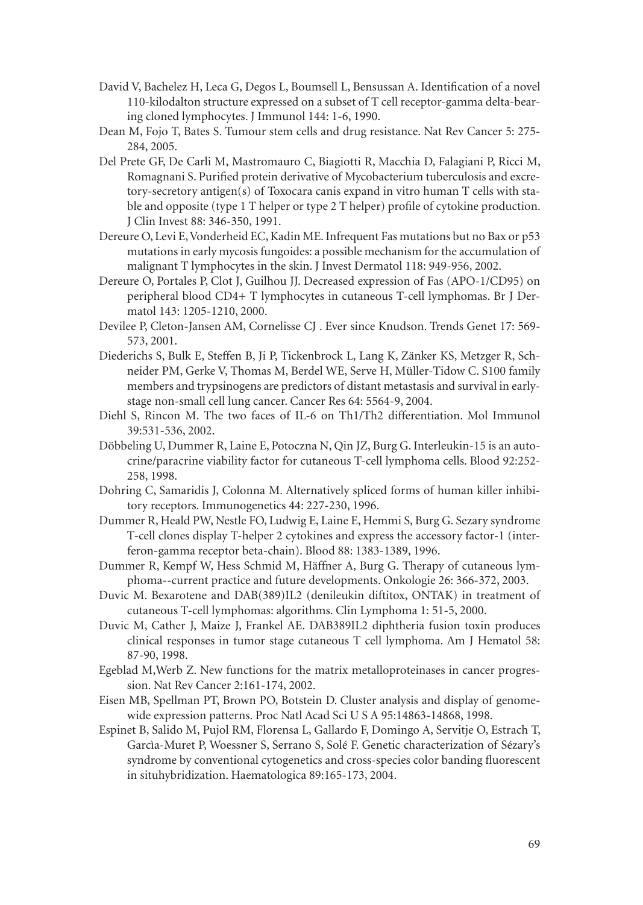David V, Bachelez H, Leca G, Degos L, Boumsell L, Bensussan A. Identification of a novel 110-kilodalton structure expressed on a subset of T cell receptor-gamma delta-bearing cloned lymphocytes. J Immunol 144: 1-6, 1990.

Dean M, Fojo T, Bates S. Tumour stem cells and drug resistance. Nat Rev Cancer 5: 275-284, 2005.

Del Prete GF, De Carli M, Mastromauro C, Biagiotti R, Macchia D, Falagiani P, Ricci M, Romagnani S. Purified protein derivative of Mycobacterium tuberculosis and excretory-secretory antigen(s) of Toxocara canis expand in vitro human T cells with stable and opposite (type 1 T helper or type 2 T helper) profile of cytokine production. J Clin Invest 88: 346-350, 1991.

Dereure O, Levi E, Vonderheid EC, Kadin ME. Infrequent Fas mutations but no Bax or p53 mutations in early mycosis fungoides: a possible mechanism for the accumulation of malignant T lymphocytes in the skin. J Invest Dermatol 118: 949-956, 2002.

Dereure O, Portales P, Clot J, Guilhou JJ. Decreased expression of Fas (APO-1/CD95) on peripheral blood CD4+ T lymphocytes in cutaneous T-cell lymphomas. Br J Dermatol 143: 1205-1210, 2000.

Devilee P, Cleton-Jansen AM, Cornelisse CJ . Ever since Knudson. Trends Genet 17: 569-573, 2001.

Diederichs S, Bulk E, Steffen B, Ji P, Tickenbrock L, Lang K, Zänker KS, Metzger R, Schneider PM, Gerke V, Thomas M, Berdel WE, Serve H, Müller-Tidow C. S100 family members and trypsinogens are predictors of distant metastasis and survival in early-stage non-small cell lung cancer. Cancer Res 64: 5564-9, 2004.

Diehl S, Rincon M. The two faces of IL-6 on Th1/Th2 differentiation. Mol Immunol 39:531-536, 2002.

Döbbeling U, Dummer R, Laine E, Potoczna N, Qin JZ, Burg G. Interleukin-15 is an autocrine/paracrine viability factor for cutaneous T-cell lymphoma cells. Blood 92:252-258, 1998.

Dohring C, Samaridis J, Colonna M. Alternatively spliced forms of human killer inhibitory receptors. Immunogenetics 44: 227-230, 1996.

Dummer R, Heald PW, Nestle FO, Ludwig E, Laine E, Hemmi S, Burg G. Sezary syndrome T-cell clones display T-helper 2 cytokines and express the accessory factor-1 (interferon-gamma receptor beta-chain). Blood 88: 1383-1389, 1996.

Dummer R, Kempf W, Hess Schmid M, Häffner A, Burg G. Therapy of cutaneous lymphoma--current practice and future developments. Onkologie 26: 366-372, 2003.

Duvic M. Bexarotene and DAB(389)IL2 (denileukin diftitox, ONTAK) in treatment of cutaneous T-cell lymphomas: algorithms. Clin Lymphoma 1: 51-5, 2000.

Duvic M, Cather J, Maize J, Frankel AE. DAB389IL2 diphtheria fusion toxin produces clinical responses in tumor stage cutaneous T cell lymphoma. Am J Hematol 58: 87-90, 1998.

Egeblad M,Werb Z. New functions for the matrix metalloproteinases in cancer progression. Nat Rev Cancer 2:161-174, 2002.

Eisen MB, Spellman PT, Brown PO, Botstein D. Cluster analysis and display of genome-wide expression patterns. Proc Natl Acad Sci U S A 95:14863-14868, 1998.

Espinet B, Salido M, Pujol RM, Florensa L, Gallardo F, Domingo A, Servitje O, Estrach T, Garcìa-Muret P, Woessner S, Serrano S, Solé F. Genetic characterization of Sézary's syndrome by conventional cytogenetics and cross-species color banding fluorescent in situhybridization. Haematologica 89:165-173, 2004.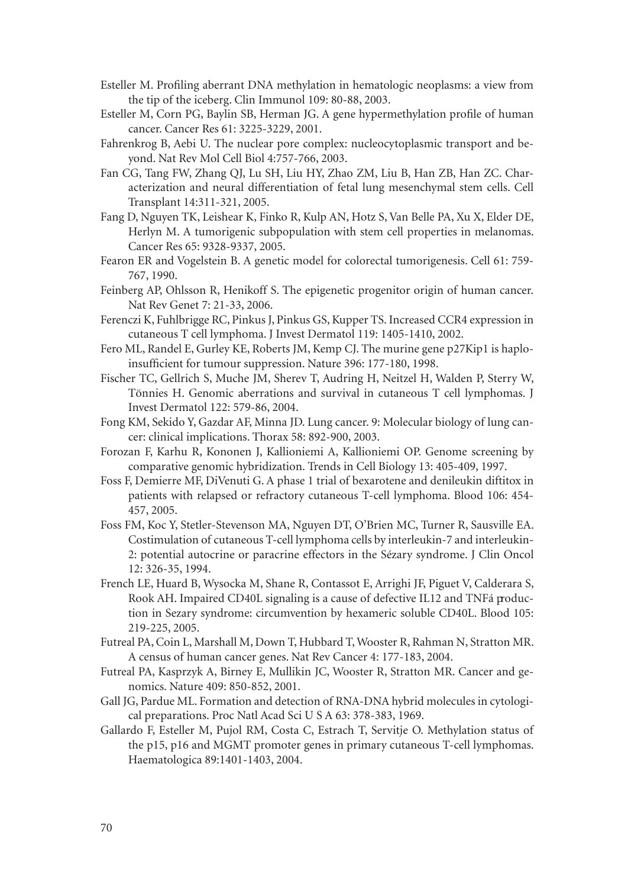Esteller M. Profiling aberrant DNA methylation in hematologic neoplasms: a view from the tip of the iceberg. Clin Immunol 109: 80-88, 2003.

Esteller M, Corn PG, Baylin SB, Herman JG. A gene hypermethylation profile of human cancer. Cancer Res 61: 3225-3229, 2001.

Fahrenkrog B, Aebi U. The nuclear pore complex: nucleocytoplasmic transport and beyond. Nat Rev Mol Cell Biol 4:757-766, 2003.

Fan CG, Tang FW, Zhang QJ, Lu SH, Liu HY, Zhao ZM, Liu B, Han ZB, Han ZC. Characterization and neural differentiation of fetal lung mesenchymal stem cells. Cell Transplant 14:311-321, 2005.

Fang D, Nguyen TK, Leishear K, Finko R, Kulp AN, Hotz S, Van Belle PA, Xu X, Elder DE, Herlyn M. A tumorigenic subpopulation with stem cell properties in melanomas. Cancer Res 65: 9328-9337, 2005.

Fearon ER and Vogelstein B. A genetic model for colorectal tumorigenesis. Cell 61: 759-767, 1990.

Feinberg AP, Ohlsson R, Henikoff S. The epigenetic progenitor origin of human cancer. Nat Rev Genet 7: 21-33, 2006.

Ferenczi K, Fuhlbrigge RC, Pinkus J, Pinkus GS, Kupper TS. Increased CCR4 expression in cutaneous T cell lymphoma. J Invest Dermatol 119: 1405-1410, 2002.

Fero ML, Randel E, Gurley KE, Roberts JM, Kemp CJ. The murine gene p27Kip1 is haplo-insufficient for tumour suppression. Nature 396: 177-180, 1998.

Fischer TC, Gellrich S, Muche JM, Sherev T, Audring H, Neitzel H, Walden P, Sterry W, Tönnies H. Genomic aberrations and survival in cutaneous T cell lymphomas. J Invest Dermatol 122: 579-86, 2004.

Fong KM, Sekido Y, Gazdar AF, Minna JD. Lung cancer. 9: Molecular biology of lung cancer: clinical implications. Thorax 58: 892-900, 2003.

Forozan F, Karhu R, Kononen J, Kallioniemi A, Kallioniemi OP. Genome screening by comparative genomic hybridization. Trends in Cell Biology 13: 405-409, 1997.

Foss F, Demierre MF, DiVenuti G. A phase 1 trial of bexarotene and denileukin diftitox in patients with relapsed or refractory cutaneous T-cell lymphoma. Blood 106: 454-457, 2005.

Foss FM, Koc Y, Stetler-Stevenson MA, Nguyen DT, O'Brien MC, Turner R, Sausville EA. Costimulation of cutaneous T-cell lymphoma cells by interleukin-7 and interleukin-2: potential autocrine or paracrine effectors in the Sézary syndrome. J Clin Oncol 12: 326-35, 1994.

French LE, Huard B, Wysocka M, Shane R, Contassot E, Arrighi JF, Piguet V, Calderara S, Rook AH. Impaired CD40L signaling is a cause of defective IL12 and TNFá production in Sezary syndrome: circumvention by hexameric soluble CD40L. Blood 105: 219-225, 2005.

Futreal PA, Coin L, Marshall M, Down T, Hubbard T, Wooster R, Rahman N, Stratton MR. A census of human cancer genes. Nat Rev Cancer 4: 177-183, 2004.

Futreal PA, Kasprzyk A, Birney E, Mullikin JC, Wooster R, Stratton MR. Cancer and genomics. Nature 409: 850-852, 2001.

Gall JG, Pardue ML. Formation and detection of RNA-DNA hybrid molecules in cytological preparations. Proc Natl Acad Sci U S A 63: 378-383, 1969.

Gallardo F, Esteller M, Pujol RM, Costa C, Estrach T, Servitje O. Methylation status of the p15, p16 and MGMT promoter genes in primary cutaneous T-cell lymphomas. Haematologica 89:1401-1403, 2004.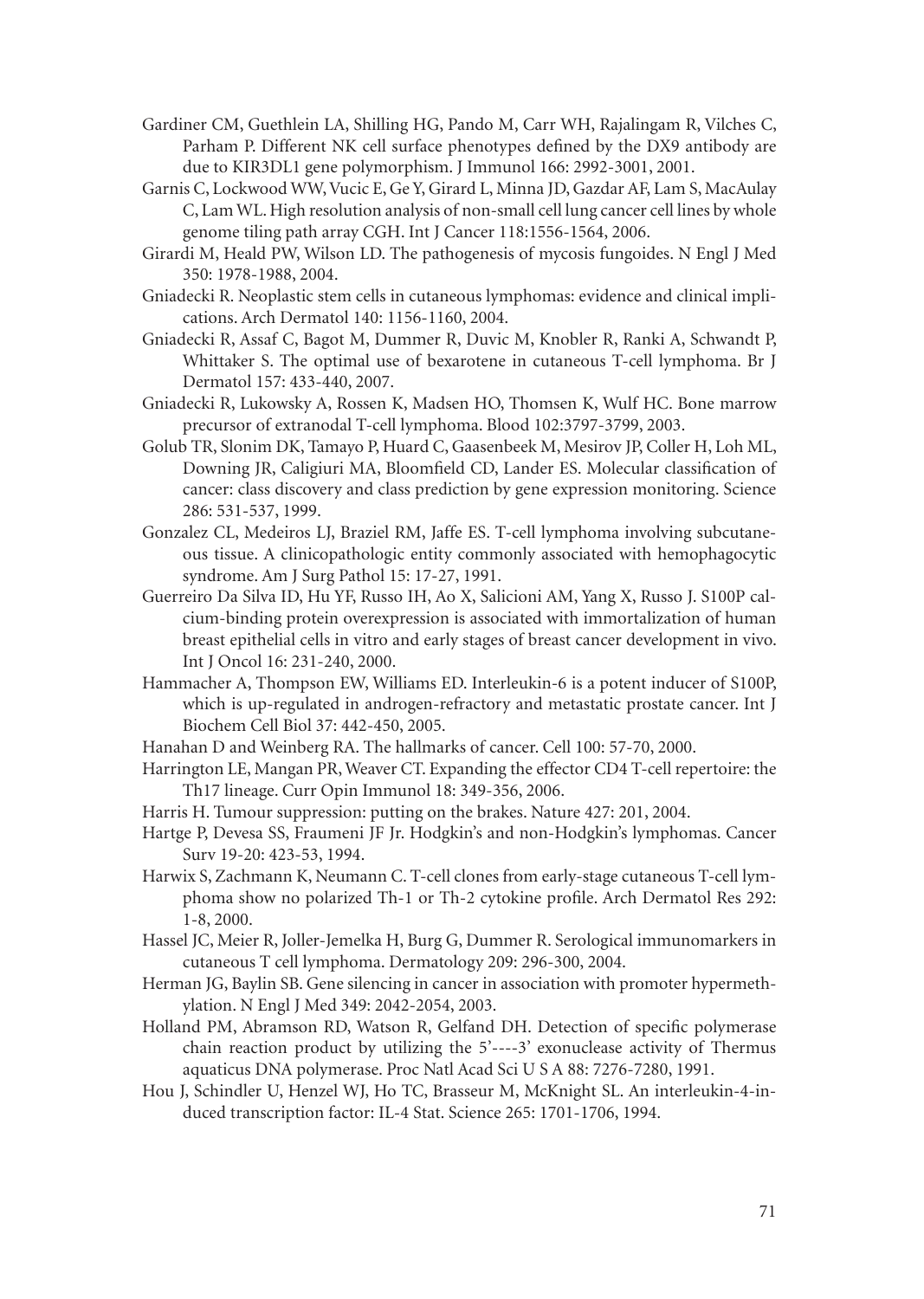Gardiner CM, Guethlein LA, Shilling HG, Pando M, Carr WH, Rajalingam R, Vilches C, Parham P. Different NK cell surface phenotypes defined by the DX9 antibody are due to KIR3DL1 gene polymorphism. J Immunol 166: 2992-3001, 2001.

Garnis C, Lockwood WW, Vucic E, Ge Y, Girard L, Minna JD, Gazdar AF, Lam S, MacAulay C, Lam WL. High resolution analysis of non-small cell lung cancer cell lines by whole genome tiling path array CGH. Int J Cancer 118:1556-1564, 2006.

Girardi M, Heald PW, Wilson LD. The pathogenesis of mycosis fungoides. N Engl J Med 350: 1978-1988, 2004.

Gniadecki R. Neoplastic stem cells in cutaneous lymphomas: evidence and clinical implications. Arch Dermatol 140: 1156-1160, 2004.

Gniadecki R, Assaf C, Bagot M, Dummer R, Duvic M, Knobler R, Ranki A, Schwandt P, Whittaker S. The optimal use of bexarotene in cutaneous T-cell lymphoma. Br J Dermatol 157: 433-440, 2007.

Gniadecki R, Lukowsky A, Rossen K, Madsen HO, Thomsen K, Wulf HC. Bone marrow precursor of extranodal T-cell lymphoma. Blood 102:3797-3799, 2003.

Golub TR, Slonim DK, Tamayo P, Huard C, Gaasenbeek M, Mesirov JP, Coller H, Loh ML, Downing JR, Caligiuri MA, Bloomfield CD, Lander ES. Molecular classification of cancer: class discovery and class prediction by gene expression monitoring. Science 286: 531-537, 1999.

Gonzalez CL, Medeiros LJ, Braziel RM, Jaffe ES. T-cell lymphoma involving subcutaneous tissue. A clinicopathologic entity commonly associated with hemophagocytic syndrome. Am J Surg Pathol 15: 17-27, 1991.

Guerreiro Da Silva ID, Hu YF, Russo IH, Ao X, Salicioni AM, Yang X, Russo J. S100P calcium-binding protein overexpression is associated with immortalization of human breast epithelial cells in vitro and early stages of breast cancer development in vivo. Int J Oncol 16: 231-240, 2000.

Hammacher A, Thompson EW, Williams ED. Interleukin-6 is a potent inducer of S100P, which is up-regulated in androgen-refractory and metastatic prostate cancer. Int J Biochem Cell Biol 37: 442-450, 2005.

Hanahan D and Weinberg RA. The hallmarks of cancer. Cell 100: 57-70, 2000.

Harrington LE, Mangan PR, Weaver CT. Expanding the effector CD4 T-cell repertoire: the Th17 lineage. Curr Opin Immunol 18: 349-356, 2006.

Harris H. Tumour suppression: putting on the brakes. Nature 427: 201, 2004.

Hartge P, Devesa SS, Fraumeni JF Jr. Hodgkin's and non-Hodgkin's lymphomas. Cancer Surv 19-20: 423-53, 1994.

Harwix S, Zachmann K, Neumann C. T-cell clones from early-stage cutaneous T-cell lymphoma show no polarized Th-1 or Th-2 cytokine profile. Arch Dermatol Res 292: 1-8, 2000.

Hassel JC, Meier R, Joller-Jemelka H, Burg G, Dummer R. Serological immunomarkers in cutaneous T cell lymphoma. Dermatology 209: 296-300, 2004.

Herman JG, Baylin SB. Gene silencing in cancer in association with promoter hypermethylation. N Engl J Med 349: 2042-2054, 2003.

Holland PM, Abramson RD, Watson R, Gelfand DH. Detection of specific polymerase chain reaction product by utilizing the 5'----3' exonuclease activity of Thermus aquaticus DNA polymerase. Proc Natl Acad Sci U S A 88: 7276-7280, 1991.

Hou J, Schindler U, Henzel WJ, Ho TC, Brasseur M, McKnight SL. An interleukin-4-induced transcription factor: IL-4 Stat. Science 265: 1701-1706, 1994.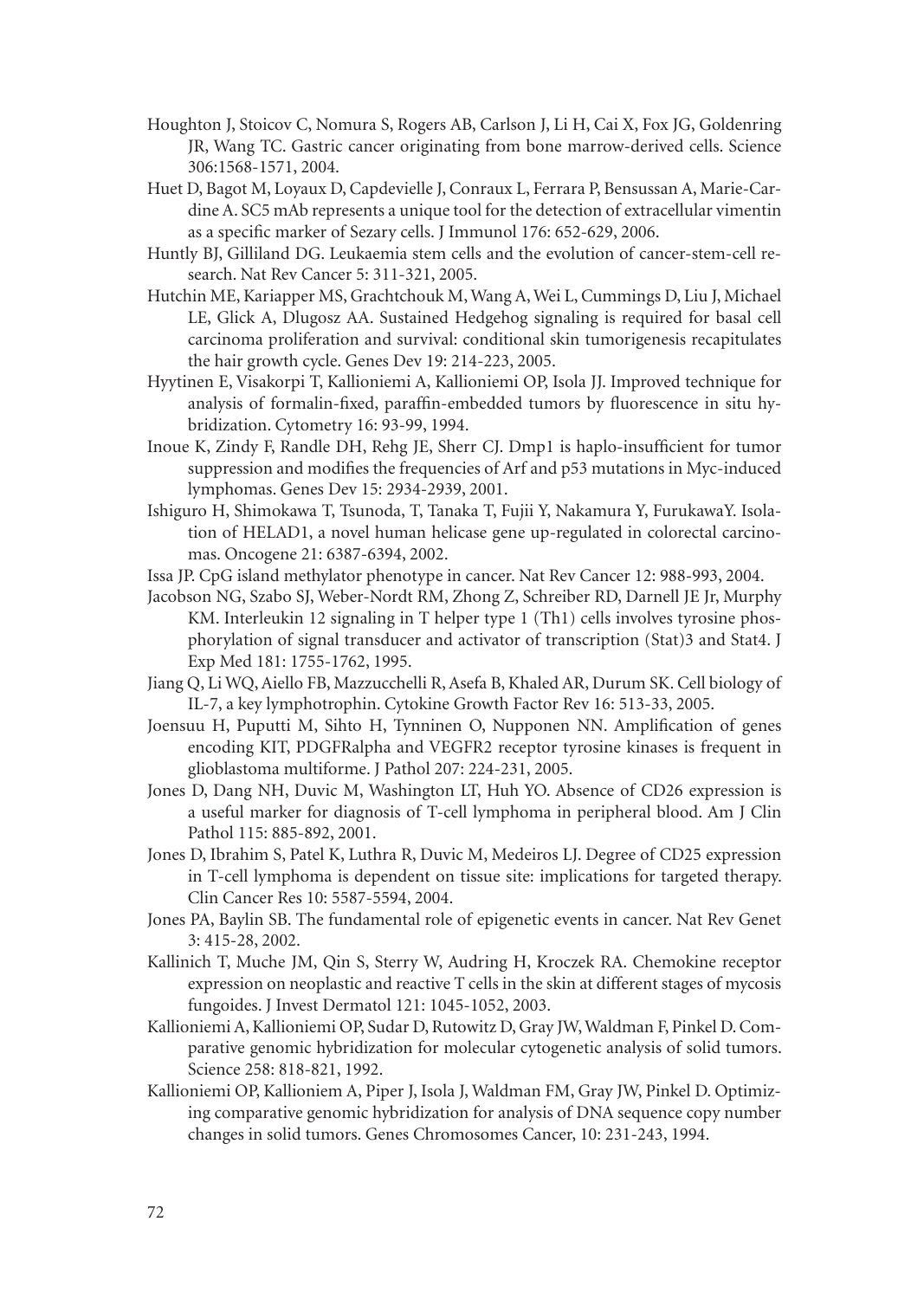Houghton J, Stoicov C, Nomura S, Rogers AB, Carlson J, Li H, Cai X, Fox JG, Goldenring JR, Wang TC. Gastric cancer originating from bone marrow-derived cells. Science 306:1568-1571, 2004.

Huet D, Bagot M, Loyaux D, Capdevielle J, Conraux L, Ferrara P, Bensussan A, Marie-Cardine A. SC5 mAb represents a unique tool for the detection of extracellular vimentin as a specific marker of Sezary cells. J Immunol 176: 652-629, 2006.

Huntly BJ, Gilliland DG. Leukaemia stem cells and the evolution of cancer-stem-cell research. Nat Rev Cancer 5: 311-321, 2005.

Hutchin ME, Kariapper MS, Grachtchouk M, Wang A, Wei L, Cummings D, Liu J, Michael LE, Glick A, Dlugosz AA. Sustained Hedgehog signaling is required for basal cell carcinoma proliferation and survival: conditional skin tumorigenesis recapitulates the hair growth cycle. Genes Dev 19: 214-223, 2005.

Hyytinen E, Visakorpi T, Kallioniemi A, Kallioniemi OP, Isola JJ. Improved technique for analysis of formalin-fixed, paraffin-embedded tumors by fluorescence in situ hybridization. Cytometry 16: 93-99, 1994.

Inoue K, Zindy F, Randle DH, Rehg JE, Sherr CJ. Dmp1 is haplo-insufficient for tumor suppression and modifies the frequencies of Arf and p53 mutations in Myc-induced lymphomas. Genes Dev 15: 2934-2939, 2001.

Ishiguro H, Shimokawa T, Tsunoda, T, Tanaka T, Fujii Y, Nakamura Y, FurukawaY. Isolation of HELAD1, a novel human helicase gene up-regulated in colorectal carcinomas. Oncogene 21: 6387-6394, 2002.

Issa JP. CpG island methylator phenotype in cancer. Nat Rev Cancer 12: 988-993, 2004.

Jacobson NG, Szabo SJ, Weber-Nordt RM, Zhong Z, Schreiber RD, Darnell JE Jr, Murphy KM. Interleukin 12 signaling in T helper type 1 (Th1) cells involves tyrosine phosphorylation of signal transducer and activator of transcription (Stat)3 and Stat4. J Exp Med 181: 1755-1762, 1995.

Jiang Q, Li WQ, Aiello FB, Mazzucchelli R, Asefa B, Khaled AR, Durum SK. Cell biology of IL-7, a key lymphotrophin. Cytokine Growth Factor Rev 16: 513-33, 2005.

Joensuu H, Puputti M, Sihto H, Tynninen O, Nupponen NN. Amplification of genes encoding KIT, PDGFRalpha and VEGFR2 receptor tyrosine kinases is frequent in glioblastoma multiforme. J Pathol 207: 224-231, 2005.

Jones D, Dang NH, Duvic M, Washington LT, Huh YO. Absence of CD26 expression is a useful marker for diagnosis of T-cell lymphoma in peripheral blood. Am J Clin Pathol 115: 885-892, 2001.

Jones D, Ibrahim S, Patel K, Luthra R, Duvic M, Medeiros LJ. Degree of CD25 expression in T-cell lymphoma is dependent on tissue site: implications for targeted therapy. Clin Cancer Res 10: 5587-5594, 2004.

Jones PA, Baylin SB. The fundamental role of epigenetic events in cancer. Nat Rev Genet 3: 415-28, 2002.

Kallinich T, Muche JM, Qin S, Sterry W, Audring H, Kroczek RA. Chemokine receptor expression on neoplastic and reactive T cells in the skin at different stages of mycosis fungoides. J Invest Dermatol 121: 1045-1052, 2003.

Kallioniemi A, Kallioniemi OP, Sudar D, Rutowitz D, Gray JW, Waldman F, Pinkel D. Comparative genomic hybridization for molecular cytogenetic analysis of solid tumors. Science 258: 818-821, 1992.

Kallioniemi OP, Kallioniem A, Piper J, Isola J, Waldman FM, Gray JW, Pinkel D. Optimizing comparative genomic hybridization for analysis of DNA sequence copy number changes in solid tumors. Genes Chromosomes Cancer, 10: 231-243, 1994.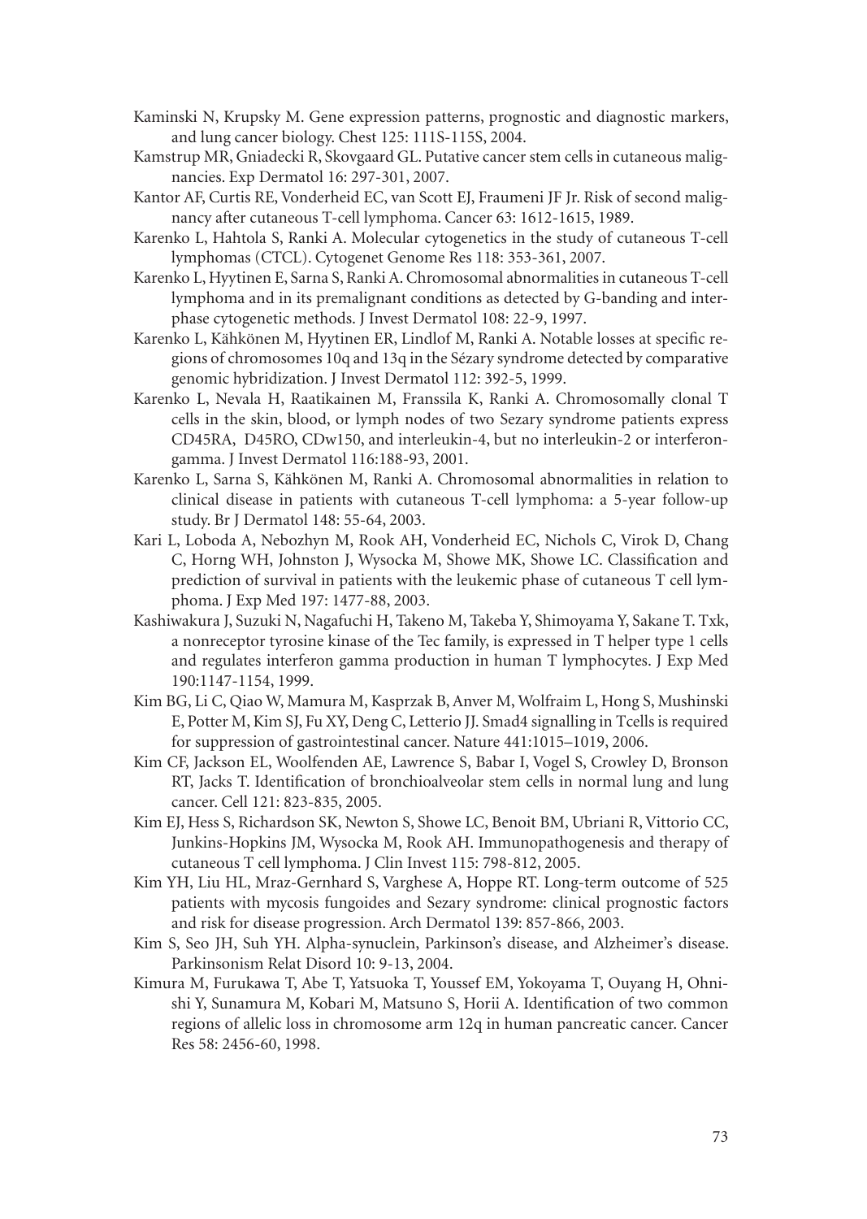Kaminski N, Krupsky M. Gene expression patterns, prognostic and diagnostic markers, and lung cancer biology. Chest 125: 111S-115S, 2004.

Kamstrup MR, Gniadecki R, Skovgaard GL. Putative cancer stem cells in cutaneous malignancies. Exp Dermatol 16: 297-301, 2007.

Kantor AF, Curtis RE, Vonderheid EC, van Scott EJ, Fraumeni JF Jr. Risk of second malignancy after cutaneous T-cell lymphoma. Cancer 63: 1612-1615, 1989.

Karenko L, Hahtola S, Ranki A. Molecular cytogenetics in the study of cutaneous T-cell lymphomas (CTCL). Cytogenet Genome Res 118: 353-361, 2007.

Karenko L, Hyytinen E, Sarna S, Ranki A. Chromosomal abnormalities in cutaneous T-cell lymphoma and in its premalignant conditions as detected by G-banding and interphase cytogenetic methods. J Invest Dermatol 108: 22-9, 1997.

Karenko L, Kähkönen M, Hyytinen ER, Lindlof M, Ranki A. Notable losses at specific regions of chromosomes 10q and 13q in the Sézary syndrome detected by comparative genomic hybridization. J Invest Dermatol 112: 392-5, 1999.

Karenko L, Nevala H, Raatikainen M, Franssila K, Ranki A. Chromosomally clonal T cells in the skin, blood, or lymph nodes of two Sezary syndrome patients express CD45RA, D45RO, CDw150, and interleukin-4, but no interleukin-2 or interferon-gamma. J Invest Dermatol 116:188-93, 2001.

Karenko L, Sarna S, Kähkönen M, Ranki A. Chromosomal abnormalities in relation to clinical disease in patients with cutaneous T-cell lymphoma: a 5-year follow-up study. Br J Dermatol 148: 55-64, 2003.

Kari L, Loboda A, Nebozhyn M, Rook AH, Vonderheid EC, Nichols C, Virok D, Chang C, Horng WH, Johnston J, Wysocka M, Showe MK, Showe LC. Classification and prediction of survival in patients with the leukemic phase of cutaneous T cell lymphoma. J Exp Med 197: 1477-88, 2003.

Kashiwakura J, Suzuki N, Nagafuchi H, Takeno M, Takeba Y, Shimoyama Y, Sakane T. Txk, a nonreceptor tyrosine kinase of the Tec family, is expressed in T helper type 1 cells and regulates interferon gamma production in human T lymphocytes. J Exp Med 190:1147-1154, 1999.

Kim BG, Li C, Qiao W, Mamura M, Kasprzak B, Anver M, Wolfraim L, Hong S, Mushinski E, Potter M, Kim SJ, Fu XY, Deng C, Letterio JJ. Smad4 signalling in Tcells is required for suppression of gastrointestinal cancer. Nature 441:1015–1019, 2006.

Kim CF, Jackson EL, Woolfenden AE, Lawrence S, Babar I, Vogel S, Crowley D, Bronson RT, Jacks T. Identification of bronchioalveolar stem cells in normal lung and lung cancer. Cell 121: 823-835, 2005.

Kim EJ, Hess S, Richardson SK, Newton S, Showe LC, Benoit BM, Ubriani R, Vittorio CC, Junkins-Hopkins JM, Wysocka M, Rook AH. Immunopathogenesis and therapy of cutaneous T cell lymphoma. J Clin Invest 115: 798-812, 2005.

Kim YH, Liu HL, Mraz-Gernhard S, Varghese A, Hoppe RT. Long-term outcome of 525 patients with mycosis fungoides and Sezary syndrome: clinical prognostic factors and risk for disease progression. Arch Dermatol 139: 857-866, 2003.

Kim S, Seo JH, Suh YH. Alpha-synuclein, Parkinson's disease, and Alzheimer's disease. Parkinsonism Relat Disord 10: 9-13, 2004.

Kimura M, Furukawa T, Abe T, Yatsuoka T, Youssef EM, Yokoyama T, Ouyang H, Ohnishi Y, Sunamura M, Kobari M, Matsuno S, Horii A. Identification of two common regions of allelic loss in chromosome arm 12q in human pancreatic cancer. Cancer Res 58: 2456-60, 1998.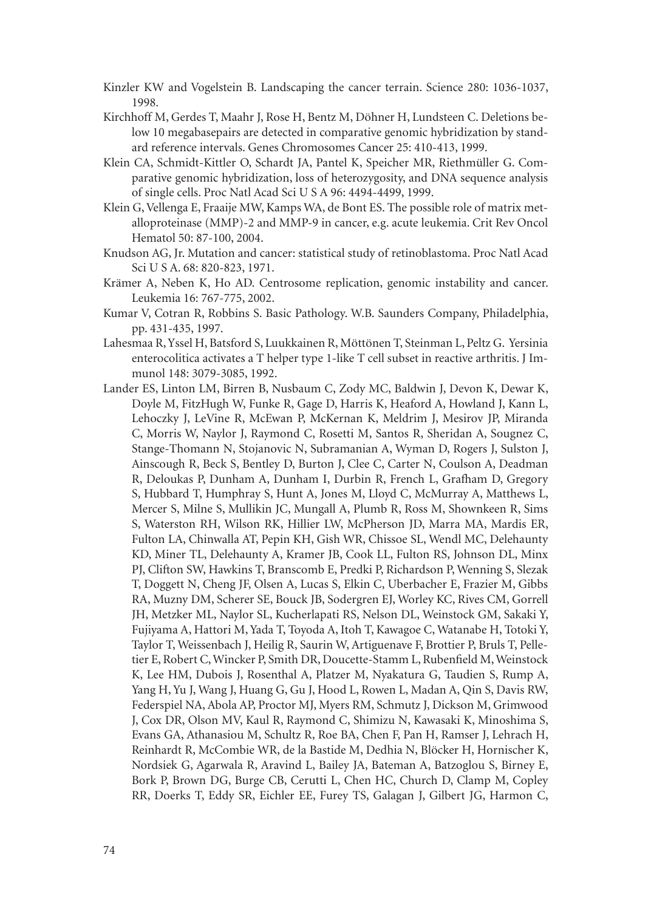Kinzler KW and Vogelstein B. Landscaping the cancer terrain. Science 280: 1036-1037, 1998.

Kirchhoff M, Gerdes T, Maahr J, Rose H, Bentz M, Döhner H, Lundsteen C. Deletions below 10 megabasepairs are detected in comparative genomic hybridization by standard reference intervals. Genes Chromosomes Cancer 25: 410-413, 1999.

Klein CA, Schmidt-Kittler O, Schardt JA, Pantel K, Speicher MR, Riethmüller G. Comparative genomic hybridization, loss of heterozygosity, and DNA sequence analysis of single cells. Proc Natl Acad Sci U S A 96: 4494-4499, 1999.

Klein G, Vellenga E, Fraaije MW, Kamps WA, de Bont ES. The possible role of matrix metalloproteinase (MMP)-2 and MMP-9 in cancer, e.g. acute leukemia. Crit Rev Oncol Hematol 50: 87-100, 2004.

Knudson AG, Jr. Mutation and cancer: statistical study of retinoblastoma. Proc Natl Acad Sci U S A. 68: 820-823, 1971.

Krämer A, Neben K, Ho AD. Centrosome replication, genomic instability and cancer. Leukemia 16: 767-775, 2002.

Kumar V, Cotran R, Robbins S. Basic Pathology. W.B. Saunders Company, Philadelphia, pp. 431-435, 1997.

Lahesmaa R, Yssel H, Batsford S, Luukkainen R, Möttönen T, Steinman L, Peltz G. Yersinia enterocolitica activates a T helper type 1-like T cell subset in reactive arthritis. J Immunol 148: 3079-3085, 1992.

Lander ES, Linton LM, Birren B, Nusbaum C, Zody MC, Baldwin J, Devon K, Dewar K, Doyle M, FitzHugh W, Funke R, Gage D, Harris K, Heaford A, Howland J, Kann L, Lehoczky J, LeVine R, McEwan P, McKernan K, Meldrim J, Mesirov JP, Miranda C, Morris W, Naylor J, Raymond C, Rosetti M, Santos R, Sheridan A, Sougnez C, Stange-Thomann N, Stojanovic N, Subramanian A, Wyman D, Rogers J, Sulston J, Ainscough R, Beck S, Bentley D, Burton J, Clee C, Carter N, Coulson A, Deadman R, Deloukas P, Dunham A, Dunham I, Durbin R, French L, Grafham D, Gregory S, Hubbard T, Humphray S, Hunt A, Jones M, Lloyd C, McMurray A, Matthews L, Mercer S, Milne S, Mullikin JC, Mungall A, Plumb R, Ross M, Shownkeen R, Sims S, Waterston RH, Wilson RK, Hillier LW, McPherson JD, Marra MA, Mardis ER, Fulton LA, Chinwalla AT, Pepin KH, Gish WR, Chissoe SL, Wendl MC, Delehaunty KD, Miner TL, Delehaunty A, Kramer JB, Cook LL, Fulton RS, Johnson DL, Minx PJ, Clifton SW, Hawkins T, Branscomb E, Predki P, Richardson P, Wenning S, Slezak T, Doggett N, Cheng JF, Olsen A, Lucas S, Elkin C, Uberbacher E, Frazier M, Gibbs RA, Muzny DM, Scherer SE, Bouck JB, Sodergren EJ, Worley KC, Rives CM, Gorrell JH, Metzker ML, Naylor SL, Kucherlapati RS, Nelson DL, Weinstock GM, Sakaki Y, Fujiyama A, Hattori M, Yada T, Toyoda A, Itoh T, Kawagoe C, Watanabe H, Totoki Y, Taylor T, Weissenbach J, Heilig R, Saurin W, Artiguenave F, Brottier P, Bruls T, Pelletier E, Robert C, Wincker P, Smith DR, Doucette-Stamm L, Rubenfield M, Weinstock K, Lee HM, Dubois J, Rosenthal A, Platzer M, Nyakatura G, Taudien S, Rump A, Yang H, Yu J, Wang J, Huang G, Gu J, Hood L, Rowen L, Madan A, Qin S, Davis RW, Federspiel NA, Abola AP, Proctor MJ, Myers RM, Schmutz J, Dickson M, Grimwood J, Cox DR, Olson MV, Kaul R, Raymond C, Shimizu N, Kawasaki K, Minoshima S, Evans GA, Athanasiou M, Schultz R, Roe BA, Chen F, Pan H, Ramser J, Lehrach H, Reinhardt R, McCombie WR, de la Bastide M, Dedhia N, Blöcker H, Hornischer K, Nordsiek G, Agarwala R, Aravind L, Bailey JA, Bateman A, Batzoglou S, Birney E, Bork P, Brown DG, Burge CB, Cerutti L, Chen HC, Church D, Clamp M, Copley RR, Doerks T, Eddy SR, Eichler EE, Furey TS, Galagan J, Gilbert JG, Harmon C,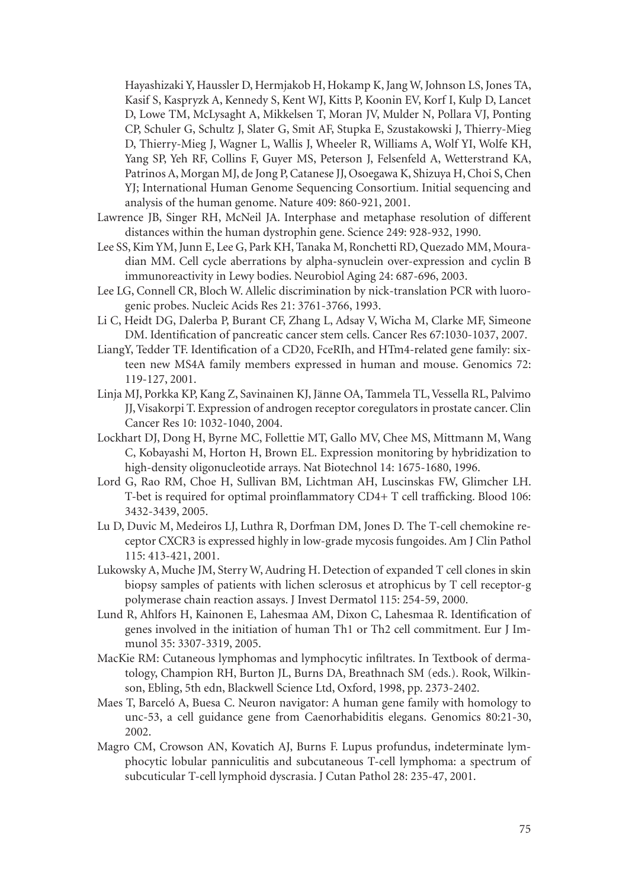Hayashizaki Y, Haussler D, Hermjakob H, Hokamp K, Jang W, Johnson LS, Jones TA, Kasif S, Kaspryzk A, Kennedy S, Kent WJ, Kitts P, Koonin EV, Korf I, Kulp D, Lancet D, Lowe TM, McLysaght A, Mikkelsen T, Moran JV, Mulder N, Pollara VJ, Ponting CP, Schuler G, Schultz J, Slater G, Smit AF, Stupka E, Szustakowski J, Thierry-Mieg D, Thierry-Mieg J, Wagner L, Wallis J, Wheeler R, Williams A, Wolf YI, Wolfe KH, Yang SP, Yeh RF, Collins F, Guyer MS, Peterson J, Felsenfeld A, Wetterstrand KA, Patrinos A, Morgan MJ, de Jong P, Catanese JJ, Osoegawa K, Shizuya H, Choi S, Chen YJ; International Human Genome Sequencing Consortium. Initial sequencing and analysis of the human genome. Nature 409: 860-921, 2001.

Lawrence JB, Singer RH, McNeil JA. Interphase and metaphase resolution of different distances within the human dystrophin gene. Science 249: 928-932, 1990.

Lee SS, Kim YM, Junn E, Lee G, Park KH, Tanaka M, Ronchetti RD, Quezado MM, Mouradian MM. Cell cycle aberrations by alpha-synuclein over-expression and cyclin B immunoreactivity in Lewy bodies. Neurobiol Aging 24: 687-696, 2003.

Lee LG, Connell CR, Bloch W. Allelic discrimination by nick-translation PCR with luorogenic probes. Nucleic Acids Res 21: 3761-3766, 1993.

Li C, Heidt DG, Dalerba P, Burant CF, Zhang L, Adsay V, Wicha M, Clarke MF, Simeone DM. Identification of pancreatic cancer stem cells. Cancer Res 67:1030-1037, 2007.

LiangY, Tedder TF. Identification of a CD20, FceRIh, and HTm4-related gene family: sixteen new MS4A family members expressed in human and mouse. Genomics 72: 119-127, 2001.

Linja MJ, Porkka KP, Kang Z, Savinainen KJ, Jänne OA, Tammela TL, Vessella RL, Palvimo JJ, Visakorpi T. Expression of androgen receptor coregulators in prostate cancer. Clin Cancer Res 10: 1032-1040, 2004.

Lockhart DJ, Dong H, Byrne MC, Follettie MT, Gallo MV, Chee MS, Mittmann M, Wang C, Kobayashi M, Horton H, Brown EL. Expression monitoring by hybridization to high-density oligonucleotide arrays. Nat Biotechnol 14: 1675-1680, 1996.

Lord G, Rao RM, Choe H, Sullivan BM, Lichtman AH, Luscinskas FW, Glimcher LH. T-bet is required for optimal proinflammatory CD4+ T cell trafficking. Blood 106: 3432-3439, 2005.

Lu D, Duvic M, Medeiros LJ, Luthra R, Dorfman DM, Jones D. The T-cell chemokine receptor CXCR3 is expressed highly in low-grade mycosis fungoides. Am J Clin Pathol 115: 413-421, 2001.

Lukowsky A, Muche JM, Sterry W, Audring H. Detection of expanded T cell clones in skin biopsy samples of patients with lichen sclerosus et atrophicus by T cell receptor-g polymerase chain reaction assays. J Invest Dermatol 115: 254-59, 2000.

Lund R, Ahlfors H, Kainonen E, Lahesmaa AM, Dixon C, Lahesmaa R. Identification of genes involved in the initiation of human Th1 or Th2 cell commitment. Eur J Immunol 35: 3307-3319, 2005.

MacKie RM: Cutaneous lymphomas and lymphocytic infiltrates. In Textbook of dermatology, Champion RH, Burton JL, Burns DA, Breathnach SM (eds.). Rook, Wilkinson, Ebling, 5th edn, Blackwell Science Ltd, Oxford, 1998, pp. 2373-2402.

Maes T, Barceló A, Buesa C. Neuron navigator: A human gene family with homology to unc-53, a cell guidance gene from Caenorhabiditis elegans. Genomics 80:21-30, 2002.

Magro CM, Crowson AN, Kovatich AJ, Burns F. Lupus profundus, indeterminate lymphocytic lobular panniculitis and subcutaneous T-cell lymphoma: a spectrum of subcuticular T-cell lymphoid dyscrasia. J Cutan Pathol 28: 235-47, 2001.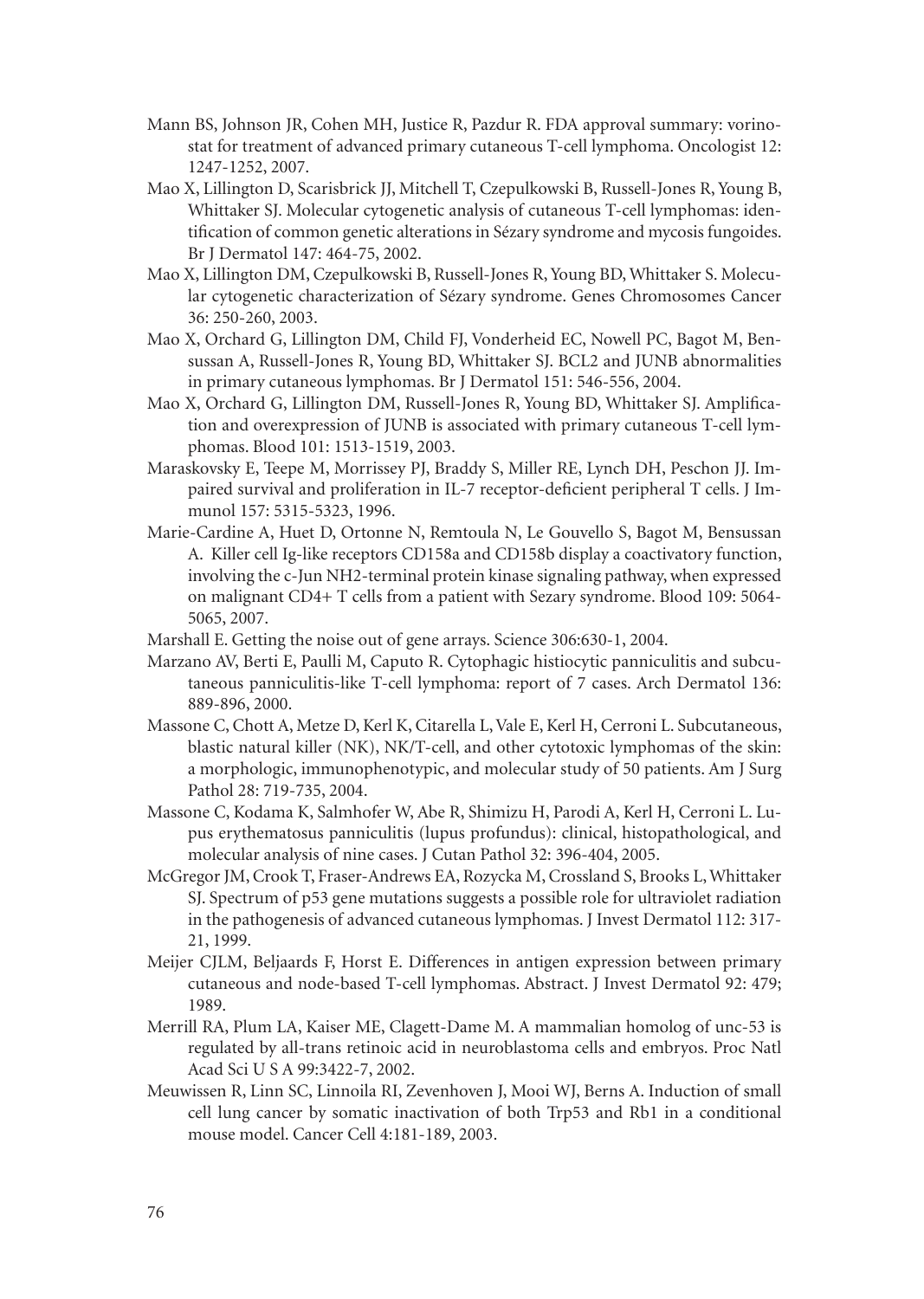Mann BS, Johnson JR, Cohen MH, Justice R, Pazdur R. FDA approval summary: vorinostat for treatment of advanced primary cutaneous T-cell lymphoma. Oncologist 12: 1247-1252, 2007.

Mao X, Lillington D, Scarisbrick JJ, Mitchell T, Czepulkowski B, Russell-Jones R, Young B, Whittaker SJ. Molecular cytogenetic analysis of cutaneous T-cell lymphomas: identification of common genetic alterations in Sézary syndrome and mycosis fungoides. Br J Dermatol 147: 464-75, 2002.

Mao X, Lillington DM, Czepulkowski B, Russell-Jones R, Young BD, Whittaker S. Molecular cytogenetic characterization of Sézary syndrome. Genes Chromosomes Cancer 36: 250-260, 2003.

Mao X, Orchard G, Lillington DM, Child FJ, Vonderheid EC, Nowell PC, Bagot M, Bensussan A, Russell-Jones R, Young BD, Whittaker SJ. BCL2 and JUNB abnormalities in primary cutaneous lymphomas. Br J Dermatol 151: 546-556, 2004.

Mao X, Orchard G, Lillington DM, Russell-Jones R, Young BD, Whittaker SJ. Amplification and overexpression of JUNB is associated with primary cutaneous T-cell lymphomas. Blood 101: 1513-1519, 2003.

Maraskovsky E, Teepe M, Morrissey PJ, Braddy S, Miller RE, Lynch DH, Peschon JJ. Impaired survival and proliferation in IL-7 receptor-deficient peripheral T cells. J Immunol 157: 5315-5323, 1996.

Marie-Cardine A, Huet D, Ortonne N, Remtoula N, Le Gouvello S, Bagot M, Bensussan A. Killer cell Ig-like receptors CD158a and CD158b display a coactivatory function, involving the c-Jun NH2-terminal protein kinase signaling pathway, when expressed on malignant CD4+ T cells from a patient with Sezary syndrome. Blood 109: 5064-5065, 2007.

Marshall E. Getting the noise out of gene arrays. Science 306:630-1, 2004.

Marzano AV, Berti E, Paulli M, Caputo R. Cytophagic histiocytic panniculitis and subcutaneous panniculitis-like T-cell lymphoma: report of 7 cases. Arch Dermatol 136: 889-896, 2000.

Massone C, Chott A, Metze D, Kerl K, Citarella L, Vale E, Kerl H, Cerroni L. Subcutaneous, blastic natural killer (NK), NK/T-cell, and other cytotoxic lymphomas of the skin: a morphologic, immunophenotypic, and molecular study of 50 patients. Am J Surg Pathol 28: 719-735, 2004.

Massone C, Kodama K, Salmhofer W, Abe R, Shimizu H, Parodi A, Kerl H, Cerroni L. Lupus erythematosus panniculitis (lupus profundus): clinical, histopathological, and molecular analysis of nine cases. J Cutan Pathol 32: 396-404, 2005.

McGregor JM, Crook T, Fraser-Andrews EA, Rozycka M, Crossland S, Brooks L, Whittaker SJ. Spectrum of p53 gene mutations suggests a possible role for ultraviolet radiation in the pathogenesis of advanced cutaneous lymphomas. J Invest Dermatol 112: 317-21, 1999.

Meijer CJLM, Beljaards F, Horst E. Differences in antigen expression between primary cutaneous and node-based T-cell lymphomas. Abstract. J Invest Dermatol 92: 479; 1989.

Merrill RA, Plum LA, Kaiser ME, Clagett-Dame M. A mammalian homolog of unc-53 is regulated by all-trans retinoic acid in neuroblastoma cells and embryos. Proc Natl Acad Sci U S A 99:3422-7, 2002.

Meuwissen R, Linn SC, Linnoila RI, Zevenhoven J, Mooi WJ, Berns A. Induction of small cell lung cancer by somatic inactivation of both Trp53 and Rb1 in a conditional mouse model. Cancer Cell 4:181-189, 2003.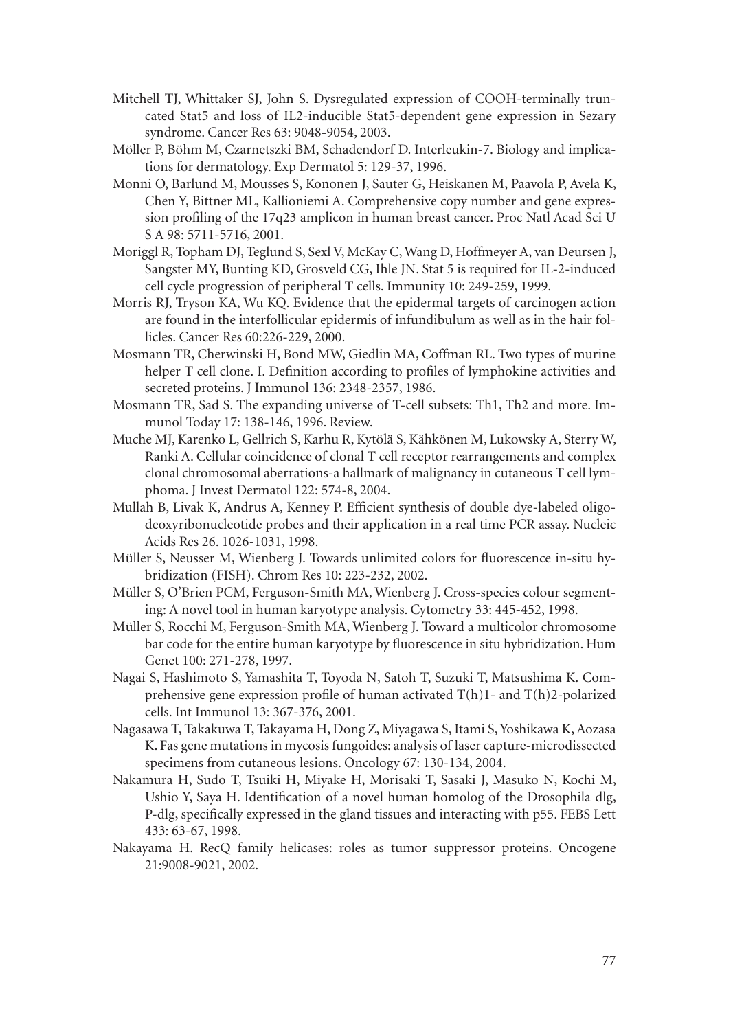Mitchell TJ, Whittaker SJ, John S. Dysregulated expression of COOH-terminally truncated Stat5 and loss of IL2-inducible Stat5-dependent gene expression in Sezary syndrome. Cancer Res 63: 9048-9054, 2003.

Möller P, Böhm M, Czarnetszki BM, Schadendorf D. Interleukin-7. Biology and implications for dermatology. Exp Dermatol 5: 129-37, 1996.

Monni O, Barlund M, Mousses S, Kononen J, Sauter G, Heiskanen M, Paavola P, Avela K, Chen Y, Bittner ML, Kallioniemi A. Comprehensive copy number and gene expression profiling of the 17q23 amplicon in human breast cancer. Proc Natl Acad Sci U S A 98: 5711-5716, 2001.

Moriggl R, Topham DJ, Teglund S, Sexl V, McKay C, Wang D, Hoffmeyer A, van Deursen J, Sangster MY, Bunting KD, Grosveld CG, Ihle JN. Stat 5 is required for IL-2-induced cell cycle progression of peripheral T cells. Immunity 10: 249-259, 1999.

Morris RJ, Tryson KA, Wu KQ. Evidence that the epidermal targets of carcinogen action are found in the interfollicular epidermis of infundibulum as well as in the hair follicles. Cancer Res 60:226-229, 2000.

Mosmann TR, Cherwinski H, Bond MW, Giedlin MA, Coffman RL. Two types of murine helper T cell clone. I. Definition according to profiles of lymphokine activities and secreted proteins. J Immunol 136: 2348-2357, 1986.

Mosmann TR, Sad S. The expanding universe of T-cell subsets: Th1, Th2 and more. Immunol Today 17: 138-146, 1996. Review.

Muche MJ, Karenko L, Gellrich S, Karhu R, Kytölä S, Kähkönen M, Lukowsky A, Sterry W, Ranki A. Cellular coincidence of clonal T cell receptor rearrangements and complex clonal chromosomal aberrations-a hallmark of malignancy in cutaneous T cell lymphoma. J Invest Dermatol 122: 574-8, 2004.

Mullah B, Livak K, Andrus A, Kenney P. Efficient synthesis of double dye-labeled oligodeoxyribonucleotide probes and their application in a real time PCR assay. Nucleic Acids Res 26. 1026-1031, 1998.

Müller S, Neusser M, Wienberg J. Towards unlimited colors for fluorescence in-situ hybridization (FISH). Chrom Res 10: 223-232, 2002.

Müller S, O'Brien PCM, Ferguson-Smith MA, Wienberg J. Cross-species colour segmenting: A novel tool in human karyotype analysis. Cytometry 33: 445-452, 1998.

Müller S, Rocchi M, Ferguson-Smith MA, Wienberg J. Toward a multicolor chromosome bar code for the entire human karyotype by fluorescence in situ hybridization. Hum Genet 100: 271-278, 1997.

Nagai S, Hashimoto S, Yamashita T, Toyoda N, Satoh T, Suzuki T, Matsushima K. Comprehensive gene expression profile of human activated T(h)1- and T(h)2-polarized cells. Int Immunol 13: 367-376, 2001.

Nagasawa T, Takakuwa T, Takayama H, Dong Z, Miyagawa S, Itami S, Yoshikawa K, Aozasa K. Fas gene mutations in mycosis fungoides: analysis of laser capture-microdissected specimens from cutaneous lesions. Oncology 67: 130-134, 2004.

Nakamura H, Sudo T, Tsuiki H, Miyake H, Morisaki T, Sasaki J, Masuko N, Kochi M, Ushio Y, Saya H. Identification of a novel human homolog of the Drosophila dlg, P-dlg, specifically expressed in the gland tissues and interacting with p55. FEBS Lett 433: 63-67, 1998.

Nakayama H. RecQ family helicases: roles as tumor suppressor proteins. Oncogene 21:9008-9021, 2002.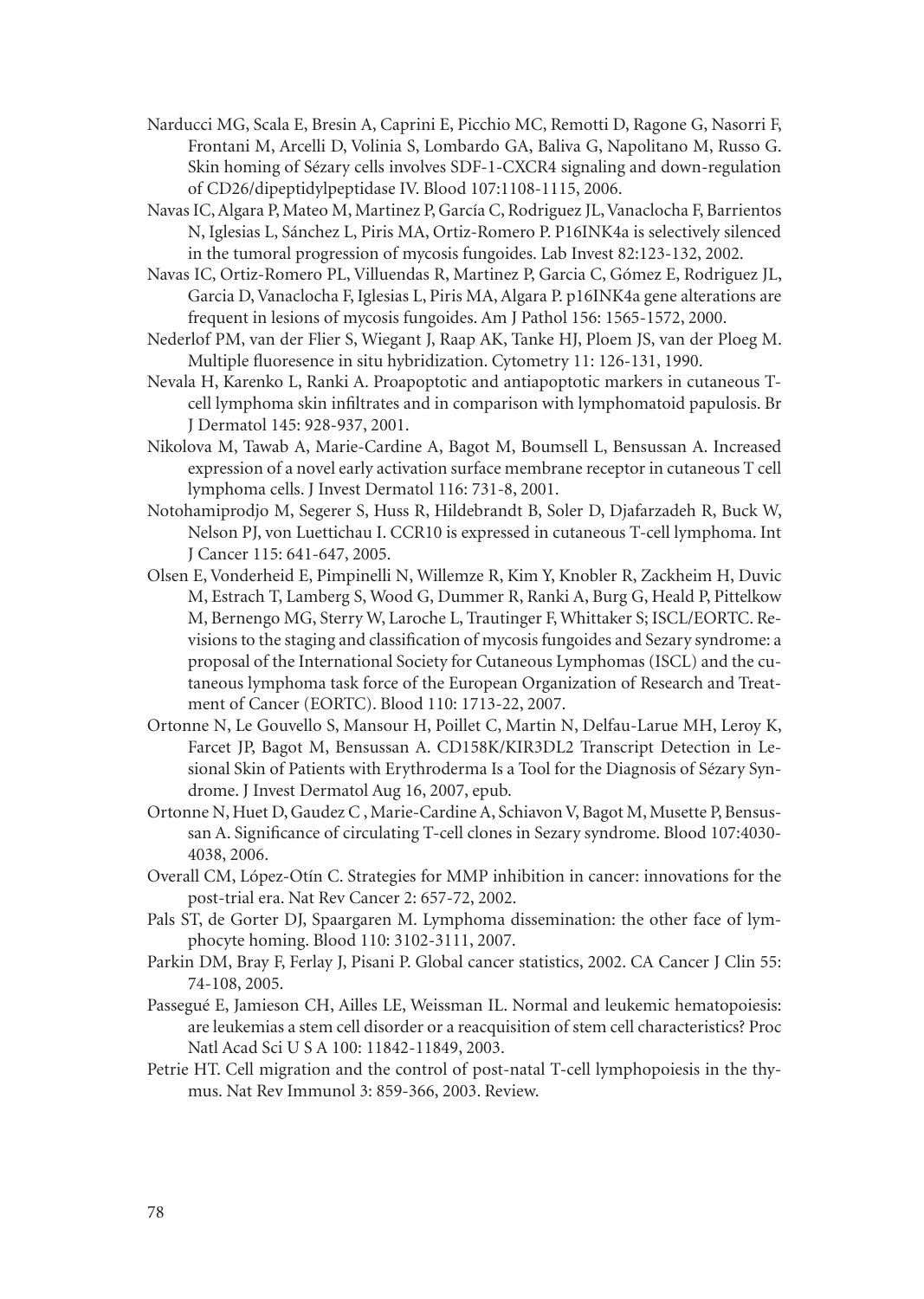Narducci MG, Scala E, Bresin A, Caprini E, Picchio MC, Remotti D, Ragone G, Nasorri F, Frontani M, Arcelli D, Volinia S, Lombardo GA, Baliva G, Napolitano M, Russo G. Skin homing of Sézary cells involves SDF-1-CXCR4 signaling and down-regulation of CD26/dipeptidylpeptidase IV. Blood 107:1108-1115, 2006.

Navas IC, Algara P, Mateo M, Martinez P, García C, Rodriguez JL, Vanaclocha F, Barrientos N, Iglesias L, Sánchez L, Piris MA, Ortiz-Romero P. P16INK4a is selectively silenced in the tumoral progression of mycosis fungoides. Lab Invest 82:123-132, 2002.

Navas IC, Ortiz-Romero PL, Villuendas R, Martinez P, Garcia C, Gómez E, Rodriguez JL, Garcia D, Vanaclocha F, Iglesias L, Piris MA, Algara P. p16INK4a gene alterations are frequent in lesions of mycosis fungoides. Am J Pathol 156: 1565-1572, 2000.

Nederlof PM, van der Flier S, Wiegant J, Raap AK, Tanke HJ, Ploem JS, van der Ploeg M. Multiple fluoresence in situ hybridization. Cytometry 11: 126-131, 1990.

Nevala H, Karenko L, Ranki A. Proapoptotic and antiapoptotic markers in cutaneous T-cell lymphoma skin infiltrates and in comparison with lymphomatoid papulosis. Br J Dermatol 145: 928-937, 2001.

Nikolova M, Tawab A, Marie-Cardine A, Bagot M, Boumsell L, Bensussan A. Increased expression of a novel early activation surface membrane receptor in cutaneous T cell lymphoma cells. J Invest Dermatol 116: 731-8, 2001.

Notohamiprodjo M, Segerer S, Huss R, Hildebrandt B, Soler D, Djafarzadeh R, Buck W, Nelson PJ, von Luettichau I. CCR10 is expressed in cutaneous T-cell lymphoma. Int J Cancer 115: 641-647, 2005.

Olsen E, Vonderheid E, Pimpinelli N, Willemze R, Kim Y, Knobler R, Zackheim H, Duvic M, Estrach T, Lamberg S, Wood G, Dummer R, Ranki A, Burg G, Heald P, Pittelkow M, Bernengo MG, Sterry W, Laroche L, Trautinger F, Whittaker S; ISCL/EORTC. Revisions to the staging and classification of mycosis fungoides and Sezary syndrome: a proposal of the International Society for Cutaneous Lymphomas (ISCL) and the cutaneous lymphoma task force of the European Organization of Research and Treatment of Cancer (EORTC). Blood 110: 1713-22, 2007.

Ortonne N, Le Gouvello S, Mansour H, Poillet C, Martin N, Delfau-Larue MH, Leroy K, Farcet JP, Bagot M, Bensussan A. CD158K/KIR3DL2 Transcript Detection in Lesional Skin of Patients with Erythroderma Is a Tool for the Diagnosis of Sézary Syndrome. J Invest Dermatol Aug 16, 2007, epub.

Ortonne N, Huet D, Gaudez C , Marie-Cardine A, Schiavon V, Bagot M, Musette P, Bensussan A. Significance of circulating T-cell clones in Sezary syndrome. Blood 107:4030-4038, 2006.

Overall CM, López-Otín C. Strategies for MMP inhibition in cancer: innovations for the post-trial era. Nat Rev Cancer 2: 657-72, 2002.

Pals ST, de Gorter DJ, Spaargaren M. Lymphoma dissemination: the other face of lymphocyte homing. Blood 110: 3102-3111, 2007.

Parkin DM, Bray F, Ferlay J, Pisani P. Global cancer statistics, 2002. CA Cancer J Clin 55: 74-108, 2005.

Passegué E, Jamieson CH, Ailles LE, Weissman IL. Normal and leukemic hematopoiesis: are leukemias a stem cell disorder or a reacquisition of stem cell characteristics? Proc Natl Acad Sci U S A 100: 11842-11849, 2003.

Petrie HT. Cell migration and the control of post-natal T-cell lymphopoiesis in the thymus. Nat Rev Immunol 3: 859-366, 2003. Review.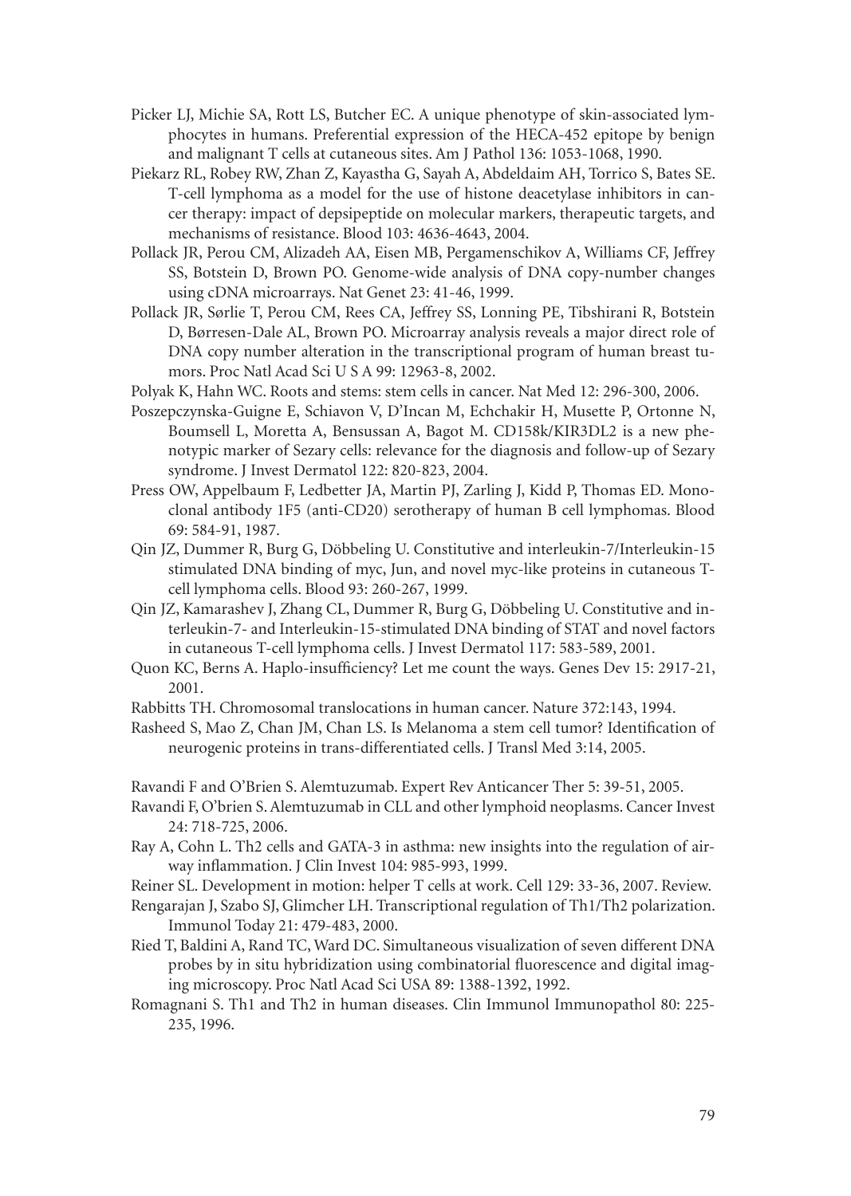Picker LJ, Michie SA, Rott LS, Butcher EC. A unique phenotype of skin-associated lymphocytes in humans. Preferential expression of the HECA-452 epitope by benign and malignant T cells at cutaneous sites. Am J Pathol 136: 1053-1068, 1990.

Piekarz RL, Robey RW, Zhan Z, Kayastha G, Sayah A, Abdeldaim AH, Torrico S, Bates SE. T-cell lymphoma as a model for the use of histone deacetylase inhibitors in cancer therapy: impact of depsipeptide on molecular markers, therapeutic targets, and mechanisms of resistance. Blood 103: 4636-4643, 2004.

Pollack JR, Perou CM, Alizadeh AA, Eisen MB, Pergamenschikov A, Williams CF, Jeffrey SS, Botstein D, Brown PO. Genome-wide analysis of DNA copy-number changes using cDNA microarrays. Nat Genet 23: 41-46, 1999.

Pollack JR, Sørlie T, Perou CM, Rees CA, Jeffrey SS, Lonning PE, Tibshirani R, Botstein D, Børresen-Dale AL, Brown PO. Microarray analysis reveals a major direct role of DNA copy number alteration in the transcriptional program of human breast tumors. Proc Natl Acad Sci U S A 99: 12963-8, 2002.

Polyak K, Hahn WC. Roots and stems: stem cells in cancer. Nat Med 12: 296-300, 2006.

Poszepczynska-Guigne E, Schiavon V, D'Incan M, Echchakir H, Musette P, Ortonne N, Boumsell L, Moretta A, Bensussan A, Bagot M. CD158k/KIR3DL2 is a new phenotypic marker of Sezary cells: relevance for the diagnosis and follow-up of Sezary syndrome. J Invest Dermatol 122: 820-823, 2004.

Press OW, Appelbaum F, Ledbetter JA, Martin PJ, Zarling J, Kidd P, Thomas ED. Monoclonal antibody 1F5 (anti-CD20) serotherapy of human B cell lymphomas. Blood 69: 584-91, 1987.

Qin JZ, Dummer R, Burg G, Döbbeling U. Constitutive and interleukin-7/Interleukin-15 stimulated DNA binding of myc, Jun, and novel myc-like proteins in cutaneous T-cell lymphoma cells. Blood 93: 260-267, 1999.

Qin JZ, Kamarashev J, Zhang CL, Dummer R, Burg G, Döbbeling U. Constitutive and interleukin-7- and Interleukin-15-stimulated DNA binding of STAT and novel factors in cutaneous T-cell lymphoma cells. J Invest Dermatol 117: 583-589, 2001.

Quon KC, Berns A. Haplo-insufficiency? Let me count the ways. Genes Dev 15: 2917-21, 2001.

Rabbitts TH. Chromosomal translocations in human cancer. Nature 372:143, 1994.

Rasheed S, Mao Z, Chan JM, Chan LS. Is Melanoma a stem cell tumor? Identification of neurogenic proteins in trans-differentiated cells. J Transl Med 3:14, 2005.

Ravandi F and O'Brien S. Alemtuzumab. Expert Rev Anticancer Ther 5: 39-51, 2005.

Ravandi F, O'brien S. Alemtuzumab in CLL and other lymphoid neoplasms. Cancer Invest 24: 718-725, 2006.

Ray A, Cohn L. Th2 cells and GATA-3 in asthma: new insights into the regulation of airway inflammation. J Clin Invest 104: 985-993, 1999.

Reiner SL. Development in motion: helper T cells at work. Cell 129: 33-36, 2007. Review.

Rengarajan J, Szabo SJ, Glimcher LH. Transcriptional regulation of Th1/Th2 polarization. Immunol Today 21: 479-483, 2000.

Ried T, Baldini A, Rand TC, Ward DC. Simultaneous visualization of seven different DNA probes by in situ hybridization using combinatorial fluorescence and digital imaging microscopy. Proc Natl Acad Sci USA 89: 1388-1392, 1992.

Romagnani S. Th1 and Th2 in human diseases. Clin Immunol Immunopathol 80: 225-235, 1996.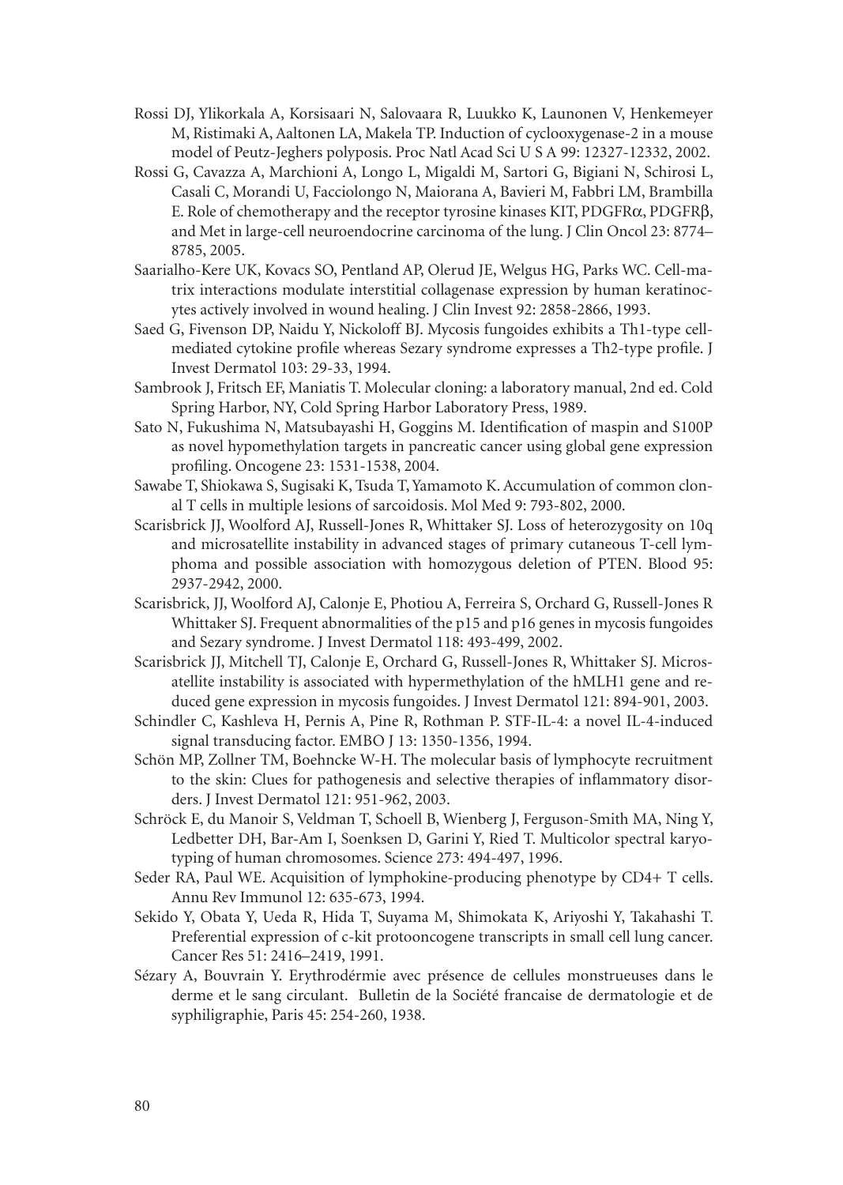Rossi DJ, Ylikorkala A, Korsisaari N, Salovaara R, Luukko K, Launonen V, Henkemeyer M, Ristimaki A, Aaltonen LA, Makela TP. Induction of cyclooxygenase-2 in a mouse model of Peutz-Jeghers polyposis. Proc Natl Acad Sci U S A 99: 12327-12332, 2002.

Rossi G, Cavazza A, Marchioni A, Longo L, Migaldi M, Sartori G, Bigiani N, Schirosi L, Casali C, Morandi U, Facciolongo N, Maiorana A, Bavieri M, Fabbri LM, Brambilla E. Role of chemotherapy and the receptor tyrosine kinases KIT, PDGFRα, PDGFRβ, and Met in large-cell neuroendocrine carcinoma of the lung. J Clin Oncol 23: 8774–8785, 2005.

Saarialho-Kere UK, Kovacs SO, Pentland AP, Olerud JE, Welgus HG, Parks WC. Cell-matrix interactions modulate interstitial collagenase expression by human keratinocytes actively involved in wound healing. J Clin Invest 92: 2858-2866, 1993.

Saed G, Fivenson DP, Naidu Y, Nickoloff BJ. Mycosis fungoides exhibits a Th1-type cell-mediated cytokine profile whereas Sezary syndrome expresses a Th2-type profile. J Invest Dermatol 103: 29-33, 1994.

Sambrook J, Fritsch EF, Maniatis T. Molecular cloning: a laboratory manual, 2nd ed. Cold Spring Harbor, NY, Cold Spring Harbor Laboratory Press, 1989.

Sato N, Fukushima N, Matsubayashi H, Goggins M. Identification of maspin and S100P as novel hypomethylation targets in pancreatic cancer using global gene expression profiling. Oncogene 23: 1531-1538, 2004.

Sawabe T, Shiokawa S, Sugisaki K, Tsuda T, Yamamoto K. Accumulation of common clonal T cells in multiple lesions of sarcoidosis. Mol Med 9: 793-802, 2000.

Scarisbrick JJ, Woolford AJ, Russell-Jones R, Whittaker SJ. Loss of heterozygosity on 10q and microsatellite instability in advanced stages of primary cutaneous T-cell lymphoma and possible association with homozygous deletion of PTEN. Blood 95: 2937-2942, 2000.

Scarisbrick, JJ, Woolford AJ, Calonje E, Photiou A, Ferreira S, Orchard G, Russell-Jones R Whittaker SJ. Frequent abnormalities of the p15 and p16 genes in mycosis fungoides and Sezary syndrome. J Invest Dermatol 118: 493-499, 2002.

Scarisbrick JJ, Mitchell TJ, Calonje E, Orchard G, Russell-Jones R, Whittaker SJ. Microsatellite instability is associated with hypermethylation of the hMLH1 gene and reduced gene expression in mycosis fungoides. J Invest Dermatol 121: 894-901, 2003.

Schindler C, Kashleva H, Pernis A, Pine R, Rothman P. STF-IL-4: a novel IL-4-induced signal transducing factor. EMBO J 13: 1350-1356, 1994.

Schön MP, Zollner TM, Boehncke W-H. The molecular basis of lymphocyte recruitment to the skin: Clues for pathogenesis and selective therapies of inflammatory disorders. J Invest Dermatol 121: 951-962, 2003.

Schröck E, du Manoir S, Veldman T, Schoell B, Wienberg J, Ferguson-Smith MA, Ning Y, Ledbetter DH, Bar-Am I, Soenksen D, Garini Y, Ried T. Multicolor spectral karyotyping of human chromosomes. Science 273: 494-497, 1996.

Seder RA, Paul WE. Acquisition of lymphokine-producing phenotype by CD4+ T cells. Annu Rev Immunol 12: 635-673, 1994.

Sekido Y, Obata Y, Ueda R, Hida T, Suyama M, Shimokata K, Ariyoshi Y, Takahashi T. Preferential expression of c-kit protooncogene transcripts in small cell lung cancer. Cancer Res 51: 2416–2419, 1991.

Sézary A, Bouvrain Y. Erythrodérmie avec présence de cellules monstrueuses dans le derme et le sang circulant. Bulletin de la Société francaise de dermatologie et de syphiligraphie, Paris 45: 254-260, 1938.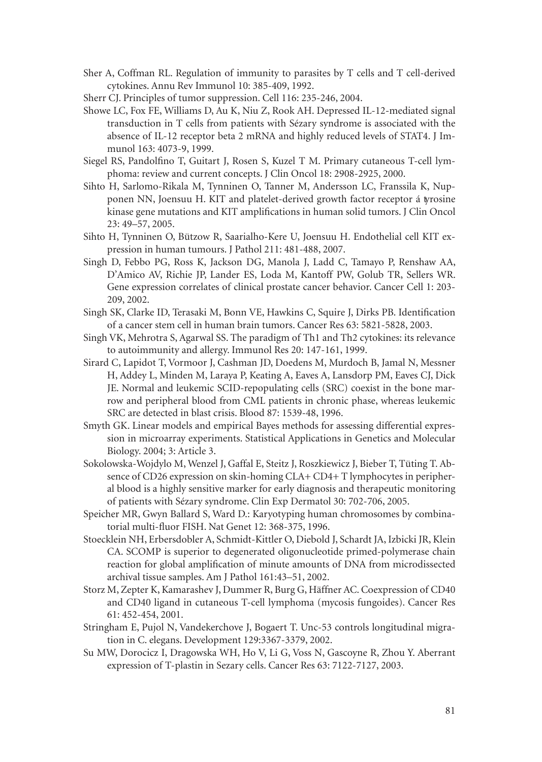Sher A, Coffman RL. Regulation of immunity to parasites by T cells and T cell-derived cytokines. Annu Rev Immunol 10: 385-409, 1992.

Sherr CJ. Principles of tumor suppression. Cell 116: 235-246, 2004.

Showe LC, Fox FE, Williams D, Au K, Niu Z, Rook AH. Depressed IL-12-mediated signal transduction in T cells from patients with Sézary syndrome is associated with the absence of IL-12 receptor beta 2 mRNA and highly reduced levels of STAT4. J Immunol 163: 4073-9, 1999.

Siegel RS, Pandolfino T, Guitart J, Rosen S, Kuzel T M. Primary cutaneous T-cell lymphoma: review and current concepts. J Clin Oncol 18: 2908-2925, 2000.

Sihto H, Sarlomo-Rikala M, Tynninen O, Tanner M, Andersson LC, Franssila K, Nupponen NN, Joensuu H. KIT and platelet-derived growth factor receptor á tyrosine kinase gene mutations and KIT amplifications in human solid tumors. J Clin Oncol 23: 49–57, 2005.

Sihto H, Tynninen O, Bützow R, Saarialho-Kere U, Joensuu H. Endothelial cell KIT expression in human tumours. J Pathol 211: 481-488, 2007.

Singh D, Febbo PG, Ross K, Jackson DG, Manola J, Ladd C, Tamayo P, Renshaw AA, D'Amico AV, Richie JP, Lander ES, Loda M, Kantoff PW, Golub TR, Sellers WR. Gene expression correlates of clinical prostate cancer behavior. Cancer Cell 1: 203-209, 2002.

Singh SK, Clarke ID, Terasaki M, Bonn VE, Hawkins C, Squire J, Dirks PB. Identification of a cancer stem cell in human brain tumors. Cancer Res 63: 5821-5828, 2003.

Singh VK, Mehrotra S, Agarwal SS. The paradigm of Th1 and Th2 cytokines: its relevance to autoimmunity and allergy. Immunol Res 20: 147-161, 1999.

Sirard C, Lapidot T, Vormoor J, Cashman JD, Doedens M, Murdoch B, Jamal N, Messner H, Addey L, Minden M, Laraya P, Keating A, Eaves A, Lansdorp PM, Eaves CJ, Dick JE. Normal and leukemic SCID-repopulating cells (SRC) coexist in the bone marrow and peripheral blood from CML patients in chronic phase, whereas leukemic SRC are detected in blast crisis. Blood 87: 1539-48, 1996.

Smyth GK. Linear models and empirical Bayes methods for assessing differential expression in microarray experiments. Statistical Applications in Genetics and Molecular Biology. 2004; 3: Article 3.

Sokolowska-Wojdylo M, Wenzel J, Gaffal E, Steitz J, Roszkiewicz J, Bieber T, Tüting T. Absence of CD26 expression on skin-homing CLA+ CD4+ T lymphocytes in peripheral blood is a highly sensitive marker for early diagnosis and therapeutic monitoring of patients with Sézary syndrome. Clin Exp Dermatol 30: 702-706, 2005.

Speicher MR, Gwyn Ballard S, Ward D.: Karyotyping human chromosomes by combinatorial multi-fluor FISH. Nat Genet 12: 368-375, 1996.

Stoecklein NH, Erbersdobler A, Schmidt-Kittler O, Diebold J, Schardt JA, Izbicki JR, Klein CA. SCOMP is superior to degenerated oligonucleotide primed-polymerase chain reaction for global amplification of minute amounts of DNA from microdissected archival tissue samples. Am J Pathol 161:43–51, 2002.

Storz M, Zepter K, Kamarashev J, Dummer R, Burg G, Häffner AC. Coexpression of CD40 and CD40 ligand in cutaneous T-cell lymphoma (mycosis fungoides). Cancer Res 61: 452-454, 2001.

Stringham E, Pujol N, Vandekerchove J, Bogaert T. Unc-53 controls longitudinal migration in C. elegans. Development 129:3367-3379, 2002.

Su MW, Dorocicz I, Dragowska WH, Ho V, Li G, Voss N, Gascoyne R, Zhou Y. Aberrant expression of T-plastin in Sezary cells. Cancer Res 63: 7122-7127, 2003.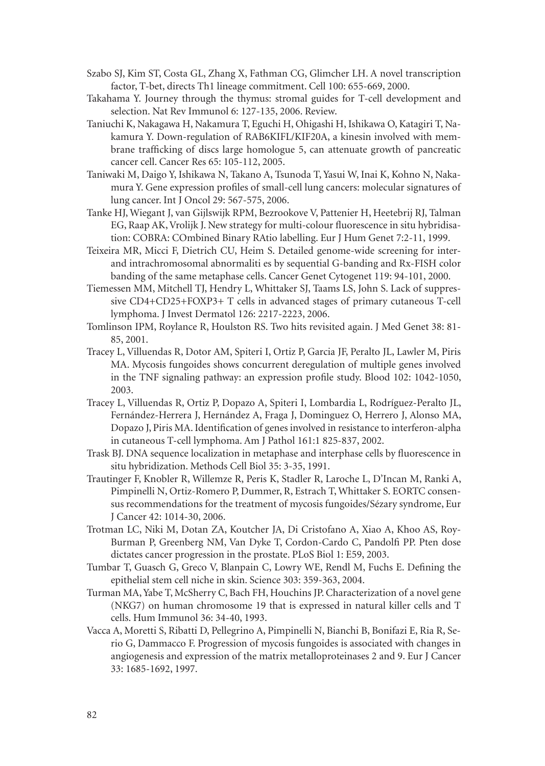Szabo SJ, Kim ST, Costa GL, Zhang X, Fathman CG, Glimcher LH. A novel transcription factor, T-bet, directs Th1 lineage commitment. Cell 100: 655-669, 2000.

Takahama Y. Journey through the thymus: stromal guides for T-cell development and selection. Nat Rev Immunol 6: 127-135, 2006. Review.

Taniuchi K, Nakagawa H, Nakamura T, Eguchi H, Ohigashi H, Ishikawa O, Katagiri T, Nakamura Y. Down-regulation of RAB6KIFL/KIF20A, a kinesin involved with membrane trafficking of discs large homologue 5, can attenuate growth of pancreatic cancer cell. Cancer Res 65: 105-112, 2005.

Taniwaki M, Daigo Y, Ishikawa N, Takano A, Tsunoda T, Yasui W, Inai K, Kohno N, Nakamura Y. Gene expression profiles of small-cell lung cancers: molecular signatures of lung cancer. Int J Oncol 29: 567-575, 2006.

Tanke HJ, Wiegant J, van Gijlswijk RPM, Bezrookove V, Pattenier H, Heetebrij RJ, Talman EG, Raap AK, Vrolijk J. New strategy for multi-colour fluorescence in situ hybridisation: COBRA: COmbined Binary RAtio labelling. Eur J Hum Genet 7:2-11, 1999.

Teixeira MR, Micci F, Dietrich CU, Heim S. Detailed genome-wide screening for inter- and intrachromosomal abnormaliti es by sequential G-banding and Rx-FISH color banding of the same metaphase cells. Cancer Genet Cytogenet 119: 94-101, 2000.

Tiemessen MM, Mitchell TJ, Hendry L, Whittaker SJ, Taams LS, John S. Lack of suppressive CD4+CD25+FOXP3+ T cells in advanced stages of primary cutaneous T-cell lymphoma. J Invest Dermatol 126: 2217-2223, 2006.

Tomlinson IPM, Roylance R, Houlston RS. Two hits revisited again. J Med Genet 38: 81-85, 2001.

Tracey L, Villuendas R, Dotor AM, Spiteri I, Ortiz P, Garcia JF, Peralto JL, Lawler M, Piris MA. Mycosis fungoides shows concurrent deregulation of multiple genes involved in the TNF signaling pathway: an expression profile study. Blood 102: 1042-1050, 2003.

Tracey L, Villuendas R, Ortiz P, Dopazo A, Spiteri I, Lombardia L, Rodríguez-Peralto JL, Fernández-Herrera J, Hernández A, Fraga J, Dominguez O, Herrero J, Alonso MA, Dopazo J, Piris MA. Identification of genes involved in resistance to interferon-alpha in cutaneous T-cell lymphoma. Am J Pathol 161:1 825-837, 2002.

Trask BJ. DNA sequence localization in metaphase and interphase cells by fluorescence in situ hybridization. Methods Cell Biol 35: 3-35, 1991.

Trautinger F, Knobler R, Willemze R, Peris K, Stadler R, Laroche L, D'Incan M, Ranki A, Pimpinelli N, Ortiz-Romero P, Dummer, R, Estrach T, Whittaker S. EORTC consensus recommendations for the treatment of mycosis fungoides/Sézary syndrome, Eur J Cancer 42: 1014-30, 2006.

Trotman LC, Niki M, Dotan ZA, Koutcher JA, Di Cristofano A, Xiao A, Khoo AS, Roy-Burman P, Greenberg NM, Van Dyke T, Cordon-Cardo C, Pandolfi PP. Pten dose dictates cancer progression in the prostate. PLoS Biol 1: E59, 2003.

Tumbar T, Guasch G, Greco V, Blanpain C, Lowry WE, Rendl M, Fuchs E. Defining the epithelial stem cell niche in skin. Science 303: 359-363, 2004.

Turman MA, Yabe T, McSherry C, Bach FH, Houchins JP. Characterization of a novel gene (NKG7) on human chromosome 19 that is expressed in natural killer cells and T cells. Hum Immunol 36: 34-40, 1993.

Vacca A, Moretti S, Ribatti D, Pellegrino A, Pimpinelli N, Bianchi B, Bonifazi E, Ria R, Serio G, Dammacco F. Progression of mycosis fungoides is associated with changes in angiogenesis and expression of the matrix metalloproteinases 2 and 9. Eur J Cancer 33: 1685-1692, 1997.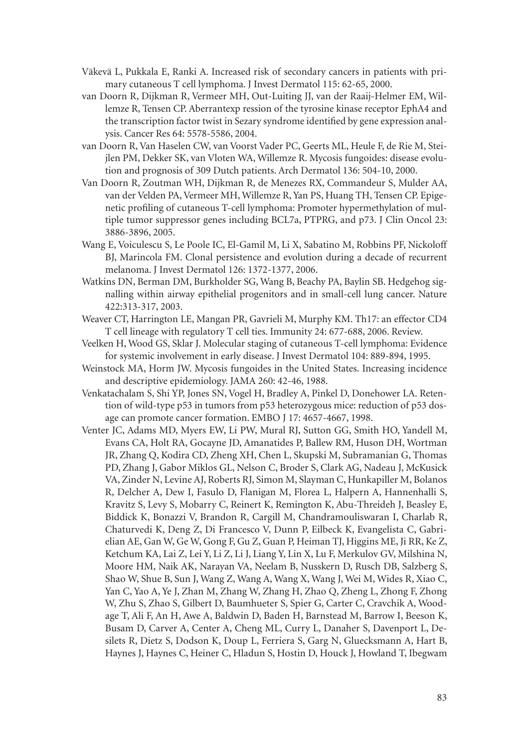Väkevä L, Pukkala E, Ranki A. Increased risk of secondary cancers in patients with primary cutaneous T cell lymphoma. J Invest Dermatol 115: 62-65, 2000.

van Doorn R, Dijkman R, Vermeer MH, Out-Luiting JJ, van der Raaij-Helmer EM, Willemze R, Tensen CP. Aberrantexp ression of the tyrosine kinase receptor EphA4 and the transcription factor twist in Sezary syndrome identified by gene expression analysis. Cancer Res 64: 5578-5586, 2004.

van Doorn R, Van Haselen CW, van Voorst Vader PC, Geerts ML, Heule F, de Rie M, Steijlen PM, Dekker SK, van Vloten WA, Willemze R. Mycosis fungoides: disease evolution and prognosis of 309 Dutch patients. Arch Dermatol 136: 504-10, 2000.

Van Doorn R, Zoutman WH, Dijkman R, de Menezes RX, Commandeur S, Mulder AA, van der Velden PA, Vermeer MH, Willemze R, Yan PS, Huang TH, Tensen CP. Epigenetic profiling of cutaneous T-cell lymphoma: Promoter hypermethylation of multiple tumor suppressor genes including BCL7a, PTPRG, and p73. J Clin Oncol 23: 3886-3896, 2005.

Wang E, Voiculescu S, Le Poole IC, El-Gamil M, Li X, Sabatino M, Robbins PF, Nickoloff BJ, Marincola FM. Clonal persistence and evolution during a decade of recurrent melanoma. J Invest Dermatol 126: 1372-1377, 2006.

Watkins DN, Berman DM, Burkholder SG, Wang B, Beachy PA, Baylin SB. Hedgehog signalling within airway epithelial progenitors and in small-cell lung cancer. Nature 422:313-317, 2003.

Weaver CT, Harrington LE, Mangan PR, Gavrieli M, Murphy KM. Th17: an effector CD4 T cell lineage with regulatory T cell ties. Immunity 24: 677-688, 2006. Review.

Veelken H, Wood GS, Sklar J. Molecular staging of cutaneous T-cell lymphoma: Evidence for systemic involvement in early disease. J Invest Dermatol 104: 889-894, 1995.

Weinstock MA, Horm JW. Mycosis fungoides in the United States. Increasing incidence and descriptive epidemiology. JAMA 260: 42-46, 1988.

Venkatachalam S, Shi YP, Jones SN, Vogel H, Bradley A, Pinkel D, Donehower LA. Retention of wild-type p53 in tumors from p53 heterozygous mice: reduction of p53 dosage can promote cancer formation. EMBO J 17: 4657-4667, 1998.

Venter JC, Adams MD, Myers EW, Li PW, Mural RJ, Sutton GG, Smith HO, Yandell M, Evans CA, Holt RA, Gocayne JD, Amanatides P, Ballew RM, Huson DH, Wortman JR, Zhang Q, Kodira CD, Zheng XH, Chen L, Skupski M, Subramanian G, Thomas PD, Zhang J, Gabor Miklos GL, Nelson C, Broder S, Clark AG, Nadeau J, McKusick VA, Zinder N, Levine AJ, Roberts RJ, Simon M, Slayman C, Hunkapiller M, Bolanos R, Delcher A, Dew I, Fasulo D, Flanigan M, Florea L, Halpern A, Hannenhalli S, Kravitz S, Levy S, Mobarry C, Reinert K, Remington K, Abu-Threideh J, Beasley E, Biddick K, Bonazzi V, Brandon R, Cargill M, Chandramouliswaran I, Charlab R, Chaturvedi K, Deng Z, Di Francesco V, Dunn P, Eilbeck K, Evangelista C, Gabrielian AE, Gan W, Ge W, Gong F, Gu Z, Guan P, Heiman TJ, Higgins ME, Ji RR, Ke Z, Ketchum KA, Lai Z, Lei Y, Li Z, Li J, Liang Y, Lin X, Lu F, Merkulov GV, Milshina N, Moore HM, Naik AK, Narayan VA, Neelam B, Nusskern D, Rusch DB, Salzberg S, Shao W, Shue B, Sun J, Wang Z, Wang A, Wang X, Wang J, Wei M, Wides R, Xiao C, Yan C, Yao A, Ye J, Zhan M, Zhang W, Zhang H, Zhao Q, Zheng L, Zhong F, Zhong W, Zhu S, Zhao S, Gilbert D, Baumhueter S, Spier G, Carter C, Cravchik A, Woodage T, Ali F, An H, Awe A, Baldwin D, Baden H, Barnstead M, Barrow I, Beeson K, Busam D, Carver A, Center A, Cheng ML, Curry L, Danaher S, Davenport L, Desilets R, Dietz S, Dodson K, Doup L, Ferriera S, Garg N, Gluecksmann A, Hart B, Haynes J, Haynes C, Heiner C, Hladun S, Hostin D, Houck J, Howland T, Ibegwam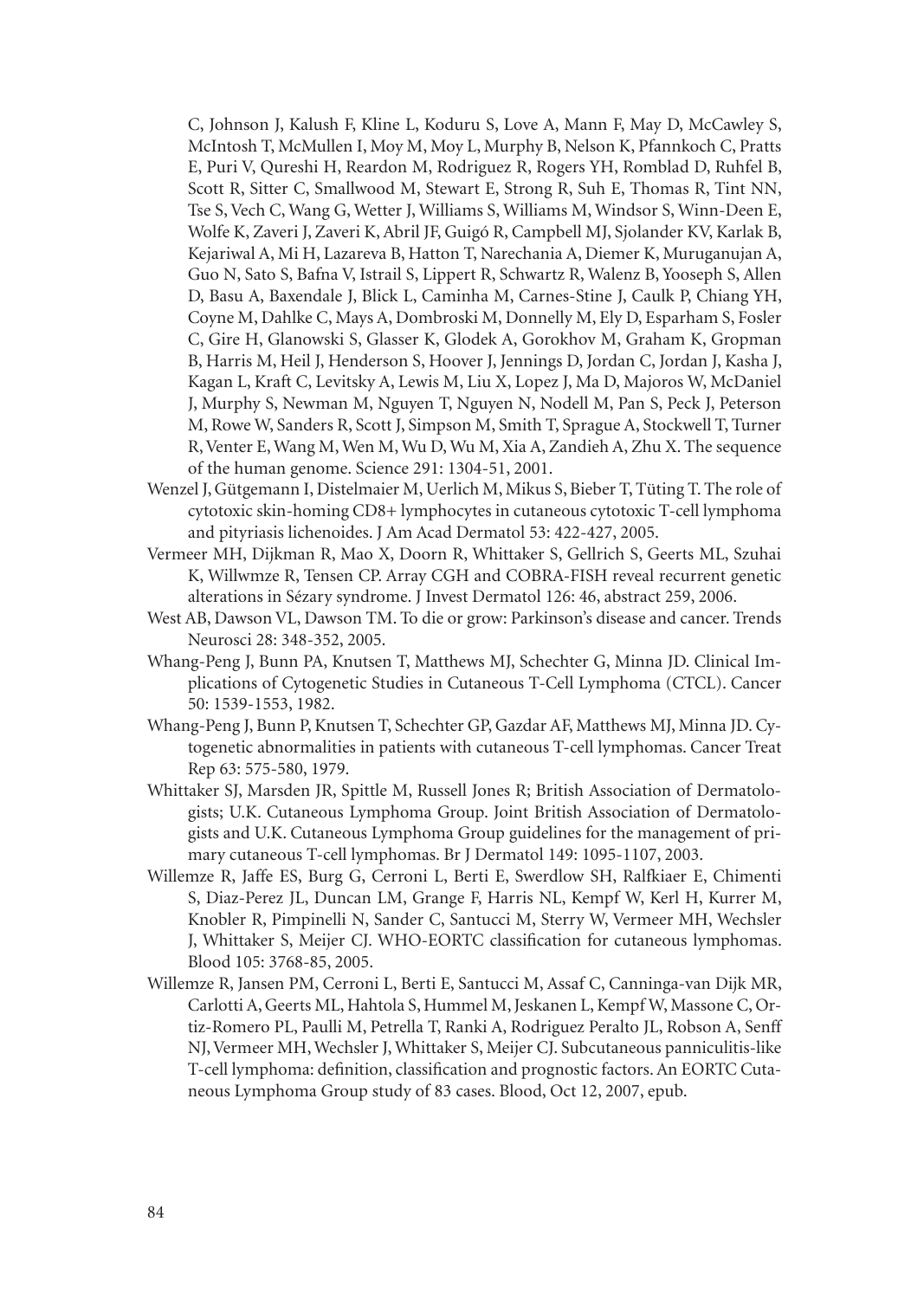C, Johnson J, Kalush F, Kline L, Koduru S, Love A, Mann F, May D, McCawley S, McIntosh T, McMullen I, Moy M, Moy L, Murphy B, Nelson K, Pfannkoch C, Pratts E, Puri V, Qureshi H, Reardon M, Rodriguez R, Rogers YH, Romblad D, Ruhfel B, Scott R, Sitter C, Smallwood M, Stewart E, Strong R, Suh E, Thomas R, Tint NN, Tse S, Vech C, Wang G, Wetter J, Williams S, Williams M, Windsor S, Winn-Deen E, Wolfe K, Zaveri J, Zaveri K, Abril JF, Guigó R, Campbell MJ, Sjolander KV, Karlak B, Kejariwal A, Mi H, Lazareva B, Hatton T, Narechania A, Diemer K, Muruganujan A, Guo N, Sato S, Bafna V, Istrail S, Lippert R, Schwartz R, Walenz B, Yooseph S, Allen D, Basu A, Baxendale J, Blick L, Caminha M, Carnes-Stine J, Caulk P, Chiang YH, Coyne M, Dahlke C, Mays A, Dombroski M, Donnelly M, Ely D, Esparham S, Fosler C, Gire H, Glanowski S, Glasser K, Glodek A, Gorokhov M, Graham K, Gropman B, Harris M, Heil J, Henderson S, Hoover J, Jennings D, Jordan C, Jordan J, Kasha J, Kagan L, Kraft C, Levitsky A, Lewis M, Liu X, Lopez J, Ma D, Majoros W, McDaniel J, Murphy S, Newman M, Nguyen T, Nguyen N, Nodell M, Pan S, Peck J, Peterson M, Rowe W, Sanders R, Scott J, Simpson M, Smith T, Sprague A, Stockwell T, Turner R, Venter E, Wang M, Wen M, Wu D, Wu M, Xia A, Zandieh A, Zhu X. The sequence of the human genome. Science 291: 1304-51, 2001.

Wenzel J, Gütgemann I, Distelmaier M, Uerlich M, Mikus S, Bieber T, Tüting T. The role of cytotoxic skin-homing CD8+ lymphocytes in cutaneous cytotoxic T-cell lymphoma and pityriasis lichenoides. J Am Acad Dermatol 53: 422-427, 2005.

Vermeer MH, Dijkman R, Mao X, Doorn R, Whittaker S, Gellrich S, Geerts ML, Szuhai K, Willwmze R, Tensen CP. Array CGH and COBRA-FISH reveal recurrent genetic alterations in Sézary syndrome. J Invest Dermatol 126: 46, abstract 259, 2006.

West AB, Dawson VL, Dawson TM. To die or grow: Parkinson's disease and cancer. Trends Neurosci 28: 348-352, 2005.

Whang-Peng J, Bunn PA, Knutsen T, Matthews MJ, Schechter G, Minna JD. Clinical Implications of Cytogenetic Studies in Cutaneous T-Cell Lymphoma (CTCL). Cancer 50: 1539-1553, 1982.

Whang-Peng J, Bunn P, Knutsen T, Schechter GP, Gazdar AF, Matthews MJ, Minna JD. Cytogenetic abnormalities in patients with cutaneous T-cell lymphomas. Cancer Treat Rep 63: 575-580, 1979.

Whittaker SJ, Marsden JR, Spittle M, Russell Jones R; British Association of Dermatologists; U.K. Cutaneous Lymphoma Group. Joint British Association of Dermatologists and U.K. Cutaneous Lymphoma Group guidelines for the management of primary cutaneous T-cell lymphomas. Br J Dermatol 149: 1095-1107, 2003.

Willemze R, Jaffe ES, Burg G, Cerroni L, Berti E, Swerdlow SH, Ralfkiaer E, Chimenti S, Diaz-Perez JL, Duncan LM, Grange F, Harris NL, Kempf W, Kerl H, Kurrer M, Knobler R, Pimpinelli N, Sander C, Santucci M, Sterry W, Vermeer MH, Wechsler J, Whittaker S, Meijer CJ. WHO-EORTC classification for cutaneous lymphomas. Blood 105: 3768-85, 2005.

Willemze R, Jansen PM, Cerroni L, Berti E, Santucci M, Assaf C, Canninga-van Dijk MR, Carlotti A, Geerts ML, Hahtola S, Hummel M, Jeskanen L, Kempf W, Massone C, Ortiz-Romero PL, Paulli M, Petrella T, Ranki A, Rodriguez Peralto JL, Robson A, Senff NJ, Vermeer MH, Wechsler J, Whittaker S, Meijer CJ. Subcutaneous panniculitis-like T-cell lymphoma: definition, classification and prognostic factors. An EORTC Cutaneous Lymphoma Group study of 83 cases. Blood, Oct 12, 2007, epub.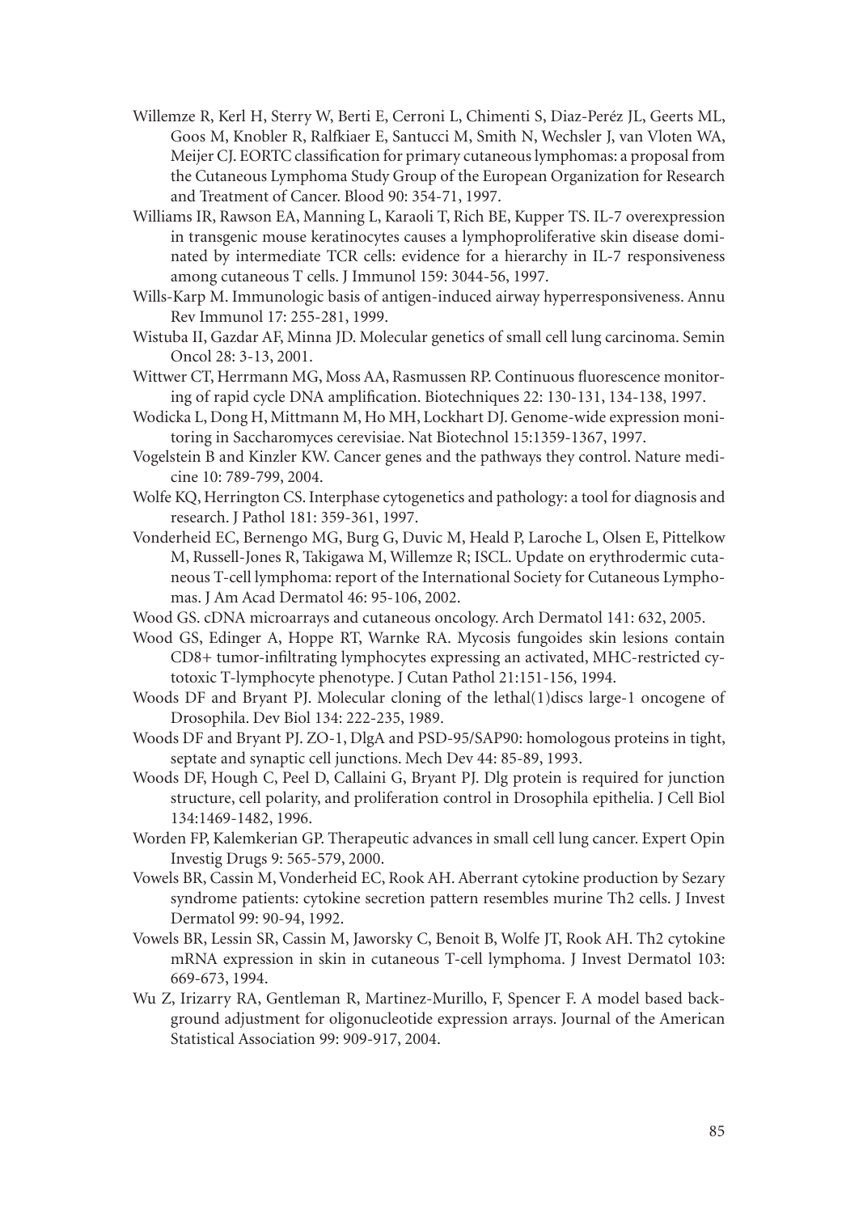Willemze R, Kerl H, Sterry W, Berti E, Cerroni L, Chimenti S, Diaz-Peréz JL, Geerts ML, Goos M, Knobler R, Ralfkiaer E, Santucci M, Smith N, Wechsler J, van Vloten WA, Meijer CJ. EORTC classification for primary cutaneous lymphomas: a proposal from the Cutaneous Lymphoma Study Group of the European Organization for Research and Treatment of Cancer. Blood 90: 354-71, 1997.

Williams IR, Rawson EA, Manning L, Karaoli T, Rich BE, Kupper TS. IL-7 overexpression in transgenic mouse keratinocytes causes a lymphoproliferative skin disease dominated by intermediate TCR cells: evidence for a hierarchy in IL-7 responsiveness among cutaneous T cells. J Immunol 159: 3044-56, 1997.

Wills-Karp M. Immunologic basis of antigen-induced airway hyperresponsiveness. Annu Rev Immunol 17: 255-281, 1999.

Wistuba II, Gazdar AF, Minna JD. Molecular genetics of small cell lung carcinoma. Semin Oncol 28: 3-13, 2001.

Wittwer CT, Herrmann MG, Moss AA, Rasmussen RP. Continuous fluorescence monitoring of rapid cycle DNA amplification. Biotechniques 22: 130-131, 134-138, 1997.

Wodicka L, Dong H, Mittmann M, Ho MH, Lockhart DJ. Genome-wide expression monitoring in Saccharomyces cerevisiae. Nat Biotechnol 15:1359-1367, 1997.

Vogelstein B and Kinzler KW. Cancer genes and the pathways they control. Nature medicine 10: 789-799, 2004.

Wolfe KQ, Herrington CS. Interphase cytogenetics and pathology: a tool for diagnosis and research. J Pathol 181: 359-361, 1997.

Vonderheid EC, Bernengo MG, Burg G, Duvic M, Heald P, Laroche L, Olsen E, Pittelkow M, Russell-Jones R, Takigawa M, Willemze R; ISCL. Update on erythrodermic cutaneous T-cell lymphoma: report of the International Society for Cutaneous Lymphomas. J Am Acad Dermatol 46: 95-106, 2002.

Wood GS. cDNA microarrays and cutaneous oncology. Arch Dermatol 141: 632, 2005.

Wood GS, Edinger A, Hoppe RT, Warnke RA. Mycosis fungoides skin lesions contain CD8+ tumor-infiltrating lymphocytes expressing an activated, MHC-restricted cytotoxic T-lymphocyte phenotype. J Cutan Pathol 21:151-156, 1994.

Woods DF and Bryant PJ. Molecular cloning of the lethal(1)discs large-1 oncogene of Drosophila. Dev Biol 134: 222-235, 1989.

Woods DF and Bryant PJ. ZO-1, DlgA and PSD-95/SAP90: homologous proteins in tight, septate and synaptic cell junctions. Mech Dev 44: 85-89, 1993.

Woods DF, Hough C, Peel D, Callaini G, Bryant PJ. Dlg protein is required for junction structure, cell polarity, and proliferation control in Drosophila epithelia. J Cell Biol 134:1469-1482, 1996.

Worden FP, Kalemkerian GP. Therapeutic advances in small cell lung cancer. Expert Opin Investig Drugs 9: 565-579, 2000.

Vowels BR, Cassin M, Vonderheid EC, Rook AH. Aberrant cytokine production by Sezary syndrome patients: cytokine secretion pattern resembles murine Th2 cells. J Invest Dermatol 99: 90-94, 1992.

Vowels BR, Lessin SR, Cassin M, Jaworsky C, Benoit B, Wolfe JT, Rook AH. Th2 cytokine mRNA expression in skin in cutaneous T-cell lymphoma. J Invest Dermatol 103: 669-673, 1994.

Wu Z, Irizarry RA, Gentleman R, Martinez-Murillo, F, Spencer F. A model based background adjustment for oligonucleotide expression arrays. Journal of the American Statistical Association 99: 909-917, 2004.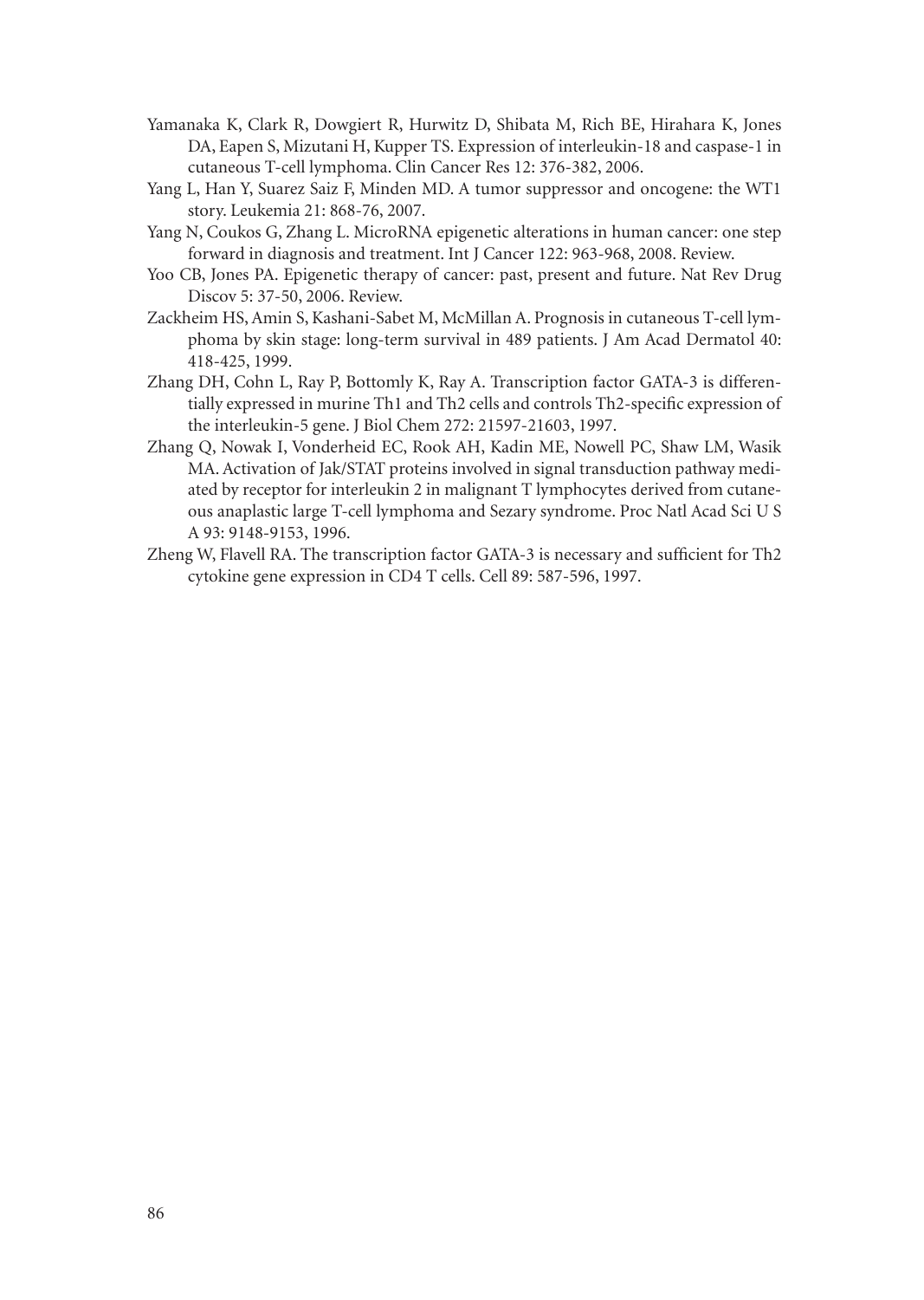Yamanaka K, Clark R, Dowgiert R, Hurwitz D, Shibata M, Rich BE, Hirahara K, Jones DA, Eapen S, Mizutani H, Kupper TS. Expression of interleukin-18 and caspase-1 in cutaneous T-cell lymphoma. Clin Cancer Res 12: 376-382, 2006.

Yang L, Han Y, Suarez Saiz F, Minden MD. A tumor suppressor and oncogene: the WT1 story. Leukemia 21: 868-76, 2007.

Yang N, Coukos G, Zhang L. MicroRNA epigenetic alterations in human cancer: one step forward in diagnosis and treatment. Int J Cancer 122: 963-968, 2008. Review.

Yoo CB, Jones PA. Epigenetic therapy of cancer: past, present and future. Nat Rev Drug Discov 5: 37-50, 2006. Review.

Zackheim HS, Amin S, Kashani-Sabet M, McMillan A. Prognosis in cutaneous T-cell lymphoma by skin stage: long-term survival in 489 patients. J Am Acad Dermatol 40: 418-425, 1999.

Zhang DH, Cohn L, Ray P, Bottomly K, Ray A. Transcription factor GATA-3 is differentially expressed in murine Th1 and Th2 cells and controls Th2-specific expression of the interleukin-5 gene. J Biol Chem 272: 21597-21603, 1997.

Zhang Q, Nowak I, Vonderheid EC, Rook AH, Kadin ME, Nowell PC, Shaw LM, Wasik MA. Activation of Jak/STAT proteins involved in signal transduction pathway mediated by receptor for interleukin 2 in malignant T lymphocytes derived from cutaneous anaplastic large T-cell lymphoma and Sezary syndrome. Proc Natl Acad Sci U S A 93: 9148-9153, 1996.

Zheng W, Flavell RA. The transcription factor GATA-3 is necessary and sufficient for Th2 cytokine gene expression in CD4 T cells. Cell 89: 587-596, 1997.